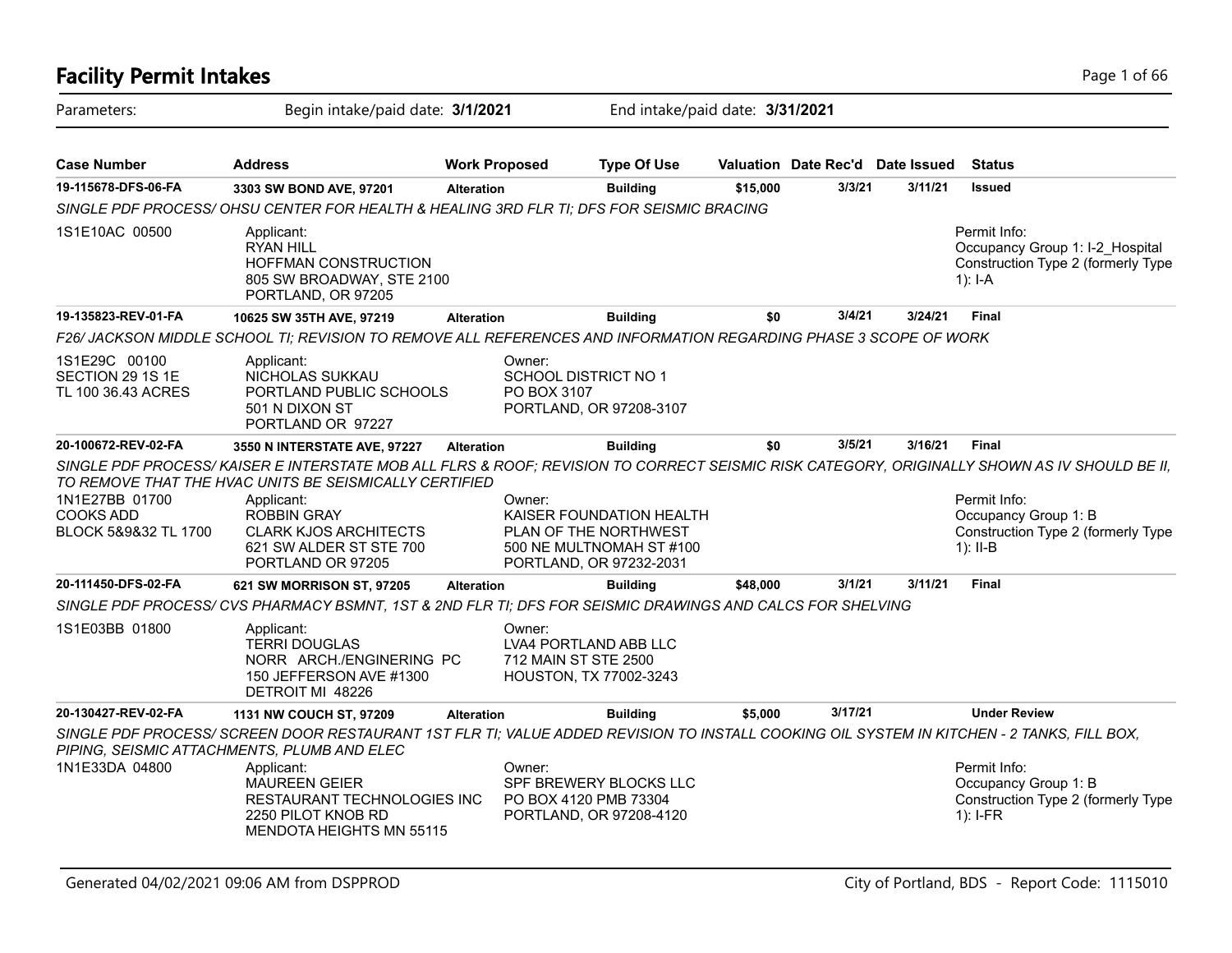# Facility Permit Intakes

Parameters: Begin intake/paid date: **3/1/2021** End intake/paid date: **3/31/2021**

| Case Number | Address | Work Proposed | Type Of Use | Valuation | Date Rec'd | Date Issued | Status |
|---|---|---|---|---|---|---|---|
| **19-115678-DFS-06-FA** | **3303 SW BOND AVE, 97201** | **Alteration** | **Building** | **$15,000** | **3/3/21** | **3/11/21** | **Issued** |
| *SINGLE PDF PROCESS/ OHSU CENTER FOR HEALTH & HEALING 3RD FLR TI; DFS FOR SEISMIC BRACING* | | | | | | | |
| 1S1E10AC 00500 | Applicant: RYAN HILL HOFFMAN CONSTRUCTION 805 SW BROADWAY, STE 2100 PORTLAND, OR 97205 | | | | | | Permit Info: Occupancy Group 1: I-2_Hospital Construction Type 2 (formerly Type 1): I-A |
| **19-135823-REV-01-FA** | **10625 SW 35TH AVE, 97219** | **Alteration** | **Building** | **$0** | **3/4/21** | **3/24/21** | **Final** |
| *F26/ JACKSON MIDDLE SCHOOL TI; REVISION TO REMOVE ALL REFERENCES AND INFORMATION REGARDING PHASE 3 SCOPE OF WORK* | | | | | | | |
| 1S1E29C 00100 SECTION 29 1S 1E TL 100 36.43 ACRES | Applicant: NICHOLAS SUKKAU PORTLAND PUBLIC SCHOOLS 501 N DIXON ST PORTLAND OR 97227 | Owner: SCHOOL DISTRICT NO 1 PO BOX 3107 PORTLAND, OR 97208-3107 | | | | | |
| **20-100672-REV-02-FA** | **3550 N INTERSTATE AVE, 97227** | **Alteration** | **Building** | **$0** | **3/5/21** | **3/16/21** | **Final** |
| *SINGLE PDF PROCESS/ KAISER E INTERSTATE MOB ALL FLRS & ROOF; REVISION TO CORRECT SEISMIC RISK CATEGORY, ORIGINALLY SHOWN AS IV SHOULD BE II, TO REMOVE THAT THE HVAC UNITS BE SEISMICALLY CERTIFIED* | | | | | | | |
| 1N1E27BB 01700 COOKS ADD BLOCK 5&9&32 TL 1700 | Applicant: ROBBIN GRAY CLARK KJOS ARCHITECTS 621 SW ALDER ST STE 700 PORTLAND OR 97205 | Owner: KAISER FOUNDATION HEALTH PLAN OF THE NORTHWEST 500 NE MULTNOMAH ST #100 PORTLAND, OR 97232-2031 | | | | | Permit Info: Occupancy Group 1: B Construction Type 2 (formerly Type 1): II-B |
| **20-111450-DFS-02-FA** | **621 SW MORRISON ST, 97205** | **Alteration** | **Building** | **$48,000** | **3/1/21** | **3/11/21** | **Final** |
| *SINGLE PDF PROCESS/ CVS PHARMACY BSMNT, 1ST & 2ND FLR TI; DFS FOR SEISMIC DRAWINGS AND CALCS FOR SHELVING* | | | | | | | |
| 1S1E03BB 01800 | Applicant: TERRI DOUGLAS NORR ARCH./ENGINERING PC 150 JEFFERSON AVE #1300 DETROIT MI 48226 | Owner: LVA4 PORTLAND ABB LLC 712 MAIN ST STE 2500 HOUSTON, TX 77002-3243 | | | | | |
| **20-130427-REV-02-FA** | **1131 NW COUCH ST, 97209** | **Alteration** | **Building** | **$5,000** | **3/17/21** | | **Under Review** |
| *SINGLE PDF PROCESS/ SCREEN DOOR RESTAURANT 1ST FLR TI; VALUE ADDED REVISION TO INSTALL COOKING OIL SYSTEM IN KITCHEN - 2 TANKS, FILL BOX, PIPING, SEISMIC ATTACHMENTS, PLUMB AND ELEC* | | | | | | | |
| 1N1E33DA 04800 | Applicant: MAUREEN GEIER RESTAURANT TECHNOLOGIES INC 2250 PILOT KNOB RD MENDOTA HEIGHTS MN 55115 | Owner: SPF BREWERY BLOCKS LLC PO BOX 4120 PMB 73304 PORTLAND, OR 97208-4120 | | | | | Permit Info: Occupancy Group 1: B Construction Type 2 (formerly Type 1): I-FR |

Generated 04/02/2021 09:06 AM from DSPPROD City of Portland, BDS - Report Code: 1115010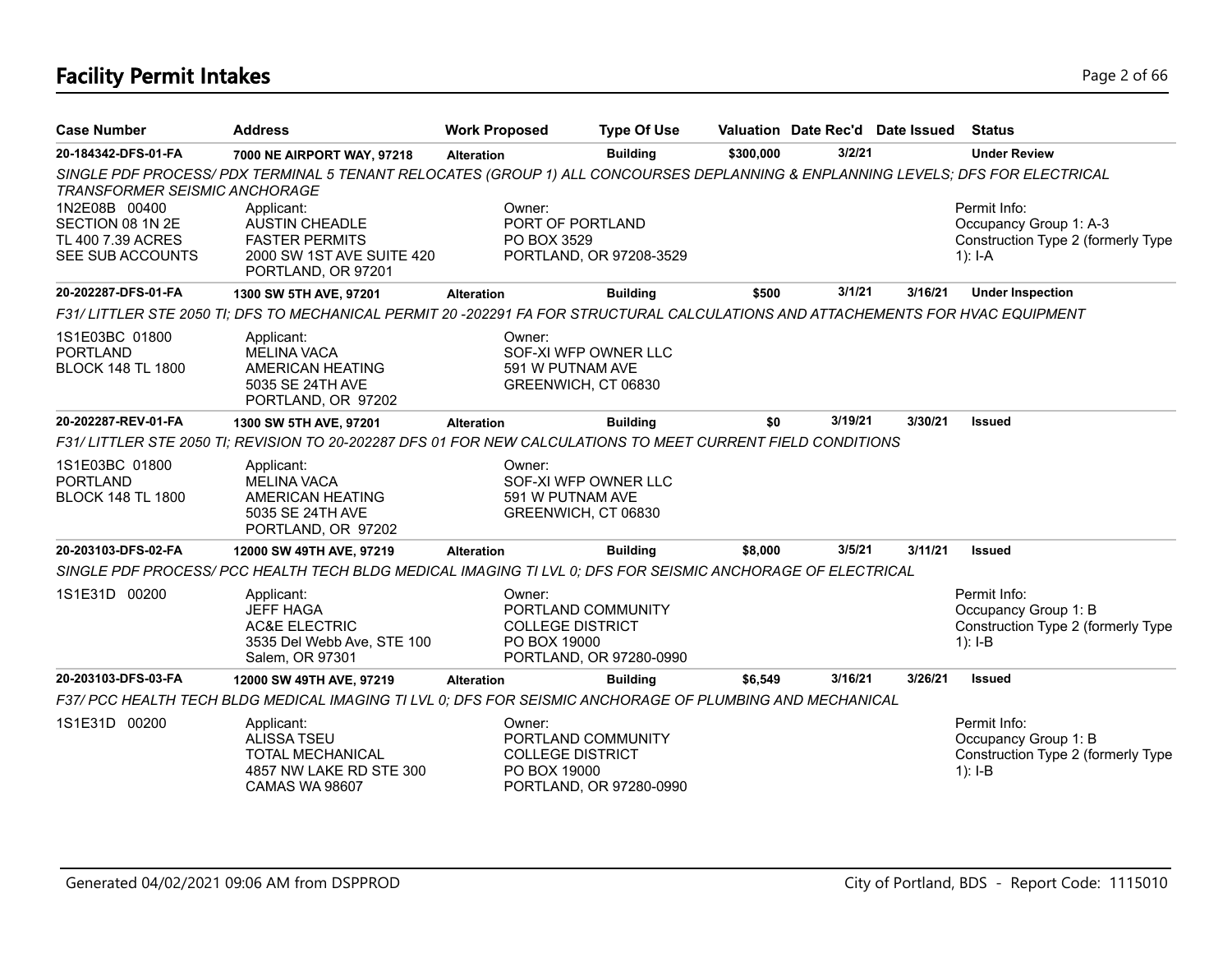# Facility Permit Intakes

| Case Number | Address | Work Proposed | Type Of Use | Valuation | Date Rec'd | Date Issued | Status |
|---|---|---|---|---|---|---|---|
| **20-184342-DFS-01-FA** | **7000 NE AIRPORT WAY, 97218** | **Alteration** | **Building** | **$300,000** | **3/2/21** | | **Under Review** |

*SINGLE PDF PROCESS/ PDX TERMINAL 5 TENANT RELOCATES (GROUP 1) ALL CONCOURSES DEPLANNING & ENPLANNING LEVELS; DFS FOR ELECTRICAL TRANSFORMER SEISMIC ANCHORAGE*

1N2E08B 00400
SECTION 08 1N 2E
TL 400 7.39 ACRES
SEE SUB ACCOUNTS

Applicant:
AUSTIN CHEADLE
FASTER PERMITS
2000 SW 1ST AVE SUITE 420
PORTLAND, OR 97201

Owner:
PORT OF PORTLAND
PO BOX 3529
PORTLAND, OR 97208-3529

Permit Info:
Occupancy Group 1: A-3
Construction Type 2 (formerly Type 1): I-A

| Case Number | Address | Work Proposed | Type Of Use | Valuation | Date Rec'd | Date Issued | Status |
|---|---|---|---|---|---|---|---|
| **20-202287-DFS-01-FA** | **1300 SW 5TH AVE, 97201** | **Alteration** | **Building** | **$500** | **3/1/21** | **3/16/21** | **Under Inspection** |

*F31/ LITTLER STE 2050 TI; DFS TO MECHANICAL PERMIT 20 -202291 FA FOR STRUCTURAL CALCULATIONS AND ATTACHEMENTS FOR HVAC EQUIPMENT*

1S1E03BC 01800
PORTLAND
BLOCK 148 TL 1800

Applicant:
MELINA VACA
AMERICAN HEATING
5035 SE 24TH AVE
PORTLAND, OR 97202

Owner:
SOF-XI WFP OWNER LLC
591 W PUTNAM AVE
GREENWICH, CT 06830

| Case Number | Address | Work Proposed | Type Of Use | Valuation | Date Rec'd | Date Issued | Status |
|---|---|---|---|---|---|---|---|
| **20-202287-REV-01-FA** | **1300 SW 5TH AVE, 97201** | **Alteration** | **Building** | **$0** | **3/19/21** | **3/30/21** | **Issued** |

*F31/ LITTLER STE 2050 TI; REVISION TO 20-202287 DFS 01 FOR NEW CALCULATIONS TO MEET CURRENT FIELD CONDITIONS*

1S1E03BC 01800
PORTLAND
BLOCK 148 TL 1800

Applicant:
MELINA VACA
AMERICAN HEATING
5035 SE 24TH AVE
PORTLAND, OR 97202

Owner:
SOF-XI WFP OWNER LLC
591 W PUTNAM AVE
GREENWICH, CT 06830

| Case Number | Address | Work Proposed | Type Of Use | Valuation | Date Rec'd | Date Issued | Status |
|---|---|---|---|---|---|---|---|
| **20-203103-DFS-02-FA** | **12000 SW 49TH AVE, 97219** | **Alteration** | **Building** | **$8,000** | **3/5/21** | **3/11/21** | **Issued** |

*SINGLE PDF PROCESS/ PCC HEALTH TECH BLDG MEDICAL IMAGING TI LVL 0; DFS FOR SEISMIC ANCHORAGE OF ELECTRICAL*

1S1E31D 00200

Applicant:
JEFF HAGA
AC&E ELECTRIC
3535 Del Webb Ave, STE 100
Salem, OR 97301

Owner:
PORTLAND COMMUNITY
COLLEGE DISTRICT
PO BOX 19000
PORTLAND, OR 97280-0990

Permit Info:
Occupancy Group 1: B
Construction Type 2 (formerly Type 1): I-B

| Case Number | Address | Work Proposed | Type Of Use | Valuation | Date Rec'd | Date Issued | Status |
|---|---|---|---|---|---|---|---|
| **20-203103-DFS-03-FA** | **12000 SW 49TH AVE, 97219** | **Alteration** | **Building** | **$6,549** | **3/16/21** | **3/26/21** | **Issued** |

*F37/ PCC HEALTH TECH BLDG MEDICAL IMAGING TI LVL 0; DFS FOR SEISMIC ANCHORAGE OF PLUMBING AND MECHANICAL*

1S1E31D 00200

Applicant:
ALISSA TSEU
TOTAL MECHANICAL
4857 NW LAKE RD STE 300
CAMAS WA 98607

Owner:
PORTLAND COMMUNITY
COLLEGE DISTRICT
PO BOX 19000
PORTLAND, OR 97280-0990

Permit Info:
Occupancy Group 1: B
Construction Type 2 (formerly Type 1): I-B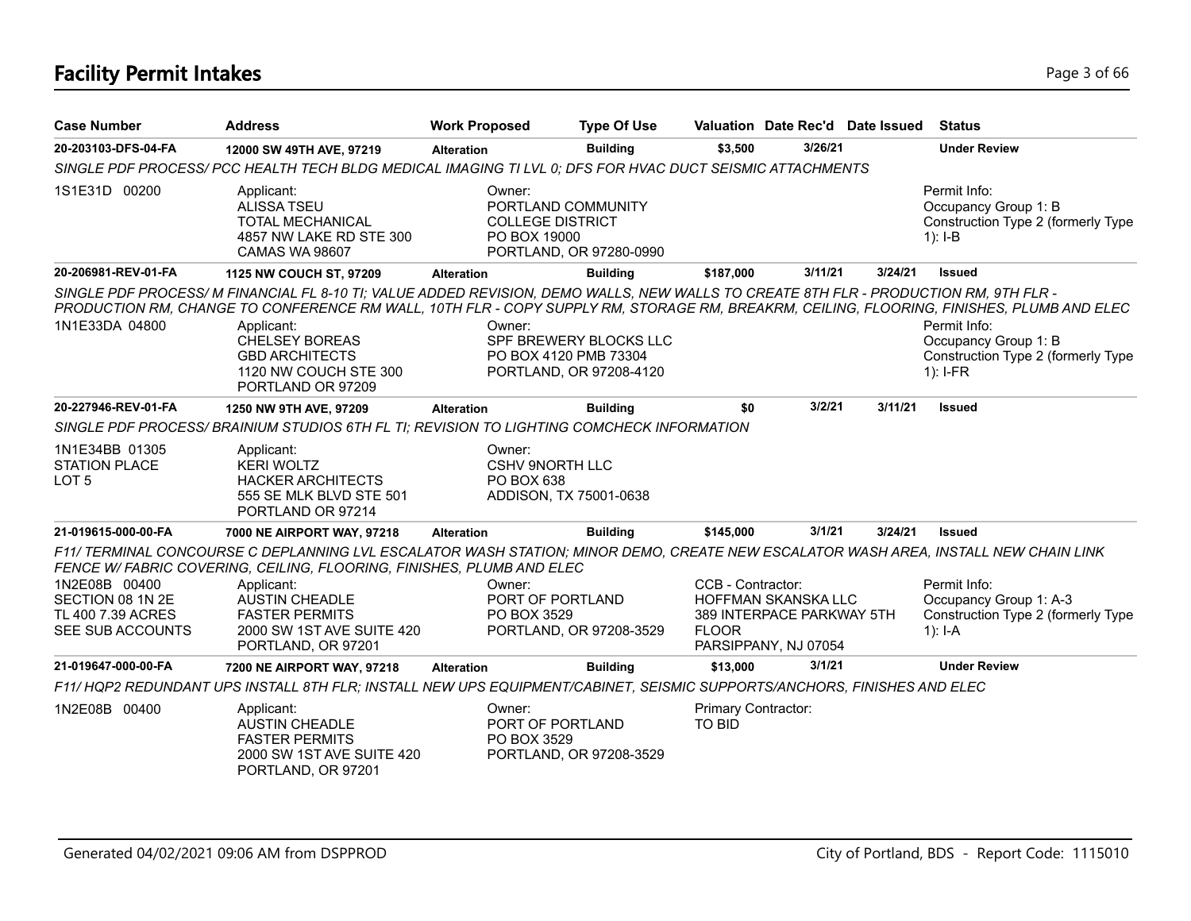# Facility Permit Intakes

| Case Number | Address | Work Proposed | Type Of Use | Valuation | Date Rec'd | Date Issued | Status |
|---|---|---|---|---|---|---|---|
| 20-203103-DFS-04-FA | 12000 SW 49TH AVE, 97219 | Alteration | Building | $3,500 | 3/26/21 | | Under Review |

*SINGLE PDF PROCESS/ PCC HEALTH TECH BLDG MEDICAL IMAGING TI LVL 0; DFS FOR HVAC DUCT SEISMIC ATTACHMENTS*

1S1E31D 00200

Applicant:
ALISSA TSEU
TOTAL MECHANICAL
4857 NW LAKE RD STE 300
CAMAS WA 98607

Owner:
PORTLAND COMMUNITY COLLEGE DISTRICT
PO BOX 19000
PORTLAND, OR 97280-0990

Permit Info:
Occupancy Group 1: B
Construction Type 2 (formerly Type 1): I-B

| Case Number | Address | Work Proposed | Type Of Use | Valuation | Date Rec'd | Date Issued | Status |
|---|---|---|---|---|---|---|---|
| 20-206981-REV-01-FA | 1125 NW COUCH ST, 97209 | Alteration | Building | $187,000 | 3/11/21 | 3/24/21 | Issued |

*SINGLE PDF PROCESS/ M FINANCIAL FL 8-10 TI; VALUE ADDED REVISION, DEMO WALLS, NEW WALLS TO CREATE 8TH FLR - PRODUCTION RM, 9TH FLR - PRODUCTION RM, CHANGE TO CONFERENCE RM WALL, 10TH FLR - COPY SUPPLY RM, STORAGE RM, BREAKRM, CEILING, FLOORING, FINISHES, PLUMB AND ELEC*

1N1E33DA 04800

Applicant:
CHELSEY BOREAS
GBD ARCHITECTS
1120 NW COUCH STE 300
PORTLAND OR 97209

Owner:
SPF BREWERY BLOCKS LLC
PO BOX 4120 PMB 73304
PORTLAND, OR 97208-4120

Permit Info:
Occupancy Group 1: B
Construction Type 2 (formerly Type 1): I-FR

| Case Number | Address | Work Proposed | Type Of Use | Valuation | Date Rec'd | Date Issued | Status |
|---|---|---|---|---|---|---|---|
| 20-227946-REV-01-FA | 1250 NW 9TH AVE, 97209 | Alteration | Building | $0 | 3/2/21 | 3/11/21 | Issued |

*SINGLE PDF PROCESS/ BRAINIUM STUDIOS 6TH FL TI; REVISION TO LIGHTING COMCHECK INFORMATION*

1N1E34BB 01305
STATION PLACE
LOT 5

Applicant:
KERI WOLTZ
HACKER ARCHITECTS
555 SE MLK BLVD STE 501
PORTLAND OR 97214

Owner:
CSHV 9NORTH LLC
PO BOX 638
ADDISON, TX 75001-0638

| Case Number | Address | Work Proposed | Type Of Use | Valuation | Date Rec'd | Date Issued | Status |
|---|---|---|---|---|---|---|---|
| 21-019615-000-00-FA | 7000 NE AIRPORT WAY, 97218 | Alteration | Building | $145,000 | 3/1/21 | 3/24/21 | Issued |

*F11/ TERMINAL CONCOURSE C DEPLANNING LVL ESCALATOR WASH STATION; MINOR DEMO, CREATE NEW ESCALATOR WASH AREA, INSTALL NEW CHAIN LINK FENCE W/ FABRIC COVERING, CEILING, FLOORING, FINISHES, PLUMB AND ELEC*

1N2E08B 00400
SECTION 08 1N 2E
TL 400 7.39 ACRES
SEE SUB ACCOUNTS

Applicant:
AUSTIN CHEADLE
FASTER PERMITS
2000 SW 1ST AVE SUITE 420
PORTLAND, OR 97201

Owner:
PORT OF PORTLAND
PO BOX 3529
PORTLAND, OR 97208-3529

CCB - Contractor:
HOFFMAN SKANSKA LLC
389 INTERPACE PARKWAY 5TH FLOOR
PARSIPPANY, NJ 07054

Permit Info:
Occupancy Group 1: A-3
Construction Type 2 (formerly Type 1): I-A

| Case Number | Address | Work Proposed | Type Of Use | Valuation | Date Rec'd | Date Issued | Status |
|---|---|---|---|---|---|---|---|
| 21-019647-000-00-FA | 7200 NE AIRPORT WAY, 97218 | Alteration | Building | $13,000 | 3/1/21 | | Under Review |

*F11/ HQP2 REDUNDANT UPS INSTALL 8TH FLR; INSTALL NEW UPS EQUIPMENT/CABINET, SEISMIC SUPPORTS/ANCHORS, FINISHES AND ELEC*

1N2E08B 00400

Applicant:
AUSTIN CHEADLE
FASTER PERMITS
2000 SW 1ST AVE SUITE 420
PORTLAND, OR 97201

Owner:
PORT OF PORTLAND
PO BOX 3529
PORTLAND, OR 97208-3529

Primary Contractor:
TO BID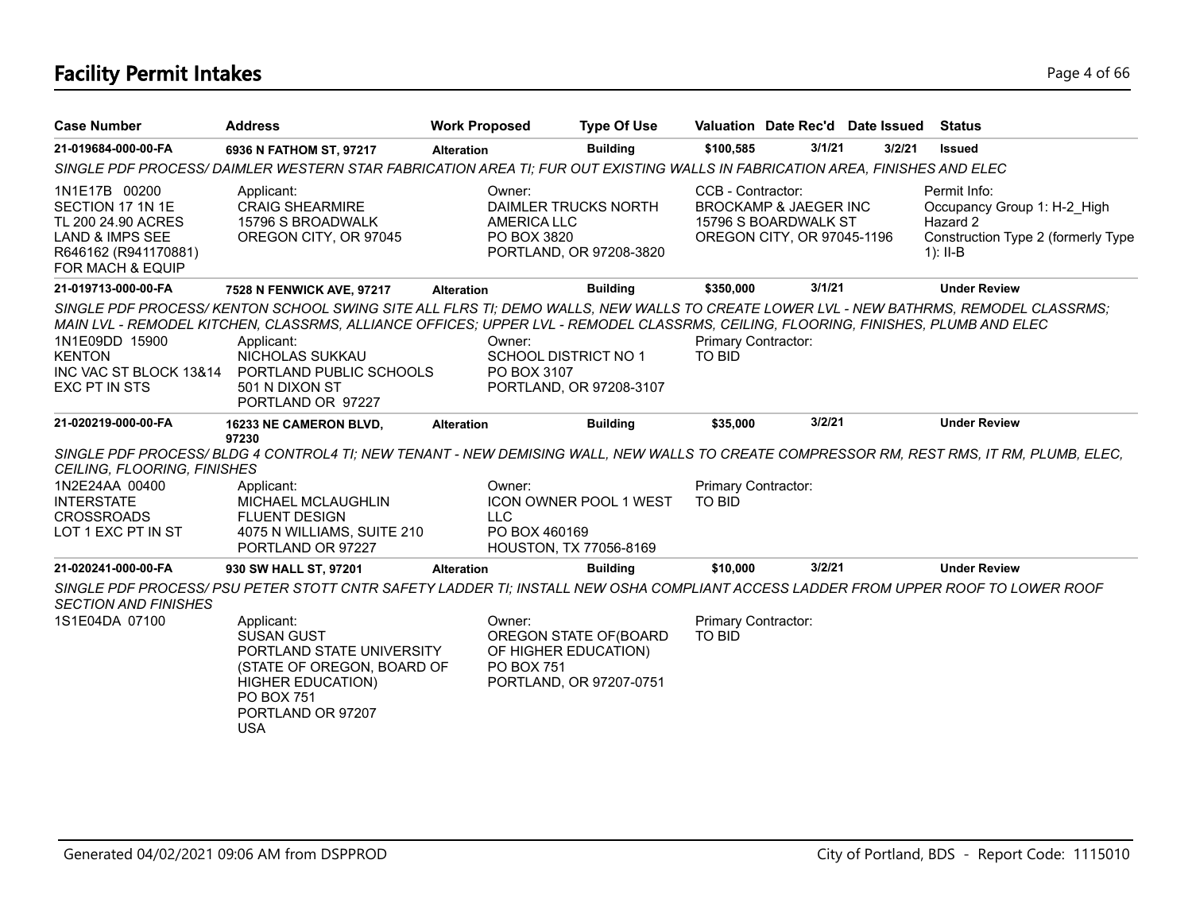# Facility Permit Intakes

| Case Number | Address | Work Proposed | Type Of Use | Valuation | Date Rec'd | Date Issued | Status |
|---|---|---|---|---|---|---|---|
| **21-019684-000-00-FA** | **6936 N FATHOM ST, 97217** | **Alteration** | **Building** | **$100,585** | **3/1/21** | **3/2/21** | **Issued** |

*SINGLE PDF PROCESS/ DAIMLER WESTERN STAR FABRICATION AREA TI; FUR OUT EXISTING WALLS IN FABRICATION AREA, FINISHES AND ELEC*

| | | | | |
|---|---|---|---|---|
| 1N1E17B 00200<br>SECTION 17 1N 1E<br>TL 200 24.90 ACRES<br>LAND & IMPS SEE<br>R646162 (R941170881)<br>FOR MACH & EQUIP | Applicant:<br>CRAIG SHEARMIRE<br>15796 S BROADWALK<br>OREGON CITY, OR 97045 | Owner:<br>DAIMLER TRUCKS NORTH<br>AMERICA LLC<br>PO BOX 3820<br>PORTLAND, OR 97208-3820 | CCB - Contractor:<br>BROCKAMP & JAEGER INC<br>15796 S BOARDWALK ST<br>OREGON CITY, OR 97045-1196 | Permit Info:<br>Occupancy Group 1: H-2_High Hazard 2<br>Construction Type 2 (formerly Type 1): II-B |

| Case Number | Address | Work Proposed | Type Of Use | Valuation | Date Rec'd | Date Issued | Status |
|---|---|---|---|---|---|---|---|
| **21-019713-000-00-FA** | **7528 N FENWICK AVE, 97217** | **Alteration** | **Building** | **$350,000** | **3/1/21** | | **Under Review** |

*SINGLE PDF PROCESS/ KENTON SCHOOL SWING SITE ALL FLRS TI; DEMO WALLS, NEW WALLS TO CREATE LOWER LVL - NEW BATHRMS, REMODEL CLASSRMS; MAIN LVL - REMODEL KITCHEN, CLASSRMS, ALLIANCE OFFICES; UPPER LVL - REMODEL CLASSRMS, CEILING, FLOORING, FINISHES, PLUMB AND ELEC*

| | | | |
|---|---|---|---|
| 1N1E09DD 15900<br>KENTON<br>INC VAC ST BLOCK 13&14<br>EXC PT IN STS | Applicant:<br>NICHOLAS SUKKAU<br>PORTLAND PUBLIC SCHOOLS<br>501 N DIXON ST<br>PORTLAND OR 97227 | Owner:<br>SCHOOL DISTRICT NO 1<br>PO BOX 3107<br>PORTLAND, OR 97208-3107 | Primary Contractor:<br>TO BID |

| Case Number | Address | Work Proposed | Type Of Use | Valuation | Date Rec'd | Date Issued | Status |
|---|---|---|---|---|---|---|---|
| **21-020219-000-00-FA** | **16233 NE CAMERON BLVD, 97230** | **Alteration** | **Building** | **$35,000** | **3/2/21** | | **Under Review** |

*SINGLE PDF PROCESS/ BLDG 4 CONTROL4 TI; NEW TENANT - NEW DEMISING WALL, NEW WALLS TO CREATE COMPRESSOR RM, REST RMS, IT RM, PLUMB, ELEC, CEILING, FLOORING, FINISHES*

| | | | |
|---|---|---|---|
| 1N2E24AA 00400<br>INTERSTATE<br>CROSSROADS<br>LOT 1 EXC PT IN ST | Applicant:<br>MICHAEL MCLAUGHLIN<br>FLUENT DESIGN<br>4075 N WILLIAMS, SUITE 210<br>PORTLAND OR 97227 | Owner:<br>ICON OWNER POOL 1 WEST<br>LLC<br>PO BOX 460169<br>HOUSTON, TX 77056-8169 | Primary Contractor:<br>TO BID |

| Case Number | Address | Work Proposed | Type Of Use | Valuation | Date Rec'd | Date Issued | Status |
|---|---|---|---|---|---|---|---|
| **21-020241-000-00-FA** | **930 SW HALL ST, 97201** | **Alteration** | **Building** | **$10,000** | **3/2/21** | | **Under Review** |

*SINGLE PDF PROCESS/ PSU PETER STOTT CNTR SAFETY LADDER TI; INSTALL NEW OSHA COMPLIANT ACCESS LADDER FROM UPPER ROOF TO LOWER ROOF SECTION AND FINISHES*

| | | | |
|---|---|---|---|
| 1S1E04DA 07100 | Applicant:<br>SUSAN GUST<br>PORTLAND STATE UNIVERSITY<br>(STATE OF OREGON, BOARD OF<br>HIGHER EDUCATION)<br>PO BOX 751<br>PORTLAND OR 97207<br>USA | Owner:<br>OREGON STATE OF(BOARD<br>OF HIGHER EDUCATION)<br>PO BOX 751<br>PORTLAND, OR 97207-0751 | Primary Contractor:<br>TO BID |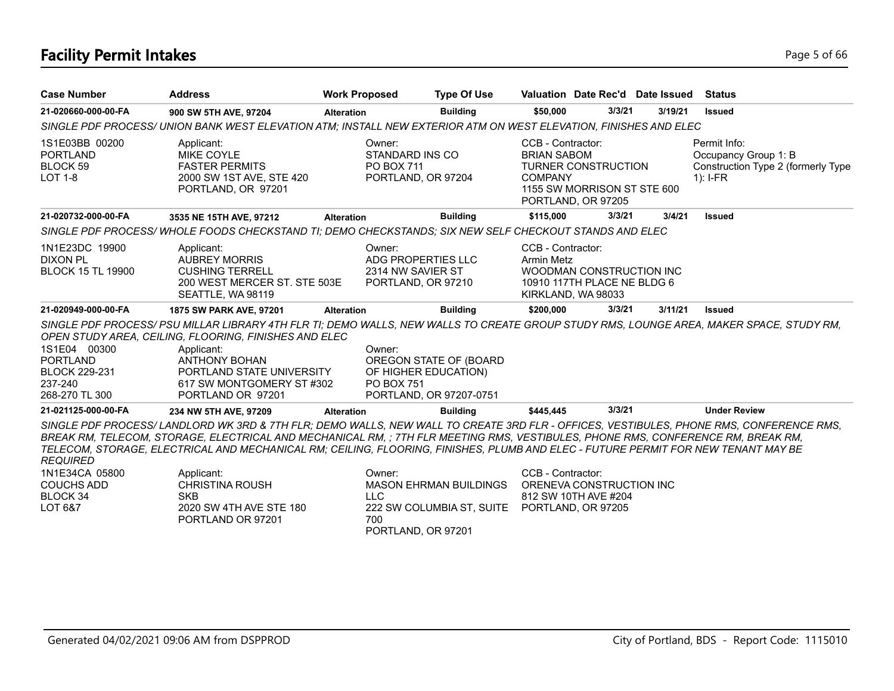# Facility Permit Intakes

| Case Number | Address | Work Proposed | Type Of Use | Valuation | Date Rec'd | Date Issued | Status |
|---|---|---|---|---|---|---|---|
| **21-020660-000-00-FA** | **900 SW 5TH AVE, 97204** | **Alteration** | **Building** | **$50,000** | **3/3/21** | **3/19/21** | **Issued** |

*SINGLE PDF PROCESS/ UNION BANK WEST ELEVATION ATM; INSTALL NEW EXTERIOR ATM ON WEST ELEVATION, FINISHES AND ELEC*

1S1E03BB 00200
PORTLAND
BLOCK 59
LOT 1-8

Applicant:
MIKE COYLE
FASTER PERMITS
2000 SW 1ST AVE, STE 420
PORTLAND, OR 97201

Owner:
STANDARD INS CO
PO BOX 711
PORTLAND, OR 97204

CCB - Contractor:
BRIAN SABOM
TURNER CONSTRUCTION COMPANY
1155 SW MORRISON ST STE 600
PORTLAND, OR 97205

Permit Info:
Occupancy Group 1: B
Construction Type 2 (formerly Type 1): I-FR

| Case Number | Address | Work Proposed | Type Of Use | Valuation | Date Rec'd | Date Issued | Status |
|---|---|---|---|---|---|---|---|
| **21-020732-000-00-FA** | **3535 NE 15TH AVE, 97212** | **Alteration** | **Building** | **$115,000** | **3/3/21** | **3/4/21** | **Issued** |

*SINGLE PDF PROCESS/ WHOLE FOODS CHECKSTAND TI; DEMO CHECKSTANDS; SIX NEW SELF CHECKOUT STANDS AND ELEC*

1N1E23DC 19900
DIXON PL
BLOCK 15 TL 19900

Applicant:
AUBREY MORRIS
CUSHING TERRELL
200 WEST MERCER ST. STE 503E
SEATTLE, WA 98119

Owner:
ADG PROPERTIES LLC
2314 NW SAVIER ST
PORTLAND, OR 97210

CCB - Contractor:
Armin Metz
WOODMAN CONSTRUCTION INC
10910 117TH PLACE NE BLDG 6
KIRKLAND, WA 98033

| Case Number | Address | Work Proposed | Type Of Use | Valuation | Date Rec'd | Date Issued | Status |
|---|---|---|---|---|---|---|---|
| **21-020949-000-00-FA** | **1875 SW PARK AVE, 97201** | **Alteration** | **Building** | **$200,000** | **3/3/21** | **3/11/21** | **Issued** |

*SINGLE PDF PROCESS/ PSU MILLAR LIBRARY 4TH FLR TI; DEMO WALLS, NEW WALLS TO CREATE GROUP STUDY RMS, LOUNGE AREA, MAKER SPACE, STUDY RM, OPEN STUDY AREA, CEILING, FLOORING, FINISHES AND ELEC*

1S1E04 00300
PORTLAND
BLOCK 229-231
237-240
268-270 TL 300

Applicant:
ANTHONY BOHAN
PORTLAND STATE UNIVERSITY
617 SW MONTGOMERY ST #302
PORTLAND OR 97201

Owner:
OREGON STATE OF (BOARD OF HIGHER EDUCATION)
PO BOX 751
PORTLAND, OR 97207-0751

| Case Number | Address | Work Proposed | Type Of Use | Valuation | Date Rec'd | Date Issued | Status |
|---|---|---|---|---|---|---|---|
| **21-021125-000-00-FA** | **234 NW 5TH AVE, 97209** | **Alteration** | **Building** | **$445,445** | **3/3/21** | | **Under Review** |

*SINGLE PDF PROCESS/ LANDLORD WK 3RD & 7TH FLR; DEMO WALLS, NEW WALL TO CREATE 3RD FLR - OFFICES, VESTIBULES, PHONE RMS, CONFERENCE RMS, BREAK RM, TELECOM, STORAGE, ELECTRICAL AND MECHANICAL RM, ; 7TH FLR MEETING RMS, VESTIBULES, PHONE RMS, CONFERENCE RM, BREAK RM, TELECOM, STORAGE, ELECTRICAL AND MECHANICAL RM; CEILING, FLOORING, FINISHES, PLUMB AND ELEC - FUTURE PERMIT FOR NEW TENANT MAY BE REQUIRED*

1N1E34CA 05800
COUCHS ADD
BLOCK 34
LOT 6&7

Applicant:
CHRISTINA ROUSH
SKB
2020 SW 4TH AVE STE 180
PORTLAND OR 97201

Owner:
MASON EHRMAN BUILDINGS LLC
222 SW COLUMBIA ST, SUITE 700
PORTLAND, OR 97201

CCB - Contractor:
ORENEVA CONSTRUCTION INC
812 SW 10TH AVE #204
PORTLAND, OR 97205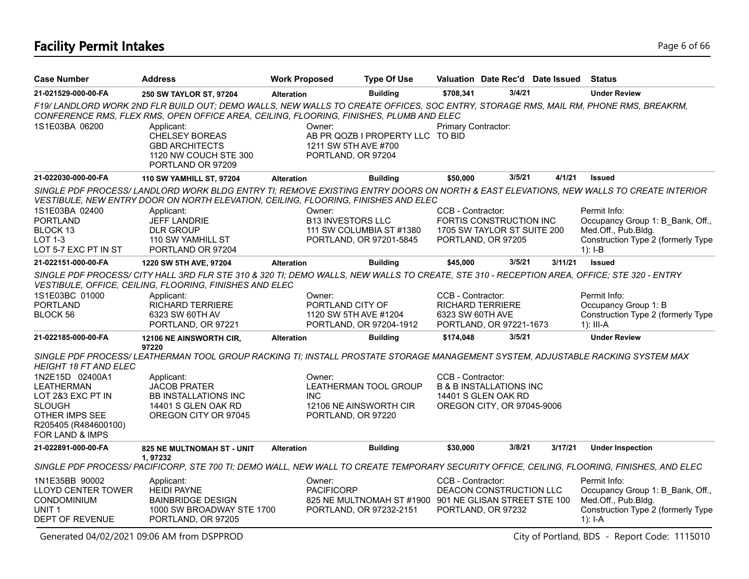# Facility Permit Intakes

| Case Number | Address | Work Proposed | Type Of Use | Valuation | Date Rec'd | Date Issued | Status |
|---|---|---|---|---|---|---|---|
| 21-021529-000-00-FA | 250 SW TAYLOR ST, 97204 | Alteration | Building | $708,341 | 3/4/21 | | Under Review |

*F19/ LANDLORD WORK 2ND FLR BUILD OUT; DEMO WALLS, NEW WALLS TO CREATE OFFICES, SOC ENTRY, STORAGE RMS, MAIL RM, PHONE RMS, BREAKRM, CONFERENCE RMS, FLEX RMS, OPEN OFFICE AREA, CEILING, FLOORING, FINISHES, PLUMB AND ELEC*

1S1E03BA 06200

Applicant: CHELSEY BOREAS, GBD ARCHITECTS, 1120 NW COUCH STE 300, PORTLAND OR 97209

Owner: AB PR QOZB I PROPERTY LLC, 1211 SW 5TH AVE #700, PORTLAND, OR 97204

Primary Contractor: TO BID

| Case Number | Address | Work Proposed | Type Of Use | Valuation | Date Rec'd | Date Issued | Status |
|---|---|---|---|---|---|---|---|
| 21-022030-000-00-FA | 110 SW YAMHILL ST, 97204 | Alteration | Building | $50,000 | 3/5/21 | 4/1/21 | Issued |

*SINGLE PDF PROCESS/ LANDLORD WORK BLDG ENTRY TI; REMOVE EXISTING ENTRY DOORS ON NORTH & EAST ELEVATIONS, NEW WALLS TO CREATE INTERIOR VESTIBULE, NEW ENTRY DOOR ON NORTH ELEVATION, CEILING, FLOORING, FINISHES AND ELEC*

1S1E03BA 02400, PORTLAND, BLOCK 13, LOT 1-3, LOT 5-7 EXC PT IN ST

Applicant: JEFF LANDRIE, DLR GROUP, 110 SW YAMHILL ST, PORTLAND OR 97204

Owner: B13 INVESTORS LLC, 111 SW COLUMBIA ST #1380, PORTLAND, OR 97201-5845

CCB - Contractor: FORTIS CONSTRUCTION INC, 1705 SW TAYLOR ST SUITE 200, PORTLAND, OR 97205

Permit Info: Occupancy Group 1: B_Bank, Off., Med.Off., Pub.Bldg. Construction Type 2 (formerly Type 1): I-B

| Case Number | Address | Work Proposed | Type Of Use | Valuation | Date Rec'd | Date Issued | Status |
|---|---|---|---|---|---|---|---|
| 21-022151-000-00-FA | 1220 SW 5TH AVE, 97204 | Alteration | Building | $45,000 | 3/5/21 | 3/11/21 | Issued |

*SINGLE PDF PROCESS/ CITY HALL 3RD FLR STE 310 & 320 TI; DEMO WALLS, NEW WALLS TO CREATE, STE 310 - RECEPTION AREA, OFFICE; STE 320 - ENTRY VESTIBULE, OFFICE, CEILING, FLOORING, FINISHES AND ELEC*

1S1E03BC 01000, PORTLAND, BLOCK 56

Applicant: RICHARD TERRIERE, 6323 SW 60TH AV, PORTLAND, OR 97221

Owner: PORTLAND CITY OF, 1120 SW 5TH AVE #1204, PORTLAND, OR 97204-1912

CCB - Contractor: RICHARD TERRIERE, 6323 SW 60TH AVE, PORTLAND, OR 97221-1673

Permit Info: Occupancy Group 1: B. Construction Type 2 (formerly Type 1): III-A

| Case Number | Address | Work Proposed | Type Of Use | Valuation | Date Rec'd | Date Issued | Status |
|---|---|---|---|---|---|---|---|
| 21-022185-000-00-FA | 12106 NE AINSWORTH CIR, 97220 | Alteration | Building | $174,048 | 3/5/21 | | Under Review |

*SINGLE PDF PROCESS/ LEATHERMAN TOOL GROUP RACKING TI; INSTALL PROSTATE STORAGE MANAGEMENT SYSTEM, ADJUSTABLE RACKING SYSTEM MAX HEIGHT 18 FT AND ELEC*

1N2E15D 02400A1, LEATHERMAN, LOT 2&3 EXC PT IN SLOUGH, OTHER IMPS SEE R205405 (R484600100) FOR LAND & IMPS

Applicant: JACOB PRATER, BB INSTALLATIONS INC, 14401 S GLEN OAK RD, OREGON CITY OR 97045

Owner: LEATHERMAN TOOL GROUP INC, 12106 NE AINSWORTH CIR, PORTLAND, OR 97220

CCB - Contractor: B & B INSTALLATIONS INC, 14401 S GLEN OAK RD, OREGON CITY, OR 97045-9006

| Case Number | Address | Work Proposed | Type Of Use | Valuation | Date Rec'd | Date Issued | Status |
|---|---|---|---|---|---|---|---|
| 21-022891-000-00-FA | 825 NE MULTNOMAH ST - UNIT 1, 97232 | Alteration | Building | $30,000 | 3/8/21 | 3/17/21 | Under Inspection |

*SINGLE PDF PROCESS/ PACIFICORP, STE 700 TI; DEMO WALL, NEW WALL TO CREATE TEMPORARY SECURITY OFFICE, CEILING, FLOORING, FINISHES, AND ELEC*

1N1E35BB 90002, LLOYD CENTER TOWER CONDOMINIUM, UNIT 1, DEPT OF REVENUE

Applicant: HEIDI PAYNE, BAINBRIDGE DESIGN, 1000 SW BROADWAY STE 1700, PORTLAND, OR 97205

Owner: PACIFICORP, 825 NE MULTNOMAH ST #1900, PORTLAND, OR 97232-2151

CCB - Contractor: DEACON CONSTRUCTION LLC, 901 NE GLISAN STREET STE 100, PORTLAND, OR 97232

Permit Info: Occupancy Group 1: B_Bank, Off., Med.Off., Pub.Bldg. Construction Type 2 (formerly Type 1): I-A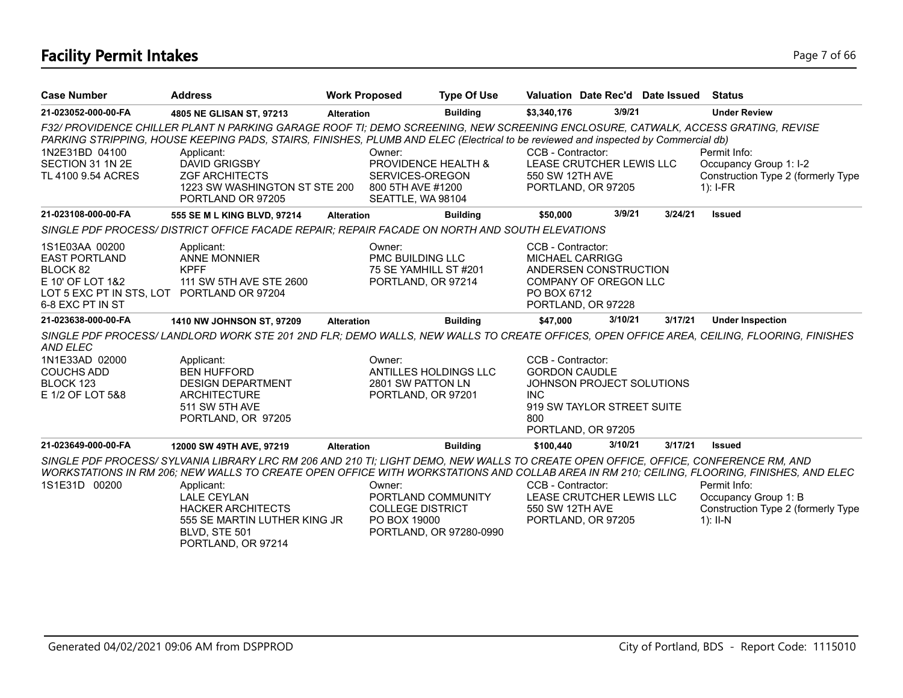# Facility Permit Intakes

| Case Number | Address | Work Proposed | Type Of Use | Valuation | Date Rec'd | Date Issued | Status |
|---|---|---|---|---|---|---|---|
| 21-023052-000-00-FA | 4805 NE GLISAN ST, 97213 | Alteration | Building | $3,340,176 | 3/9/21 | | Under Review |

*F32/ PROVIDENCE CHILLER PLANT N PARKING GARAGE ROOF TI; DEMO SCREENING, NEW SCREENING ENCLOSURE, CATWALK, ACCESS GRATING, REVISE PARKING STRIPPING, HOUSE KEEPING PADS, STAIRS, FINISHES, PLUMB AND ELEC (Electrical to be reviewed and inspected by Commercial db)*

1N2E31BD 04100
SECTION 31 1N 2E
TL 4100 9.54 ACRES

Applicant:
DAVID GRIGSBY
ZGF ARCHITECTS
1223 SW WASHINGTON ST STE 200
PORTLAND OR 97205

Owner:
PROVIDENCE HEALTH &
SERVICES-OREGON
800 5TH AVE #1200
SEATTLE, WA 98104

CCB - Contractor:
LEASE CRUTCHER LEWIS LLC
550 SW 12TH AVE
PORTLAND, OR 97205

Permit Info:
Occupancy Group 1: I-2
Construction Type 2 (formerly Type 1): I-FR

| Case Number | Address | Work Proposed | Type Of Use | Valuation | Date Rec'd | Date Issued | Status |
|---|---|---|---|---|---|---|---|
| 21-023108-000-00-FA | 555 SE M L KING BLVD, 97214 | Alteration | Building | $50,000 | 3/9/21 | 3/24/21 | Issued |

*SINGLE PDF PROCESS/ DISTRICT OFFICE FACADE REPAIR; REPAIR FACADE ON NORTH AND SOUTH ELEVATIONS*

1S1E03AA 00200
EAST PORTLAND
BLOCK 82
E 10' OF LOT 1&2
LOT 5 EXC PT IN STS, LOT 6-8 EXC PT IN ST

Applicant:
ANNE MONNIER
KPFF
111 SW 5TH AVE STE 2600
PORTLAND OR 97204

Owner:
PMC BUILDING LLC
75 SE YAMHILL ST #201
PORTLAND, OR 97214

CCB - Contractor:
MICHAEL CARRIGG
ANDERSEN CONSTRUCTION
COMPANY OF OREGON LLC
PO BOX 6712
PORTLAND, OR 97228

| Case Number | Address | Work Proposed | Type Of Use | Valuation | Date Rec'd | Date Issued | Status |
|---|---|---|---|---|---|---|---|
| 21-023638-000-00-FA | 1410 NW JOHNSON ST, 97209 | Alteration | Building | $47,000 | 3/10/21 | 3/17/21 | Under Inspection |

*SINGLE PDF PROCESS/ LANDLORD WORK STE 201 2ND FLR; DEMO WALLS, NEW WALLS TO CREATE OFFICES, OPEN OFFICE AREA, CEILING, FLOORING, FINISHES AND ELEC*

1N1E33AD 02000
COUCHS ADD
BLOCK 123
E 1/2 OF LOT 5&8

Applicant:
BEN HUFFORD
DESIGN DEPARTMENT
ARCHITECTURE
511 SW 5TH AVE
PORTLAND, OR 97205

Owner:
ANTILLES HOLDINGS LLC
2801 SW PATTON LN
PORTLAND, OR 97201

CCB - Contractor:
GORDON CAUDLE
JOHNSON PROJECT SOLUTIONS
INC
919 SW TAYLOR STREET SUITE
800
PORTLAND, OR 97205

| Case Number | Address | Work Proposed | Type Of Use | Valuation | Date Rec'd | Date Issued | Status |
|---|---|---|---|---|---|---|---|
| 21-023649-000-00-FA | 12000 SW 49TH AVE, 97219 | Alteration | Building | $100,440 | 3/10/21 | 3/17/21 | Issued |

*SINGLE PDF PROCESS/ SYLVANIA LIBRARY LRC RM 206 AND 210 TI; LIGHT DEMO, NEW WALLS TO CREATE OPEN OFFICE, OFFICE, CONFERENCE RM, AND WORKSTATIONS IN RM 206; NEW WALLS TO CREATE OPEN OFFICE WITH WORKSTATIONS AND COLLAB AREA IN RM 210; CEILING, FLOORING, FINISHES, AND ELEC*

1S1E31D 00200

Applicant:
LALE CEYLAN
HACKER ARCHITECTS
555 SE MARTIN LUTHER KING JR
BLVD, STE 501
PORTLAND, OR 97214

Owner:
PORTLAND COMMUNITY
COLLEGE DISTRICT
PO BOX 19000
PORTLAND, OR 97280-0990

CCB - Contractor:
LEASE CRUTCHER LEWIS LLC
550 SW 12TH AVE
PORTLAND, OR 97205

Permit Info:
Occupancy Group 1: B
Construction Type 2 (formerly Type 1): II-N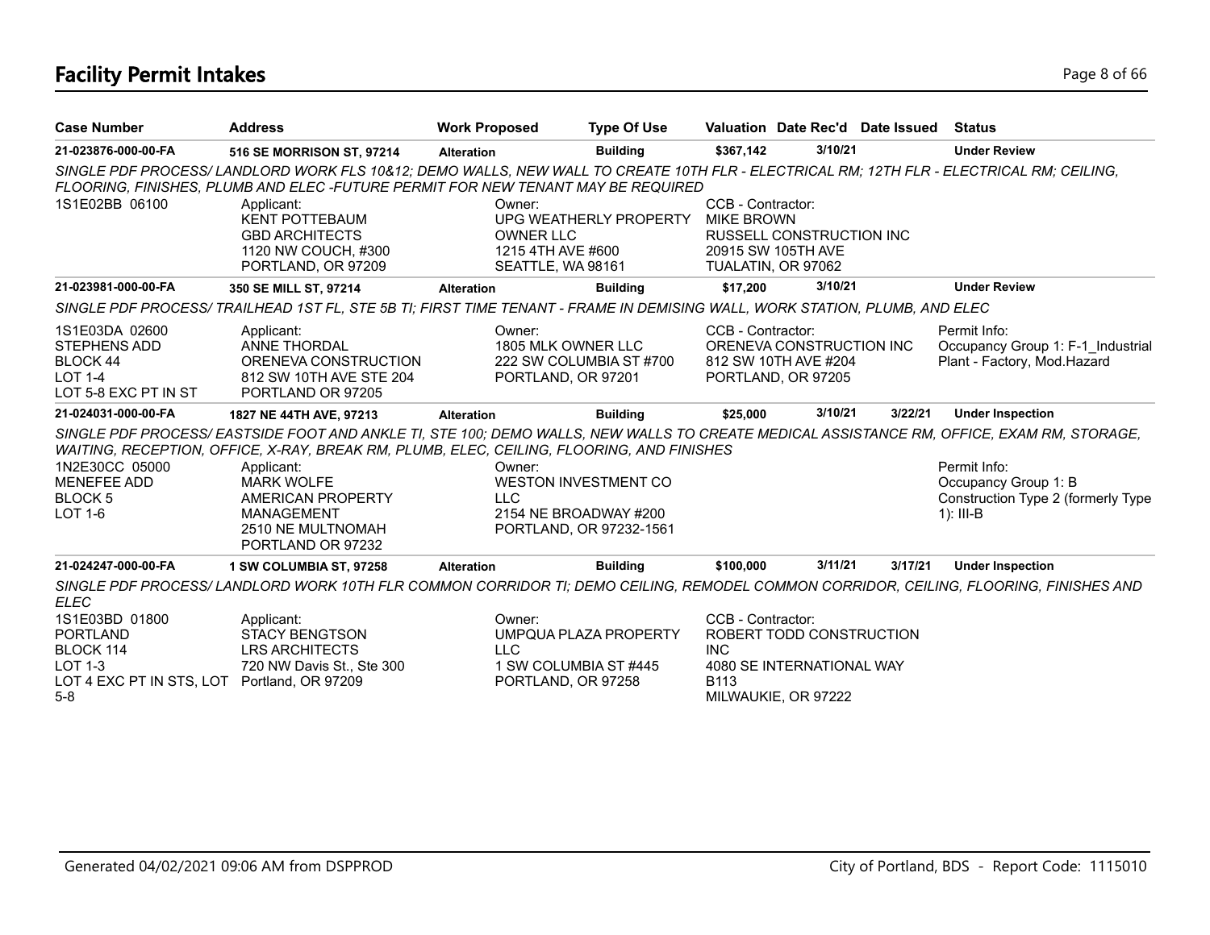# Facility Permit Intakes

| Case Number | Address | Work Proposed | Type Of Use | Valuation | Date Rec'd | Date Issued | Status |
|---|---|---|---|---|---|---|---|
| **21-023876-000-00-FA** | **516 SE MORRISON ST, 97214** | **Alteration** | **Building** | **$367,142** | **3/10/21** | | **Under Review** |

*SINGLE PDF PROCESS/ LANDLORD WORK FLS 10&12; DEMO WALLS, NEW WALL TO CREATE 10TH FLR - ELECTRICAL RM; 12TH FLR - ELECTRICAL RM; CEILING, FLOORING, FINISHES, PLUMB AND ELEC -FUTURE PERMIT FOR NEW TENANT MAY BE REQUIRED*

1S1E02BB 06100

Applicant:
KENT POTTEBAUM
GBD ARCHITECTS
1120 NW COUCH, #300
PORTLAND, OR 97209

Owner:
UPG WEATHERLY PROPERTY OWNER LLC
1215 4TH AVE #600
SEATTLE, WA 98161

CCB - Contractor:
MIKE BROWN
RUSSELL CONSTRUCTION INC
20915 SW 105TH AVE
TUALATIN, OR 97062

| Case Number | Address | Work Proposed | Type Of Use | Valuation | Date Rec'd | Date Issued | Status |
|---|---|---|---|---|---|---|---|
| **21-023981-000-00-FA** | **350 SE MILL ST, 97214** | **Alteration** | **Building** | **$17,200** | **3/10/21** | | **Under Review** |

*SINGLE PDF PROCESS/ TRAILHEAD 1ST FL, STE 5B TI; FIRST TIME TENANT - FRAME IN DEMISING WALL, WORK STATION, PLUMB, AND ELEC*

1S1E03DA 02600
STEPHENS ADD
BLOCK 44
LOT 1-4
LOT 5-8 EXC PT IN ST

Applicant:
ANNE THORDAL
ORENEVA CONSTRUCTION
812 SW 10TH AVE STE 204
PORTLAND OR 97205

Owner:
1805 MLK OWNER LLC
222 SW COLUMBIA ST #700
PORTLAND, OR 97201

CCB - Contractor:
ORENEVA CONSTRUCTION INC
812 SW 10TH AVE #204
PORTLAND, OR 97205

Permit Info:
Occupancy Group 1: F-1_Industrial Plant - Factory, Mod.Hazard

| Case Number | Address | Work Proposed | Type Of Use | Valuation | Date Rec'd | Date Issued | Status |
|---|---|---|---|---|---|---|---|
| **21-024031-000-00-FA** | **1827 NE 44TH AVE, 97213** | **Alteration** | **Building** | **$25,000** | **3/10/21** | **3/22/21** | **Under Inspection** |

*SINGLE PDF PROCESS/ EASTSIDE FOOT AND ANKLE TI, STE 100; DEMO WALLS, NEW WALLS TO CREATE MEDICAL ASSISTANCE RM, OFFICE, EXAM RM, STORAGE, WAITING, RECEPTION, OFFICE, X-RAY, BREAK RM, PLUMB, ELEC, CEILING, FLOORING, AND FINISHES*

1N2E30CC 05000
MENEFEE ADD
BLOCK 5
LOT 1-6

Applicant:
MARK WOLFE
AMERICAN PROPERTY MANAGEMENT
2510 NE MULTNOMAH
PORTLAND OR 97232

Owner:
WESTON INVESTMENT CO LLC
2154 NE BROADWAY #200
PORTLAND, OR 97232-1561

Permit Info:
Occupancy Group 1: B
Construction Type 2 (formerly Type 1): III-B

| Case Number | Address | Work Proposed | Type Of Use | Valuation | Date Rec'd | Date Issued | Status |
|---|---|---|---|---|---|---|---|
| **21-024247-000-00-FA** | **1 SW COLUMBIA ST, 97258** | **Alteration** | **Building** | **$100,000** | **3/11/21** | **3/17/21** | **Under Inspection** |

*SINGLE PDF PROCESS/ LANDLORD WORK 10TH FLR COMMON CORRIDOR TI; DEMO CEILING, REMODEL COMMON CORRIDOR, CEILING, FLOORING, FINISHES AND ELEC*

1S1E03BD 01800
PORTLAND
BLOCK 114
LOT 1-3
LOT 4 EXC PT IN STS, LOT 5-8

Applicant:
STACY BENGTSON
LRS ARCHITECTS
720 NW Davis St., Ste 300
Portland, OR 97209

Owner:
UMPQUA PLAZA PROPERTY LLC
1 SW COLUMBIA ST #445
PORTLAND, OR 97258

CCB - Contractor:
ROBERT TODD CONSTRUCTION INC
4080 SE INTERNATIONAL WAY B113
MILWAUKIE, OR 97222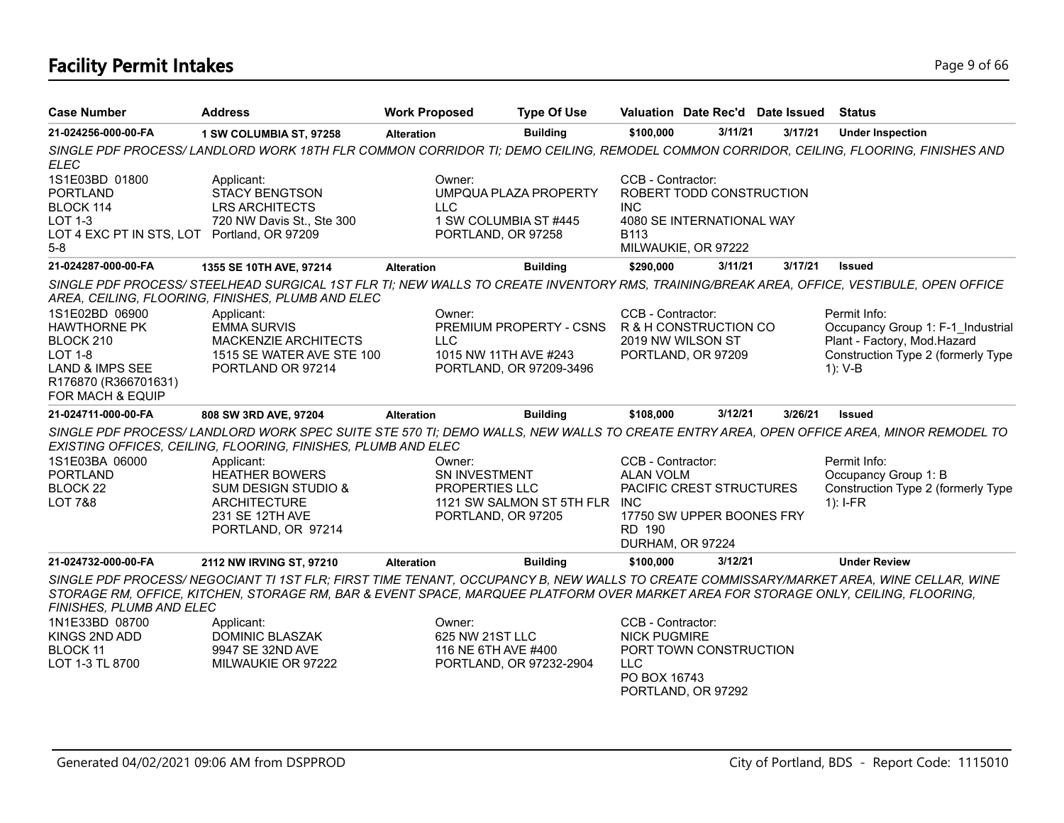# Facility Permit Intakes

| Case Number | Address | Work Proposed | Type Of Use | Valuation | Date Rec'd | Date Issued | Status |
|---|---|---|---|---|---|---|---|
| 21-024256-000-00-FA | 1 SW COLUMBIA ST, 97258 | Alteration | Building | $100,000 | 3/11/21 | 3/17/21 | Under Inspection |

*SINGLE PDF PROCESS/ LANDLORD WORK 18TH FLR COMMON CORRIDOR TI; DEMO CEILING, REMODEL COMMON CORRIDOR, CEILING, FLOORING, FINISHES AND ELEC*

1S1E03BD 01800
PORTLAND
BLOCK 114
LOT 1-3
LOT 4 EXC PT IN STS, LOT 5-8

Applicant:
STACY BENGTSON
LRS ARCHITECTS
720 NW Davis St., Ste 300
Portland, OR 97209

Owner:
UMPQUA PLAZA PROPERTY LLC
1 SW COLUMBIA ST #445
PORTLAND, OR 97258

CCB - Contractor:
ROBERT TODD CONSTRUCTION INC
4080 SE INTERNATIONAL WAY B113
MILWAUKIE, OR 97222

---

| Case Number | Address | Work Proposed | Type Of Use | Valuation | Date Rec'd | Date Issued | Status |
|---|---|---|---|---|---|---|---|
| 21-024287-000-00-FA | 1355 SE 10TH AVE, 97214 | Alteration | Building | $290,000 | 3/11/21 | 3/17/21 | Issued |

*SINGLE PDF PROCESS/ STEELHEAD SURGICAL 1ST FLR TI; NEW WALLS TO CREATE INVENTORY RMS, TRAINING/BREAK AREA, OFFICE, VESTIBULE, OPEN OFFICE AREA, CEILING, FLOORING, FINISHES, PLUMB AND ELEC*

1S1E02BD 06900
HAWTHORNE PK
BLOCK 210
LOT 1-8
LAND & IMPS SEE R176870 (R366701631) FOR MACH & EQUIP

Applicant:
EMMA SURVIS
MACKENZIE ARCHITECTS
1515 SE WATER AVE STE 100
PORTLAND OR 97214

Owner:
PREMIUM PROPERTY - CSNS LLC
1015 NW 11TH AVE #243
PORTLAND, OR 97209-3496

CCB - Contractor:
R & H CONSTRUCTION CO
2019 NW WILSON ST
PORTLAND, OR 97209

Permit Info:
Occupancy Group 1: F-1_Industrial Plant - Factory, Mod.Hazard
Construction Type 2 (formerly Type 1): V-B

---

| Case Number | Address | Work Proposed | Type Of Use | Valuation | Date Rec'd | Date Issued | Status |
|---|---|---|---|---|---|---|---|
| 21-024711-000-00-FA | 808 SW 3RD AVE, 97204 | Alteration | Building | $108,000 | 3/12/21 | 3/26/21 | Issued |

*SINGLE PDF PROCESS/ LANDLORD WORK SPEC SUITE STE 570 TI; DEMO WALLS, NEW WALLS TO CREATE ENTRY AREA, OPEN OFFICE AREA, MINOR REMODEL TO EXISTING OFFICES, CEILING, FLOORING, FINISHES, PLUMB AND ELEC*

1S1E03BA 06000
PORTLAND
BLOCK 22
LOT 7&8

Applicant:
HEATHER BOWERS
SUM DESIGN STUDIO & ARCHITECTURE
231 SE 12TH AVE
PORTLAND, OR 97214

Owner:
SN INVESTMENT PROPERTIES LLC
1121 SW SALMON ST 5TH FLR
PORTLAND, OR 97205

CCB - Contractor:
ALAN VOLM
PACIFIC CREST STRUCTURES INC
17750 SW UPPER BOONES FRY RD 190
DURHAM, OR 97224

Permit Info:
Occupancy Group 1: B
Construction Type 2 (formerly Type 1): I-FR

---

| Case Number | Address | Work Proposed | Type Of Use | Valuation | Date Rec'd | Date Issued | Status |
|---|---|---|---|---|---|---|---|
| 21-024732-000-00-FA | 2112 NW IRVING ST, 97210 | Alteration | Building | $100,000 | 3/12/21 | | Under Review |

*SINGLE PDF PROCESS/ NEGOCIANT TI 1ST FLR; FIRST TIME TENANT, OCCUPANCY B, NEW WALLS TO CREATE COMMISSARY/MARKET AREA, WINE CELLAR, WINE STORAGE RM, OFFICE, KITCHEN, STORAGE RM, BAR & EVENT SPACE, MARQUEE PLATFORM OVER MARKET AREA FOR STORAGE ONLY, CEILING, FLOORING, FINISHES, PLUMB AND ELEC*

1N1E33BD 08700
KINGS 2ND ADD
BLOCK 11
LOT 1-3 TL 8700

Applicant:
DOMINIC BLASZAK
9947 SE 32ND AVE
MILWAUKIE OR 97222

Owner:
625 NW 21ST LLC
116 NE 6TH AVE #400
PORTLAND, OR 97232-2904

CCB - Contractor:
NICK PUGMIRE
PORT TOWN CONSTRUCTION LLC
PO BOX 16743
PORTLAND, OR 97292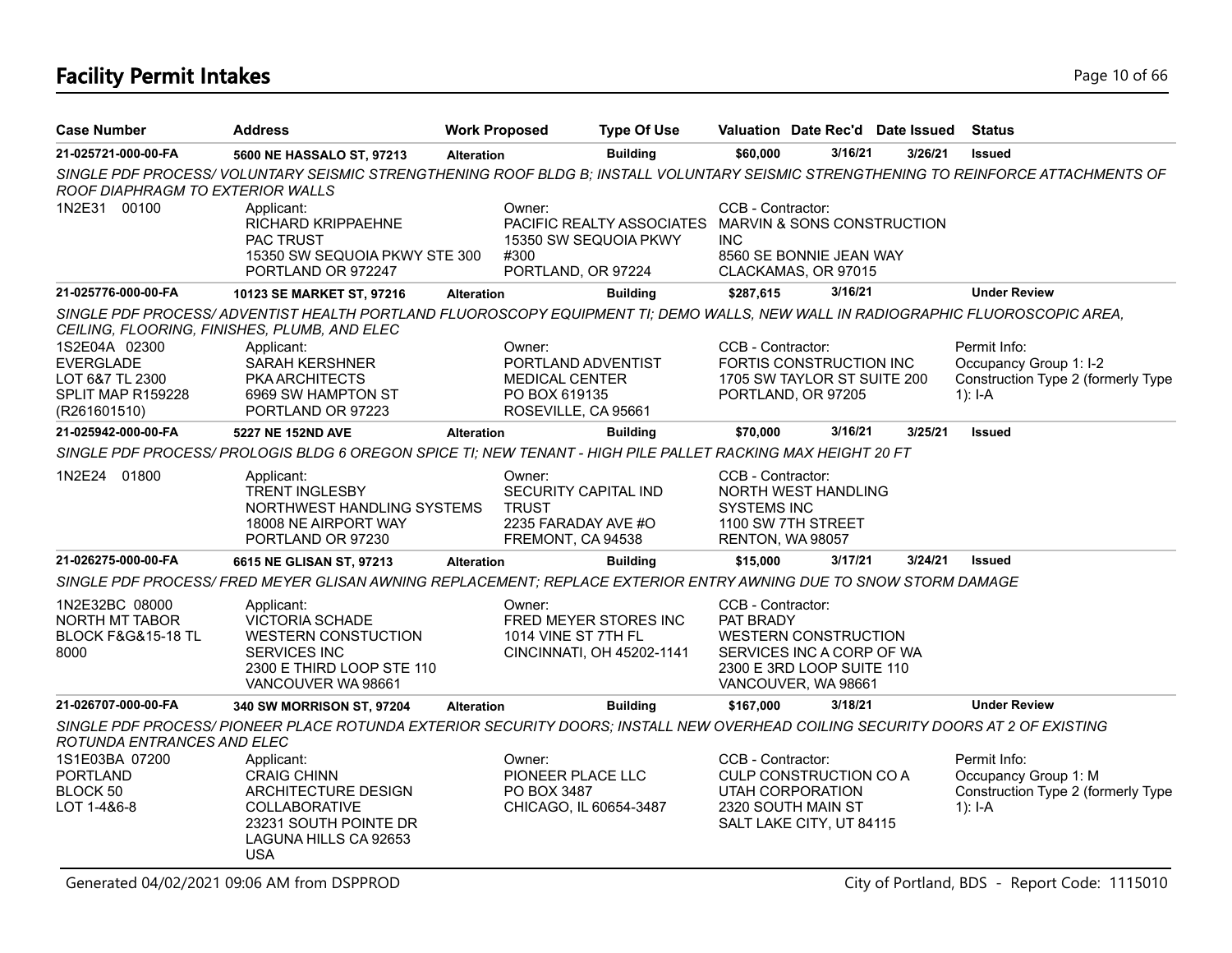# Facility Permit Intakes

| Case Number | Address | Work Proposed | Type Of Use | Valuation | Date Rec'd | Date Issued | Status |
|---|---|---|---|---|---|---|---|
| **21-025721-000-00-FA** | **5600 NE HASSALO ST, 97213** | **Alteration** | **Building** | **$60,000** | **3/16/21** | **3/26/21** | **Issued** |

*SINGLE PDF PROCESS/ VOLUNTARY SEISMIC STRENGTHENING ROOF BLDG B; INSTALL VOLUNTARY SEISMIC STRENGTHENING TO REINFORCE ATTACHMENTS OF ROOF DIAPHRAGM TO EXTERIOR WALLS*

1N2E31 00100

Applicant:
RICHARD KRIPPAEHNE
PAC TRUST
15350 SW SEQUOIA PKWY STE 300
PORTLAND OR 972247

Owner:
PACIFIC REALTY ASSOCIATES
15350 SW SEQUOIA PKWY
#300
PORTLAND, OR 97224

CCB - Contractor:
MARVIN & SONS CONSTRUCTION INC
8560 SE BONNIE JEAN WAY
CLACKAMAS, OR 97015

| Case Number | Address | Work Proposed | Type Of Use | Valuation | Date Rec'd | Date Issued | Status |
|---|---|---|---|---|---|---|---|
| **21-025776-000-00-FA** | **10123 SE MARKET ST, 97216** | **Alteration** | **Building** | **$287,615** | **3/16/21** | | **Under Review** |

*SINGLE PDF PROCESS/ ADVENTIST HEALTH PORTLAND FLUOROSCOPY EQUIPMENT TI; DEMO WALLS, NEW WALL IN RADIOGRAPHIC FLUOROSCOPIC AREA, CEILING, FLOORING, FINISHES, PLUMB, AND ELEC*

1S2E04A 02300
EVERGLADE
LOT 6&7 TL 2300
SPLIT MAP R159228
(R261601510)

Applicant:
SARAH KERSHNER
PKA ARCHITECTS
6969 SW HAMPTON ST
PORTLAND OR 97223

Owner:
PORTLAND ADVENTIST
MEDICAL CENTER
PO BOX 619135
ROSEVILLE, CA 95661

CCB - Contractor:
FORTIS CONSTRUCTION INC
1705 SW TAYLOR ST SUITE 200
PORTLAND, OR 97205

Permit Info:
Occupancy Group 1: I-2
Construction Type 2 (formerly Type 1): I-A

| Case Number | Address | Work Proposed | Type Of Use | Valuation | Date Rec'd | Date Issued | Status |
|---|---|---|---|---|---|---|---|
| **21-025942-000-00-FA** | **5227 NE 152ND AVE** | **Alteration** | **Building** | **$70,000** | **3/16/21** | **3/25/21** | **Issued** |

*SINGLE PDF PROCESS/ PROLOGIS BLDG 6 OREGON SPICE TI; NEW TENANT - HIGH PILE PALLET RACKING MAX HEIGHT 20 FT*

1N2E24 01800

Applicant:
TRENT INGLESBY
NORTHWEST HANDLING SYSTEMS
18008 NE AIRPORT WAY
PORTLAND OR 97230

Owner:
SECURITY CAPITAL IND
TRUST
2235 FARADAY AVE #O
FREMONT, CA 94538

CCB - Contractor:
NORTH WEST HANDLING
SYSTEMS INC
1100 SW 7TH STREET
RENTON, WA 98057

| Case Number | Address | Work Proposed | Type Of Use | Valuation | Date Rec'd | Date Issued | Status |
|---|---|---|---|---|---|---|---|
| **21-026275-000-00-FA** | **6615 NE GLISAN ST, 97213** | **Alteration** | **Building** | **$15,000** | **3/17/21** | **3/24/21** | **Issued** |

*SINGLE PDF PROCESS/ FRED MEYER GLISAN AWNING REPLACEMENT; REPLACE EXTERIOR ENTRY AWNING DUE TO SNOW STORM DAMAGE*

1N2E32BC 08000
NORTH MT TABOR
BLOCK F&G&15-18 TL
8000

Applicant:
VICTORIA SCHADE
WESTERN CONSTUCTION
SERVICES INC
2300 E THIRD LOOP STE 110
VANCOUVER WA 98661

Owner:
FRED MEYER STORES INC
1014 VINE ST 7TH FL
CINCINNATI, OH 45202-1141

CCB - Contractor:
PAT BRADY
WESTERN CONSTRUCTION
SERVICES INC A CORP OF WA
2300 E 3RD LOOP SUITE 110
VANCOUVER, WA 98661

| Case Number | Address | Work Proposed | Type Of Use | Valuation | Date Rec'd | Date Issued | Status |
|---|---|---|---|---|---|---|---|
| **21-026707-000-00-FA** | **340 SW MORRISON ST, 97204** | **Alteration** | **Building** | **$167,000** | **3/18/21** | | **Under Review** |

*SINGLE PDF PROCESS/ PIONEER PLACE ROTUNDA EXTERIOR SECURITY DOORS; INSTALL NEW OVERHEAD COILING SECURITY DOORS AT 2 OF EXISTING ROTUNDA ENTRANCES AND ELEC*

1S1E03BA 07200
PORTLAND
BLOCK 50
LOT 1-4&6-8

Applicant:
CRAIG CHINN
ARCHITECTURE DESIGN
COLLABORATIVE
23231 SOUTH POINTE DR
LAGUNA HILLS CA 92653
USA

Owner:
PIONEER PLACE LLC
PO BOX 3487
CHICAGO, IL 60654-3487

CCB - Contractor:
CULP CONSTRUCTION CO A
UTAH CORPORATION
2320 SOUTH MAIN ST
SALT LAKE CITY, UT 84115

Permit Info:
Occupancy Group 1: M
Construction Type 2 (formerly Type 1): I-A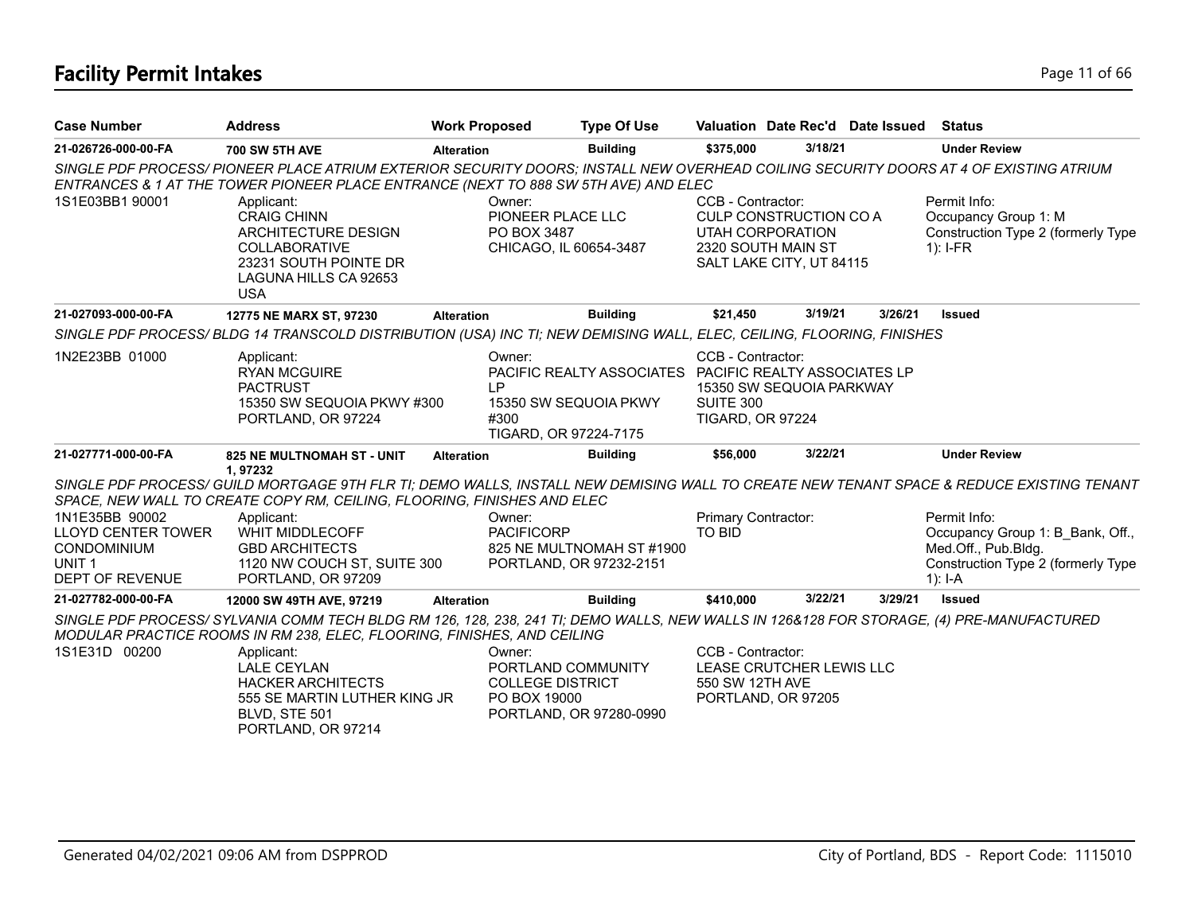# Facility Permit Intakes

| Case Number | Address | Work Proposed | Type Of Use | Valuation | Date Rec'd | Date Issued | Status |
|---|---|---|---|---|---|---|---|
| 21-026726-000-00-FA | 700 SW 5TH AVE | Alteration | Building | $375,000 | 3/18/21 | | Under Review |

*SINGLE PDF PROCESS/ PIONEER PLACE ATRIUM EXTERIOR SECURITY DOORS; INSTALL NEW OVERHEAD COILING SECURITY DOORS AT 4 OF EXISTING ATRIUM ENTRANCES & 1 AT THE TOWER PIONEER PLACE ENTRANCE (NEXT TO 888 SW 5TH AVE) AND ELEC*

1S1E03BB1 90001

Applicant:
CRAIG CHINN
ARCHITECTURE DESIGN COLLABORATIVE
23231 SOUTH POINTE DR
LAGUNA HILLS CA 92653
USA

Owner:
PIONEER PLACE LLC
PO BOX 3487
CHICAGO, IL 60654-3487

CCB - Contractor:
CULP CONSTRUCTION CO A UTAH CORPORATION
2320 SOUTH MAIN ST
SALT LAKE CITY, UT 84115

Permit Info:
Occupancy Group 1: M
Construction Type 2 (formerly Type 1): I-FR

| Case Number | Address | Work Proposed | Type Of Use | Valuation | Date Rec'd | Date Issued | Status |
|---|---|---|---|---|---|---|---|
| 21-027093-000-00-FA | 12775 NE MARX ST, 97230 | Alteration | Building | $21,450 | 3/19/21 | 3/26/21 | Issued |

*SINGLE PDF PROCESS/ BLDG 14 TRANSCOLD DISTRIBUTION (USA) INC TI; NEW DEMISING WALL, ELEC, CEILING, FLOORING, FINISHES*

1N2E23BB 01000

Applicant:
RYAN MCGUIRE
PACTRUST
15350 SW SEQUOIA PKWY #300
PORTLAND, OR 97224

Owner:
PACIFIC REALTY ASSOCIATES LP
15350 SW SEQUOIA PKWY #300
TIGARD, OR 97224-7175

CCB - Contractor:
PACIFIC REALTY ASSOCIATES LP
15350 SW SEQUOIA PARKWAY SUITE 300
TIGARD, OR 97224

| Case Number | Address | Work Proposed | Type Of Use | Valuation | Date Rec'd | Date Issued | Status |
|---|---|---|---|---|---|---|---|
| 21-027771-000-00-FA | 825 NE MULTNOMAH ST - UNIT 1, 97232 | Alteration | Building | $56,000 | 3/22/21 | | Under Review |

*SINGLE PDF PROCESS/ GUILD MORTGAGE 9TH FLR TI; DEMO WALLS, INSTALL NEW DEMISING WALL TO CREATE NEW TENANT SPACE & REDUCE EXISTING TENANT SPACE, NEW WALL TO CREATE COPY RM, CEILING, FLOORING, FINISHES AND ELEC*

1N1E35BB 90002
LLOYD CENTER TOWER CONDOMINIUM
UNIT 1
DEPT OF REVENUE

Applicant:
WHIT MIDDLECOFF
GBD ARCHITECTS
1120 NW COUCH ST, SUITE 300
PORTLAND, OR 97209

Owner:
PACIFICORP
825 NE MULTNOMAH ST #1900
PORTLAND, OR 97232-2151

Primary Contractor:
TO BID

Permit Info:
Occupancy Group 1: B_Bank, Off., Med.Off., Pub.Bldg.
Construction Type 2 (formerly Type 1): I-A

| Case Number | Address | Work Proposed | Type Of Use | Valuation | Date Rec'd | Date Issued | Status |
|---|---|---|---|---|---|---|---|
| 21-027782-000-00-FA | 12000 SW 49TH AVE, 97219 | Alteration | Building | $410,000 | 3/22/21 | 3/29/21 | Issued |

*SINGLE PDF PROCESS/ SYLVANIA COMM TECH BLDG RM 126, 128, 238, 241 TI; DEMO WALLS, NEW WALLS IN 126&128 FOR STORAGE, (4) PRE-MANUFACTURED MODULAR PRACTICE ROOMS IN RM 238, ELEC, FLOORING, FINISHES, AND CEILING*

1S1E31D 00200

Applicant:
LALE CEYLAN
HACKER ARCHITECTS
555 SE MARTIN LUTHER KING JR BLVD, STE 501
PORTLAND, OR 97214

Owner:
PORTLAND COMMUNITY COLLEGE DISTRICT
PO BOX 19000
PORTLAND, OR 97280-0990

CCB - Contractor:
LEASE CRUTCHER LEWIS LLC
550 SW 12TH AVE
PORTLAND, OR 97205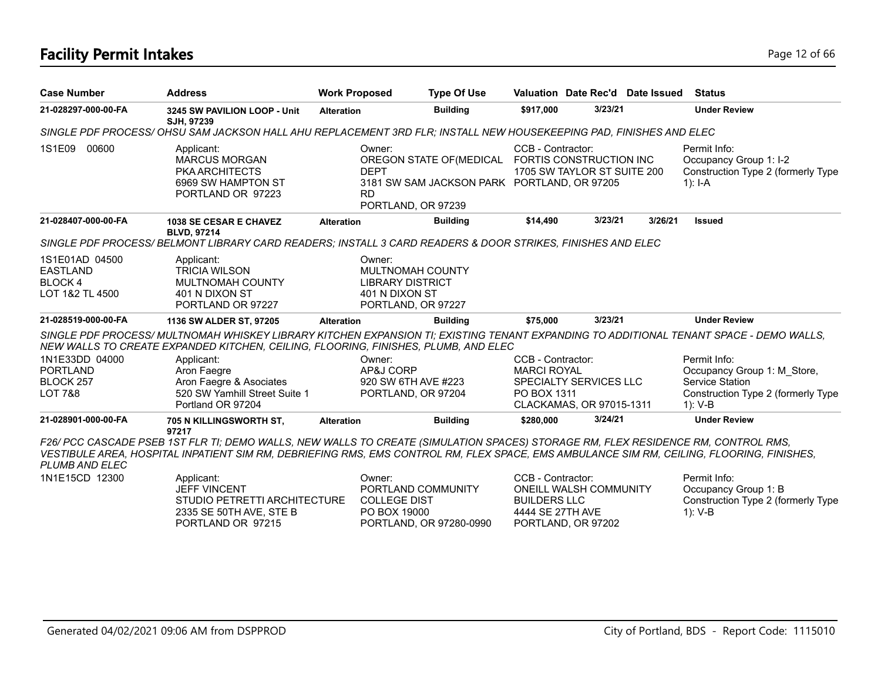# Facility Permit Intakes

| Case Number | Address | Work Proposed | Type Of Use | Valuation | Date Rec'd | Date Issued | Status |
|---|---|---|---|---|---|---|---|
| 21-028297-000-00-FA | 3245 SW PAVILION LOOP - Unit SJH, 97239 | Alteration | Building | $917,000 | 3/23/21 | | Under Review |

*SINGLE PDF PROCESS/ OHSU SAM JACKSON HALL AHU REPLACEMENT 3RD FLR; INSTALL NEW HOUSEKEEPING PAD, FINISHES AND ELEC*

1S1E09 00600

Applicant: MARCUS MORGAN, PKA ARCHITECTS, 6969 SW HAMPTON ST, PORTLAND OR 97223

Owner: OREGON STATE OF(MEDICAL DEPT, 3181 SW SAM JACKSON PARK RD, PORTLAND, OR 97239

CCB - Contractor: FORTIS CONSTRUCTION INC, 1705 SW TAYLOR ST SUITE 200, PORTLAND, OR 97205

Permit Info: Occupancy Group 1: I-2; Construction Type 2 (formerly Type 1): I-A

| Case Number | Address | Work Proposed | Type Of Use | Valuation | Date Rec'd | Date Issued | Status |
|---|---|---|---|---|---|---|---|
| 21-028407-000-00-FA | 1038 SE CESAR E CHAVEZ BLVD, 97214 | Alteration | Building | $14,490 | 3/23/21 | 3/26/21 | Issued |

*SINGLE PDF PROCESS/ BELMONT LIBRARY CARD READERS; INSTALL 3 CARD READERS & DOOR STRIKES, FINISHES AND ELEC*

1S1E01AD 04500, EASTLAND, BLOCK 4, LOT 1&2 TL 4500

Applicant: TRICIA WILSON, MULTNOMAH COUNTY, 401 N DIXON ST, PORTLAND OR 97227

Owner: MULTNOMAH COUNTY LIBRARY DISTRICT, 401 N DIXON ST, PORTLAND, OR 97227

| Case Number | Address | Work Proposed | Type Of Use | Valuation | Date Rec'd | Date Issued | Status |
|---|---|---|---|---|---|---|---|
| 21-028519-000-00-FA | 1136 SW ALDER ST, 97205 | Alteration | Building | $75,000 | 3/23/21 | | Under Review |

*SINGLE PDF PROCESS/ MULTNOMAH WHISKEY LIBRARY KITCHEN EXPANSION TI; EXISTING TENANT EXPANDING TO ADDITIONAL TENANT SPACE - DEMO WALLS, NEW WALLS TO CREATE EXPANDED KITCHEN, CEILING, FLOORING, FINISHES, PLUMB, AND ELEC*

1N1E33DD 04000, PORTLAND, BLOCK 257, LOT 7&8

Applicant: Aron Faegre, Aron Faegre & Asociates, 520 SW Yamhill Street Suite 1, Portland OR 97204

Owner: AP&J CORP, 920 SW 6TH AVE #223, PORTLAND, OR 97204

CCB - Contractor: MARCI ROYAL, SPECIALTY SERVICES LLC, PO BOX 1311, CLACKAMAS, OR 97015-1311

Permit Info: Occupancy Group 1: M_Store, Service Station; Construction Type 2 (formerly Type 1): V-B

| Case Number | Address | Work Proposed | Type Of Use | Valuation | Date Rec'd | Date Issued | Status |
|---|---|---|---|---|---|---|---|
| 21-028901-000-00-FA | 705 N KILLINGSWORTH ST, 97217 | Alteration | Building | $280,000 | 3/24/21 | | Under Review |

*F26/ PCC CASCADE PSEB 1ST FLR TI; DEMO WALLS, NEW WALLS TO CREATE (SIMULATION SPACES) STORAGE RM, FLEX RESIDENCE RM, CONTROL RMS, VESTIBULE AREA, HOSPITAL INPATIENT SIM RM, DEBRIEFING RMS, EMS CONTROL RM, FLEX SPACE, EMS AMBULANCE SIM RM, CEILING, FLOORING, FINISHES, PLUMB AND ELEC*

1N1E15CD 12300

Applicant: JEFF VINCENT, STUDIO PETRETTI ARCHITECTURE, 2335 SE 50TH AVE, STE B, PORTLAND OR 97215

Owner: PORTLAND COMMUNITY COLLEGE DIST, PO BOX 19000, PORTLAND, OR 97280-0990

CCB - Contractor: ONEILL WALSH COMMUNITY BUILDERS LLC, 4444 SE 27TH AVE, PORTLAND, OR 97202

Permit Info: Occupancy Group 1: B; Construction Type 2 (formerly Type 1): V-B

Generated 04/02/2021 09:06 AM from DSPPROD — City of Portland, BDS - Report Code: 1115010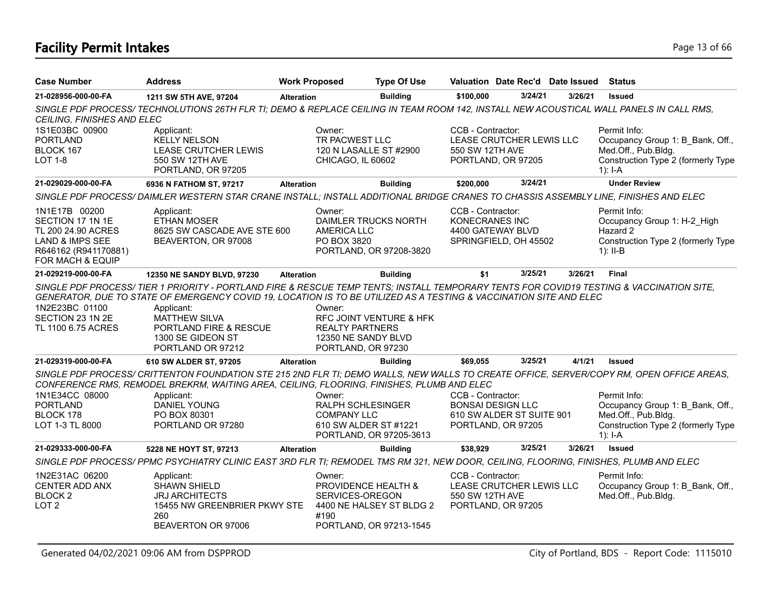# Facility Permit Intakes

| Case Number | Address | Work Proposed | Type Of Use | Valuation | Date Rec'd | Date Issued | Status |
|---|---|---|---|---|---|---|---|
| 21-028956-000-00-FA | 1211 SW 5TH AVE, 97204 | Alteration | Building | $100,000 | 3/24/21 | 3/26/21 | Issued |

*SINGLE PDF PROCESS/ TECHNOLUTIONS 26TH FLR TI; DEMO & REPLACE CEILING IN TEAM ROOM 142, INSTALL NEW ACOUSTICAL WALL PANELS IN CALL RMS, CEILING, FINISHES AND ELEC*

1S1E03BC 00900
PORTLAND
BLOCK 167
LOT 1-8

Applicant:
KELLY NELSON
LEASE CRUTCHER LEWIS
550 SW 12TH AVE
PORTLAND, OR 97205

Owner:
TR PACWEST LLC
120 N LASALLE ST #2900
CHICAGO, IL 60602

CCB - Contractor:
LEASE CRUTCHER LEWIS LLC
550 SW 12TH AVE
PORTLAND, OR 97205

Permit Info:
Occupancy Group 1: B_Bank, Off., Med.Off., Pub.Bldg.
Construction Type 2 (formerly Type 1): I-A

| Case Number | Address | Work Proposed | Type Of Use | Valuation | Date Rec'd | Date Issued | Status |
|---|---|---|---|---|---|---|---|
| 21-029029-000-00-FA | 6936 N FATHOM ST, 97217 | Alteration | Building | $200,000 | 3/24/21 | | Under Review |

*SINGLE PDF PROCESS/ DAIMLER WESTERN STAR CRANE INSTALL; INSTALL ADDITIONAL BRIDGE CRANES TO CHASSIS ASSEMBLY LINE, FINISHES AND ELEC*

1N1E17B 00200
SECTION 17 1N 1E
TL 200 24.90 ACRES
LAND & IMPS SEE
R646162 (R941170881)
FOR MACH & EQUIP

Applicant:
ETHAN MOSER
8625 SW CASCADE AVE STE 600
BEAVERTON, OR 97008

Owner:
DAIMLER TRUCKS NORTH AMERICA LLC
PO BOX 3820
PORTLAND, OR 97208-3820

CCB - Contractor:
KONECRANES INC
4400 GATEWAY BLVD
SPRINGFIELD, OH 45502

Permit Info:
Occupancy Group 1: H-2_High Hazard 2
Construction Type 2 (formerly Type 1): II-B

| Case Number | Address | Work Proposed | Type Of Use | Valuation | Date Rec'd | Date Issued | Status |
|---|---|---|---|---|---|---|---|
| 21-029219-000-00-FA | 12350 NE SANDY BLVD, 97230 | Alteration | Building | $1 | 3/25/21 | 3/26/21 | Final |

*SINGLE PDF PROCESS/ TIER 1 PRIORITY - PORTLAND FIRE & RESCUE TEMP TENTS; INSTALL TEMPORARY TENTS FOR COVID19 TESTING & VACCINATION SITE, GENERATOR, DUE TO STATE OF EMERGENCY COVID 19, LOCATION IS TO BE UTILIZED AS A TESTING & VACCINATION SITE AND ELEC*

1N2E23BC 01100
SECTION 23 1N 2E
TL 1100 6.75 ACRES

Applicant:
MATTHEW SILVA
PORTLAND FIRE & RESCUE
1300 SE GIDEON ST
PORTLAND OR 97212

Owner:
RFC JOINT VENTURE & HFK REALTY PARTNERS
12350 NE SANDY BLVD
PORTLAND, OR 97230

| Case Number | Address | Work Proposed | Type Of Use | Valuation | Date Rec'd | Date Issued | Status |
|---|---|---|---|---|---|---|---|
| 21-029319-000-00-FA | 610 SW ALDER ST, 97205 | Alteration | Building | $69,055 | 3/25/21 | 4/1/21 | Issued |

*SINGLE PDF PROCESS/ CRITTENTON FOUNDATION STE 215 2ND FLR TI; DEMO WALLS, NEW WALLS TO CREATE OFFICE, SERVER/COPY RM, OPEN OFFICE AREAS, CONFERENCE RMS, REMODEL BREKRM, WAITING AREA, CEILING, FLOORING, FINISHES, PLUMB AND ELEC*

1N1E34CC 08000
PORTLAND
BLOCK 178
LOT 1-3 TL 8000

Applicant:
DANIEL YOUNG
PO BOX 80301
PORTLAND OR 97280

Owner:
RALPH SCHLESINGER COMPANY LLC
610 SW ALDER ST #1221
PORTLAND, OR 97205-3613

CCB - Contractor:
BONSAI DESIGN LLC
610 SW ALDER ST SUITE 901
PORTLAND, OR 97205

Permit Info:
Occupancy Group 1: B_Bank, Off., Med.Off., Pub.Bldg.
Construction Type 2 (formerly Type 1): I-A

| Case Number | Address | Work Proposed | Type Of Use | Valuation | Date Rec'd | Date Issued | Status |
|---|---|---|---|---|---|---|---|
| 21-029333-000-00-FA | 5228 NE HOYT ST, 97213 | Alteration | Building | $38,929 | 3/25/21 | 3/26/21 | Issued |

*SINGLE PDF PROCESS/ PPMC PSYCHIATRY CLINIC EAST 3RD FLR TI; REMODEL TMS RM 321, NEW DOOR, CEILING, FLOORING, FINISHES, PLUMB AND ELEC*

1N2E31AC 06200
CENTER ADD ANX
BLOCK 2
LOT 2

Applicant:
SHAWN SHIELD
JRJ ARCHITECTS
15455 NW GREENBRIER PKWY STE 260
BEAVERTON OR 97006

Owner:
PROVIDENCE HEALTH & SERVICES-OREGON
4400 NE HALSEY ST BLDG 2 #190
PORTLAND, OR 97213-1545

CCB - Contractor:
LEASE CRUTCHER LEWIS LLC
550 SW 12TH AVE
PORTLAND, OR 97205

Permit Info:
Occupancy Group 1: B_Bank, Off., Med.Off., Pub.Bldg.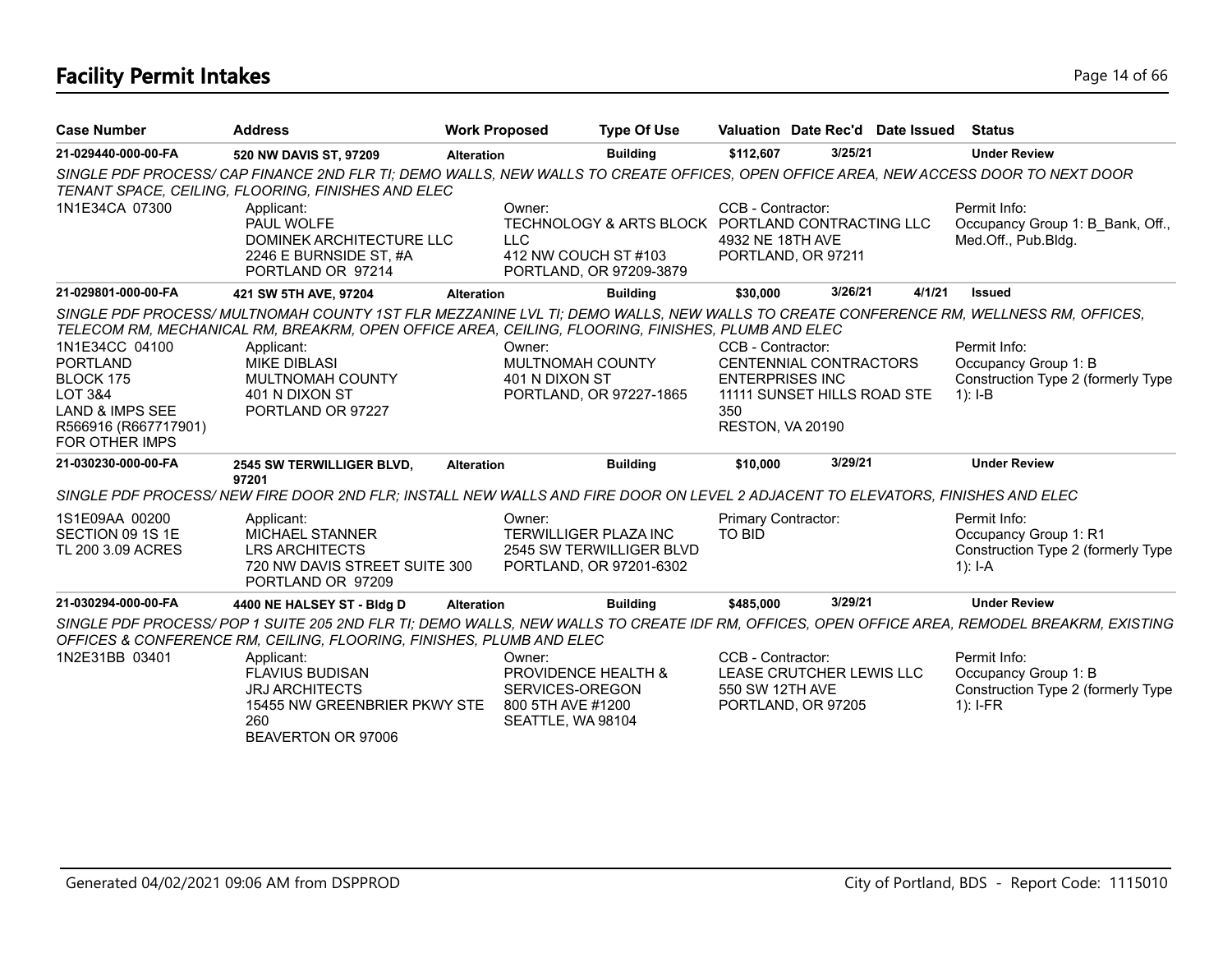# Facility Permit Intakes

| Case Number | Address | Work Proposed | Type Of Use | Valuation | Date Rec'd | Date Issued | Status |
|---|---|---|---|---|---|---|---|
| 21-029440-000-00-FA | 520 NW DAVIS ST, 97209 | Alteration | Building | $112,607 | 3/25/21 | | Under Review |

*SINGLE PDF PROCESS/ CAP FINANCE 2ND FLR TI; DEMO WALLS, NEW WALLS TO CREATE OFFICES, OPEN OFFICE AREA, NEW ACCESS DOOR TO NEXT DOOR TENANT SPACE, CEILING, FLOORING, FINISHES AND ELEC*

1N1E34CA 07300

Applicant: PAUL WOLFE, DOMINEK ARCHITECTURE LLC, 2246 E BURNSIDE ST, #A, PORTLAND OR 97214

Owner: TECHNOLOGY & ARTS BLOCK LLC, 412 NW COUCH ST #103, PORTLAND, OR 97209-3879

CCB - Contractor: PORTLAND CONTRACTING LLC, 4932 NE 18TH AVE, PORTLAND, OR 97211

Permit Info: Occupancy Group 1: B_Bank, Off., Med.Off., Pub.Bldg.

| Case Number | Address | Work Proposed | Type Of Use | Valuation | Date Rec'd | Date Issued | Status |
|---|---|---|---|---|---|---|---|
| 21-029801-000-00-FA | 421 SW 5TH AVE, 97204 | Alteration | Building | $30,000 | 3/26/21 | 4/1/21 | Issued |

*SINGLE PDF PROCESS/ MULTNOMAH COUNTY 1ST FLR MEZZANINE LVL TI; DEMO WALLS, NEW WALLS TO CREATE CONFERENCE RM, WELLNESS RM, OFFICES, TELECOM RM, MECHANICAL RM, BREAKRM, OPEN OFFICE AREA, CEILING, FLOORING, FINISHES, PLUMB AND ELEC*

1N1E34CC 04100, PORTLAND, BLOCK 175, LOT 3&4, LAND & IMPS SEE R566916 (R667717901) FOR OTHER IMPS

Applicant: MIKE DIBLASI, MULTNOMAH COUNTY, 401 N DIXON ST, PORTLAND OR 97227

Owner: MULTNOMAH COUNTY, 401 N DIXON ST, PORTLAND, OR 97227-1865

CCB - Contractor: CENTENNIAL CONTRACTORS ENTERPRISES INC, 11111 SUNSET HILLS ROAD STE 350, RESTON, VA 20190

Permit Info: Occupancy Group 1: B, Construction Type 2 (formerly Type 1): I-B

| Case Number | Address | Work Proposed | Type Of Use | Valuation | Date Rec'd | Date Issued | Status |
|---|---|---|---|---|---|---|---|
| 21-030230-000-00-FA | 2545 SW TERWILLIGER BLVD, 97201 | Alteration | Building | $10,000 | 3/29/21 | | Under Review |

*SINGLE PDF PROCESS/ NEW FIRE DOOR 2ND FLR; INSTALL NEW WALLS AND FIRE DOOR ON LEVEL 2 ADJACENT TO ELEVATORS, FINISHES AND ELEC*

1S1E09AA 00200, SECTION 09 1S 1E, TL 200 3.09 ACRES

Applicant: MICHAEL STANNER, LRS ARCHITECTS, 720 NW DAVIS STREET SUITE 300, PORTLAND OR 97209

Owner: TERWILLIGER PLAZA INC, 2545 SW TERWILLIGER BLVD, PORTLAND, OR 97201-6302

Primary Contractor: TO BID

Permit Info: Occupancy Group 1: R1, Construction Type 2 (formerly Type 1): I-A

| Case Number | Address | Work Proposed | Type Of Use | Valuation | Date Rec'd | Date Issued | Status |
|---|---|---|---|---|---|---|---|
| 21-030294-000-00-FA | 4400 NE HALSEY ST - Bldg D | Alteration | Building | $485,000 | 3/29/21 | | Under Review |

*SINGLE PDF PROCESS/ POP 1 SUITE 205 2ND FLR TI; DEMO WALLS, NEW WALLS TO CREATE IDF RM, OFFICES, OPEN OFFICE AREA, REMODEL BREAKRM, EXISTING OFFICES & CONFERENCE RM, CEILING, FLOORING, FINISHES, PLUMB AND ELEC*

1N2E31BB 03401

Applicant: FLAVIUS BUDISAN, JRJ ARCHITECTS, 15455 NW GREENBRIER PKWY STE 260, BEAVERTON OR 97006

Owner: PROVIDENCE HEALTH & SERVICES-OREGON, 800 5TH AVE #1200, SEATTLE, WA 98104

CCB - Contractor: LEASE CRUTCHER LEWIS LLC, 550 SW 12TH AVE, PORTLAND, OR 97205

Permit Info: Occupancy Group 1: B, Construction Type 2 (formerly Type 1): I-FR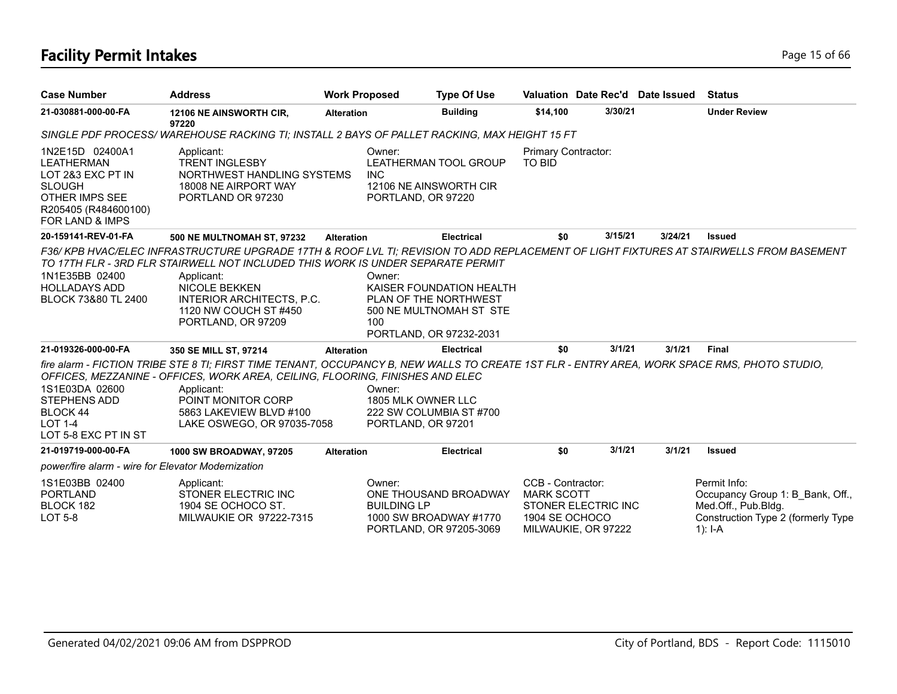# Facility Permit Intakes

| Case Number | Address | Work Proposed | Type Of Use | Valuation | Date Rec'd | Date Issued | Status |
|---|---|---|---|---|---|---|---|
| 21-030881-000-00-FA | 12106 NE AINSWORTH CIR, 97220 | Alteration | Building | $14,100 | 3/30/21 | | Under Review |

*SINGLE PDF PROCESS/ WAREHOUSE RACKING TI; INSTALL 2 BAYS OF PALLET RACKING, MAX HEIGHT 15 FT*

1N2E15D 02400A1
LEATHERMAN
LOT 2&3 EXC PT IN SLOUGH
OTHER IMPS SEE R205405 (R484600100) FOR LAND & IMPS

Applicant:
TRENT INGLESBY
NORTHWEST HANDLING SYSTEMS
18008 NE AIRPORT WAY
PORTLAND OR 97230

Owner:
LEATHERMAN TOOL GROUP INC
12106 NE AINSWORTH CIR
PORTLAND, OR 97220

Primary Contractor:
TO BID

| Case Number | Address | Work Proposed | Type Of Use | Valuation | Date Rec'd | Date Issued | Status |
|---|---|---|---|---|---|---|---|
| 20-159141-REV-01-FA | 500 NE MULTNOMAH ST, 97232 | Alteration | Electrical | $0 | 3/15/21 | 3/24/21 | Issued |

*F36/ KPB HVAC/ELEC INFRASTRUCTURE UPGRADE 17TH & ROOF LVL TI; REVISION TO ADD REPLACEMENT OF LIGHT FIXTURES AT STAIRWELLS FROM BASEMENT TO 17TH FLR - 3RD FLR STAIRWELL NOT INCLUDED THIS WORK IS UNDER SEPARATE PERMIT*

1N1E35BB 02400
HOLLADAYS ADD
BLOCK 73&80 TL 2400

Applicant:
NICOLE BEKKEN
INTERIOR ARCHITECTS, P.C.
1120 NW COUCH ST #450
PORTLAND, OR 97209

Owner:
KAISER FOUNDATION HEALTH PLAN OF THE NORTHWEST
500 NE MULTNOMAH ST STE 100
PORTLAND, OR 97232-2031

| Case Number | Address | Work Proposed | Type Of Use | Valuation | Date Rec'd | Date Issued | Status |
|---|---|---|---|---|---|---|---|
| 21-019326-000-00-FA | 350 SE MILL ST, 97214 | Alteration | Electrical | $0 | 3/1/21 | 3/1/21 | Final |

*fire alarm - FICTION TRIBE STE 8 TI; FIRST TIME TENANT, OCCUPANCY B, NEW WALLS TO CREATE 1ST FLR - ENTRY AREA, WORK SPACE RMS, PHOTO STUDIO, OFFICES, MEZZANINE - OFFICES, WORK AREA, CEILING, FLOORING, FINISHES AND ELEC*

1S1E03DA 02600
STEPHENS ADD
BLOCK 44
LOT 1-4
LOT 5-8 EXC PT IN ST

Applicant:
POINT MONITOR CORP
5863 LAKEVIEW BLVD #100
LAKE OSWEGO, OR 97035-7058

Owner:
1805 MLK OWNER LLC
222 SW COLUMBIA ST #700
PORTLAND, OR 97201

| Case Number | Address | Work Proposed | Type Of Use | Valuation | Date Rec'd | Date Issued | Status |
|---|---|---|---|---|---|---|---|
| 21-019719-000-00-FA | 1000 SW BROADWAY, 97205 | Alteration | Electrical | $0 | 3/1/21 | 3/1/21 | Issued |

*power/fire alarm - wire for Elevator Modernization*

1S1E03BB 02400
PORTLAND
BLOCK 182
LOT 5-8

Applicant:
STONER ELECTRIC INC
1904 SE OCHOCO ST.
MILWAUKIE OR 97222-7315

Owner:
ONE THOUSAND BROADWAY BUILDING LP
1000 SW BROADWAY #1770
PORTLAND, OR 97205-3069

CCB - Contractor:
MARK SCOTT
STONER ELECTRIC INC
1904 SE OCHOCO
MILWAUKIE, OR 97222

Permit Info:
Occupancy Group 1: B_Bank, Off., Med.Off., Pub.Bldg.
Construction Type 2 (formerly Type 1): I-A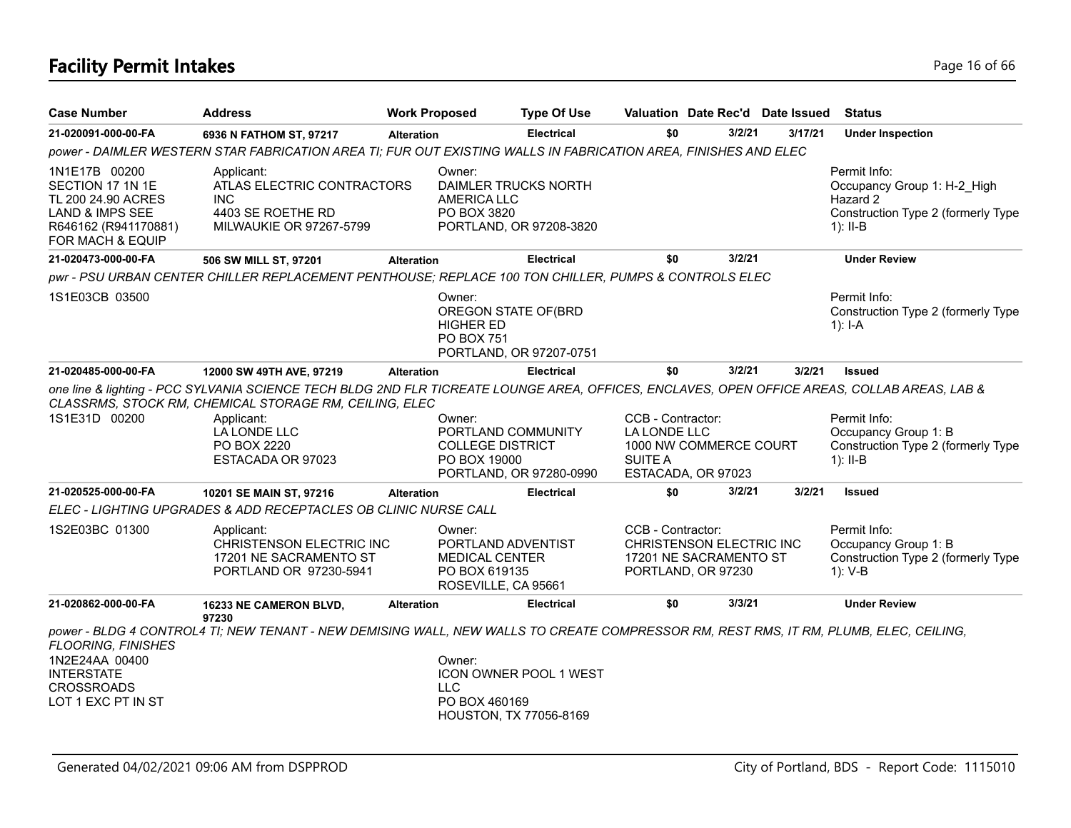# Facility Permit Intakes

| Case Number | Address | Work Proposed | Type Of Use | Valuation | Date Rec'd | Date Issued | Status |
|---|---|---|---|---|---|---|---|
| 21-020091-000-00-FA | 6936 N FATHOM ST, 97217 | Alteration | Electrical | $0 | 3/2/21 | 3/17/21 | Under Inspection |

*power - DAIMLER WESTERN STAR FABRICATION AREA TI; FUR OUT EXISTING WALLS IN FABRICATION AREA, FINISHES AND ELEC*

1N1E17B 00200
SECTION 17 1N 1E
TL 200 24.90 ACRES
LAND & IMPS SEE
R646162 (R941170881)
FOR MACH & EQUIP

Applicant:
ATLAS ELECTRIC CONTRACTORS INC
4403 SE ROETHE RD
MILWAUKIE OR 97267-5799

Owner:
DAIMLER TRUCKS NORTH AMERICA LLC
PO BOX 3820
PORTLAND, OR 97208-3820

Permit Info:
Occupancy Group 1: H-2_High Hazard 2
Construction Type 2 (formerly Type 1): II-B

| Case Number | Address | Work Proposed | Type Of Use | Valuation | Date Rec'd | Date Issued | Status |
|---|---|---|---|---|---|---|---|
| 21-020473-000-00-FA | 506 SW MILL ST, 97201 | Alteration | Electrical | $0 | 3/2/21 | | Under Review |

*pwr - PSU URBAN CENTER CHILLER REPLACEMENT PENTHOUSE; REPLACE 100 TON CHILLER, PUMPS & CONTROLS ELEC*

1S1E03CB 03500

Owner:
OREGON STATE OF(BRD HIGHER ED
PO BOX 751
PORTLAND, OR 97207-0751

Permit Info:
Construction Type 2 (formerly Type 1): I-A

| Case Number | Address | Work Proposed | Type Of Use | Valuation | Date Rec'd | Date Issued | Status |
|---|---|---|---|---|---|---|---|
| 21-020485-000-00-FA | 12000 SW 49TH AVE, 97219 | Alteration | Electrical | $0 | 3/2/21 | 3/2/21 | Issued |

*one line & lighting - PCC SYLVANIA SCIENCE TECH BLDG 2ND FLR TICREATE LOUNGE AREA, OFFICES, ENCLAVES, OPEN OFFICE AREAS, COLLAB AREAS, LAB & CLASSRMS, STOCK RM, CHEMICAL STORAGE RM, CEILING, ELEC*

1S1E31D 00200

Applicant:
LA LONDE LLC
PO BOX 2220
ESTACADA OR 97023

Owner:
PORTLAND COMMUNITY COLLEGE DISTRICT
PO BOX 19000
PORTLAND, OR 97280-0990

CCB - Contractor:
LA LONDE LLC
1000 NW COMMERCE COURT SUITE A
ESTACADA, OR 97023

Permit Info:
Occupancy Group 1: B
Construction Type 2 (formerly Type 1): II-B

| Case Number | Address | Work Proposed | Type Of Use | Valuation | Date Rec'd | Date Issued | Status |
|---|---|---|---|---|---|---|---|
| 21-020525-000-00-FA | 10201 SE MAIN ST, 97216 | Alteration | Electrical | $0 | 3/2/21 | 3/2/21 | Issued |

*ELEC - LIGHTING UPGRADES & ADD RECEPTACLES OB CLINIC NURSE CALL*

1S2E03BC 01300

Applicant:
CHRISTENSON ELECTRIC INC
17201 NE SACRAMENTO ST
PORTLAND OR 97230-5941

Owner:
PORTLAND ADVENTIST MEDICAL CENTER
PO BOX 619135
ROSEVILLE, CA 95661

CCB - Contractor:
CHRISTENSON ELECTRIC INC
17201 NE SACRAMENTO ST
PORTLAND, OR 97230

Permit Info:
Occupancy Group 1: B
Construction Type 2 (formerly Type 1): V-B

| Case Number | Address | Work Proposed | Type Of Use | Valuation | Date Rec'd | Date Issued | Status |
|---|---|---|---|---|---|---|---|
| 21-020862-000-00-FA | 16233 NE CAMERON BLVD, 97230 | Alteration | Electrical | $0 | 3/3/21 | | Under Review |

*power - BLDG 4 CONTROL4 TI; NEW TENANT - NEW DEMISING WALL, NEW WALLS TO CREATE COMPRESSOR RM, REST RMS, IT RM, PLUMB, ELEC, CEILING, FLOORING, FINISHES*

1N2E24AA 00400
INTERSTATE CROSSROADS
LOT 1 EXC PT IN ST

Owner:
ICON OWNER POOL 1 WEST LLC
PO BOX 460169
HOUSTON, TX 77056-8169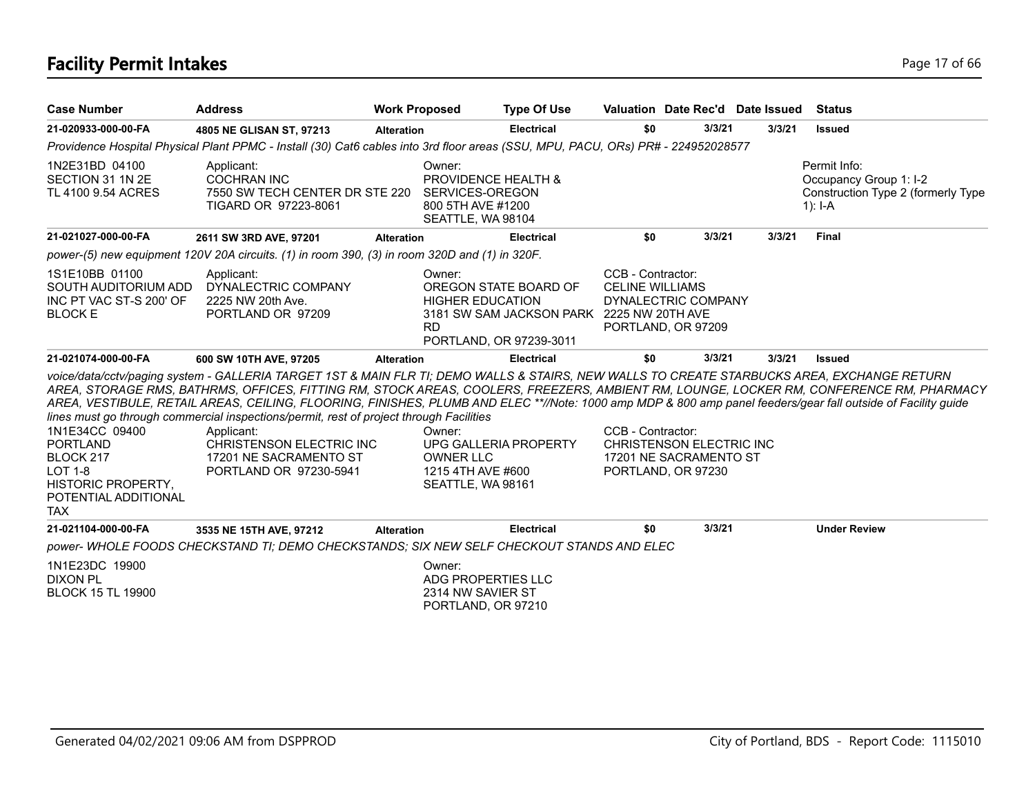# Facility Permit Intakes

| Case Number | Address | Work Proposed | Type Of Use | Valuation | Date Rec'd | Date Issued | Status |
|---|---|---|---|---|---|---|---|
| **21-020933-000-00-FA** | **4805 NE GLISAN ST, 97213** | **Alteration** | **Electrical** | **$0** | **3/3/21** | **3/3/21** | **Issued** |

*Providence Hospital Physical Plant PPMC - Install (30) Cat6 cables into 3rd floor areas (SSU, MPU, PACU, ORs) PR# - 224952028577*

1N2E31BD 04100
SECTION 31 1N 2E
TL 4100 9.54 ACRES

Applicant:
COCHRAN INC
7550 SW TECH CENTER DR STE 220
TIGARD OR 97223-8061

Owner:
PROVIDENCE HEALTH &
SERVICES-OREGON
800 5TH AVE #1200
SEATTLE, WA 98104

Permit Info:
Occupancy Group 1: I-2
Construction Type 2 (formerly Type 1): I-A

| Case Number | Address | Work Proposed | Type Of Use | Valuation | Date Rec'd | Date Issued | Status |
|---|---|---|---|---|---|---|---|
| **21-021027-000-00-FA** | **2611 SW 3RD AVE, 97201** | **Alteration** | **Electrical** | **$0** | **3/3/21** | **3/3/21** | **Final** |

*power-(5) new equipment 120V 20A circuits. (1) in room 390, (3) in room 320D and (1) in 320F.*

1S1E10BB 01100
SOUTH AUDITORIUM ADD
INC PT VAC ST-S 200' OF
BLOCK E

Applicant:
DYNALECTRIC COMPANY
2225 NW 20th Ave.
PORTLAND OR 97209

Owner:
OREGON STATE BOARD OF
HIGHER EDUCATION
3181 SW SAM JACKSON PARK
RD
PORTLAND, OR 97239-3011

CCB - Contractor:
CELINE WILLIAMS
DYNALECTRIC COMPANY
2225 NW 20TH AVE
PORTLAND, OR 97209

| Case Number | Address | Work Proposed | Type Of Use | Valuation | Date Rec'd | Date Issued | Status |
|---|---|---|---|---|---|---|---|
| **21-021074-000-00-FA** | **600 SW 10TH AVE, 97205** | **Alteration** | **Electrical** | **$0** | **3/3/21** | **3/3/21** | **Issued** |

*voice/data/cctv/paging system - GALLERIA TARGET 1ST & MAIN FLR TI; DEMO WALLS & STAIRS, NEW WALLS TO CREATE STARBUCKS AREA, EXCHANGE RETURN AREA, STORAGE RMS, BATHRMS, OFFICES, FITTING RM, STOCK AREAS, COOLERS, FREEZERS, AMBIENT RM, LOUNGE, LOCKER RM, CONFERENCE RM, PHARMACY AREA, VESTIBULE, RETAIL AREAS, CEILING, FLOORING, FINISHES, PLUMB AND ELEC \*\*//Note: 1000 amp MDP & 800 amp panel feeders/gear fall outside of Facility guide lines must go through commercial inspections/permit, rest of project through Facilities*

1N1E34CC 09400
PORTLAND
BLOCK 217
LOT 1-8
HISTORIC PROPERTY,
POTENTIAL ADDITIONAL
TAX

Applicant:
CHRISTENSON ELECTRIC INC
17201 NE SACRAMENTO ST
PORTLAND OR 97230-5941

Owner:
UPG GALLERIA PROPERTY
OWNER LLC
1215 4TH AVE #600
SEATTLE, WA 98161

CCB - Contractor:
CHRISTENSON ELECTRIC INC
17201 NE SACRAMENTO ST
PORTLAND, OR 97230

| Case Number | Address | Work Proposed | Type Of Use | Valuation | Date Rec'd | Date Issued | Status |
|---|---|---|---|---|---|---|---|
| **21-021104-000-00-FA** | **3535 NE 15TH AVE, 97212** | **Alteration** | **Electrical** | **$0** | **3/3/21** | | **Under Review** |

*power- WHOLE FOODS CHECKSTAND TI; DEMO CHECKSTANDS; SIX NEW SELF CHECKOUT STANDS AND ELEC*

1N1E23DC 19900
DIXON PL
BLOCK 15 TL 19900

Owner:
ADG PROPERTIES LLC
2314 NW SAVIER ST
PORTLAND, OR 97210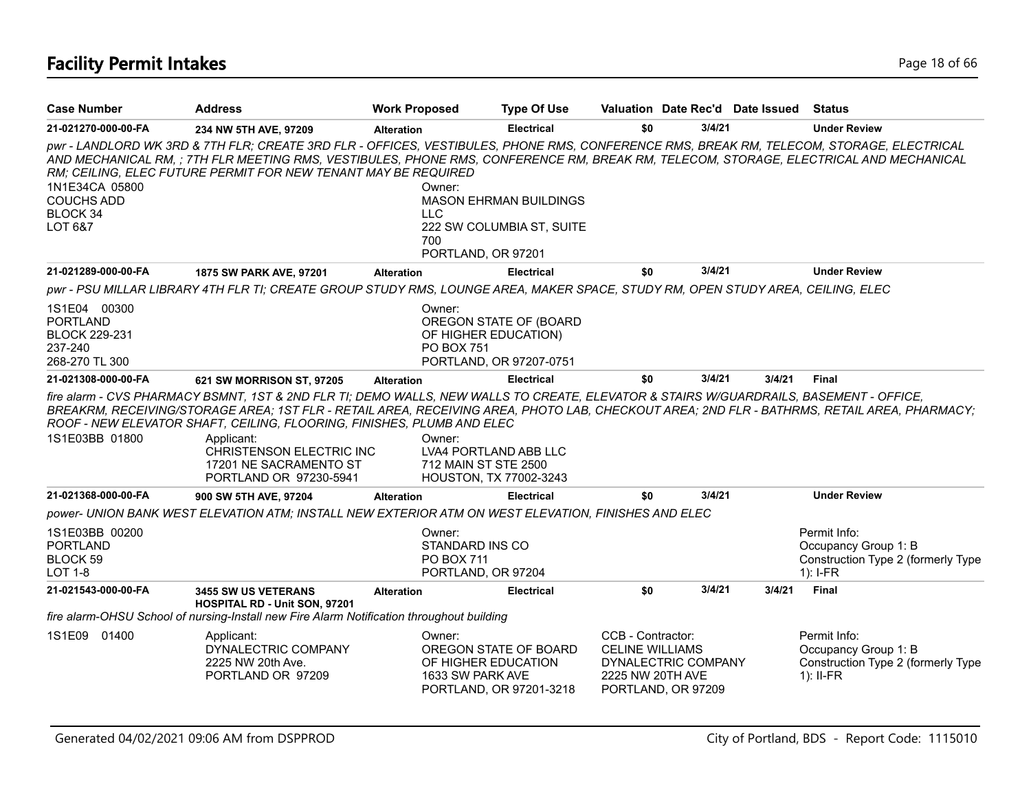## Facility Permit Intakes

| Case Number | Address | Work Proposed | Type Of Use | Valuation | Date Rec'd | Date Issued | Status |
|---|---|---|---|---|---|---|---|
| 21-021270-000-00-FA | 234 NW 5TH AVE, 97209 | Alteration | Electrical | $0 | 3/4/21 | | Under Review |

*pwr - LANDLORD WK 3RD & 7TH FLR; CREATE 3RD FLR - OFFICES, VESTIBULES, PHONE RMS, CONFERENCE RMS, BREAK RM, TELECOM, STORAGE, ELECTRICAL AND MECHANICAL RM, ; 7TH FLR MEETING RMS, VESTIBULES, PHONE RMS, CONFERENCE RM, BREAK RM, TELECOM, STORAGE, ELECTRICAL AND MECHANICAL RM; CEILING, ELEC FUTURE PERMIT FOR NEW TENANT MAY BE REQUIRED*

1N1E34CA 05800
COUCHS ADD
BLOCK 34
LOT 6&7

Owner:
MASON EHRMAN BUILDINGS LLC
222 SW COLUMBIA ST, SUITE 700
PORTLAND, OR 97201

| Case Number | Address | Work Proposed | Type Of Use | Valuation | Date Rec'd | Date Issued | Status |
|---|---|---|---|---|---|---|---|
| 21-021289-000-00-FA | 1875 SW PARK AVE, 97201 | Alteration | Electrical | $0 | 3/4/21 | | Under Review |

*pwr - PSU MILLAR LIBRARY 4TH FLR TI; CREATE GROUP STUDY RMS, LOUNGE AREA, MAKER SPACE, STUDY RM, OPEN STUDY AREA, CEILING, ELEC*

1S1E04 00300
PORTLAND
BLOCK 229-231
237-240
268-270 TL 300

Owner:
OREGON STATE OF (BOARD OF HIGHER EDUCATION)
PO BOX 751
PORTLAND, OR 97207-0751

| Case Number | Address | Work Proposed | Type Of Use | Valuation | Date Rec'd | Date Issued | Status |
|---|---|---|---|---|---|---|---|
| 21-021308-000-00-FA | 621 SW MORRISON ST, 97205 | Alteration | Electrical | $0 | 3/4/21 | 3/4/21 | Final |

*fire alarm - CVS PHARMACY BSMNT, 1ST & 2ND FLR TI; DEMO WALLS, NEW WALLS TO CREATE, ELEVATOR & STAIRS W/GUARDRAILS, BASEMENT - OFFICE, BREAKRM, RECEIVING/STORAGE AREA; 1ST FLR - RETAIL AREA, RECEIVING AREA, PHOTO LAB, CHECKOUT AREA; 2ND FLR - BATHRMS, RETAIL AREA, PHARMACY; ROOF - NEW ELEVATOR SHAFT, CEILING, FLOORING, FINISHES, PLUMB AND ELEC*

1S1E03BB 01800

Applicant:
CHRISTENSON ELECTRIC INC
17201 NE SACRAMENTO ST
PORTLAND OR 97230-5941

Owner:
LVA4 PORTLAND ABB LLC
712 MAIN ST STE 2500
HOUSTON, TX 77002-3243

| Case Number | Address | Work Proposed | Type Of Use | Valuation | Date Rec'd | Date Issued | Status |
|---|---|---|---|---|---|---|---|
| 21-021368-000-00-FA | 900 SW 5TH AVE, 97204 | Alteration | Electrical | $0 | 3/4/21 | | Under Review |

*power- UNION BANK WEST ELEVATION ATM; INSTALL NEW EXTERIOR ATM ON WEST ELEVATION, FINISHES AND ELEC*

1S1E03BB 00200
PORTLAND
BLOCK 59
LOT 1-8

Owner:
STANDARD INS CO
PO BOX 711
PORTLAND, OR 97204

Permit Info:
Occupancy Group 1: B
Construction Type 2 (formerly Type 1): I-FR

| Case Number | Address | Work Proposed | Type Of Use | Valuation | Date Rec'd | Date Issued | Status |
|---|---|---|---|---|---|---|---|
| 21-021543-000-00-FA | 3455 SW US VETERANS HOSPITAL RD - Unit SON, 97201 | Alteration | Electrical | $0 | 3/4/21 | 3/4/21 | Final |

*fire alarm-OHSU School of nursing-Install new Fire Alarm Notification throughout building*

1S1E09 01400

Applicant:
DYNALECTRIC COMPANY
2225 NW 20th Ave.
PORTLAND OR 97209

Owner:
OREGON STATE OF BOARD OF HIGHER EDUCATION
1633 SW PARK AVE
PORTLAND, OR 97201-3218

CCB - Contractor:
CELINE WILLIAMS
DYNALECTRIC COMPANY
2225 NW 20TH AVE
PORTLAND, OR 97209

Permit Info:
Occupancy Group 1: B
Construction Type 2 (formerly Type 1): II-FR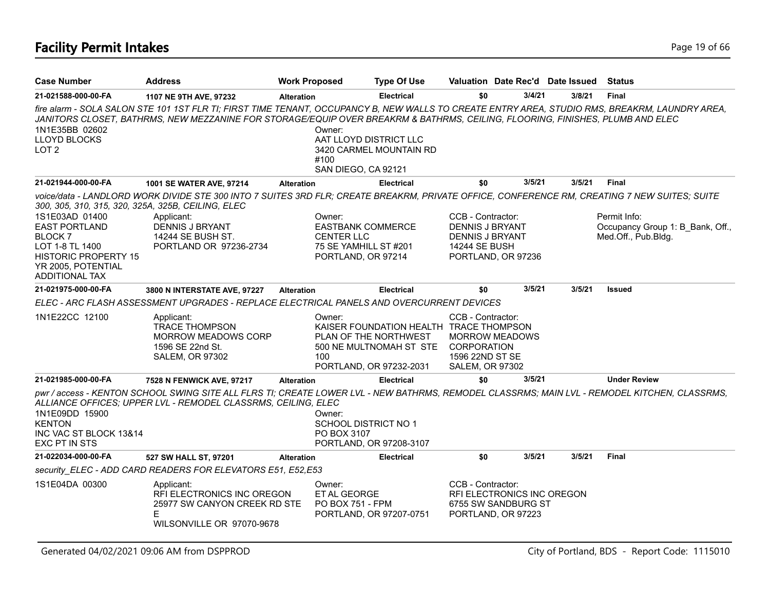# Facility Permit Intakes

| Case Number | Address | Work Proposed | Type Of Use | Valuation | Date Rec'd | Date Issued | Status |
|---|---|---|---|---|---|---|---|
| **21-021588-000-00-FA** | **1107 NE 9TH AVE, 97232** | **Alteration** | **Electrical** | **$0** | **3/4/21** | **3/8/21** | **Final** |

*fire alarm - SOLA SALON STE 101 1ST FLR TI; FIRST TIME TENANT, OCCUPANCY B, NEW WALLS TO CREATE ENTRY AREA, STUDIO RMS, BREAKRM, LAUNDRY AREA, JANITORS CLOSET, BATHRMS, NEW MEZZANINE FOR STORAGE/EQUIP OVER BREAKRM & BATHRMS, CEILING, FLOORING, FINISHES, PLUMB AND ELEC*

1N1E35BB 02602
LLOYD BLOCKS
LOT 2

Owner:
AAT LLOYD DISTRICT LLC
3420 CARMEL MOUNTAIN RD #100
SAN DIEGO, CA 92121

| Case Number | Address | Work Proposed | Type Of Use | Valuation | Date Rec'd | Date Issued | Status |
|---|---|---|---|---|---|---|---|
| **21-021944-000-00-FA** | **1001 SE WATER AVE, 97214** | **Alteration** | **Electrical** | **$0** | **3/5/21** | **3/5/21** | **Final** |

*voice/data - LANDLORD WORK DIVIDE STE 300 INTO 7 SUITES 3RD FLR; CREATE BREAKRM, PRIVATE OFFICE, CONFERENCE RM, CREATING 7 NEW SUITES; SUITE 300, 305, 310, 315, 320, 325A, 325B, CEILING, ELEC*

1S1E03AD 01400
EAST PORTLAND
BLOCK 7
LOT 1-8 TL 1400
HISTORIC PROPERTY 15 YR 2005, POTENTIAL ADDITIONAL TAX

Applicant:
DENNIS J BRYANT
14244 SE BUSH ST.
PORTLAND OR 97236-2734

Owner:
EASTBANK COMMERCE CENTER LLC
75 SE YAMHILL ST #201
PORTLAND, OR 97214

CCB - Contractor:
DENNIS J BRYANT
DENNIS J BRYANT
14244 SE BUSH
PORTLAND, OR 97236

Permit Info:
Occupancy Group 1: B_Bank, Off., Med.Off., Pub.Bldg.

| Case Number | Address | Work Proposed | Type Of Use | Valuation | Date Rec'd | Date Issued | Status |
|---|---|---|---|---|---|---|---|
| **21-021975-000-00-FA** | **3800 N INTERSTATE AVE, 97227** | **Alteration** | **Electrical** | **$0** | **3/5/21** | **3/5/21** | **Issued** |

*ELEC - ARC FLASH ASSESSMENT UPGRADES - REPLACE ELECTRICAL PANELS AND OVERCURRENT DEVICES*

1N1E22CC 12100

Applicant:
TRACE THOMPSON
MORROW MEADOWS CORP
1596 SE 22nd St.
SALEM, OR 97302

Owner:
KAISER FOUNDATION HEALTH PLAN OF THE NORTHWEST
500 NE MULTNOMAH ST STE 100
PORTLAND, OR 97232-2031

CCB - Contractor:
TRACE THOMPSON
MORROW MEADOWS CORPORATION
1596 22ND ST SE
SALEM, OR 97302

| Case Number | Address | Work Proposed | Type Of Use | Valuation | Date Rec'd | Date Issued | Status |
|---|---|---|---|---|---|---|---|
| **21-021985-000-00-FA** | **7528 N FENWICK AVE, 97217** | **Alteration** | **Electrical** | **$0** | **3/5/21** | | **Under Review** |

*pwr / access - KENTON SCHOOL SWING SITE ALL FLRS TI; CREATE LOWER LVL - NEW BATHRMS, REMODEL CLASSRMS; MAIN LVL - REMODEL KITCHEN, CLASSRMS, ALLIANCE OFFICES; UPPER LVL - REMODEL CLASSRMS, CEILING, ELEC*

1N1E09DD 15900
KENTON
INC VAC ST BLOCK 13&14
EXC PT IN STS

Owner:
SCHOOL DISTRICT NO 1
PO BOX 3107
PORTLAND, OR 97208-3107

| Case Number | Address | Work Proposed | Type Of Use | Valuation | Date Rec'd | Date Issued | Status |
|---|---|---|---|---|---|---|---|
| **21-022034-000-00-FA** | **527 SW HALL ST, 97201** | **Alteration** | **Electrical** | **$0** | **3/5/21** | **3/5/21** | **Final** |

*security_ELEC - ADD CARD READERS FOR ELEVATORS E51, E52,E53*

1S1E04DA 00300

Applicant:
RFI ELECTRONICS INC OREGON
25977 SW CANYON CREEK RD STE E
WILSONVILLE OR 97070-9678

Owner:
ET AL GEORGE
PO BOX 751 - FPM
PORTLAND, OR 97207-0751

CCB - Contractor:
RFI ELECTRONICS INC OREGON
6755 SW SANDBURG ST
PORTLAND, OR 97223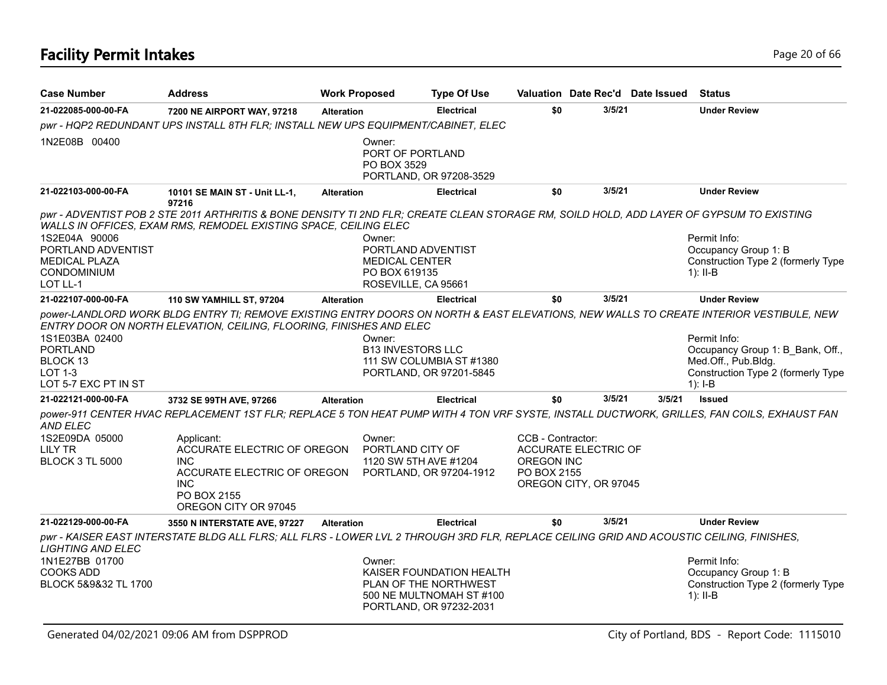# Facility Permit Intakes

| Case Number | Address | Work Proposed | Type Of Use | Valuation | Date Rec'd | Date Issued | Status |
|---|---|---|---|---|---|---|---|
| **21-022085-000-00-FA** | **7200 NE AIRPORT WAY, 97218** | **Alteration** | **Electrical** | **$0** | **3/5/21** | | **Under Review** |

*pwr - HQP2 REDUNDANT UPS INSTALL 8TH FLR; INSTALL NEW UPS EQUIPMENT/CABINET, ELEC*

1N2E08B 00400

Owner:
PORT OF PORTLAND
PO BOX 3529
PORTLAND, OR 97208-3529

| Case Number | Address | Work Proposed | Type Of Use | Valuation | Date Rec'd | Date Issued | Status |
|---|---|---|---|---|---|---|---|
| **21-022103-000-00-FA** | **10101 SE MAIN ST - Unit LL-1, 97216** | **Alteration** | **Electrical** | **$0** | **3/5/21** | | **Under Review** |

*pwr - ADVENTIST POB 2 STE 2011 ARTHRITIS & BONE DENSITY TI 2ND FLR; CREATE CLEAN STORAGE RM, SOILD HOLD, ADD LAYER OF GYPSUM TO EXISTING WALLS IN OFFICES, EXAM RMS, REMODEL EXISTING SPACE, CEILING ELEC*

1S2E04A 90006
PORTLAND ADVENTIST
MEDICAL PLAZA
CONDOMINIUM
LOT LL-1

Owner:
PORTLAND ADVENTIST
MEDICAL CENTER
PO BOX 619135
ROSEVILLE, CA 95661

Permit Info:
Occupancy Group 1: B
Construction Type 2 (formerly Type 1): II-B

| Case Number | Address | Work Proposed | Type Of Use | Valuation | Date Rec'd | Date Issued | Status |
|---|---|---|---|---|---|---|---|
| **21-022107-000-00-FA** | **110 SW YAMHILL ST, 97204** | **Alteration** | **Electrical** | **$0** | **3/5/21** | | **Under Review** |

*power-LANDLORD WORK BLDG ENTRY TI; REMOVE EXISTING ENTRY DOORS ON NORTH & EAST ELEVATIONS, NEW WALLS TO CREATE INTERIOR VESTIBULE, NEW ENTRY DOOR ON NORTH ELEVATION, CEILING, FLOORING, FINISHES AND ELEC*

1S1E03BA 02400
PORTLAND
BLOCK 13
LOT 1-3
LOT 5-7 EXC PT IN ST

Owner:
B13 INVESTORS LLC
111 SW COLUMBIA ST #1380
PORTLAND, OR 97201-5845

Permit Info:
Occupancy Group 1: B_Bank, Off., Med.Off., Pub.Bldg.
Construction Type 2 (formerly Type 1): I-B

| Case Number | Address | Work Proposed | Type Of Use | Valuation | Date Rec'd | Date Issued | Status |
|---|---|---|---|---|---|---|---|
| **21-022121-000-00-FA** | **3732 SE 99TH AVE, 97266** | **Alteration** | **Electrical** | **$0** | **3/5/21** | **3/5/21** | **Issued** |

*power-911 CENTER HVAC REPLACEMENT 1ST FLR; REPLACE 5 TON HEAT PUMP WITH 4 TON VRF SYSTE, INSTALL DUCTWORK, GRILLES, FAN COILS, EXHAUST FAN AND ELEC*

1S2E09DA 05000
LILY TR
BLOCK 3 TL 5000

Applicant:
ACCURATE ELECTRIC OF OREGON INC
ACCURATE ELECTRIC OF OREGON INC
PO BOX 2155
OREGON CITY OR 97045

Owner:
PORTLAND CITY OF
1120 SW 5TH AVE #1204
PORTLAND, OR 97204-1912

CCB - Contractor:
ACCURATE ELECTRIC OF OREGON INC
PO BOX 2155
OREGON CITY, OR 97045

| Case Number | Address | Work Proposed | Type Of Use | Valuation | Date Rec'd | Date Issued | Status |
|---|---|---|---|---|---|---|---|
| **21-022129-000-00-FA** | **3550 N INTERSTATE AVE, 97227** | **Alteration** | **Electrical** | **$0** | **3/5/21** | | **Under Review** |

*pwr - KAISER EAST INTERSTATE BLDG ALL FLRS; ALL FLRS - LOWER LVL 2 THROUGH 3RD FLR, REPLACE CEILING GRID AND ACOUSTIC CEILING, FINISHES, LIGHTING AND ELEC*

1N1E27BB 01700
COOKS ADD
BLOCK 5&9&32 TL 1700

Owner:
KAISER FOUNDATION HEALTH
PLAN OF THE NORTHWEST
500 NE MULTNOMAH ST #100
PORTLAND, OR 97232-2031

Permit Info:
Occupancy Group 1: B
Construction Type 2 (formerly Type 1): II-B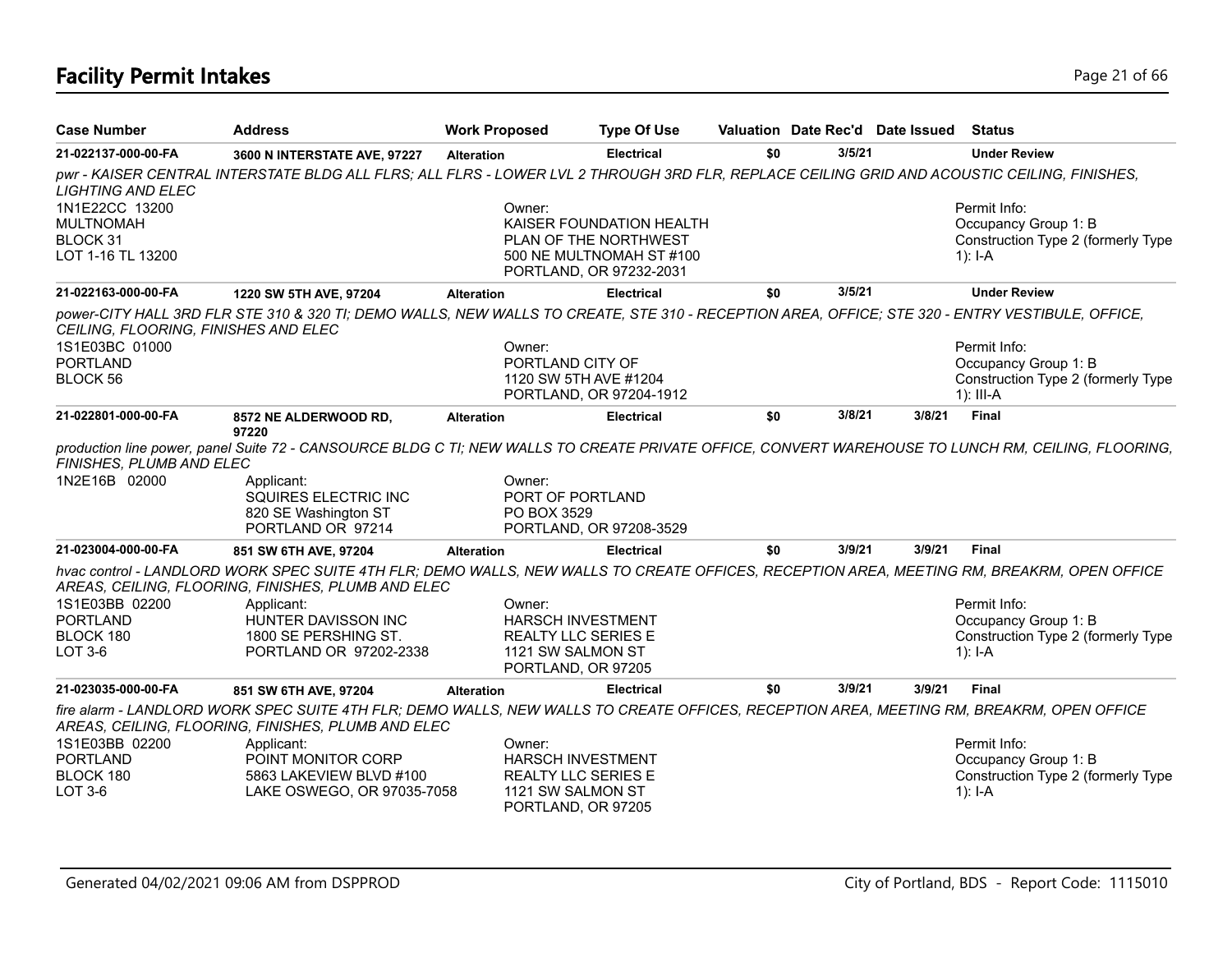# Facility Permit Intakes

| Case Number | Address | Work Proposed | Type Of Use | Valuation | Date Rec'd | Date Issued | Status |
|---|---|---|---|---|---|---|---|
| 21-022137-000-00-FA | 3600 N INTERSTATE AVE, 97227 | Alteration | Electrical | $0 | 3/5/21 | | Under Review |

*pwr - KAISER CENTRAL INTERSTATE BLDG ALL FLRS; ALL FLRS - LOWER LVL 2 THROUGH 3RD FLR, REPLACE CEILING GRID AND ACOUSTIC CEILING, FINISHES, LIGHTING AND ELEC*

1N1E22CC 13200
MULTNOMAH
BLOCK 31
LOT 1-16 TL 13200

Owner:
KAISER FOUNDATION HEALTH
PLAN OF THE NORTHWEST
500 NE MULTNOMAH ST #100
PORTLAND, OR 97232-2031

Permit Info:
Occupancy Group 1: B
Construction Type 2 (formerly Type 1): I-A

| Case Number | Address | Work Proposed | Type Of Use | Valuation | Date Rec'd | Date Issued | Status |
|---|---|---|---|---|---|---|---|
| 21-022163-000-00-FA | 1220 SW 5TH AVE, 97204 | Alteration | Electrical | $0 | 3/5/21 | | Under Review |

*power-CITY HALL 3RD FLR STE 310 & 320 TI; DEMO WALLS, NEW WALLS TO CREATE, STE 310 - RECEPTION AREA, OFFICE; STE 320 - ENTRY VESTIBULE, OFFICE, CEILING, FLOORING, FINISHES AND ELEC*

1S1E03BC 01000
PORTLAND
BLOCK 56

Owner:
PORTLAND CITY OF
1120 SW 5TH AVE #1204
PORTLAND, OR 97204-1912

Permit Info:
Occupancy Group 1: B
Construction Type 2 (formerly Type 1): III-A

| Case Number | Address | Work Proposed | Type Of Use | Valuation | Date Rec'd | Date Issued | Status |
|---|---|---|---|---|---|---|---|
| 21-022801-000-00-FA | 8572 NE ALDERWOOD RD, 97220 | Alteration | Electrical | $0 | 3/8/21 | 3/8/21 | Final |

*production line power, panel Suite 72 - CANSOURCE BLDG C TI; NEW WALLS TO CREATE PRIVATE OFFICE, CONVERT WAREHOUSE TO LUNCH RM, CEILING, FLOORING, FINISHES, PLUMB AND ELEC*

1N2E16B 02000

Applicant:
SQUIRES ELECTRIC INC
820 SE Washington ST
PORTLAND OR 97214

Owner:
PORT OF PORTLAND
PO BOX 3529
PORTLAND, OR 97208-3529

| Case Number | Address | Work Proposed | Type Of Use | Valuation | Date Rec'd | Date Issued | Status |
|---|---|---|---|---|---|---|---|
| 21-023004-000-00-FA | 851 SW 6TH AVE, 97204 | Alteration | Electrical | $0 | 3/9/21 | 3/9/21 | Final |

*hvac control - LANDLORD WORK SPEC SUITE 4TH FLR; DEMO WALLS, NEW WALLS TO CREATE OFFICES, RECEPTION AREA, MEETING RM, BREAKRM, OPEN OFFICE AREAS, CEILING, FLOORING, FINISHES, PLUMB AND ELEC*

1S1E03BB 02200
PORTLAND
BLOCK 180
LOT 3-6

Applicant:
HUNTER DAVISSON INC
1800 SE PERSHING ST.
PORTLAND OR 97202-2338

Owner:
HARSCH INVESTMENT
REALTY LLC SERIES E
1121 SW SALMON ST
PORTLAND, OR 97205

Permit Info:
Occupancy Group 1: B
Construction Type 2 (formerly Type 1): I-A

| Case Number | Address | Work Proposed | Type Of Use | Valuation | Date Rec'd | Date Issued | Status |
|---|---|---|---|---|---|---|---|
| 21-023035-000-00-FA | 851 SW 6TH AVE, 97204 | Alteration | Electrical | $0 | 3/9/21 | 3/9/21 | Final |

*fire alarm - LANDLORD WORK SPEC SUITE 4TH FLR; DEMO WALLS, NEW WALLS TO CREATE OFFICES, RECEPTION AREA, MEETING RM, BREAKRM, OPEN OFFICE AREAS, CEILING, FLOORING, FINISHES, PLUMB AND ELEC*

1S1E03BB 02200
PORTLAND
BLOCK 180
LOT 3-6

Applicant:
POINT MONITOR CORP
5863 LAKEVIEW BLVD #100
LAKE OSWEGO, OR 97035-7058

Owner:
HARSCH INVESTMENT
REALTY LLC SERIES E
1121 SW SALMON ST
PORTLAND, OR 97205

Permit Info:
Occupancy Group 1: B
Construction Type 2 (formerly Type 1): I-A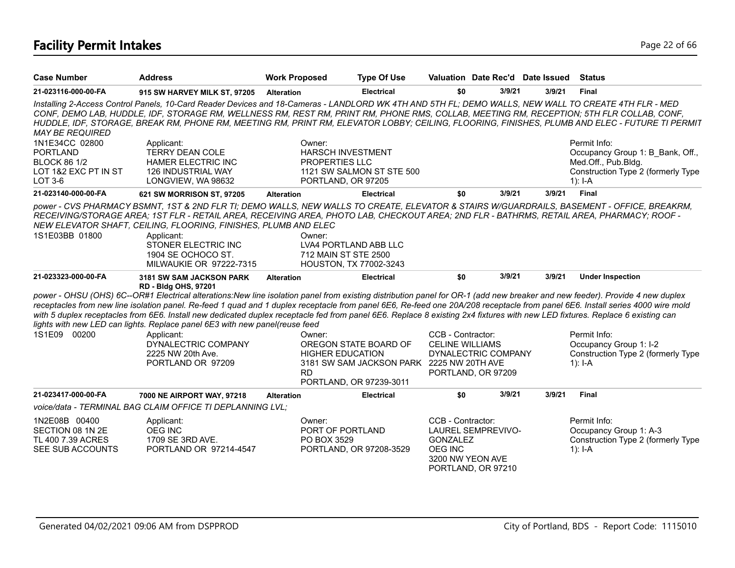# Facility Permit Intakes

| Case Number | Address | Work Proposed | Type Of Use | Valuation | Date Rec'd | Date Issued | Status |
|---|---|---|---|---|---|---|---|
| 21-023116-000-00-FA | 915 SW HARVEY MILK ST, 97205 | Alteration | Electrical | $0 | 3/9/21 | 3/9/21 | Final |

*Installing 2-Access Control Panels, 10-Card Reader Devices and 18-Cameras - LANDLORD WK 4TH AND 5TH FL; DEMO WALLS, NEW WALL TO CREATE 4TH FLR - MED CONF, DEMO LAB, HUDDLE, IDF, STORAGE RM, WELLNESS RM, REST RM, PRINT RM, PHONE RMS, COLLAB, MEETING RM, RECEPTION; 5TH FLR COLLAB, CONF, HUDDLE, IDF, STORAGE, BREAK RM, PHONE RM, MEETING RM, PRINT RM, ELEVATOR LOBBY; CEILING, FLOORING, FINISHES, PLUMB AND ELEC - FUTURE TI PERMIT MAY BE REQUIRED*

1N1E34CC 02800
PORTLAND
BLOCK 86 1/2
LOT 1&2 EXC PT IN ST
LOT 3-6

Applicant:
TERRY DEAN COLE
HAMER ELECTRIC INC
126 INDUSTRIAL WAY
LONGVIEW, WA 98632

Owner:
HARSCH INVESTMENT PROPERTIES LLC
1121 SW SALMON ST STE 500
PORTLAND, OR 97205

Permit Info:
Occupancy Group 1: B_Bank, Off., Med.Off., Pub.Bldg.
Construction Type 2 (formerly Type 1): I-A

| Case Number | Address | Work Proposed | Type Of Use | Valuation | Date Rec'd | Date Issued | Status |
|---|---|---|---|---|---|---|---|
| 21-023140-000-00-FA | 621 SW MORRISON ST, 97205 | Alteration | Electrical | $0 | 3/9/21 | 3/9/21 | Final |

*power - CVS PHARMACY BSMNT, 1ST & 2ND FLR TI; DEMO WALLS, NEW WALLS TO CREATE, ELEVATOR & STAIRS W/GUARDRAILS, BASEMENT - OFFICE, BREAKRM, RECEIVING/STORAGE AREA; 1ST FLR - RETAIL AREA, RECEIVING AREA, PHOTO LAB, CHECKOUT AREA; 2ND FLR - BATHRMS, RETAIL AREA, PHARMACY; ROOF - NEW ELEVATOR SHAFT, CEILING, FLOORING, FINISHES, PLUMB AND ELEC*

1S1E03BB 01800

Applicant:
STONER ELECTRIC INC
1904 SE OCHOCO ST.
MILWAUKIE OR 97222-7315

Owner:
LVA4 PORTLAND ABB LLC
712 MAIN ST STE 2500
HOUSTON, TX 77002-3243

| Case Number | Address | Work Proposed | Type Of Use | Valuation | Date Rec'd | Date Issued | Status |
|---|---|---|---|---|---|---|---|
| 21-023323-000-00-FA | 3181 SW SAM JACKSON PARK RD - Bldg OHS, 97201 | Alteration | Electrical | $0 | 3/9/21 | 3/9/21 | Under Inspection |

*power - OHSU (OHS) 6C--OR#1 Electrical alterations:New line isolation panel from existing distribution panel for OR-1 (add new breaker and new feeder). Provide 4 new duplex receptacles from new line isolation panel. Re-feed 1 quad and 1 duplex receptacle from panel 6E6, Re-feed one 20A/208 receptacle from panel 6E6. Install series 4000 wire mold with 5 duplex receptacles from 6E6. Install new dedicated duplex receptacle fed from panel 6E6. Replace 8 existing 2x4 fixtures with new LED fixtures. Replace 6 existing can lights with new LED can lights. Replace panel 6E3 with new panel(reuse feed*

1S1E09 00200

Applicant:
DYNALECTRIC COMPANY
2225 NW 20th Ave.
PORTLAND OR 97209

Owner:
OREGON STATE BOARD OF HIGHER EDUCATION
3181 SW SAM JACKSON PARK RD
PORTLAND, OR 97239-3011

CCB - Contractor:
CELINE WILLIAMS
DYNALECTRIC COMPANY
2225 NW 20TH AVE
PORTLAND, OR 97209

Permit Info:
Occupancy Group 1: I-2
Construction Type 2 (formerly Type 1): I-A

| Case Number | Address | Work Proposed | Type Of Use | Valuation | Date Rec'd | Date Issued | Status |
|---|---|---|---|---|---|---|---|
| 21-023417-000-00-FA | 7000 NE AIRPORT WAY, 97218 | Alteration | Electrical | $0 | 3/9/21 | 3/9/21 | Final |

*voice/data - TERMINAL BAG CLAIM OFFICE TI DEPLANNING LVL;*

1N2E08B 00400
SECTION 08 1N 2E
TL 400 7.39 ACRES
SEE SUB ACCOUNTS

Applicant:
OEG INC
1709 SE 3RD AVE.
PORTLAND OR 97214-4547

Owner:
PORT OF PORTLAND
PO BOX 3529
PORTLAND, OR 97208-3529

CCB - Contractor:
LAUREL SEMPREVIVO-GONZALEZ
OEG INC
3200 NW YEON AVE
PORTLAND, OR 97210

Permit Info:
Occupancy Group 1: A-3
Construction Type 2 (formerly Type 1): I-A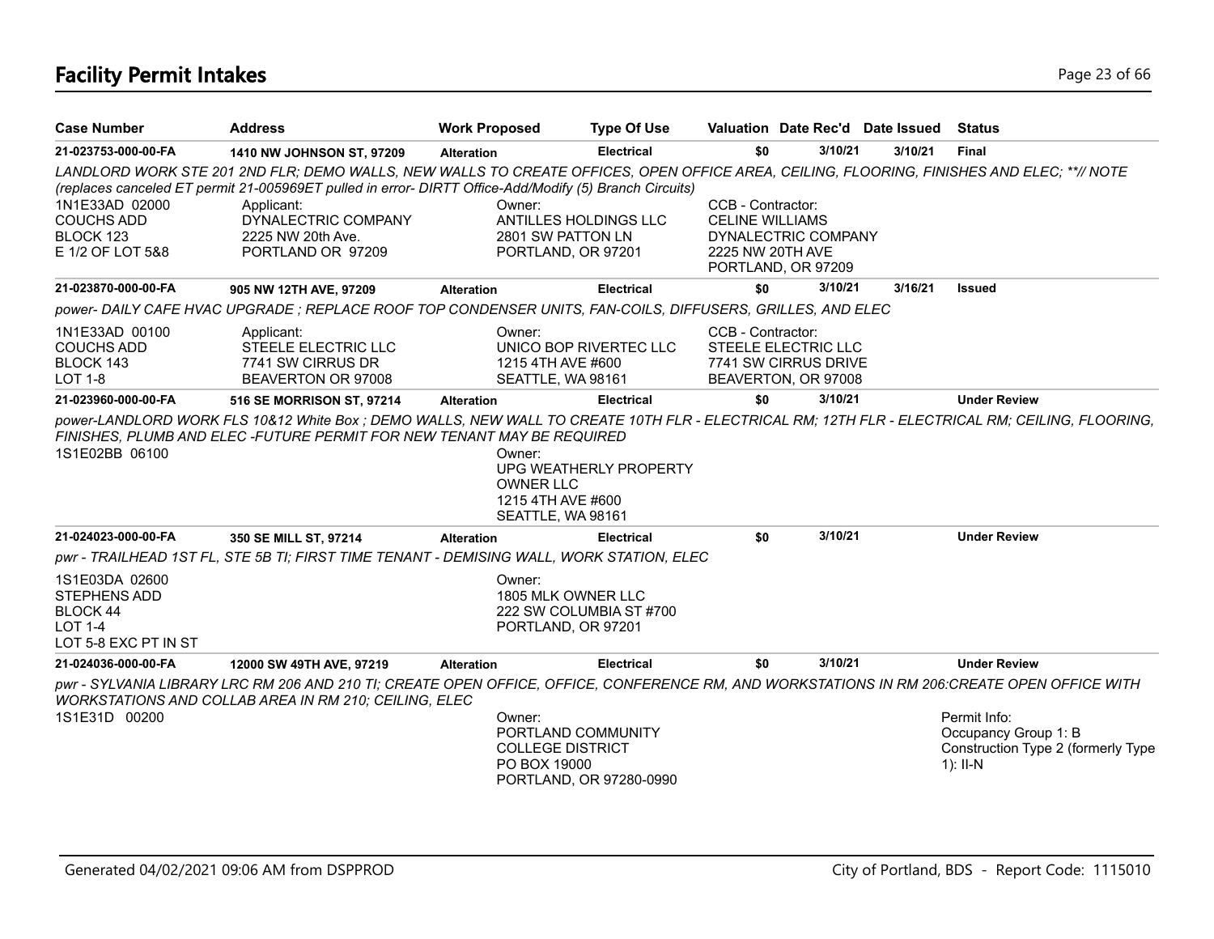# Facility Permit Intakes

| Case Number | Address | Work Proposed | Type Of Use | Valuation | Date Rec'd | Date Issued | Status |
|---|---|---|---|---|---|---|---|
| 21-023753-000-00-FA | 1410 NW JOHNSON ST, 97209 | Alteration | Electrical | $0 | 3/10/21 | 3/10/21 | Final |

*LANDLORD WORK STE 201 2ND FLR; DEMO WALLS, NEW WALLS TO CREATE OFFICES, OPEN OFFICE AREA, CEILING, FLOORING, FINISHES AND ELEC; **// NOTE (replaces canceled ET permit 21-005969ET pulled in error- DIRTT Office-Add/Modify (5) Branch Circuits)*

1N1E33AD 02000
COUCHS ADD
BLOCK 123
E 1/2 OF LOT 5&8

Applicant:
DYNALECTRIC COMPANY
2225 NW 20th Ave.
PORTLAND OR 97209

Owner:
ANTILLES HOLDINGS LLC
2801 SW PATTON LN
PORTLAND, OR 97201

CCB - Contractor:
CELINE WILLIAMS
DYNALECTRIC COMPANY
2225 NW 20TH AVE
PORTLAND, OR 97209

| Case Number | Address | Work Proposed | Type Of Use | Valuation | Date Rec'd | Date Issued | Status |
|---|---|---|---|---|---|---|---|
| 21-023870-000-00-FA | 905 NW 12TH AVE, 97209 | Alteration | Electrical | $0 | 3/10/21 | 3/16/21 | Issued |

*power- DAILY CAFE HVAC UPGRADE ; REPLACE ROOF TOP CONDENSER UNITS, FAN-COILS, DIFFUSERS, GRILLES, AND ELEC*

1N1E33AD 00100
COUCHS ADD
BLOCK 143
LOT 1-8

Applicant:
STEELE ELECTRIC LLC
7741 SW CIRRUS DR
BEAVERTON OR 97008

Owner:
UNICO BOP RIVERTEC LLC
1215 4TH AVE #600
SEATTLE, WA 98161

CCB - Contractor:
STEELE ELECTRIC LLC
7741 SW CIRRUS DRIVE
BEAVERTON, OR 97008

| Case Number | Address | Work Proposed | Type Of Use | Valuation | Date Rec'd | Date Issued | Status |
|---|---|---|---|---|---|---|---|
| 21-023960-000-00-FA | 516 SE MORRISON ST, 97214 | Alteration | Electrical | $0 | 3/10/21 | | Under Review |

*power-LANDLORD WORK FLS 10&12 White Box ; DEMO WALLS, NEW WALL TO CREATE 10TH FLR - ELECTRICAL RM; 12TH FLR - ELECTRICAL RM; CEILING, FLOORING, FINISHES, PLUMB AND ELEC -FUTURE PERMIT FOR NEW TENANT MAY BE REQUIRED*

1S1E02BB 06100

Owner:
UPG WEATHERLY PROPERTY OWNER LLC
1215 4TH AVE #600
SEATTLE, WA 98161

| Case Number | Address | Work Proposed | Type Of Use | Valuation | Date Rec'd | Date Issued | Status |
|---|---|---|---|---|---|---|---|
| 21-024023-000-00-FA | 350 SE MILL ST, 97214 | Alteration | Electrical | $0 | 3/10/21 | | Under Review |

*pwr - TRAILHEAD 1ST FL, STE 5B TI; FIRST TIME TENANT - DEMISING WALL, WORK STATION, ELEC*

1S1E03DA 02600
STEPHENS ADD
BLOCK 44
LOT 1-4
LOT 5-8 EXC PT IN ST

Owner:
1805 MLK OWNER LLC
222 SW COLUMBIA ST #700
PORTLAND, OR 97201

| Case Number | Address | Work Proposed | Type Of Use | Valuation | Date Rec'd | Date Issued | Status |
|---|---|---|---|---|---|---|---|
| 21-024036-000-00-FA | 12000 SW 49TH AVE, 97219 | Alteration | Electrical | $0 | 3/10/21 | | Under Review |

*pwr - SYLVANIA LIBRARY LRC RM 206 AND 210 TI; CREATE OPEN OFFICE, OFFICE, CONFERENCE RM, AND WORKSTATIONS IN RM 206:CREATE OPEN OFFICE WITH WORKSTATIONS AND COLLAB AREA IN RM 210; CEILING, ELEC*

1S1E31D 00200

Owner:
PORTLAND COMMUNITY COLLEGE DISTRICT
PO BOX 19000
PORTLAND, OR 97280-0990

Permit Info:
Occupancy Group 1: B
Construction Type 2 (formerly Type 1): II-N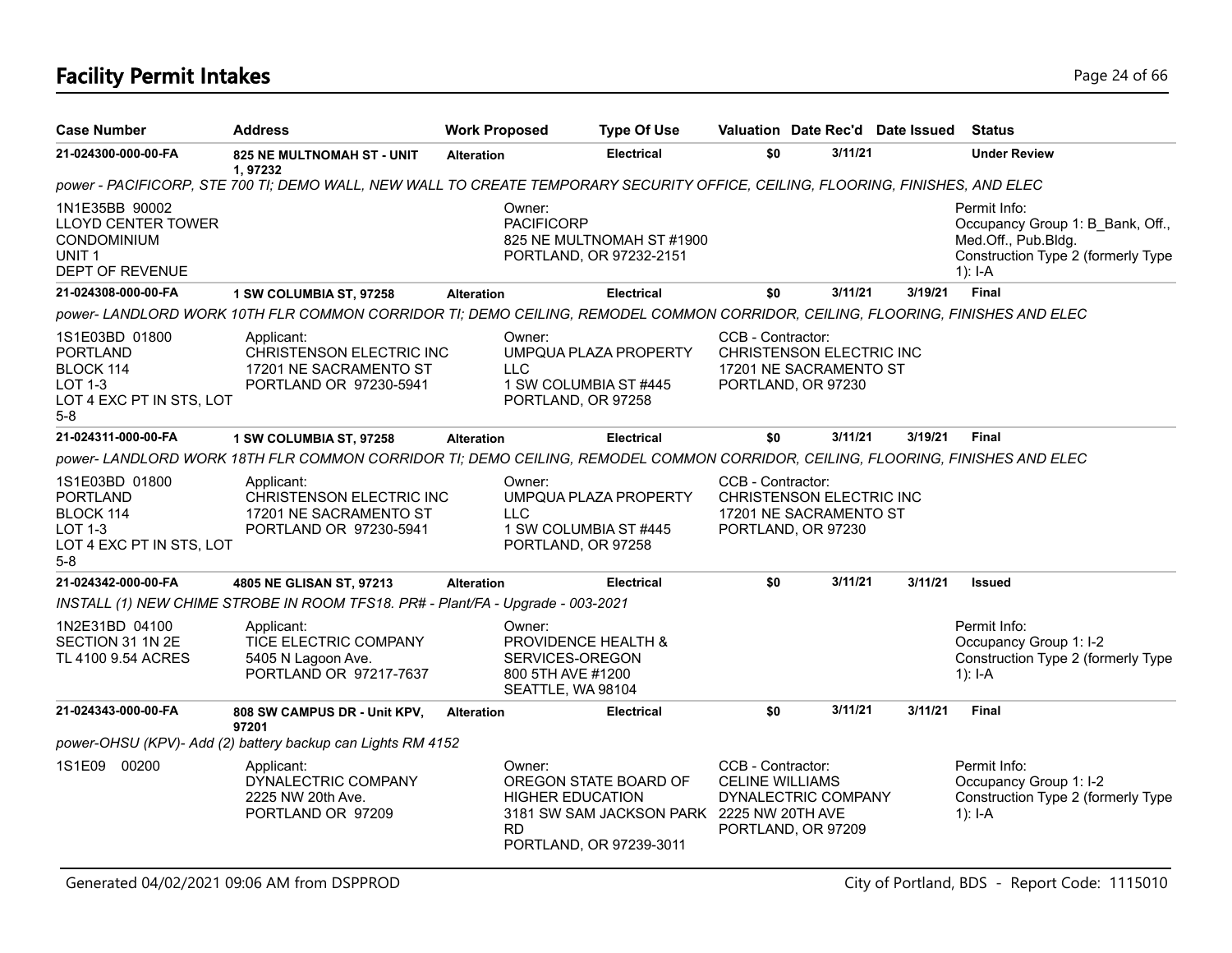# Facility Permit Intakes

| Case Number | Address | Work Proposed | Type Of Use | Valuation | Date Rec'd | Date Issued | Status |
|---|---|---|---|---|---|---|---|
| **21-024300-000-00-FA** | **825 NE MULTNOMAH ST - UNIT 1, 97232** | **Alteration** | **Electrical** | **$0** | **3/11/21** | | **Under Review** |

*power - PACIFICORP, STE 700 TI; DEMO WALL, NEW WALL TO CREATE TEMPORARY SECURITY OFFICE, CEILING, FLOORING, FINISHES, AND ELEC*

1N1E35BB 90002
LLOYD CENTER TOWER
CONDOMINIUM
UNIT 1
DEPT OF REVENUE

Owner:
PACIFICORP
825 NE MULTNOMAH ST #1900
PORTLAND, OR 97232-2151

Permit Info:
Occupancy Group 1: B_Bank, Off., Med.Off., Pub.Bldg.
Construction Type 2 (formerly Type 1): I-A

| Case Number | Address | Work Proposed | Type Of Use | Valuation | Date Rec'd | Date Issued | Status |
|---|---|---|---|---|---|---|---|
| **21-024308-000-00-FA** | **1 SW COLUMBIA ST, 97258** | **Alteration** | **Electrical** | **$0** | **3/11/21** | **3/19/21** | **Final** |

*power- LANDLORD WORK 10TH FLR COMMON CORRIDOR TI; DEMO CEILING, REMODEL COMMON CORRIDOR, CEILING, FLOORING, FINISHES AND ELEC*

1S1E03BD 01800
PORTLAND
BLOCK 114
LOT 1-3
LOT 4 EXC PT IN STS, LOT 5-8

Applicant:
CHRISTENSON ELECTRIC INC
17201 NE SACRAMENTO ST
PORTLAND OR 97230-5941

Owner:
UMPQUA PLAZA PROPERTY LLC
1 SW COLUMBIA ST #445
PORTLAND, OR 97258

CCB - Contractor:
CHRISTENSON ELECTRIC INC
17201 NE SACRAMENTO ST
PORTLAND, OR 97230

| Case Number | Address | Work Proposed | Type Of Use | Valuation | Date Rec'd | Date Issued | Status |
|---|---|---|---|---|---|---|---|
| **21-024311-000-00-FA** | **1 SW COLUMBIA ST, 97258** | **Alteration** | **Electrical** | **$0** | **3/11/21** | **3/19/21** | **Final** |

*power- LANDLORD WORK 18TH FLR COMMON CORRIDOR TI; DEMO CEILING, REMODEL COMMON CORRIDOR, CEILING, FLOORING, FINISHES AND ELEC*

1S1E03BD 01800
PORTLAND
BLOCK 114
LOT 1-3
LOT 4 EXC PT IN STS, LOT 5-8

Applicant:
CHRISTENSON ELECTRIC INC
17201 NE SACRAMENTO ST
PORTLAND OR 97230-5941

Owner:
UMPQUA PLAZA PROPERTY LLC
1 SW COLUMBIA ST #445
PORTLAND, OR 97258

CCB - Contractor:
CHRISTENSON ELECTRIC INC
17201 NE SACRAMENTO ST
PORTLAND, OR 97230

| Case Number | Address | Work Proposed | Type Of Use | Valuation | Date Rec'd | Date Issued | Status |
|---|---|---|---|---|---|---|---|
| **21-024342-000-00-FA** | **4805 NE GLISAN ST, 97213** | **Alteration** | **Electrical** | **$0** | **3/11/21** | **3/11/21** | **Issued** |

*INSTALL (1) NEW CHIME STROBE IN ROOM TFS18. PR# - Plant/FA - Upgrade - 003-2021*

1N2E31BD 04100
SECTION 31 1N 2E
TL 4100 9.54 ACRES

Applicant:
TICE ELECTRIC COMPANY
5405 N Lagoon Ave.
PORTLAND OR 97217-7637

Owner:
PROVIDENCE HEALTH & SERVICES-OREGON
800 5TH AVE #1200
SEATTLE, WA 98104

Permit Info:
Occupancy Group 1: I-2
Construction Type 2 (formerly Type 1): I-A

| Case Number | Address | Work Proposed | Type Of Use | Valuation | Date Rec'd | Date Issued | Status |
|---|---|---|---|---|---|---|---|
| **21-024343-000-00-FA** | **808 SW CAMPUS DR - Unit KPV, 97201** | **Alteration** | **Electrical** | **$0** | **3/11/21** | **3/11/21** | **Final** |

*power-OHSU (KPV)- Add (2) battery backup can Lights RM 4152*

1S1E09 00200

Applicant:
DYNALECTRIC COMPANY
2225 NW 20th Ave.
PORTLAND OR 97209

Owner:
OREGON STATE BOARD OF HIGHER EDUCATION
3181 SW SAM JACKSON PARK RD
PORTLAND, OR 97239-3011

CCB - Contractor:
CELINE WILLIAMS
DYNALECTRIC COMPANY
2225 NW 20TH AVE
PORTLAND, OR 97209

Permit Info:
Occupancy Group 1: I-2
Construction Type 2 (formerly Type 1): I-A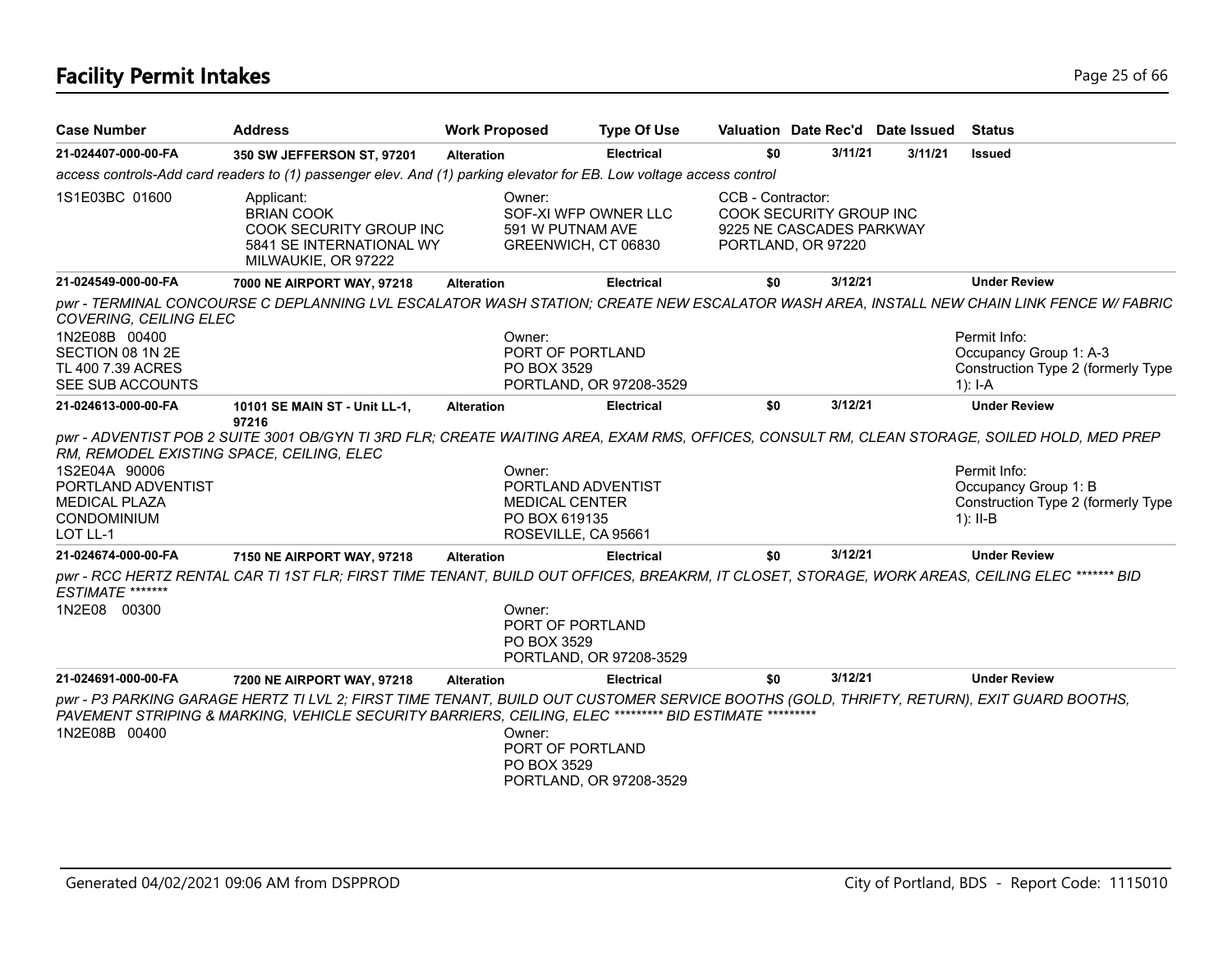# Facility Permit Intakes

| Case Number | Address | Work Proposed | Type Of Use | Valuation | Date Rec'd | Date Issued | Status |
|---|---|---|---|---|---|---|---|
| 21-024407-000-00-FA | 350 SW JEFFERSON ST, 97201 | Alteration | Electrical | $0 | 3/11/21 | 3/11/21 | Issued |

*access controls-Add card readers to (1) passenger elev. And (1) parking elevator for EB. Low voltage access control*

1S1E03BC 01600

Applicant:
BRIAN COOK
COOK SECURITY GROUP INC
5841 SE INTERNATIONAL WY
MILWAUKIE, OR 97222

Owner:
SOF-XI WFP OWNER LLC
591 W PUTNAM AVE
GREENWICH, CT 06830

CCB - Contractor:
COOK SECURITY GROUP INC
9225 NE CASCADES PARKWAY
PORTLAND, OR 97220

| Case Number | Address | Work Proposed | Type Of Use | Valuation | Date Rec'd | Date Issued | Status |
|---|---|---|---|---|---|---|---|
| 21-024549-000-00-FA | 7000 NE AIRPORT WAY, 97218 | Alteration | Electrical | $0 | 3/12/21 | | Under Review |

*pwr - TERMINAL CONCOURSE C DEPLANNING LVL ESCALATOR WASH STATION; CREATE NEW ESCALATOR WASH AREA, INSTALL NEW CHAIN LINK FENCE W/ FABRIC COVERING, CEILING ELEC*

1N2E08B 00400
SECTION 08 1N 2E
TL 400 7.39 ACRES
SEE SUB ACCOUNTS

Owner:
PORT OF PORTLAND
PO BOX 3529
PORTLAND, OR 97208-3529

Permit Info:
Occupancy Group 1: A-3
Construction Type 2 (formerly Type 1): I-A

| Case Number | Address | Work Proposed | Type Of Use | Valuation | Date Rec'd | Date Issued | Status |
|---|---|---|---|---|---|---|---|
| 21-024613-000-00-FA | 10101 SE MAIN ST - Unit LL-1, 97216 | Alteration | Electrical | $0 | 3/12/21 | | Under Review |

*pwr - ADVENTIST POB 2 SUITE 3001 OB/GYN TI 3RD FLR; CREATE WAITING AREA, EXAM RMS, OFFICES, CONSULT RM, CLEAN STORAGE, SOILED HOLD, MED PREP RM, REMODEL EXISTING SPACE, CEILING, ELEC*

1S2E04A 90006
PORTLAND ADVENTIST
MEDICAL PLAZA
CONDOMINIUM
LOT LL-1

Owner:
PORTLAND ADVENTIST
MEDICAL CENTER
PO BOX 619135
ROSEVILLE, CA 95661

Permit Info:
Occupancy Group 1: B
Construction Type 2 (formerly Type 1): II-B

| Case Number | Address | Work Proposed | Type Of Use | Valuation | Date Rec'd | Date Issued | Status |
|---|---|---|---|---|---|---|---|
| 21-024674-000-00-FA | 7150 NE AIRPORT WAY, 97218 | Alteration | Electrical | $0 | 3/12/21 | | Under Review |

*pwr - RCC HERTZ RENTAL CAR TI 1ST FLR; FIRST TIME TENANT, BUILD OUT OFFICES, BREAKRM, IT CLOSET, STORAGE, WORK AREAS, CEILING ELEC ******* BID ESTIMATE ********

1N2E08 00300

Owner:
PORT OF PORTLAND
PO BOX 3529
PORTLAND, OR 97208-3529

| Case Number | Address | Work Proposed | Type Of Use | Valuation | Date Rec'd | Date Issued | Status |
|---|---|---|---|---|---|---|---|
| 21-024691-000-00-FA | 7200 NE AIRPORT WAY, 97218 | Alteration | Electrical | $0 | 3/12/21 | | Under Review |

*pwr - P3 PARKING GARAGE HERTZ TI LVL 2; FIRST TIME TENANT, BUILD OUT CUSTOMER SERVICE BOOTHS (GOLD, THRIFTY, RETURN), EXIT GUARD BOOTHS, PAVEMENT STRIPING & MARKING, VEHICLE SECURITY BARRIERS, CEILING, ELEC ********* BID ESTIMATE **********

1N2E08B 00400

Owner:
PORT OF PORTLAND
PO BOX 3529
PORTLAND, OR 97208-3529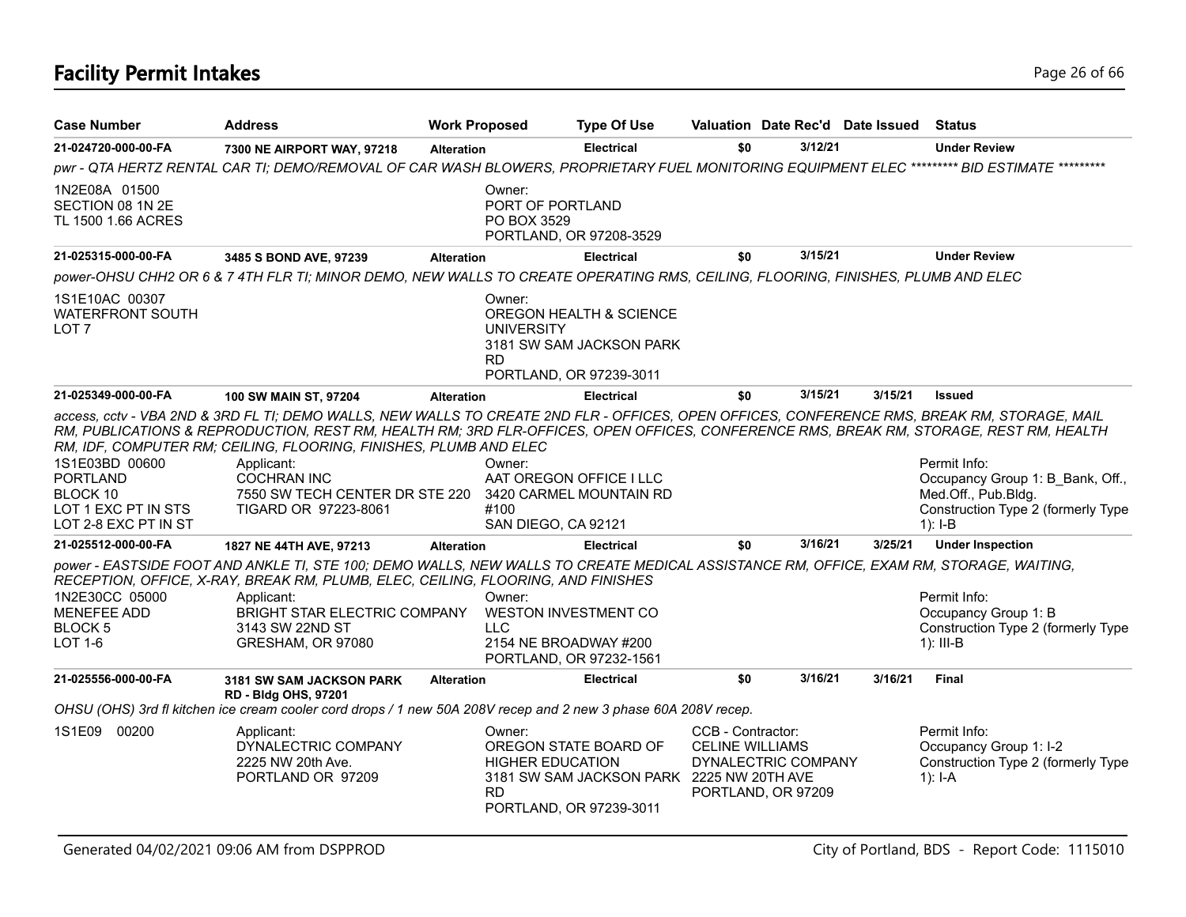# Facility Permit Intakes

| Case Number | Address | Work Proposed | Type Of Use | Valuation | Date Rec'd | Date Issued | Status |
|---|---|---|---|---|---|---|---|
| **21-024720-000-00-FA** | **7300 NE AIRPORT WAY, 97218** | **Alteration** | **Electrical** | **$0** | **3/12/21** | | **Under Review** |

*pwr - QTA HERTZ RENTAL CAR TI; DEMO/REMOVAL OF CAR WASH BLOWERS, PROPRIETARY FUEL MONITORING EQUIPMENT ELEC ********* BID ESTIMATE *********

1N2E08A 01500
SECTION 08 1N 2E
TL 1500 1.66 ACRES

Owner:
PORT OF PORTLAND
PO BOX 3529
PORTLAND, OR 97208-3529

| Case Number | Address | Work Proposed | Type Of Use | Valuation | Date Rec'd | Date Issued | Status |
|---|---|---|---|---|---|---|---|
| **21-025315-000-00-FA** | **3485 S BOND AVE, 97239** | **Alteration** | **Electrical** | **$0** | **3/15/21** | | **Under Review** |

*power-OHSU CHH2 OR 6 & 7 4TH FLR TI; MINOR DEMO, NEW WALLS TO CREATE OPERATING RMS, CEILING, FLOORING, FINISHES, PLUMB AND ELEC*

1S1E10AC 00307
WATERFRONT SOUTH
LOT 7

Owner:
OREGON HEALTH & SCIENCE UNIVERSITY
3181 SW SAM JACKSON PARK RD
PORTLAND, OR 97239-3011

| Case Number | Address | Work Proposed | Type Of Use | Valuation | Date Rec'd | Date Issued | Status |
|---|---|---|---|---|---|---|---|
| **21-025349-000-00-FA** | **100 SW MAIN ST, 97204** | **Alteration** | **Electrical** | **$0** | **3/15/21** | **3/15/21** | **Issued** |

*access, cctv - VBA 2ND & 3RD FL TI; DEMO WALLS, NEW WALLS TO CREATE 2ND FLR - OFFICES, OPEN OFFICES, CONFERENCE RMS, BREAK RM, STORAGE, MAIL RM, PUBLICATIONS & REPRODUCTION, REST RM, HEALTH RM; 3RD FLR-OFFICES, OPEN OFFICES, CONFERENCE RMS, BREAK RM, STORAGE, REST RM, HEALTH RM, IDF, COMPUTER RM; CEILING, FLOORING, FINISHES, PLUMB AND ELEC*

1S1E03BD 00600
PORTLAND
BLOCK 10
LOT 1 EXC PT IN STS
LOT 2-8 EXC PT IN ST

Applicant:
COCHRAN INC
7550 SW TECH CENTER DR STE 220
TIGARD OR 97223-8061

Owner:
AAT OREGON OFFICE I LLC
3420 CARMEL MOUNTAIN RD #100
SAN DIEGO, CA 92121

Permit Info:
Occupancy Group 1: B_Bank, Off., Med.Off., Pub.Bldg.
Construction Type 2 (formerly Type 1): I-B

| Case Number | Address | Work Proposed | Type Of Use | Valuation | Date Rec'd | Date Issued | Status |
|---|---|---|---|---|---|---|---|
| **21-025512-000-00-FA** | **1827 NE 44TH AVE, 97213** | **Alteration** | **Electrical** | **$0** | **3/16/21** | **3/25/21** | **Under Inspection** |

*power - EASTSIDE FOOT AND ANKLE TI, STE 100; DEMO WALLS, NEW WALLS TO CREATE MEDICAL ASSISTANCE RM, OFFICE, EXAM RM, STORAGE, WAITING, RECEPTION, OFFICE, X-RAY, BREAK RM, PLUMB, ELEC, CEILING, FLOORING, AND FINISHES*

1N2E30CC 05000
MENEFEE ADD
BLOCK 5
LOT 1-6

Applicant:
BRIGHT STAR ELECTRIC COMPANY
3143 SW 22ND ST
GRESHAM, OR 97080

Owner:
WESTON INVESTMENT CO LLC
2154 NE BROADWAY #200
PORTLAND, OR 97232-1561

Permit Info:
Occupancy Group 1: B
Construction Type 2 (formerly Type 1): III-B

| Case Number | Address | Work Proposed | Type Of Use | Valuation | Date Rec'd | Date Issued | Status |
|---|---|---|---|---|---|---|---|
| **21-025556-000-00-FA** | **3181 SW SAM JACKSON PARK RD - Bldg OHS, 97201** | **Alteration** | **Electrical** | **$0** | **3/16/21** | **3/16/21** | **Final** |

*OHSU (OHS) 3rd fl kitchen ice cream cooler cord drops / 1 new 50A 208V recep and 2 new 3 phase 60A 208V recep.*

1S1E09 00200

Applicant:
DYNALECTRIC COMPANY
2225 NW 20th Ave.
PORTLAND OR 97209

Owner:
OREGON STATE BOARD OF HIGHER EDUCATION
3181 SW SAM JACKSON PARK RD
PORTLAND, OR 97239-3011

CCB - Contractor:
CELINE WILLIAMS
DYNALECTRIC COMPANY
2225 NW 20TH AVE
PORTLAND, OR 97209

Permit Info:
Occupancy Group 1: I-2
Construction Type 2 (formerly Type 1): I-A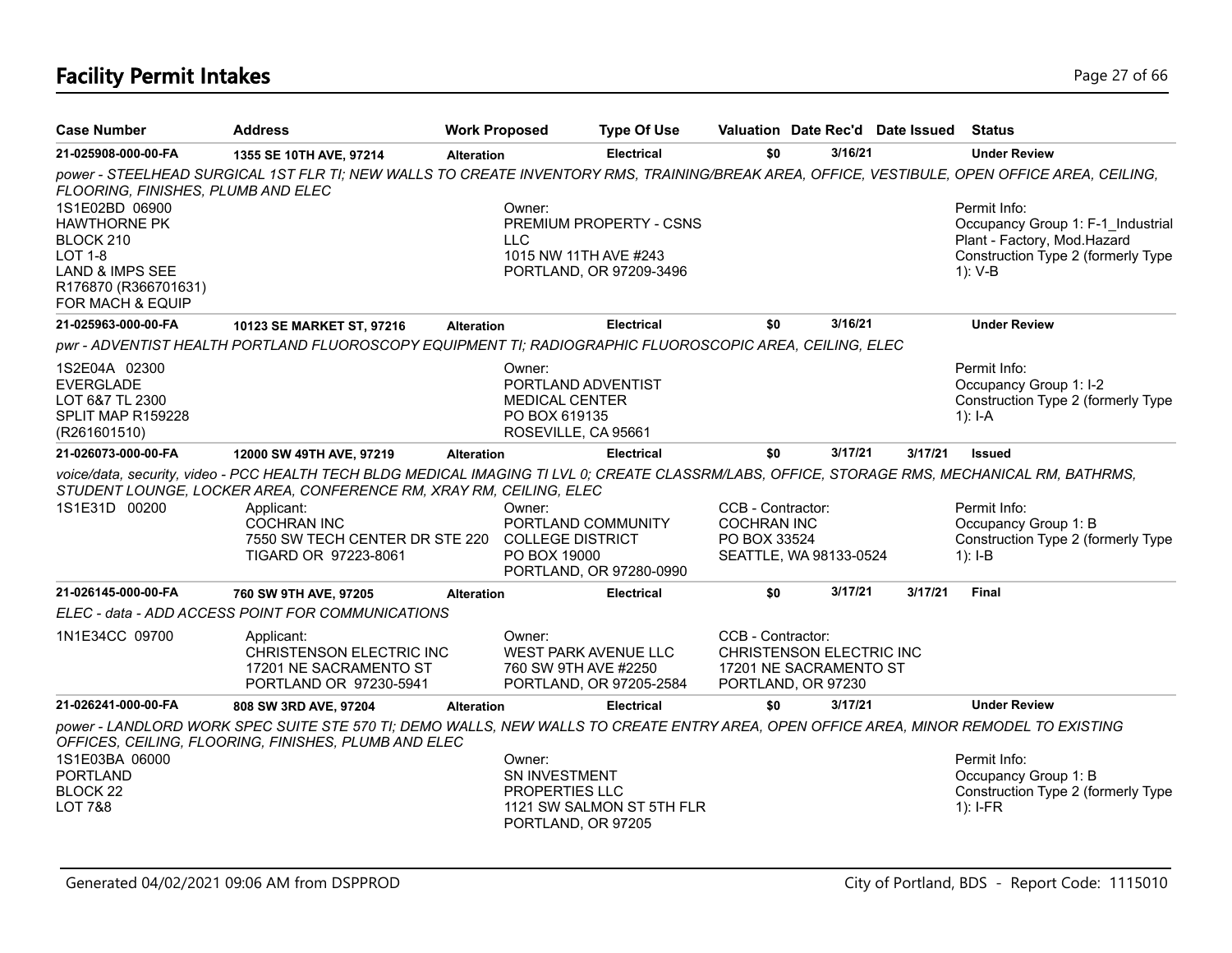# Facility Permit Intakes

| Case Number | Address | Work Proposed | Type Of Use | Valuation | Date Rec'd | Date Issued | Status |
|---|---|---|---|---|---|---|---|
| 21-025908-000-00-FA | 1355 SE 10TH AVE, 97214 | Alteration | Electrical | $0 | 3/16/21 | | Under Review |

*power - STEELHEAD SURGICAL 1ST FLR TI; NEW WALLS TO CREATE INVENTORY RMS, TRAINING/BREAK AREA, OFFICE, VESTIBULE, OPEN OFFICE AREA, CEILING, FLOORING, FINISHES, PLUMB AND ELEC*

1S1E02BD 06900
HAWTHORNE PK
BLOCK 210
LOT 1-8
LAND & IMPS SEE
R176870 (R366701631)
FOR MACH & EQUIP

Owner:
PREMIUM PROPERTY - CSNS LLC
1015 NW 11TH AVE #243
PORTLAND, OR 97209-3496

Permit Info:
Occupancy Group 1: F-1_Industrial Plant - Factory, Mod.Hazard
Construction Type 2 (formerly Type 1): V-B

| Case Number | Address | Work Proposed | Type Of Use | Valuation | Date Rec'd | Date Issued | Status |
|---|---|---|---|---|---|---|---|
| 21-025963-000-00-FA | 10123 SE MARKET ST, 97216 | Alteration | Electrical | $0 | 3/16/21 | | Under Review |

*pwr - ADVENTIST HEALTH PORTLAND FLUOROSCOPY EQUIPMENT TI; RADIOGRAPHIC FLUOROSCOPIC AREA, CEILING, ELEC*

1S2E04A 02300
EVERGLADE
LOT 6&7 TL 2300
SPLIT MAP R159228
(R261601510)

Owner:
PORTLAND ADVENTIST MEDICAL CENTER
PO BOX 619135
ROSEVILLE, CA 95661

Permit Info:
Occupancy Group 1: I-2
Construction Type 2 (formerly Type 1): I-A

| Case Number | Address | Work Proposed | Type Of Use | Valuation | Date Rec'd | Date Issued | Status |
|---|---|---|---|---|---|---|---|
| 21-026073-000-00-FA | 12000 SW 49TH AVE, 97219 | Alteration | Electrical | $0 | 3/17/21 | 3/17/21 | Issued |

*voice/data, security, video - PCC HEALTH TECH BLDG MEDICAL IMAGING TI LVL 0; CREATE CLASSRM/LABS, OFFICE, STORAGE RMS, MECHANICAL RM, BATHRMS, STUDENT LOUNGE, LOCKER AREA, CONFERENCE RM, XRAY RM, CEILING, ELEC*

1S1E31D 00200

Applicant:
COCHRAN INC
7550 SW TECH CENTER DR STE 220
TIGARD OR 97223-8061

Owner:
PORTLAND COMMUNITY COLLEGE DISTRICT
PO BOX 19000
PORTLAND, OR 97280-0990

CCB - Contractor:
COCHRAN INC
PO BOX 33524
SEATTLE, WA 98133-0524

Permit Info:
Occupancy Group 1: B
Construction Type 2 (formerly Type 1): I-B

| Case Number | Address | Work Proposed | Type Of Use | Valuation | Date Rec'd | Date Issued | Status |
|---|---|---|---|---|---|---|---|
| 21-026145-000-00-FA | 760 SW 9TH AVE, 97205 | Alteration | Electrical | $0 | 3/17/21 | 3/17/21 | Final |

*ELEC - data - ADD ACCESS POINT FOR COMMUNICATIONS*

1N1E34CC 09700

Applicant:
CHRISTENSON ELECTRIC INC
17201 NE SACRAMENTO ST
PORTLAND OR 97230-5941

Owner:
WEST PARK AVENUE LLC
760 SW 9TH AVE #2250
PORTLAND, OR 97205-2584

CCB - Contractor:
CHRISTENSON ELECTRIC INC
17201 NE SACRAMENTO ST
PORTLAND, OR 97230

| Case Number | Address | Work Proposed | Type Of Use | Valuation | Date Rec'd | Date Issued | Status |
|---|---|---|---|---|---|---|---|
| 21-026241-000-00-FA | 808 SW 3RD AVE, 97204 | Alteration | Electrical | $0 | 3/17/21 | | Under Review |

*power - LANDLORD WORK SPEC SUITE STE 570 TI; DEMO WALLS, NEW WALLS TO CREATE ENTRY AREA, OPEN OFFICE AREA, MINOR REMODEL TO EXISTING OFFICES, CEILING, FLOORING, FINISHES, PLUMB AND ELEC*

1S1E03BA 06000
PORTLAND
BLOCK 22
LOT 7&8

Owner:
SN INVESTMENT PROPERTIES LLC
1121 SW SALMON ST 5TH FLR
PORTLAND, OR 97205

Permit Info:
Occupancy Group 1: B
Construction Type 2 (formerly Type 1): I-FR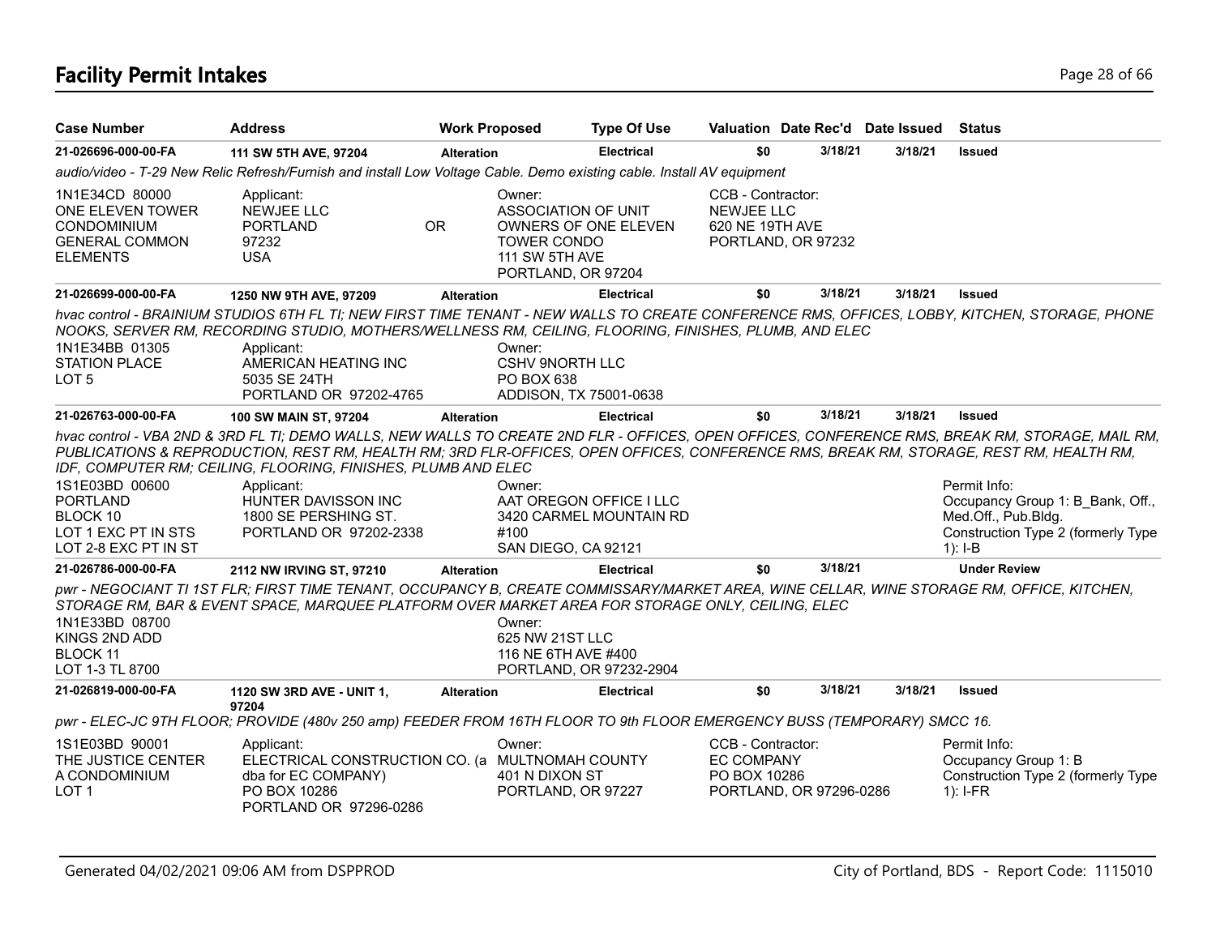# Facility Permit Intakes

| Case Number | Address | Work Proposed | Type Of Use | Valuation | Date Rec'd | Date Issued | Status |
|---|---|---|---|---|---|---|---|
| **21-026696-000-00-FA** | **111 SW 5TH AVE, 97204** | **Alteration** | **Electrical** | **$0** | **3/18/21** | **3/18/21** | **Issued** |

*audio/video - T-29 New Relic Refresh/Furnish and install Low Voltage Cable. Demo existing cable. Install AV equipment*

1N1E34CD 80000
ONE ELEVEN TOWER
CONDOMINIUM
GENERAL COMMON
ELEMENTS

Applicant:
NEWJEE LLC
PORTLAND OR
97232
USA

Owner:
ASSOCIATION OF UNIT
OWNERS OF ONE ELEVEN
TOWER CONDO
111 SW 5TH AVE
PORTLAND, OR 97204

CCB - Contractor:
NEWJEE LLC
620 NE 19TH AVE
PORTLAND, OR 97232

| Case Number | Address | Work Proposed | Type Of Use | Valuation | Date Rec'd | Date Issued | Status |
|---|---|---|---|---|---|---|---|
| **21-026699-000-00-FA** | **1250 NW 9TH AVE, 97209** | **Alteration** | **Electrical** | **$0** | **3/18/21** | **3/18/21** | **Issued** |

*hvac control - BRAINIUM STUDIOS 6TH FL TI; NEW FIRST TIME TENANT - NEW WALLS TO CREATE CONFERENCE RMS, OFFICES, LOBBY, KITCHEN, STORAGE, PHONE NOOKS, SERVER RM, RECORDING STUDIO, MOTHERS/WELLNESS RM, CEILING, FLOORING, FINISHES, PLUMB, AND ELEC*

1N1E34BB 01305
STATION PLACE
LOT 5

Applicant:
AMERICAN HEATING INC
5035 SE 24TH
PORTLAND OR 97202-4765

Owner:
CSHV 9NORTH LLC
PO BOX 638
ADDISON, TX 75001-0638

| Case Number | Address | Work Proposed | Type Of Use | Valuation | Date Rec'd | Date Issued | Status |
|---|---|---|---|---|---|---|---|
| **21-026763-000-00-FA** | **100 SW MAIN ST, 97204** | **Alteration** | **Electrical** | **$0** | **3/18/21** | **3/18/21** | **Issued** |

*hvac control - VBA 2ND & 3RD FL TI; DEMO WALLS, NEW WALLS TO CREATE 2ND FLR - OFFICES, OPEN OFFICES, CONFERENCE RMS, BREAK RM, STORAGE, MAIL RM, PUBLICATIONS & REPRODUCTION, REST RM, HEALTH RM; 3RD FLR-OFFICES, OPEN OFFICES, CONFERENCE RMS, BREAK RM, STORAGE, REST RM, HEALTH RM, IDF, COMPUTER RM; CEILING, FLOORING, FINISHES, PLUMB AND ELEC*

1S1E03BD 00600
PORTLAND
BLOCK 10
LOT 1 EXC PT IN STS
LOT 2-8 EXC PT IN ST

Applicant:
HUNTER DAVISSON INC
1800 SE PERSHING ST.
PORTLAND OR 97202-2338

Owner:
AAT OREGON OFFICE I LLC
3420 CARMEL MOUNTAIN RD
#100
SAN DIEGO, CA 92121

Permit Info:
Occupancy Group 1: B_Bank, Off., Med.Off., Pub.Bldg.
Construction Type 2 (formerly Type 1): I-B

| Case Number | Address | Work Proposed | Type Of Use | Valuation | Date Rec'd | Date Issued | Status |
|---|---|---|---|---|---|---|---|
| **21-026786-000-00-FA** | **2112 NW IRVING ST, 97210** | **Alteration** | **Electrical** | **$0** | **3/18/21** | | **Under Review** |

*pwr - NEGOCIANT TI 1ST FLR; FIRST TIME TENANT, OCCUPANCY B, CREATE COMMISSARY/MARKET AREA, WINE CELLAR, WINE STORAGE RM, OFFICE, KITCHEN, STORAGE RM, BAR & EVENT SPACE, MARQUEE PLATFORM OVER MARKET AREA FOR STORAGE ONLY, CEILING, ELEC*

1N1E33BD 08700
KINGS 2ND ADD
BLOCK 11
LOT 1-3 TL 8700

Owner:
625 NW 21ST LLC
116 NE 6TH AVE #400
PORTLAND, OR 97232-2904

| Case Number | Address | Work Proposed | Type Of Use | Valuation | Date Rec'd | Date Issued | Status |
|---|---|---|---|---|---|---|---|
| **21-026819-000-00-FA** | **1120 SW 3RD AVE - UNIT 1, 97204** | **Alteration** | **Electrical** | **$0** | **3/18/21** | **3/18/21** | **Issued** |

*pwr - ELEC-JC 9TH FLOOR; PROVIDE (480v 250 amp) FEEDER FROM 16TH FLOOR TO 9th FLOOR EMERGENCY BUSS (TEMPORARY) SMCC 16.*

1S1E03BD 90001
THE JUSTICE CENTER
A CONDOMINIUM
LOT 1

Applicant:
ELECTRICAL CONSTRUCTION CO. (a dba for EC COMPANY)
PO BOX 10286
PORTLAND OR 97296-0286

Owner:
MULTNOMAH COUNTY
401 N DIXON ST
PORTLAND, OR 97227

CCB - Contractor:
EC COMPANY
PO BOX 10286
PORTLAND, OR 97296-0286

Permit Info:
Occupancy Group 1: B
Construction Type 2 (formerly Type 1): I-FR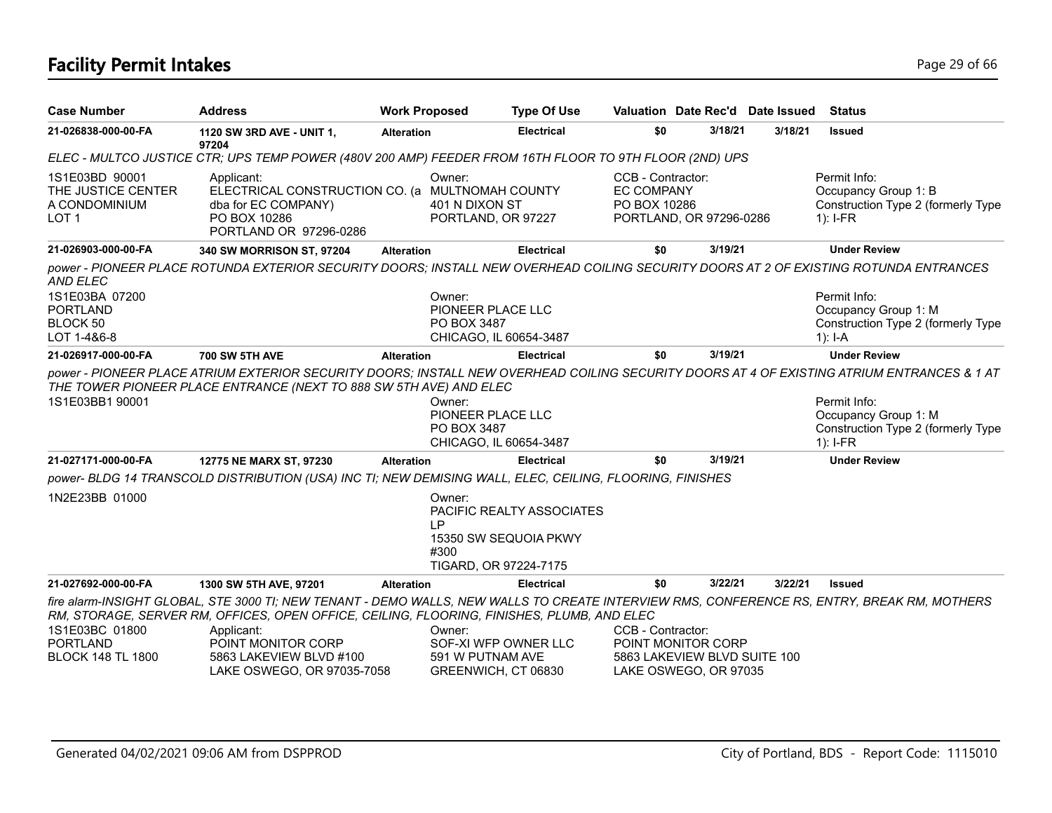# Facility Permit Intakes

| Case Number | Address | Work Proposed | Type Of Use | Valuation | Date Rec'd | Date Issued | Status |
|---|---|---|---|---|---|---|---|
| 21-026838-000-00-FA | 1120 SW 3RD AVE - UNIT 1, 97204 | Alteration | Electrical | $0 | 3/18/21 | 3/18/21 | Issued |

*ELEC - MULTCO JUSTICE CTR; UPS TEMP POWER (480V 200 AMP) FEEDER FROM 16TH FLOOR TO 9TH FLOOR (2ND) UPS*

1S1E03BD 90001
THE JUSTICE CENTER
A CONDOMINIUM
LOT 1

Applicant:
ELECTRICAL CONSTRUCTION CO. (a dba for EC COMPANY)
PO BOX 10286
PORTLAND OR 97296-0286

Owner:
MULTNOMAH COUNTY
401 N DIXON ST
PORTLAND, OR 97227

CCB - Contractor:
EC COMPANY
PO BOX 10286
PORTLAND, OR 97296-0286

Permit Info:
Occupancy Group 1: B
Construction Type 2 (formerly Type 1): I-FR

| Case Number | Address | Work Proposed | Type Of Use | Valuation | Date Rec'd | Date Issued | Status |
|---|---|---|---|---|---|---|---|
| 21-026903-000-00-FA | 340 SW MORRISON ST, 97204 | Alteration | Electrical | $0 | 3/19/21 | | Under Review |

*power - PIONEER PLACE ROTUNDA EXTERIOR SECURITY DOORS; INSTALL NEW OVERHEAD COILING SECURITY DOORS AT 2 OF EXISTING ROTUNDA ENTRANCES AND ELEC*

1S1E03BA 07200
PORTLAND
BLOCK 50
LOT 1-4&6-8

Owner:
PIONEER PLACE LLC
PO BOX 3487
CHICAGO, IL 60654-3487

Permit Info:
Occupancy Group 1: M
Construction Type 2 (formerly Type 1): I-A

| Case Number | Address | Work Proposed | Type Of Use | Valuation | Date Rec'd | Date Issued | Status |
|---|---|---|---|---|---|---|---|
| 21-026917-000-00-FA | 700 SW 5TH AVE | Alteration | Electrical | $0 | 3/19/21 | | Under Review |

*power - PIONEER PLACE ATRIUM EXTERIOR SECURITY DOORS; INSTALL NEW OVERHEAD COILING SECURITY DOORS AT 4 OF EXISTING ATRIUM ENTRANCES & 1 AT THE TOWER PIONEER PLACE ENTRANCE (NEXT TO 888 SW 5TH AVE) AND ELEC*

1S1E03BB1 90001

Owner:
PIONEER PLACE LLC
PO BOX 3487
CHICAGO, IL 60654-3487

Permit Info:
Occupancy Group 1: M
Construction Type 2 (formerly Type 1): I-FR

| Case Number | Address | Work Proposed | Type Of Use | Valuation | Date Rec'd | Date Issued | Status |
|---|---|---|---|---|---|---|---|
| 21-027171-000-00-FA | 12775 NE MARX ST, 97230 | Alteration | Electrical | $0 | 3/19/21 | | Under Review |

*power- BLDG 14 TRANSCOLD DISTRIBUTION (USA) INC TI; NEW DEMISING WALL, ELEC, CEILING, FLOORING, FINISHES*

1N2E23BB 01000

Owner:
PACIFIC REALTY ASSOCIATES LP
15350 SW SEQUOIA PKWY #300
TIGARD, OR 97224-7175

| Case Number | Address | Work Proposed | Type Of Use | Valuation | Date Rec'd | Date Issued | Status |
|---|---|---|---|---|---|---|---|
| 21-027692-000-00-FA | 1300 SW 5TH AVE, 97201 | Alteration | Electrical | $0 | 3/22/21 | 3/22/21 | Issued |

*fire alarm-INSIGHT GLOBAL, STE 3000 TI; NEW TENANT - DEMO WALLS, NEW WALLS TO CREATE INTERVIEW RMS, CONFERENCE RS, ENTRY, BREAK RM, MOTHERS RM, STORAGE, SERVER RM, OFFICES, OPEN OFFICE, CEILING, FLOORING, FINISHES, PLUMB, AND ELEC*

1S1E03BC 01800
PORTLAND
BLOCK 148 TL 1800

Applicant:
POINT MONITOR CORP
5863 LAKEVIEW BLVD #100
LAKE OSWEGO, OR 97035-7058

Owner:
SOF-XI WFP OWNER LLC
591 W PUTNAM AVE
GREENWICH, CT 06830

CCB - Contractor:
POINT MONITOR CORP
5863 LAKEVIEW BLVD SUITE 100
LAKE OSWEGO, OR 97035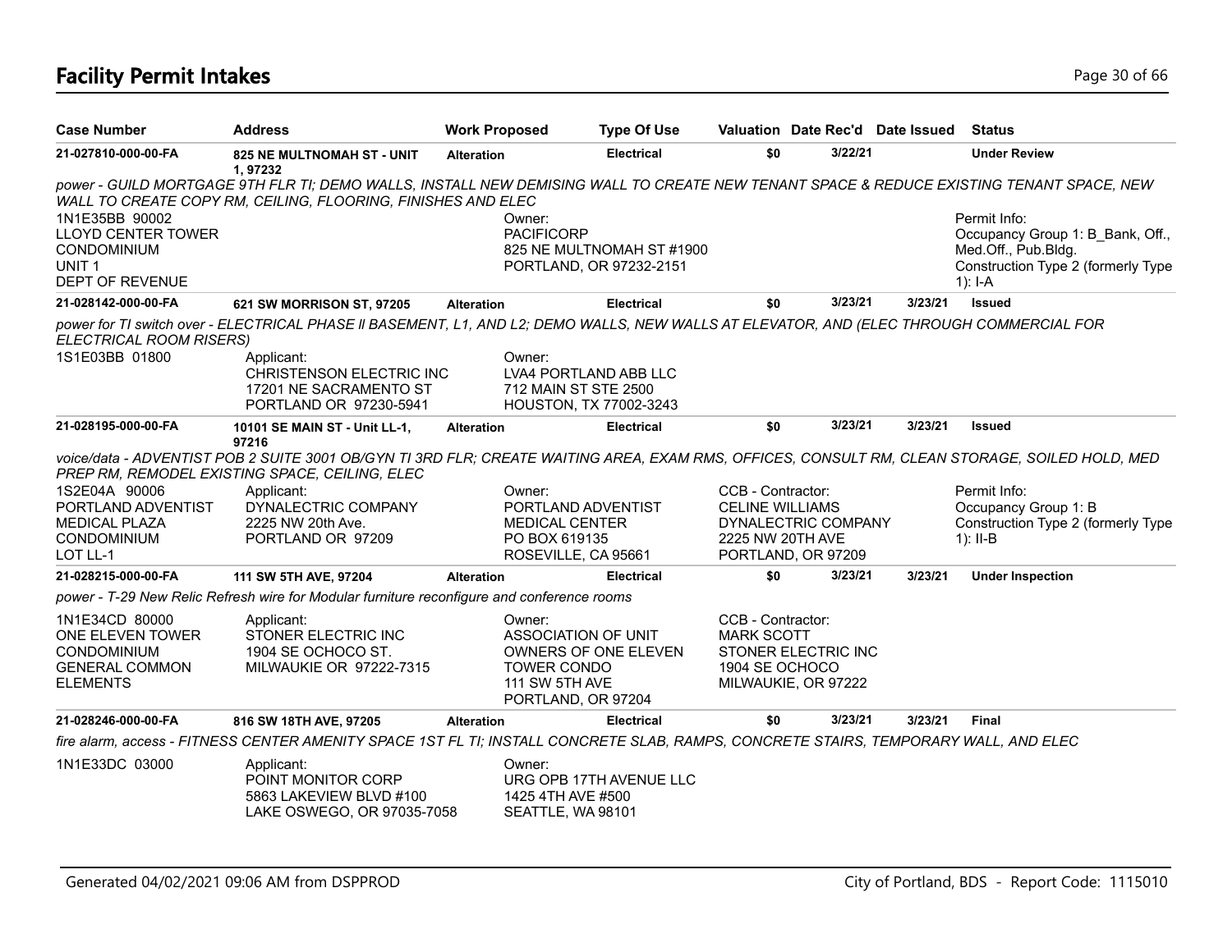# Facility Permit Intakes

| Case Number | Address | Work Proposed | Type Of Use | Valuation | Date Rec'd | Date Issued | Status |
|---|---|---|---|---|---|---|---|
| 21-027810-000-00-FA | 825 NE MULTNOMAH ST - UNIT 1, 97232 | Alteration | Electrical | $0 | 3/22/21 | | Under Review |

*power - GUILD MORTGAGE 9TH FLR TI; DEMO WALLS, INSTALL NEW DEMISING WALL TO CREATE NEW TENANT SPACE & REDUCE EXISTING TENANT SPACE, NEW WALL TO CREATE COPY RM, CEILING, FLOORING, FINISHES AND ELEC*

1N1E35BB 90002
LLOYD CENTER TOWER
CONDOMINIUM
UNIT 1
DEPT OF REVENUE

Owner:
PACIFICORP
825 NE MULTNOMAH ST #1900
PORTLAND, OR 97232-2151

Permit Info:
Occupancy Group 1: B_Bank, Off., Med.Off., Pub.Bldg.
Construction Type 2 (formerly Type 1): I-A

| Case Number | Address | Work Proposed | Type Of Use | Valuation | Date Rec'd | Date Issued | Status |
|---|---|---|---|---|---|---|---|
| 21-028142-000-00-FA | 621 SW MORRISON ST, 97205 | Alteration | Electrical | $0 | 3/23/21 | 3/23/21 | Issued |

*power for TI switch over - ELECTRICAL PHASE ll BASEMENT, L1, AND L2; DEMO WALLS, NEW WALLS AT ELEVATOR, AND (ELEC THROUGH COMMERCIAL FOR ELECTRICAL ROOM RISERS)*

1S1E03BB 01800

Applicant:
CHRISTENSON ELECTRIC INC
17201 NE SACRAMENTO ST
PORTLAND OR 97230-5941

Owner:
LVA4 PORTLAND ABB LLC
712 MAIN ST STE 2500
HOUSTON, TX 77002-3243

| Case Number | Address | Work Proposed | Type Of Use | Valuation | Date Rec'd | Date Issued | Status |
|---|---|---|---|---|---|---|---|
| 21-028195-000-00-FA | 10101 SE MAIN ST - Unit LL-1, 97216 | Alteration | Electrical | $0 | 3/23/21 | 3/23/21 | Issued |

*voice/data - ADVENTIST POB 2 SUITE 3001 OB/GYN TI 3RD FLR; CREATE WAITING AREA, EXAM RMS, OFFICES, CONSULT RM, CLEAN STORAGE, SOILED HOLD, MED PREP RM, REMODEL EXISTING SPACE, CEILING, ELEC*

1S2E04A 90006
PORTLAND ADVENTIST
MEDICAL PLAZA
CONDOMINIUM
LOT LL-1

Applicant:
DYNALECTRIC COMPANY
2225 NW 20th Ave.
PORTLAND OR 97209

Owner:
PORTLAND ADVENTIST
MEDICAL CENTER
PO BOX 619135
ROSEVILLE, CA 95661

CCB - Contractor:
CELINE WILLIAMS
DYNALECTRIC COMPANY
2225 NW 20TH AVE
PORTLAND, OR 97209

Permit Info:
Occupancy Group 1: B
Construction Type 2 (formerly Type 1): II-B

| Case Number | Address | Work Proposed | Type Of Use | Valuation | Date Rec'd | Date Issued | Status |
|---|---|---|---|---|---|---|---|
| 21-028215-000-00-FA | 111 SW 5TH AVE, 97204 | Alteration | Electrical | $0 | 3/23/21 | 3/23/21 | Under Inspection |

*power - T-29 New Relic Refresh wire for Modular furniture reconfigure and conference rooms*

1N1E34CD 80000
ONE ELEVEN TOWER
CONDOMINIUM
GENERAL COMMON
ELEMENTS

Applicant:
STONER ELECTRIC INC
1904 SE OCHOCO ST.
MILWAUKIE OR 97222-7315

Owner:
ASSOCIATION OF UNIT
OWNERS OF ONE ELEVEN
TOWER CONDO
111 SW 5TH AVE
PORTLAND, OR 97204

CCB - Contractor:
MARK SCOTT
STONER ELECTRIC INC
1904 SE OCHOCO
MILWAUKIE, OR 97222

| Case Number | Address | Work Proposed | Type Of Use | Valuation | Date Rec'd | Date Issued | Status |
|---|---|---|---|---|---|---|---|
| 21-028246-000-00-FA | 816 SW 18TH AVE, 97205 | Alteration | Electrical | $0 | 3/23/21 | 3/23/21 | Final |

*fire alarm, access - FITNESS CENTER AMENITY SPACE 1ST FL TI; INSTALL CONCRETE SLAB, RAMPS, CONCRETE STAIRS, TEMPORARY WALL, AND ELEC*

1N1E33DC 03000

Applicant:
POINT MONITOR CORP
5863 LAKEVIEW BLVD #100
LAKE OSWEGO, OR 97035-7058

Owner:
URG OPB 17TH AVENUE LLC
1425 4TH AVE #500
SEATTLE, WA 98101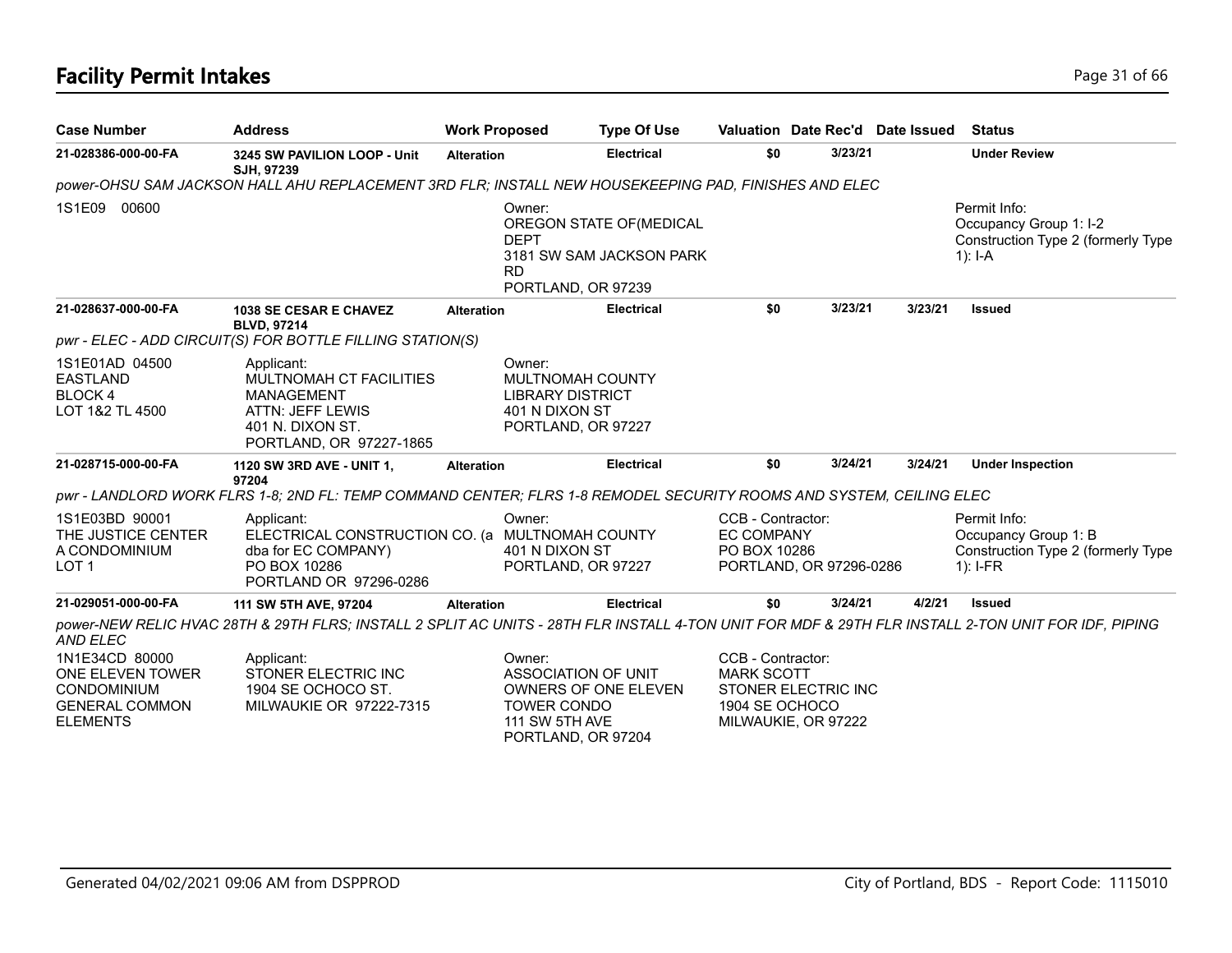# Facility Permit Intakes

| Case Number | Address | Work Proposed | Type Of Use | Valuation | Date Rec'd | Date Issued | Status |
|---|---|---|---|---|---|---|---|
| 21-028386-000-00-FA | 3245 SW PAVILION LOOP - Unit SJH, 97239 | Alteration | Electrical | $0 | 3/23/21 | | Under Review |

*power-OHSU SAM JACKSON HALL AHU REPLACEMENT 3RD FLR; INSTALL NEW HOUSEKEEPING PAD, FINISHES AND ELEC*

1S1E09 00600

Owner:
OREGON STATE OF(MEDICAL DEPT
3181 SW SAM JACKSON PARK RD
PORTLAND, OR 97239

Permit Info:
Occupancy Group 1: I-2
Construction Type 2 (formerly Type 1): I-A

| Case Number | Address | Work Proposed | Type Of Use | Valuation | Date Rec'd | Date Issued | Status |
|---|---|---|---|---|---|---|---|
| 21-028637-000-00-FA | 1038 SE CESAR E CHAVEZ BLVD, 97214 | Alteration | Electrical | $0 | 3/23/21 | 3/23/21 | Issued |

*pwr - ELEC - ADD CIRCUIT(S) FOR BOTTLE FILLING STATION(S)*

1S1E01AD 04500
EASTLAND
BLOCK 4
LOT 1&2 TL 4500

Applicant:
MULTNOMAH CT FACILITIES MANAGEMENT
ATTN: JEFF LEWIS
401 N. DIXON ST.
PORTLAND, OR 97227-1865

Owner:
MULTNOMAH COUNTY LIBRARY DISTRICT
401 N DIXON ST
PORTLAND, OR 97227

| Case Number | Address | Work Proposed | Type Of Use | Valuation | Date Rec'd | Date Issued | Status |
|---|---|---|---|---|---|---|---|
| 21-028715-000-00-FA | 1120 SW 3RD AVE - UNIT 1, 97204 | Alteration | Electrical | $0 | 3/24/21 | 3/24/21 | Under Inspection |

*pwr - LANDLORD WORK FLRS 1-8; 2ND FL: TEMP COMMAND CENTER; FLRS 1-8 REMODEL SECURITY ROOMS AND SYSTEM, CEILING ELEC*

1S1E03BD 90001
THE JUSTICE CENTER
A CONDOMINIUM
LOT 1

Applicant:
ELECTRICAL CONSTRUCTION CO. (a dba for EC COMPANY)
PO BOX 10286
PORTLAND OR 97296-0286

Owner:
MULTNOMAH COUNTY
401 N DIXON ST
PORTLAND, OR 97227

CCB - Contractor:
EC COMPANY
PO BOX 10286
PORTLAND, OR 97296-0286

Permit Info:
Occupancy Group 1: B
Construction Type 2 (formerly Type 1): I-FR

| Case Number | Address | Work Proposed | Type Of Use | Valuation | Date Rec'd | Date Issued | Status |
|---|---|---|---|---|---|---|---|
| 21-029051-000-00-FA | 111 SW 5TH AVE, 97204 | Alteration | Electrical | $0 | 3/24/21 | 4/2/21 | Issued |

*power-NEW RELIC HVAC 28TH & 29TH FLRS; INSTALL 2 SPLIT AC UNITS - 28TH FLR INSTALL 4-TON UNIT FOR MDF & 29TH FLR INSTALL 2-TON UNIT FOR IDF, PIPING AND ELEC*

1N1E34CD 80000
ONE ELEVEN TOWER
CONDOMINIUM
GENERAL COMMON ELEMENTS

Applicant:
STONER ELECTRIC INC
1904 SE OCHOCO ST.
MILWAUKIE OR 97222-7315

Owner:
ASSOCIATION OF UNIT OWNERS OF ONE ELEVEN TOWER CONDO
111 SW 5TH AVE
PORTLAND, OR 97204

CCB - Contractor:
MARK SCOTT
STONER ELECTRIC INC
1904 SE OCHOCO
MILWAUKIE, OR 97222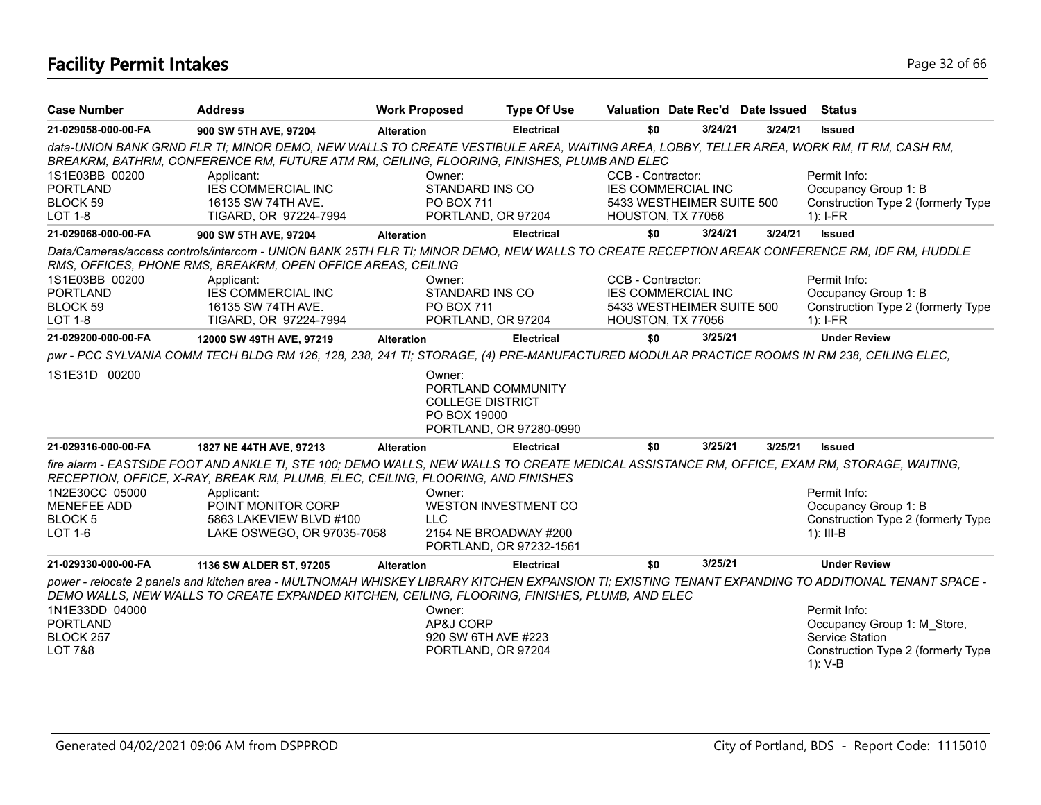# Facility Permit Intakes

| Case Number | Address | Work Proposed | Type Of Use | Valuation | Date Rec'd | Date Issued | Status |
|---|---|---|---|---|---|---|---|
| 21-029058-000-00-FA | 900 SW 5TH AVE, 97204 | Alteration | Electrical | $0 | 3/24/21 | 3/24/21 | Issued |

*data-UNION BANK GRND FLR TI; MINOR DEMO, NEW WALLS TO CREATE VESTIBULE AREA, WAITING AREA, LOBBY, TELLER AREA, WORK RM, IT RM, CASH RM, BREAKRM, BATHRM, CONFERENCE RM, FUTURE ATM RM, CEILING, FLOORING, FINISHES, PLUMB AND ELEC*

1S1E03BB 00200
PORTLAND
BLOCK 59
LOT 1-8

Applicant:
IES COMMERCIAL INC
16135 SW 74TH AVE.
TIGARD, OR 97224-7994

Owner:
STANDARD INS CO
PO BOX 711
PORTLAND, OR 97204

CCB - Contractor:
IES COMMERCIAL INC
5433 WESTHEIMER SUITE 500
HOUSTON, TX 77056

Permit Info:
Occupancy Group 1: B
Construction Type 2 (formerly Type 1): I-FR

| Case Number | Address | Work Proposed | Type Of Use | Valuation | Date Rec'd | Date Issued | Status |
|---|---|---|---|---|---|---|---|
| 21-029068-000-00-FA | 900 SW 5TH AVE, 97204 | Alteration | Electrical | $0 | 3/24/21 | 3/24/21 | Issued |

*Data/Cameras/access controls/intercom - UNION BANK 25TH FLR TI; MINOR DEMO, NEW WALLS TO CREATE RECEPTION AREAK CONFERENCE RM, IDF RM, HUDDLE RMS, OFFICES, PHONE RMS, BREAKRM, OPEN OFFICE AREAS, CEILING*

1S1E03BB 00200
PORTLAND
BLOCK 59
LOT 1-8

Applicant:
IES COMMERCIAL INC
16135 SW 74TH AVE.
TIGARD, OR 97224-7994

Owner:
STANDARD INS CO
PO BOX 711
PORTLAND, OR 97204

CCB - Contractor:
IES COMMERCIAL INC
5433 WESTHEIMER SUITE 500
HOUSTON, TX 77056

Permit Info:
Occupancy Group 1: B
Construction Type 2 (formerly Type 1): I-FR

| Case Number | Address | Work Proposed | Type Of Use | Valuation | Date Rec'd | Date Issued | Status |
|---|---|---|---|---|---|---|---|
| 21-029200-000-00-FA | 12000 SW 49TH AVE, 97219 | Alteration | Electrical | $0 | 3/25/21 | | Under Review |

*pwr - PCC SYLVANIA COMM TECH BLDG RM 126, 128, 238, 241 TI; STORAGE, (4) PRE-MANUFACTURED MODULAR PRACTICE ROOMS IN RM 238, CEILING ELEC,*

1S1E31D 00200

Owner:
PORTLAND COMMUNITY COLLEGE DISTRICT
PO BOX 19000
PORTLAND, OR 97280-0990

| Case Number | Address | Work Proposed | Type Of Use | Valuation | Date Rec'd | Date Issued | Status |
|---|---|---|---|---|---|---|---|
| 21-029316-000-00-FA | 1827 NE 44TH AVE, 97213 | Alteration | Electrical | $0 | 3/25/21 | 3/25/21 | Issued |

*fire alarm - EASTSIDE FOOT AND ANKLE TI, STE 100; DEMO WALLS, NEW WALLS TO CREATE MEDICAL ASSISTANCE RM, OFFICE, EXAM RM, STORAGE, WAITING, RECEPTION, OFFICE, X-RAY, BREAK RM, PLUMB, ELEC, CEILING, FLOORING, AND FINISHES*

1N2E30CC 05000
MENEFEE ADD
BLOCK 5
LOT 1-6

Applicant:
POINT MONITOR CORP
5863 LAKEVIEW BLVD #100
LAKE OSWEGO, OR 97035-7058

Owner:
WESTON INVESTMENT CO LLC
2154 NE BROADWAY #200
PORTLAND, OR 97232-1561

Permit Info:
Occupancy Group 1: B
Construction Type 2 (formerly Type 1): III-B

| Case Number | Address | Work Proposed | Type Of Use | Valuation | Date Rec'd | Date Issued | Status |
|---|---|---|---|---|---|---|---|
| 21-029330-000-00-FA | 1136 SW ALDER ST, 97205 | Alteration | Electrical | $0 | 3/25/21 | | Under Review |

*power - relocate 2 panels and kitchen area - MULTNOMAH WHISKEY LIBRARY KITCHEN EXPANSION TI; EXISTING TENANT EXPANDING TO ADDITIONAL TENANT SPACE - DEMO WALLS, NEW WALLS TO CREATE EXPANDED KITCHEN, CEILING, FLOORING, FINISHES, PLUMB, AND ELEC*

1N1E33DD 04000
PORTLAND
BLOCK 257
LOT 7&8

Owner:
AP&J CORP
920 SW 6TH AVE #223
PORTLAND, OR 97204

Permit Info:
Occupancy Group 1: M_Store, Service Station
Construction Type 2 (formerly Type 1): V-B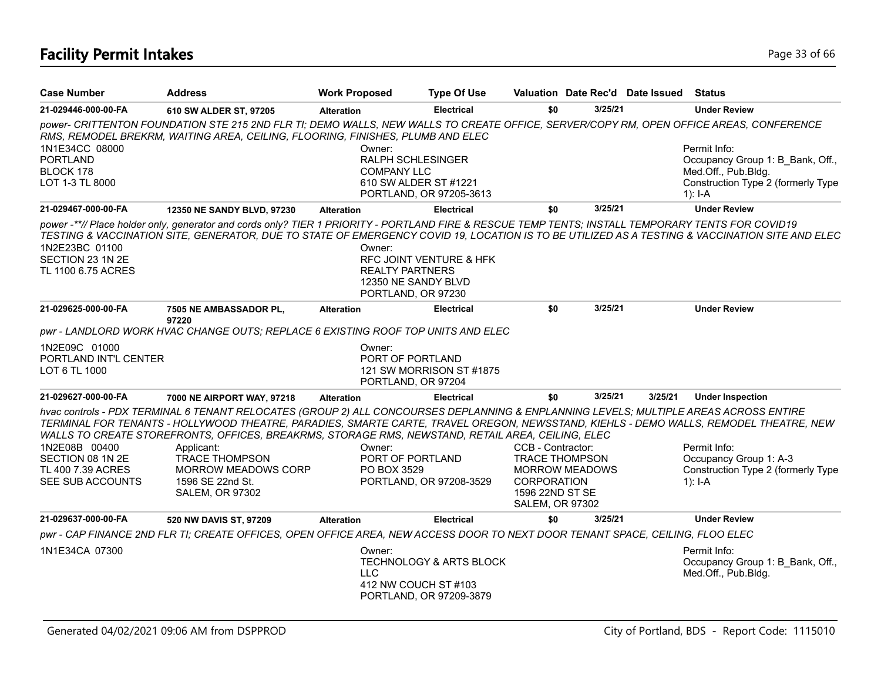# Facility Permit Intakes

| Case Number | Address | Work Proposed | Type Of Use | Valuation | Date Rec'd | Date Issued | Status |
|---|---|---|---|---|---|---|---|
| 21-029446-000-00-FA | 610 SW ALDER ST, 97205 | Alteration | Electrical | $0 | 3/25/21 | | Under Review |

*power- CRITTENTON FOUNDATION STE 215 2ND FLR TI; DEMO WALLS, NEW WALLS TO CREATE OFFICE, SERVER/COPY RM, OPEN OFFICE AREAS, CONFERENCE RMS, REMODEL BREKRM, WAITING AREA, CEILING, FLOORING, FINISHES, PLUMB AND ELEC*

1N1E34CC 08000
PORTLAND
BLOCK 178
LOT 1-3 TL 8000

Owner:
RALPH SCHLESINGER
COMPANY LLC
610 SW ALDER ST #1221
PORTLAND, OR 97205-3613

Permit Info:
Occupancy Group 1: B_Bank, Off., Med.Off., Pub.Bldg.
Construction Type 2 (formerly Type 1): I-A

| Case Number | Address | Work Proposed | Type Of Use | Valuation | Date Rec'd | Date Issued | Status |
|---|---|---|---|---|---|---|---|
| 21-029467-000-00-FA | 12350 NE SANDY BLVD, 97230 | Alteration | Electrical | $0 | 3/25/21 | | Under Review |

*power -\*\*// Place holder only, generator and cords only? TIER 1 PRIORITY - PORTLAND FIRE & RESCUE TEMP TENTS; INSTALL TEMPORARY TENTS FOR COVID19 TESTING & VACCINATION SITE, GENERATOR, DUE TO STATE OF EMERGENCY COVID 19, LOCATION IS TO BE UTILIZED AS A TESTING & VACCINATION SITE AND ELEC*

1N2E23BC 01100
SECTION 23 1N 2E
TL 1100 6.75 ACRES

Owner:
RFC JOINT VENTURE & HFK
REALTY PARTNERS
12350 NE SANDY BLVD
PORTLAND, OR 97230

| Case Number | Address | Work Proposed | Type Of Use | Valuation | Date Rec'd | Date Issued | Status |
|---|---|---|---|---|---|---|---|
| 21-029625-000-00-FA | 7505 NE AMBASSADOR PL, 97220 | Alteration | Electrical | $0 | 3/25/21 | | Under Review |

*pwr - LANDLORD WORK HVAC CHANGE OUTS; REPLACE 6 EXISTING ROOF TOP UNITS AND ELEC*

1N2E09C 01000
PORTLAND INT'L CENTER
LOT 6 TL 1000

Owner:
PORT OF PORTLAND
121 SW MORRISON ST #1875
PORTLAND, OR 97204

| Case Number | Address | Work Proposed | Type Of Use | Valuation | Date Rec'd | Date Issued | Status |
|---|---|---|---|---|---|---|---|
| 21-029627-000-00-FA | 7000 NE AIRPORT WAY, 97218 | Alteration | Electrical | $0 | 3/25/21 | 3/25/21 | Under Inspection |

*hvac controls - PDX TERMINAL 6 TENANT RELOCATES (GROUP 2) ALL CONCOURSES DEPLANNING & ENPLANNING LEVELS; MULTIPLE AREAS ACROSS ENTIRE TERMINAL FOR TENANTS - HOLLYWOOD THEATRE, PARADIES, SMARTE CARTE, TRAVEL OREGON, NEWSSTAND, KIEHLS - DEMO WALLS, REMODEL THEATRE, NEW WALLS TO CREATE STOREFRONTS, OFFICES, BREAKRMS, STORAGE RMS, NEWSTAND, RETAIL AREA, CEILING, ELEC*

1N2E08B 00400
SECTION 08 1N 2E
TL 400 7.39 ACRES
SEE SUB ACCOUNTS

Applicant:
TRACE THOMPSON
MORROW MEADOWS CORP
1596 SE 22nd St.
SALEM, OR 97302

Owner:
PORT OF PORTLAND
PO BOX 3529
PORTLAND, OR 97208-3529

CCB - Contractor:
TRACE THOMPSON
MORROW MEADOWS
CORPORATION
1596 22ND ST SE
SALEM, OR 97302

Permit Info:
Occupancy Group 1: A-3
Construction Type 2 (formerly Type 1): I-A

| Case Number | Address | Work Proposed | Type Of Use | Valuation | Date Rec'd | Date Issued | Status |
|---|---|---|---|---|---|---|---|
| 21-029637-000-00-FA | 520 NW DAVIS ST, 97209 | Alteration | Electrical | $0 | 3/25/21 | | Under Review |

*pwr - CAP FINANCE 2ND FLR TI; CREATE OFFICES, OPEN OFFICE AREA, NEW ACCESS DOOR TO NEXT DOOR TENANT SPACE, CEILING, FLOO ELEC*

1N1E34CA 07300

Owner:
TECHNOLOGY & ARTS BLOCK
LLC
412 NW COUCH ST #103
PORTLAND, OR 97209-3879

Permit Info:
Occupancy Group 1: B_Bank, Off., Med.Off., Pub.Bldg.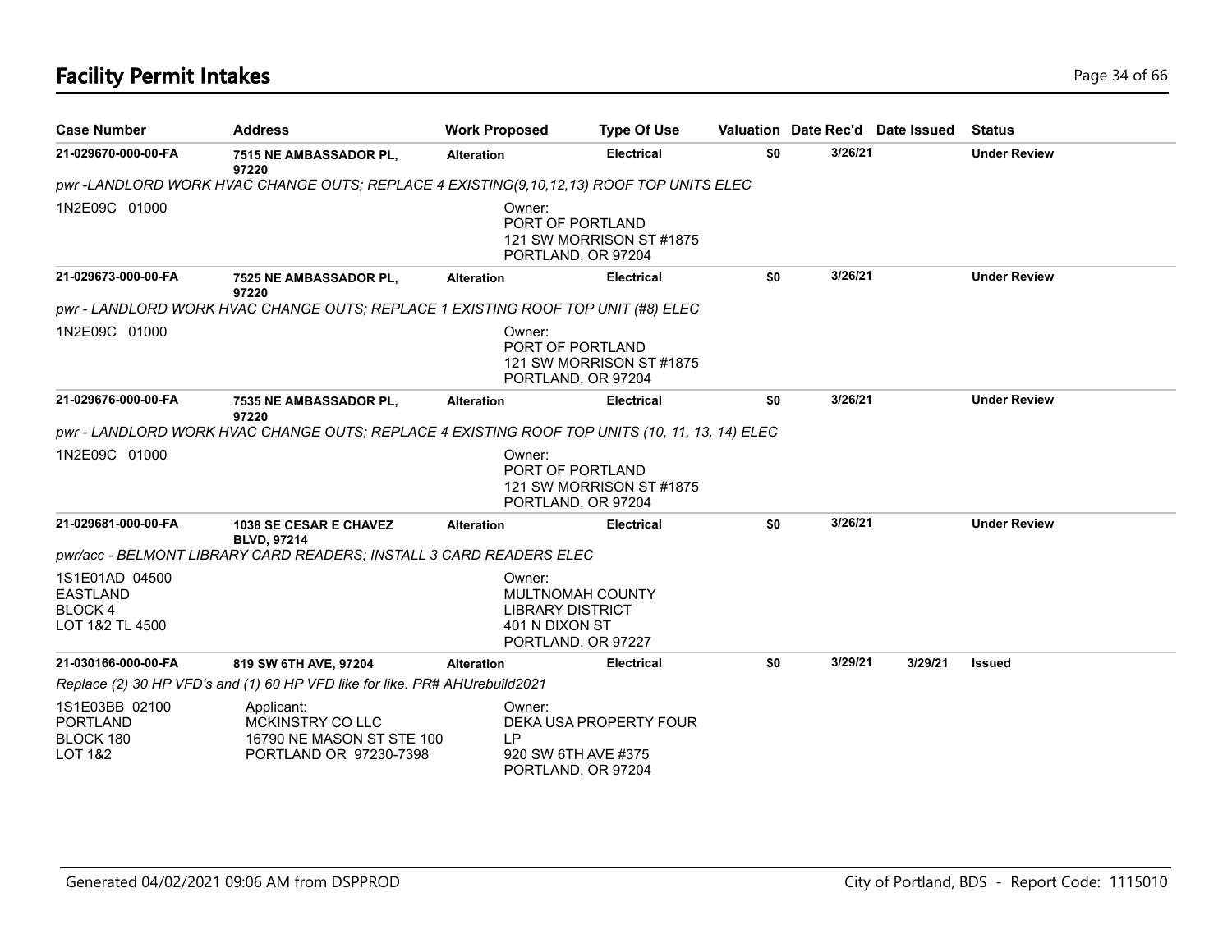# Facility Permit Intakes

| Case Number | Address | Work Proposed | Type Of Use | Valuation | Date Rec'd | Date Issued | Status |
|---|---|---|---|---|---|---|---|
| 21-029670-000-00-FA | 7515 NE AMBASSADOR PL, 97220 | Alteration | Electrical | $0 | 3/26/21 | | Under Review |

*pwr -LANDLORD WORK HVAC CHANGE OUTS; REPLACE 4 EXISTING(9,10,12,13) ROOF TOP UNITS ELEC*

1N2E09C 01000

Owner:
PORT OF PORTLAND
121 SW MORRISON ST #1875
PORTLAND, OR 97204

| Case Number | Address | Work Proposed | Type Of Use | Valuation | Date Rec'd | Date Issued | Status |
|---|---|---|---|---|---|---|---|
| 21-029673-000-00-FA | 7525 NE AMBASSADOR PL, 97220 | Alteration | Electrical | $0 | 3/26/21 | | Under Review |

*pwr - LANDLORD WORK HVAC CHANGE OUTS; REPLACE 1 EXISTING ROOF TOP UNIT (#8) ELEC*

1N2E09C 01000

Owner:
PORT OF PORTLAND
121 SW MORRISON ST #1875
PORTLAND, OR 97204

| Case Number | Address | Work Proposed | Type Of Use | Valuation | Date Rec'd | Date Issued | Status |
|---|---|---|---|---|---|---|---|
| 21-029676-000-00-FA | 7535 NE AMBASSADOR PL, 97220 | Alteration | Electrical | $0 | 3/26/21 | | Under Review |

*pwr - LANDLORD WORK HVAC CHANGE OUTS; REPLACE 4 EXISTING ROOF TOP UNITS (10, 11, 13, 14) ELEC*

1N2E09C 01000

Owner:
PORT OF PORTLAND
121 SW MORRISON ST #1875
PORTLAND, OR 97204

| Case Number | Address | Work Proposed | Type Of Use | Valuation | Date Rec'd | Date Issued | Status |
|---|---|---|---|---|---|---|---|
| 21-029681-000-00-FA | 1038 SE CESAR E CHAVEZ BLVD, 97214 | Alteration | Electrical | $0 | 3/26/21 | | Under Review |

*pwr/acc - BELMONT LIBRARY CARD READERS; INSTALL 3 CARD READERS ELEC*

1S1E01AD 04500
EASTLAND
BLOCK 4
LOT 1&2 TL 4500

Owner:
MULTNOMAH COUNTY
LIBRARY DISTRICT
401 N DIXON ST
PORTLAND, OR 97227

| Case Number | Address | Work Proposed | Type Of Use | Valuation | Date Rec'd | Date Issued | Status |
|---|---|---|---|---|---|---|---|
| 21-030166-000-00-FA | 819 SW 6TH AVE, 97204 | Alteration | Electrical | $0 | 3/29/21 | 3/29/21 | Issued |

*Replace (2) 30 HP VFD's and (1) 60 HP VFD like for like. PR# AHUrebuild2021*

1S1E03BB 02100
PORTLAND
BLOCK 180
LOT 1&2

Applicant:
MCKINSTRY CO LLC
16790 NE MASON ST STE 100
PORTLAND OR 97230-7398

Owner:
DEKA USA PROPERTY FOUR LP
920 SW 6TH AVE #375
PORTLAND, OR 97204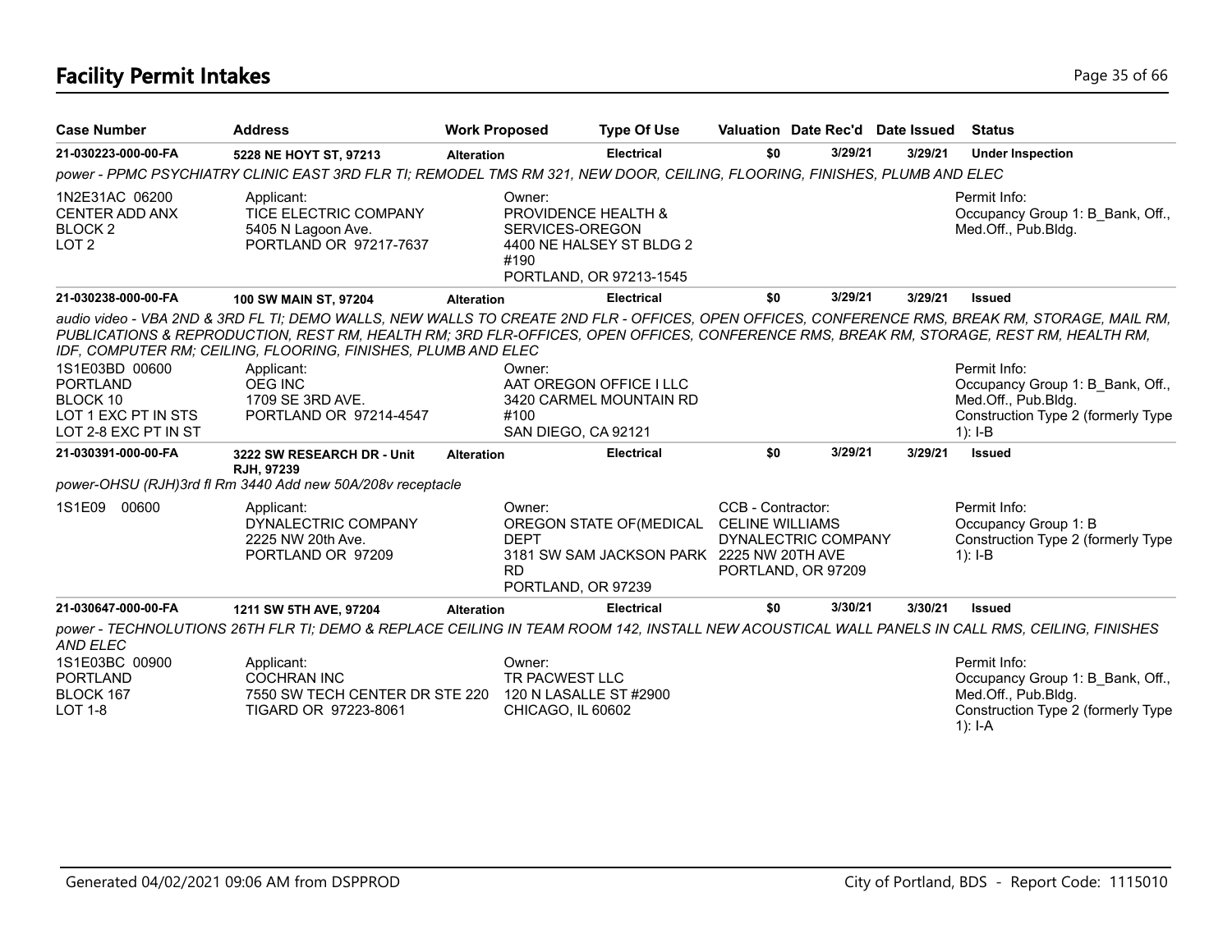# Facility Permit Intakes

| Case Number | Address | Work Proposed | Type Of Use | Valuation | Date Rec'd | Date Issued | Status |
|---|---|---|---|---|---|---|---|
| 21-030223-000-00-FA | 5228 NE HOYT ST, 97213 | Alteration | Electrical | $0 | 3/29/21 | 3/29/21 | Under Inspection |

*power - PPMC PSYCHIATRY CLINIC EAST 3RD FLR TI; REMODEL TMS RM 321, NEW DOOR, CEILING, FLOORING, FINISHES, PLUMB AND ELEC*

1N2E31AC 06200
CENTER ADD ANX
BLOCK 2
LOT 2

Applicant:
TICE ELECTRIC COMPANY
5405 N Lagoon Ave.
PORTLAND OR 97217-7637

Owner:
PROVIDENCE HEALTH & SERVICES-OREGON
4400 NE HALSEY ST BLDG 2 #190
PORTLAND, OR 97213-1545

Permit Info:
Occupancy Group 1: B_Bank, Off., Med.Off., Pub.Bldg.

| Case Number | Address | Work Proposed | Type Of Use | Valuation | Date Rec'd | Date Issued | Status |
|---|---|---|---|---|---|---|---|
| 21-030238-000-00-FA | 100 SW MAIN ST, 97204 | Alteration | Electrical | $0 | 3/29/21 | 3/29/21 | Issued |

*audio video - VBA 2ND & 3RD FL TI; DEMO WALLS, NEW WALLS TO CREATE 2ND FLR - OFFICES, OPEN OFFICES, CONFERENCE RMS, BREAK RM, STORAGE, MAIL RM, PUBLICATIONS & REPRODUCTION, REST RM, HEALTH RM; 3RD FLR-OFFICES, OPEN OFFICES, CONFERENCE RMS, BREAK RM, STORAGE, REST RM, HEALTH RM, IDF, COMPUTER RM; CEILING, FLOORING, FINISHES, PLUMB AND ELEC*

1S1E03BD 00600
PORTLAND
BLOCK 10
LOT 1 EXC PT IN STS
LOT 2-8 EXC PT IN ST

Applicant:
OEG INC
1709 SE 3RD AVE.
PORTLAND OR 97214-4547

Owner:
AAT OREGON OFFICE I LLC
3420 CARMEL MOUNTAIN RD #100
SAN DIEGO, CA 92121

Permit Info:
Occupancy Group 1: B_Bank, Off., Med.Off., Pub.Bldg.
Construction Type 2 (formerly Type 1): I-B

| Case Number | Address | Work Proposed | Type Of Use | Valuation | Date Rec'd | Date Issued | Status |
|---|---|---|---|---|---|---|---|
| 21-030391-000-00-FA | 3222 SW RESEARCH DR - Unit RJH, 97239 | Alteration | Electrical | $0 | 3/29/21 | 3/29/21 | Issued |

*power-OHSU (RJH)3rd fl Rm 3440 Add new 50A/208v receptacle*

1S1E09 00600

Applicant:
DYNALECTRIC COMPANY
2225 NW 20th Ave.
PORTLAND OR 97209

Owner:
OREGON STATE OF(MEDICAL DEPT
3181 SW SAM JACKSON PARK RD
PORTLAND, OR 97239

CCB - Contractor:
CELINE WILLIAMS
DYNALECTRIC COMPANY
2225 NW 20TH AVE
PORTLAND, OR 97209

Permit Info:
Occupancy Group 1: B
Construction Type 2 (formerly Type 1): I-B

| Case Number | Address | Work Proposed | Type Of Use | Valuation | Date Rec'd | Date Issued | Status |
|---|---|---|---|---|---|---|---|
| 21-030647-000-00-FA | 1211 SW 5TH AVE, 97204 | Alteration | Electrical | $0 | 3/30/21 | 3/30/21 | Issued |

*power - TECHNOLUTIONS 26TH FLR TI; DEMO & REPLACE CEILING IN TEAM ROOM 142, INSTALL NEW ACOUSTICAL WALL PANELS IN CALL RMS, CEILING, FINISHES AND ELEC*

1S1E03BC 00900
PORTLAND
BLOCK 167
LOT 1-8

Applicant:
COCHRAN INC
7550 SW TECH CENTER DR STE 220
TIGARD OR 97223-8061

Owner:
TR PACWEST LLC
120 N LASALLE ST #2900
CHICAGO, IL 60602

Permit Info:
Occupancy Group 1: B_Bank, Off., Med.Off., Pub.Bldg.
Construction Type 2 (formerly Type 1): I-A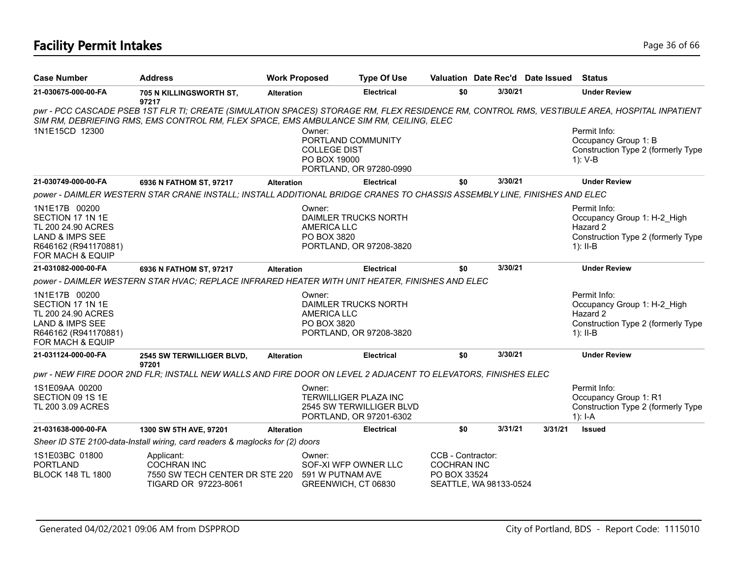# Facility Permit Intakes

| Case Number | Address | Work Proposed | Type Of Use | Valuation | Date Rec'd | Date Issued | Status |
|---|---|---|---|---|---|---|---|
| 21-030675-000-00-FA | 705 N KILLINGSWORTH ST, 97217 | Alteration | Electrical | $0 | 3/30/21 | | Under Review |

*pwr - PCC CASCADE PSEB 1ST FLR TI; CREATE (SIMULATION SPACES) STORAGE RM, FLEX RESIDENCE RM, CONTROL RMS, VESTIBULE AREA, HOSPITAL INPATIENT SIM RM, DEBRIEFING RMS, EMS CONTROL RM, FLEX SPACE, EMS AMBULANCE SIM RM, CEILING, ELEC*

1N1E15CD 12300

Owner:
PORTLAND COMMUNITY COLLEGE DIST
PO BOX 19000
PORTLAND, OR 97280-0990

Permit Info:
Occupancy Group 1: B
Construction Type 2 (formerly Type 1): V-B

| Case Number | Address | Work Proposed | Type Of Use | Valuation | Date Rec'd | Date Issued | Status |
|---|---|---|---|---|---|---|---|
| 21-030749-000-00-FA | 6936 N FATHOM ST, 97217 | Alteration | Electrical | $0 | 3/30/21 | | Under Review |

*power - DAIMLER WESTERN STAR CRANE INSTALL; INSTALL ADDITIONAL BRIDGE CRANES TO CHASSIS ASSEMBLY LINE, FINISHES AND ELEC*

1N1E17B 00200
SECTION 17 1N 1E
TL 200 24.90 ACRES
LAND & IMPS SEE
R646162 (R941170881)
FOR MACH & EQUIP

Owner:
DAIMLER TRUCKS NORTH AMERICA LLC
PO BOX 3820
PORTLAND, OR 97208-3820

Permit Info:
Occupancy Group 1: H-2_High Hazard 2
Construction Type 2 (formerly Type 1): II-B

| Case Number | Address | Work Proposed | Type Of Use | Valuation | Date Rec'd | Date Issued | Status |
|---|---|---|---|---|---|---|---|
| 21-031082-000-00-FA | 6936 N FATHOM ST, 97217 | Alteration | Electrical | $0 | 3/30/21 | | Under Review |

*power - DAIMLER WESTERN STAR HVAC; REPLACE INFRARED HEATER WITH UNIT HEATER, FINISHES AND ELEC*

1N1E17B 00200
SECTION 17 1N 1E
TL 200 24.90 ACRES
LAND & IMPS SEE
R646162 (R941170881)
FOR MACH & EQUIP

Owner:
DAIMLER TRUCKS NORTH AMERICA LLC
PO BOX 3820
PORTLAND, OR 97208-3820

Permit Info:
Occupancy Group 1: H-2_High Hazard 2
Construction Type 2 (formerly Type 1): II-B

| Case Number | Address | Work Proposed | Type Of Use | Valuation | Date Rec'd | Date Issued | Status |
|---|---|---|---|---|---|---|---|
| 21-031124-000-00-FA | 2545 SW TERWILLIGER BLVD, 97201 | Alteration | Electrical | $0 | 3/30/21 | | Under Review |

*pwr - NEW FIRE DOOR 2ND FLR; INSTALL NEW WALLS AND FIRE DOOR ON LEVEL 2 ADJACENT TO ELEVATORS, FINISHES ELEC*

1S1E09AA 00200
SECTION 09 1S 1E
TL 200 3.09 ACRES

Owner:
TERWILLIGER PLAZA INC
2545 SW TERWILLIGER BLVD
PORTLAND, OR 97201-6302

Permit Info:
Occupancy Group 1: R1
Construction Type 2 (formerly Type 1): I-A

| Case Number | Address | Work Proposed | Type Of Use | Valuation | Date Rec'd | Date Issued | Status |
|---|---|---|---|---|---|---|---|
| 21-031638-000-00-FA | 1300 SW 5TH AVE, 97201 | Alteration | Electrical | $0 | 3/31/21 | 3/31/21 | Issued |

*Sheer ID STE 2100-data-Install wiring, card readers & maglocks for (2) doors*

1S1E03BC 01800
PORTLAND
BLOCK 148 TL 1800

Applicant:
COCHRAN INC
7550 SW TECH CENTER DR STE 220
TIGARD OR 97223-8061

Owner:
SOF-XI WFP OWNER LLC
591 W PUTNAM AVE
GREENWICH, CT 06830

CCB - Contractor:
COCHRAN INC
PO BOX 33524
SEATTLE, WA 98133-0524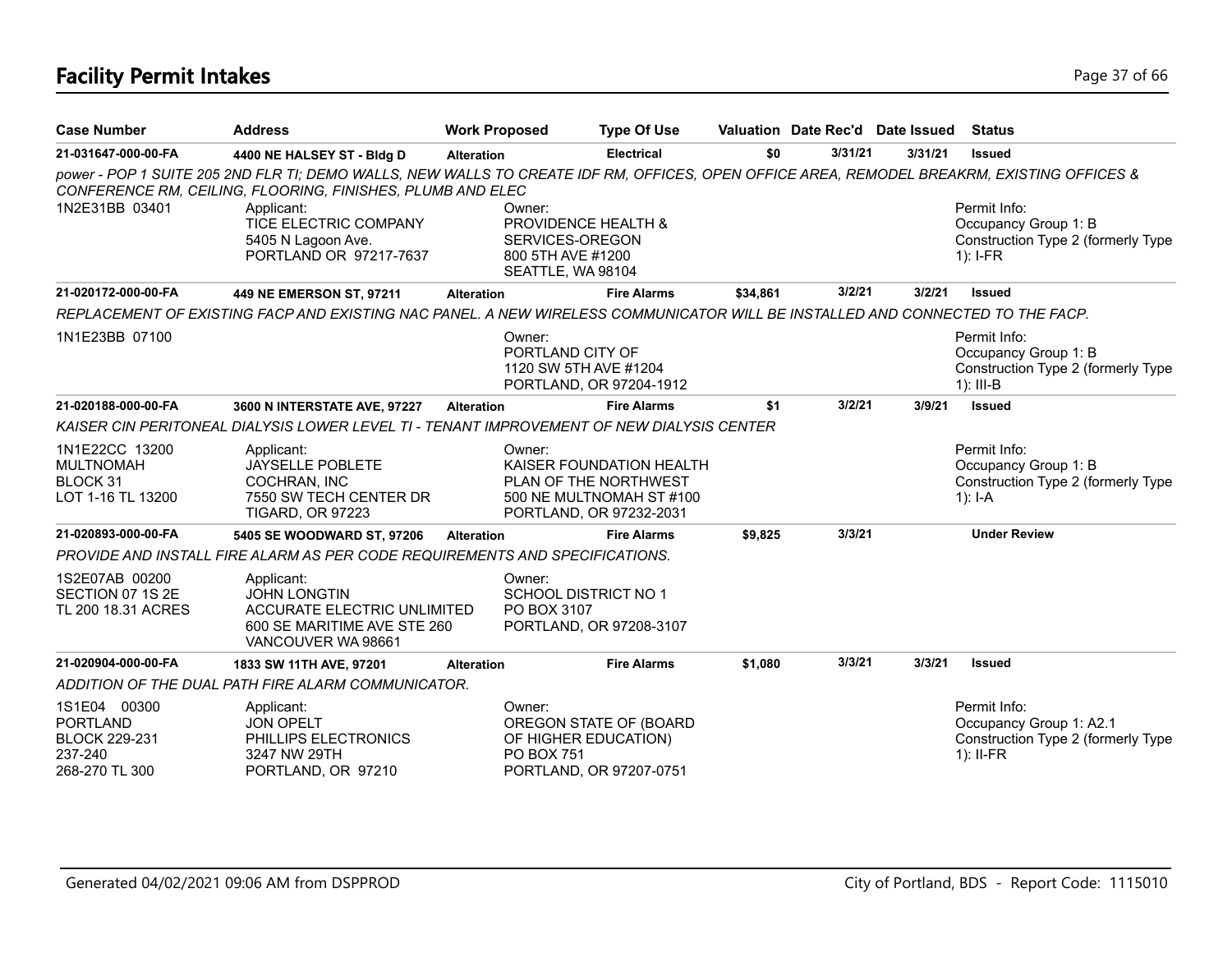# Facility Permit Intakes

| Case Number | Address | Work Proposed | Type Of Use | Valuation | Date Rec'd | Date Issued | Status |
|---|---|---|---|---|---|---|---|
| 21-031647-000-00-FA | 4400 NE HALSEY ST - Bldg D | Alteration | Electrical | $0 | 3/31/21 | 3/31/21 | Issued |
| *power - POP 1 SUITE 205 2ND FLR TI; DEMO WALLS, NEW WALLS TO CREATE IDF RM, OFFICES, OPEN OFFICE AREA, REMODEL BREAKRM, EXISTING OFFICES & CONFERENCE RM, CEILING, FLOORING, FINISHES, PLUMB AND ELEC* | | | | | | | |
| 1N2E31BB 03401 | Applicant: TICE ELECTRIC COMPANY 5405 N Lagoon Ave. PORTLAND OR 97217-7637 | Owner: PROVIDENCE HEALTH & SERVICES-OREGON 800 5TH AVE #1200 SEATTLE, WA 98104 | | | | | Permit Info: Occupancy Group 1: B Construction Type 2 (formerly Type 1): I-FR |
| 21-020172-000-00-FA | 449 NE EMERSON ST, 97211 | Alteration | Fire Alarms | $34,861 | 3/2/21 | 3/2/21 | Issued |
| *REPLACEMENT OF EXISTING FACP AND EXISTING NAC PANEL. A NEW WIRELESS COMMUNICATOR WILL BE INSTALLED AND CONNECTED TO THE FACP.* | | | | | | | |
| 1N1E23BB 07100 | | Owner: PORTLAND CITY OF 1120 SW 5TH AVE #1204 PORTLAND, OR 97204-1912 | | | | | Permit Info: Occupancy Group 1: B Construction Type 2 (formerly Type 1): III-B |
| 21-020188-000-00-FA | 3600 N INTERSTATE AVE, 97227 | Alteration | Fire Alarms | $1 | 3/2/21 | 3/9/21 | Issued |
| *KAISER CIN PERITONEAL DIALYSIS LOWER LEVEL TI - TENANT IMPROVEMENT OF NEW DIALYSIS CENTER* | | | | | | | |
| 1N1E22CC 13200 MULTNOMAH BLOCK 31 LOT 1-16 TL 13200 | Applicant: JAYSELLE POBLETE COCHRAN, INC 7550 SW TECH CENTER DR TIGARD, OR 97223 | Owner: KAISER FOUNDATION HEALTH PLAN OF THE NORTHWEST 500 NE MULTNOMAH ST #100 PORTLAND, OR 97232-2031 | | | | | Permit Info: Occupancy Group 1: B Construction Type 2 (formerly Type 1): I-A |
| 21-020893-000-00-FA | 5405 SE WOODWARD ST, 97206 | Alteration | Fire Alarms | $9,825 | 3/3/21 | | Under Review |
| *PROVIDE AND INSTALL FIRE ALARM AS PER CODE REQUIREMENTS AND SPECIFICATIONS.* | | | | | | | |
| 1S2E07AB 00200 SECTION 07 1S 2E TL 200 18.31 ACRES | Applicant: JOHN LONGTIN ACCURATE ELECTRIC UNLIMITED 600 SE MARITIME AVE STE 260 VANCOUVER WA 98661 | Owner: SCHOOL DISTRICT NO 1 PO BOX 3107 PORTLAND, OR 97208-3107 | | | | | |
| 21-020904-000-00-FA | 1833 SW 11TH AVE, 97201 | Alteration | Fire Alarms | $1,080 | 3/3/21 | 3/3/21 | Issued |
| *ADDITION OF THE DUAL PATH FIRE ALARM COMMUNICATOR.* | | | | | | | |
| 1S1E04 00300 PORTLAND BLOCK 229-231 237-240 268-270 TL 300 | Applicant: JON OPELT PHILLIPS ELECTRONICS 3247 NW 29TH PORTLAND, OR 97210 | Owner: OREGON STATE OF (BOARD OF HIGHER EDUCATION) PO BOX 751 PORTLAND, OR 97207-0751 | | | | | Permit Info: Occupancy Group 1: A2.1 Construction Type 2 (formerly Type 1): II-FR |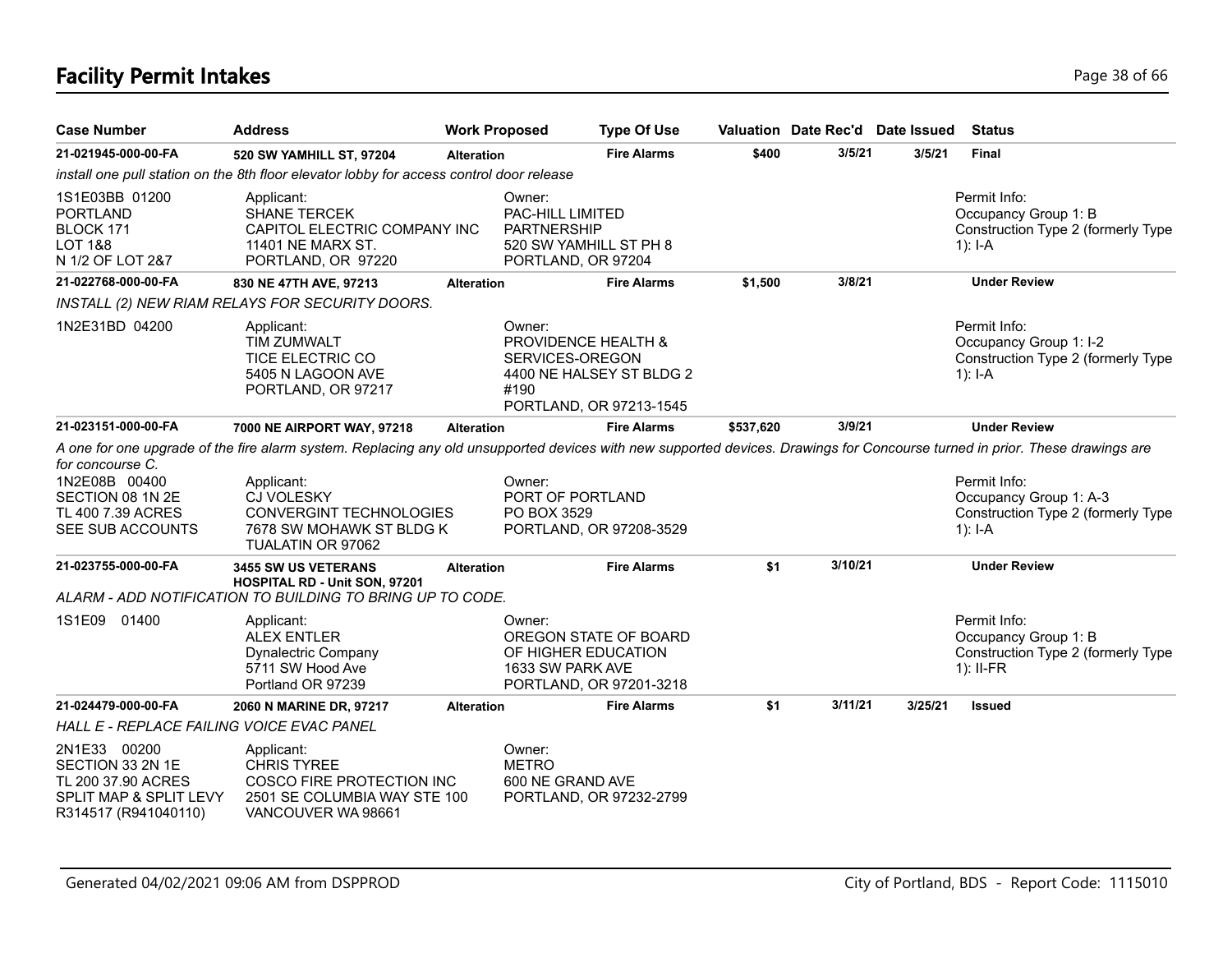# Facility Permit Intakes

| Case Number | Address | Work Proposed | Type Of Use | Valuation | Date Rec'd | Date Issued | Status |
|---|---|---|---|---|---|---|---|
| **21-021945-000-00-FA** | **520 SW YAMHILL ST, 97204** | **Alteration** | **Fire Alarms** | **$400** | **3/5/21** | **3/5/21** | **Final** |

*install one pull station on the 8th floor elevator lobby for access control door release*

1S1E03BB 01200
PORTLAND
BLOCK 171
LOT 1&8
N 1/2 OF LOT 2&7

Applicant:
SHANE TERCEK
CAPITOL ELECTRIC COMPANY INC
11401 NE MARX ST.
PORTLAND, OR 97220

Owner:
PAC-HILL LIMITED
PARTNERSHIP
520 SW YAMHILL ST PH 8
PORTLAND, OR 97204

Permit Info:
Occupancy Group 1: B
Construction Type 2 (formerly Type 1): I-A

| Case Number | Address | Work Proposed | Type Of Use | Valuation | Date Rec'd | Date Issued | Status |
|---|---|---|---|---|---|---|---|
| **21-022768-000-00-FA** | **830 NE 47TH AVE, 97213** | **Alteration** | **Fire Alarms** | **$1,500** | **3/8/21** | | **Under Review** |

*INSTALL (2) NEW RIAM RELAYS FOR SECURITY DOORS.*

1N2E31BD 04200

Applicant:
TIM ZUMWALT
TICE ELECTRIC CO
5405 N LAGOON AVE
PORTLAND, OR 97217

Owner:
PROVIDENCE HEALTH &
SERVICES-OREGON
4400 NE HALSEY ST BLDG 2
#190
PORTLAND, OR 97213-1545

Permit Info:
Occupancy Group 1: I-2
Construction Type 2 (formerly Type 1): I-A

| Case Number | Address | Work Proposed | Type Of Use | Valuation | Date Rec'd | Date Issued | Status |
|---|---|---|---|---|---|---|---|
| **21-023151-000-00-FA** | **7000 NE AIRPORT WAY, 97218** | **Alteration** | **Fire Alarms** | **$537,620** | **3/9/21** | | **Under Review** |

*A one for one upgrade of the fire alarm system. Replacing any old unsupported devices with new supported devices. Drawings for Concourse turned in prior. These drawings are for concourse C.*

1N2E08B 00400
SECTION 08 1N 2E
TL 400 7.39 ACRES
SEE SUB ACCOUNTS

Applicant:
CJ VOLESKY
CONVERGINT TECHNOLOGIES
7678 SW MOHAWK ST BLDG K
TUALATIN OR 97062

Owner:
PORT OF PORTLAND
PO BOX 3529
PORTLAND, OR 97208-3529

Permit Info:
Occupancy Group 1: A-3
Construction Type 2 (formerly Type 1): I-A

| Case Number | Address | Work Proposed | Type Of Use | Valuation | Date Rec'd | Date Issued | Status |
|---|---|---|---|---|---|---|---|
| **21-023755-000-00-FA** | **3455 SW US VETERANS HOSPITAL RD - Unit SON, 97201** | **Alteration** | **Fire Alarms** | **$1** | **3/10/21** | | **Under Review** |

*ALARM - ADD NOTIFICATION TO BUILDING TO BRING UP TO CODE.*

1S1E09 01400

Applicant:
ALEX ENTLER
Dynalectric Company
5711 SW Hood Ave
Portland OR 97239

Owner:
OREGON STATE OF BOARD
OF HIGHER EDUCATION
1633 SW PARK AVE
PORTLAND, OR 97201-3218

Permit Info:
Occupancy Group 1: B
Construction Type 2 (formerly Type 1): II-FR

| Case Number | Address | Work Proposed | Type Of Use | Valuation | Date Rec'd | Date Issued | Status |
|---|---|---|---|---|---|---|---|
| **21-024479-000-00-FA** | **2060 N MARINE DR, 97217** | **Alteration** | **Fire Alarms** | **$1** | **3/11/21** | **3/25/21** | **Issued** |

*HALL E - REPLACE FAILING VOICE EVAC PANEL*

2N1E33 00200
SECTION 33 2N 1E
TL 200 37.90 ACRES
SPLIT MAP & SPLIT LEVY
R314517 (R941040110)

Applicant:
CHRIS TYREE
COSCO FIRE PROTECTION INC
2501 SE COLUMBIA WAY STE 100
VANCOUVER WA 98661

Owner:
METRO
600 NE GRAND AVE
PORTLAND, OR 97232-2799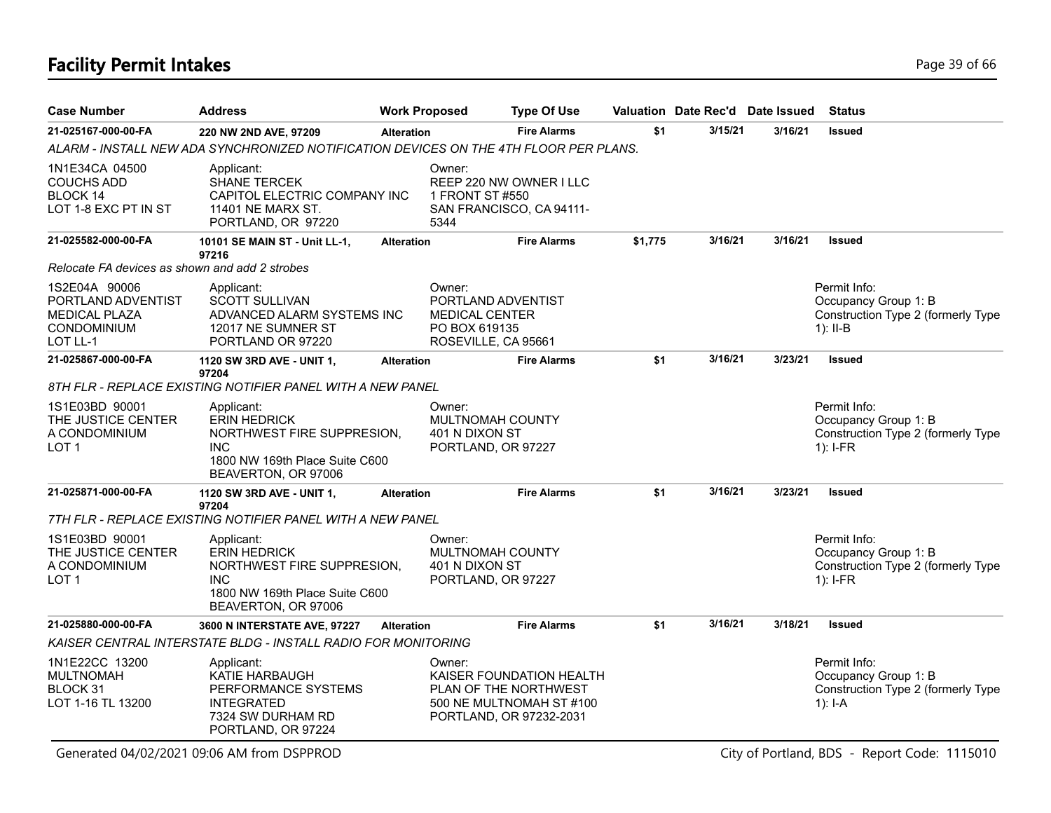# Facility Permit Intakes

| Case Number | Address | Work Proposed | Type Of Use | Valuation | Date Rec'd | Date Issued | Status |
|---|---|---|---|---|---|---|---|
| **21-025167-000-00-FA** | **220 NW 2ND AVE, 97209** | **Alteration** | **Fire Alarms** | **$1** | **3/15/21** | **3/16/21** | **Issued** |
| *ALARM - INSTALL NEW ADA SYNCHRONIZED NOTIFICATION DEVICES ON THE 4TH FLOOR PER PLANS.* | | | | | | | |
| 1N1E34CA 04500<br>COUCHS ADD<br>BLOCK 14<br>LOT 1-8 EXC PT IN ST | Applicant:<br>SHANE TERCEK<br>CAPITOL ELECTRIC COMPANY INC<br>11401 NE MARX ST.<br>PORTLAND, OR 97220 | Owner:<br>REEP 220 NW OWNER I LLC<br>1 FRONT ST #550<br>SAN FRANCISCO, CA 94111-5344 | | | | | |
| **21-025582-000-00-FA** | **10101 SE MAIN ST - Unit LL-1, 97216** | **Alteration** | **Fire Alarms** | **$1,775** | **3/16/21** | **3/16/21** | **Issued** |
| *Relocate FA devices as shown and add 2 strobes* | | | | | | | |
| 1S2E04A 90006<br>PORTLAND ADVENTIST MEDICAL PLAZA CONDOMINIUM<br>LOT LL-1 | Applicant:<br>SCOTT SULLIVAN<br>ADVANCED ALARM SYSTEMS INC<br>12017 NE SUMNER ST<br>PORTLAND OR 97220 | Owner:<br>PORTLAND ADVENTIST MEDICAL CENTER<br>PO BOX 619135<br>ROSEVILLE, CA 95661 | | | | | Permit Info:<br>Occupancy Group 1: B<br>Construction Type 2 (formerly Type 1): II-B |
| **21-025867-000-00-FA** | **1120 SW 3RD AVE - UNIT 1, 97204** | **Alteration** | **Fire Alarms** | **$1** | **3/16/21** | **3/23/21** | **Issued** |
| *8TH FLR - REPLACE EXISTING NOTIFIER PANEL WITH A NEW PANEL* | | | | | | | |
| 1S1E03BD 90001<br>THE JUSTICE CENTER A CONDOMINIUM<br>LOT 1 | Applicant:<br>ERIN HEDRICK<br>NORTHWEST FIRE SUPPRESION, INC<br>1800 NW 169th Place Suite C600<br>BEAVERTON, OR 97006 | Owner:<br>MULTNOMAH COUNTY<br>401 N DIXON ST<br>PORTLAND, OR 97227 | | | | | Permit Info:<br>Occupancy Group 1: B<br>Construction Type 2 (formerly Type 1): I-FR |
| **21-025871-000-00-FA** | **1120 SW 3RD AVE - UNIT 1, 97204** | **Alteration** | **Fire Alarms** | **$1** | **3/16/21** | **3/23/21** | **Issued** |
| *7TH FLR - REPLACE EXISTING NOTIFIER PANEL WITH A NEW PANEL* | | | | | | | |
| 1S1E03BD 90001<br>THE JUSTICE CENTER A CONDOMINIUM<br>LOT 1 | Applicant:<br>ERIN HEDRICK<br>NORTHWEST FIRE SUPPRESION, INC<br>1800 NW 169th Place Suite C600<br>BEAVERTON, OR 97006 | Owner:<br>MULTNOMAH COUNTY<br>401 N DIXON ST<br>PORTLAND, OR 97227 | | | | | Permit Info:<br>Occupancy Group 1: B<br>Construction Type 2 (formerly Type 1): I-FR |
| **21-025880-000-00-FA** | **3600 N INTERSTATE AVE, 97227** | **Alteration** | **Fire Alarms** | **$1** | **3/16/21** | **3/18/21** | **Issued** |
| *KAISER CENTRAL INTERSTATE BLDG - INSTALL RADIO FOR MONITORING* | | | | | | | |
| 1N1E22CC 13200<br>MULTNOMAH<br>BLOCK 31<br>LOT 1-16 TL 13200 | Applicant:<br>KATIE HARBAUGH<br>PERFORMANCE SYSTEMS INTEGRATED<br>7324 SW DURHAM RD<br>PORTLAND, OR 97224 | Owner:<br>KAISER FOUNDATION HEALTH PLAN OF THE NORTHWEST<br>500 NE MULTNOMAH ST #100<br>PORTLAND, OR 97232-2031 | | | | | Permit Info:<br>Occupancy Group 1: B<br>Construction Type 2 (formerly Type 1): I-A |

Generated 04/02/2021 09:06 AM from DSPPROD

City of Portland, BDS - Report Code: 1115010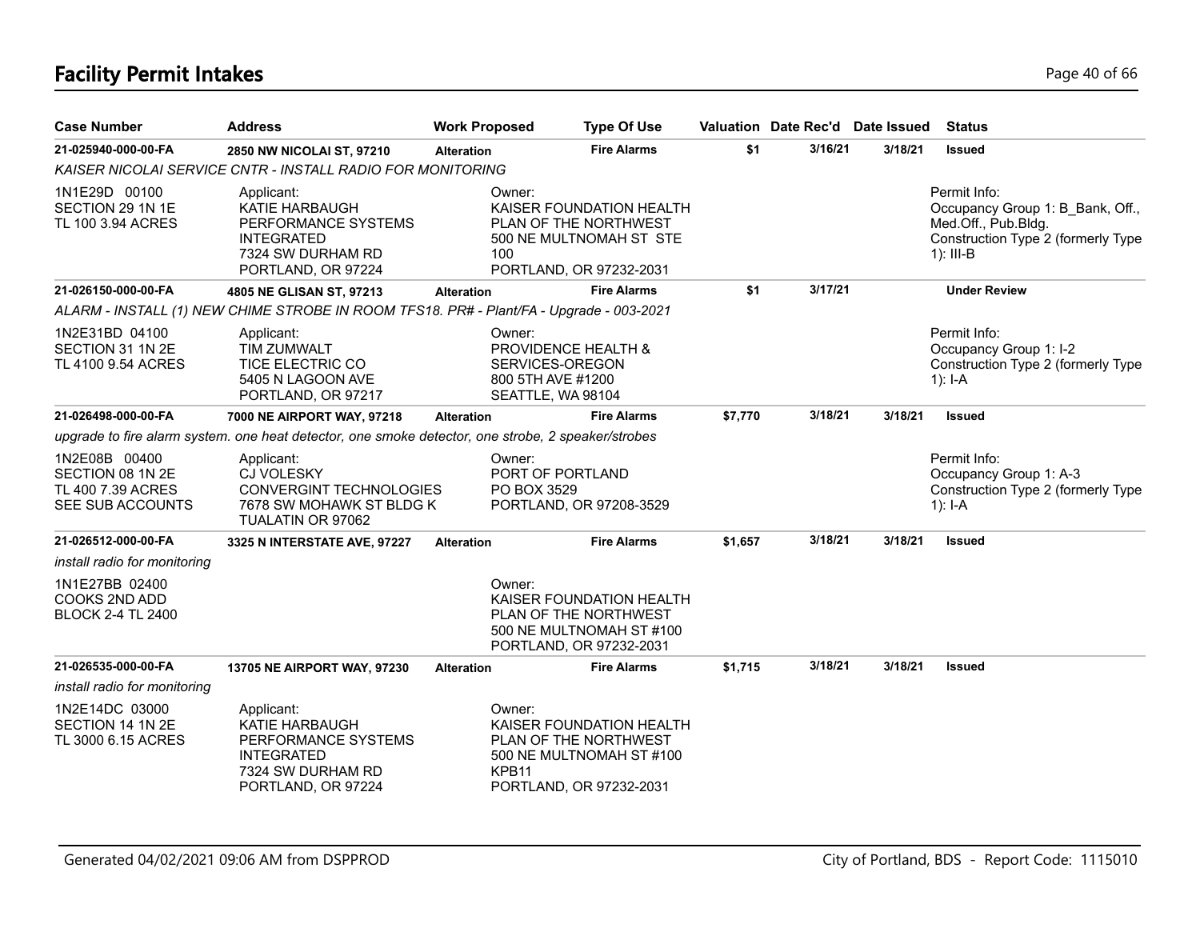# Facility Permit Intakes

| Case Number | Address | Work Proposed | Type Of Use | Valuation | Date Rec'd | Date Issued | Status |
|---|---|---|---|---|---|---|---|
| 21-025940-000-00-FA | 2850 NW NICOLAI ST, 97210 | Alteration | Fire Alarms | $1 | 3/16/21 | 3/18/21 | Issued |
| KAISER NICOLAI SERVICE CNTR - INSTALL RADIO FOR MONITORING | | | | | | | |
| 1N1E29D 00100<br>SECTION 29 1N 1E<br>TL 100 3.94 ACRES | Applicant:<br>KATIE HARBAUGH<br>PERFORMANCE SYSTEMS INTEGRATED<br>7324 SW DURHAM RD<br>PORTLAND, OR 97224 | Owner:<br>KAISER FOUNDATION HEALTH PLAN OF THE NORTHWEST<br>500 NE MULTNOMAH ST STE 100<br>PORTLAND, OR 97232-2031 | | | | | Permit Info:<br>Occupancy Group 1: B_Bank, Off., Med.Off., Pub.Bldg.<br>Construction Type 2 (formerly Type 1): III-B |
| 21-026150-000-00-FA | 4805 NE GLISAN ST, 97213 | Alteration | Fire Alarms | $1 | 3/17/21 | | Under Review |
| ALARM - INSTALL (1) NEW CHIME STROBE IN ROOM TFS18. PR# - Plant/FA - Upgrade - 003-2021 | | | | | | | |
| 1N2E31BD 04100<br>SECTION 31 1N 2E<br>TL 4100 9.54 ACRES | Applicant:<br>TIM ZUMWALT<br>TICE ELECTRIC CO<br>5405 N LAGOON AVE<br>PORTLAND, OR 97217 | Owner:<br>PROVIDENCE HEALTH & SERVICES-OREGON<br>800 5TH AVE #1200<br>SEATTLE, WA 98104 | | | | | Permit Info:<br>Occupancy Group 1: I-2<br>Construction Type 2 (formerly Type 1): I-A |
| 21-026498-000-00-FA | 7000 NE AIRPORT WAY, 97218 | Alteration | Fire Alarms | $7,770 | 3/18/21 | 3/18/21 | Issued |
| upgrade to fire alarm system. one heat detector, one smoke detector, one strobe, 2 speaker/strobes | | | | | | | |
| 1N2E08B 00400<br>SECTION 08 1N 2E<br>TL 400 7.39 ACRES<br>SEE SUB ACCOUNTS | Applicant:<br>CJ VOLESKY<br>CONVERGINT TECHNOLOGIES<br>7678 SW MOHAWK ST BLDG K<br>TUALATIN OR 97062 | Owner:<br>PORT OF PORTLAND<br>PO BOX 3529<br>PORTLAND, OR 97208-3529 | | | | | Permit Info:<br>Occupancy Group 1: A-3<br>Construction Type 2 (formerly Type 1): I-A |
| 21-026512-000-00-FA | 3325 N INTERSTATE AVE, 97227 | Alteration | Fire Alarms | $1,657 | 3/18/21 | 3/18/21 | Issued |
| install radio for monitoring | | | | | | | |
| 1N1E27BB 02400<br>COOKS 2ND ADD<br>BLOCK 2-4 TL 2400 | | Owner:<br>KAISER FOUNDATION HEALTH PLAN OF THE NORTHWEST<br>500 NE MULTNOMAH ST #100<br>PORTLAND, OR 97232-2031 | | | | | |
| 21-026535-000-00-FA | 13705 NE AIRPORT WAY, 97230 | Alteration | Fire Alarms | $1,715 | 3/18/21 | 3/18/21 | Issued |
| install radio for monitoring | | | | | | | |
| 1N2E14DC 03000<br>SECTION 14 1N 2E<br>TL 3000 6.15 ACRES | Applicant:<br>KATIE HARBAUGH<br>PERFORMANCE SYSTEMS INTEGRATED<br>7324 SW DURHAM RD<br>PORTLAND, OR 97224 | Owner:<br>KAISER FOUNDATION HEALTH PLAN OF THE NORTHWEST<br>500 NE MULTNOMAH ST #100 KPB11<br>PORTLAND, OR 97232-2031 | | | | | |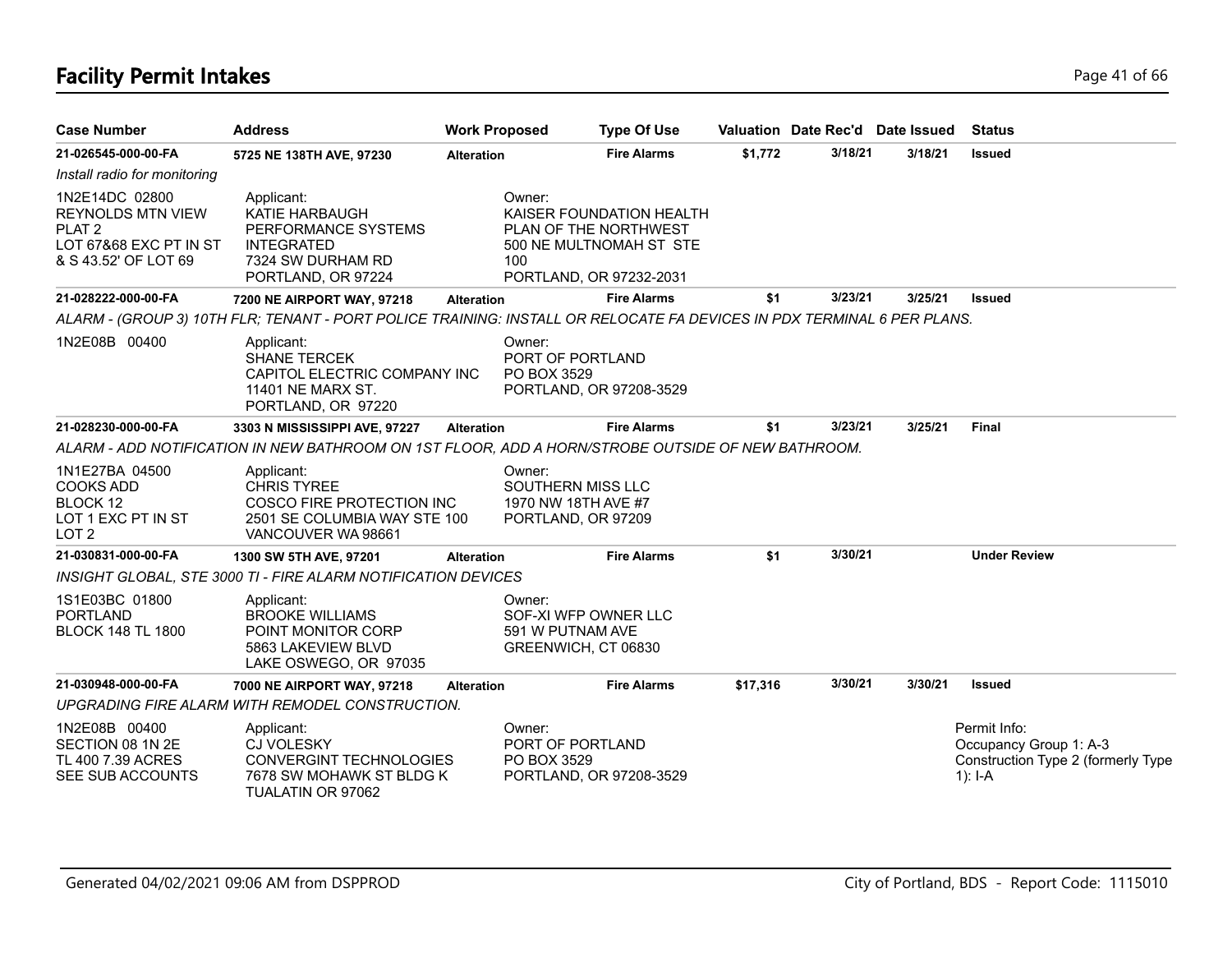# Facility Permit Intakes

| Case Number | Address | Work Proposed | Type Of Use | Valuation | Date Rec'd | Date Issued | Status |
|---|---|---|---|---|---|---|---|
| **21-026545-000-00-FA** | **5725 NE 138TH AVE, 97230** | **Alteration** | **Fire Alarms** | **$1,772** | **3/18/21** | **3/18/21** | **Issued** |
| *Install radio for monitoring* | | | | | | | |
| 1N2E14DC 02800<br>REYNOLDS MTN VIEW<br>PLAT 2<br>LOT 67&68 EXC PT IN ST<br>& S 43.52' OF LOT 69 | Applicant:<br>KATIE HARBAUGH<br>PERFORMANCE SYSTEMS<br>INTEGRATED<br>7324 SW DURHAM RD<br>PORTLAND, OR 97224 | Owner:<br>KAISER FOUNDATION HEALTH<br>PLAN OF THE NORTHWEST<br>500 NE MULTNOMAH ST STE<br>100<br>PORTLAND, OR 97232-2031 | | | | | |
| **21-028222-000-00-FA** | **7200 NE AIRPORT WAY, 97218** | **Alteration** | **Fire Alarms** | **$1** | **3/23/21** | **3/25/21** | **Issued** |
| *ALARM - (GROUP 3) 10TH FLR; TENANT - PORT POLICE TRAINING: INSTALL OR RELOCATE FA DEVICES IN PDX TERMINAL 6 PER PLANS.* | | | | | | | |
| 1N2E08B 00400 | Applicant:<br>SHANE TERCEK<br>CAPITOL ELECTRIC COMPANY INC<br>11401 NE MARX ST.<br>PORTLAND, OR 97220 | Owner:<br>PORT OF PORTLAND<br>PO BOX 3529<br>PORTLAND, OR 97208-3529 | | | | | |
| **21-028230-000-00-FA** | **3303 N MISSISSIPPI AVE, 97227** | **Alteration** | **Fire Alarms** | **$1** | **3/23/21** | **3/25/21** | **Final** |
| *ALARM - ADD NOTIFICATION IN NEW BATHROOM ON 1ST FLOOR, ADD A HORN/STROBE OUTSIDE OF NEW BATHROOM.* | | | | | | | |
| 1N1E27BA 04500<br>COOKS ADD<br>BLOCK 12<br>LOT 1 EXC PT IN ST<br>LOT 2 | Applicant:<br>CHRIS TYREE<br>COSCO FIRE PROTECTION INC<br>2501 SE COLUMBIA WAY STE 100<br>VANCOUVER WA 98661 | Owner:<br>SOUTHERN MISS LLC<br>1970 NW 18TH AVE #7<br>PORTLAND, OR 97209 | | | | | |
| **21-030831-000-00-FA** | **1300 SW 5TH AVE, 97201** | **Alteration** | **Fire Alarms** | **$1** | **3/30/21** | | **Under Review** |
| *INSIGHT GLOBAL, STE 3000 TI - FIRE ALARM NOTIFICATION DEVICES* | | | | | | | |
| 1S1E03BC 01800<br>PORTLAND<br>BLOCK 148 TL 1800 | Applicant:<br>BROOKE WILLIAMS<br>POINT MONITOR CORP<br>5863 LAKEVIEW BLVD<br>LAKE OSWEGO, OR 97035 | Owner:<br>SOF-XI WFP OWNER LLC<br>591 W PUTNAM AVE<br>GREENWICH, CT 06830 | | | | | |
| **21-030948-000-00-FA** | **7000 NE AIRPORT WAY, 97218** | **Alteration** | **Fire Alarms** | **$17,316** | **3/30/21** | **3/30/21** | **Issued** |
| *UPGRADING FIRE ALARM WITH REMODEL CONSTRUCTION.* | | | | | | | |
| 1N2E08B 00400<br>SECTION 08 1N 2E<br>TL 400 7.39 ACRES<br>SEE SUB ACCOUNTS | Applicant:<br>CJ VOLESKY<br>CONVERGINT TECHNOLOGIES<br>7678 SW MOHAWK ST BLDG K<br>TUALATIN OR 97062 | Owner:<br>PORT OF PORTLAND<br>PO BOX 3529<br>PORTLAND, OR 97208-3529 | | | | | Permit Info:<br>Occupancy Group 1: A-3<br>Construction Type 2 (formerly Type 1): I-A |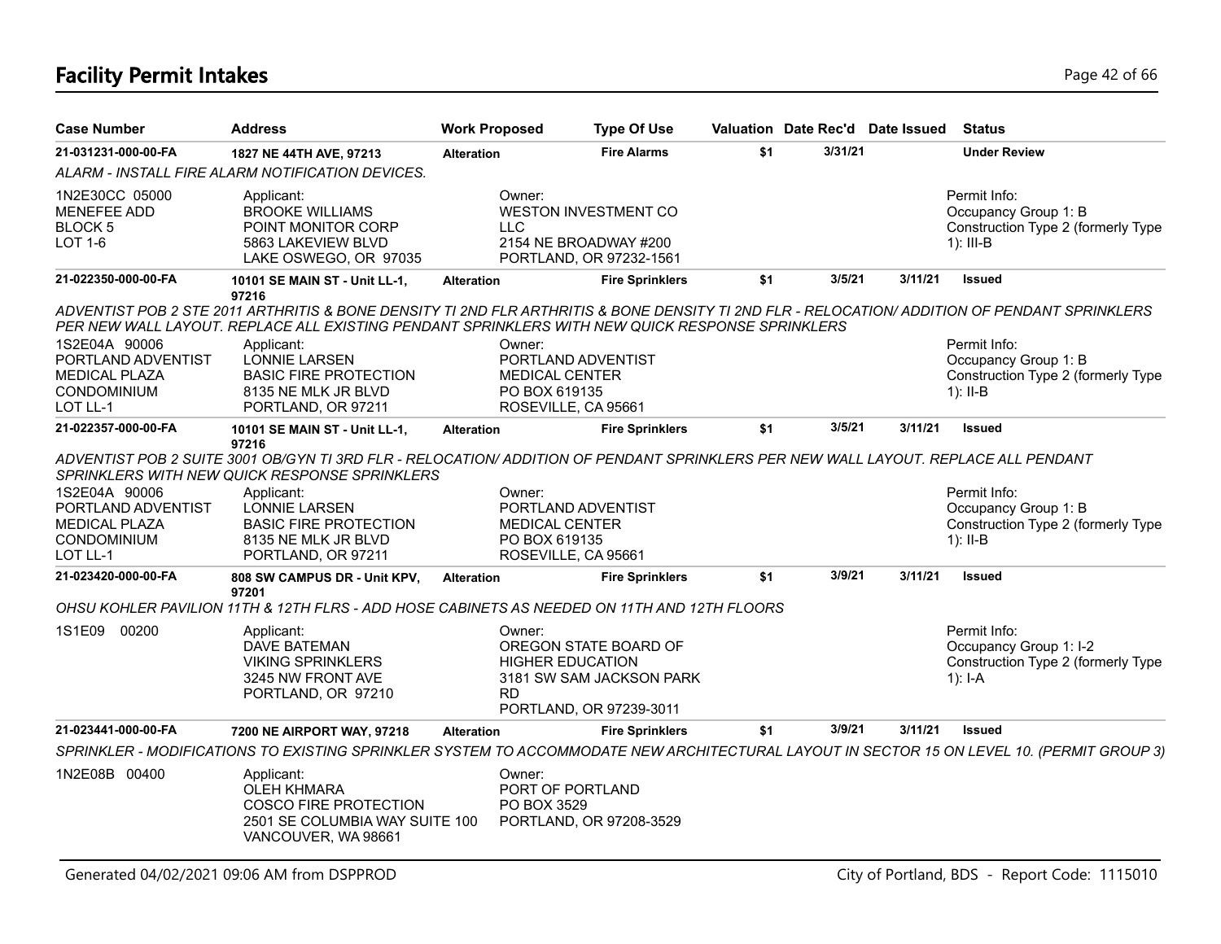# Facility Permit Intakes

| Case Number | Address | Work Proposed | Type Of Use | Valuation | Date Rec'd | Date Issued | Status |
|---|---|---|---|---|---|---|---|
| 21-031231-000-00-FA | 1827 NE 44TH AVE, 97213 | Alteration | Fire Alarms | $1 | 3/31/21 | | Under Review |
| ALARM - INSTALL FIRE ALARM NOTIFICATION DEVICES. | | | | | | | |
| 1N2E30CC 05000<br>MENEFEE ADD<br>BLOCK 5<br>LOT 1-6 | Applicant:<br>BROOKE WILLIAMS<br>POINT MONITOR CORP<br>5863 LAKEVIEW BLVD<br>LAKE OSWEGO, OR 97035 | Owner:<br>WESTON INVESTMENT CO<br>LLC<br>2154 NE BROADWAY #200<br>PORTLAND, OR 97232-1561 | | | | | Permit Info:<br>Occupancy Group 1: B<br>Construction Type 2 (formerly Type 1): III-B |
| 21-022350-000-00-FA | 10101 SE MAIN ST - Unit LL-1, 97216 | Alteration | Fire Sprinklers | $1 | 3/5/21 | 3/11/21 | Issued |
| ADVENTIST POB 2 STE 2011 ARTHRITIS & BONE DENSITY TI 2ND FLR ARTHRITIS & BONE DENSITY TI 2ND FLR - RELOCATION/ ADDITION OF PENDANT SPRINKLERS PER NEW WALL LAYOUT. REPLACE ALL EXISTING PENDANT SPRINKLERS WITH NEW QUICK RESPONSE SPRINKLERS | | | | | | | |
| 1S2E04A 90006<br>PORTLAND ADVENTIST<br>MEDICAL PLAZA<br>CONDOMINIUM<br>LOT LL-1 | Applicant:<br>LONNIE LARSEN<br>BASIC FIRE PROTECTION<br>8135 NE MLK JR BLVD<br>PORTLAND, OR 97211 | Owner:<br>PORTLAND ADVENTIST<br>MEDICAL CENTER<br>PO BOX 619135<br>ROSEVILLE, CA 95661 | | | | | Permit Info:<br>Occupancy Group 1: B<br>Construction Type 2 (formerly Type 1): II-B |
| 21-022357-000-00-FA | 10101 SE MAIN ST - Unit LL-1, 97216 | Alteration | Fire Sprinklers | $1 | 3/5/21 | 3/11/21 | Issued |
| ADVENTIST POB 2 SUITE 3001 OB/GYN TI 3RD FLR - RELOCATION/ ADDITION OF PENDANT SPRINKLERS PER NEW WALL LAYOUT. REPLACE ALL PENDANT SPRINKLERS WITH NEW QUICK RESPONSE SPRINKLERS | | | | | | | |
| 1S2E04A 90006<br>PORTLAND ADVENTIST<br>MEDICAL PLAZA<br>CONDOMINIUM<br>LOT LL-1 | Applicant:<br>LONNIE LARSEN<br>BASIC FIRE PROTECTION<br>8135 NE MLK JR BLVD<br>PORTLAND, OR 97211 | Owner:<br>PORTLAND ADVENTIST<br>MEDICAL CENTER<br>PO BOX 619135<br>ROSEVILLE, CA 95661 | | | | | Permit Info:<br>Occupancy Group 1: B<br>Construction Type 2 (formerly Type 1): II-B |
| 21-023420-000-00-FA | 808 SW CAMPUS DR - Unit KPV, 97201 | Alteration | Fire Sprinklers | $1 | 3/9/21 | 3/11/21 | Issued |
| OHSU KOHLER PAVILION 11TH & 12TH FLRS - ADD HOSE CABINETS AS NEEDED ON 11TH AND 12TH FLOORS | | | | | | | |
| 1S1E09 00200 | Applicant:<br>DAVE BATEMAN<br>VIKING SPRINKLERS<br>3245 NW FRONT AVE<br>PORTLAND, OR 97210 | Owner:<br>OREGON STATE BOARD OF<br>HIGHER EDUCATION<br>3181 SW SAM JACKSON PARK<br>RD<br>PORTLAND, OR 97239-3011 | | | | | Permit Info:<br>Occupancy Group 1: I-2<br>Construction Type 2 (formerly Type 1): I-A |
| 21-023441-000-00-FA | 7200 NE AIRPORT WAY, 97218 | Alteration | Fire Sprinklers | $1 | 3/9/21 | 3/11/21 | Issued |
| SPRINKLER - MODIFICATIONS TO EXISTING SPRINKLER SYSTEM TO ACCOMMODATE NEW ARCHITECTURAL LAYOUT IN SECTOR 15 ON LEVEL 10. (PERMIT GROUP 3) | | | | | | | |
| 1N2E08B 00400 | Applicant:<br>OLEH KHMARA<br>COSCO FIRE PROTECTION<br>2501 SE COLUMBIA WAY SUITE 100<br>VANCOUVER, WA 98661 | Owner:<br>PORT OF PORTLAND<br>PO BOX 3529<br>PORTLAND, OR 97208-3529 | | | | | |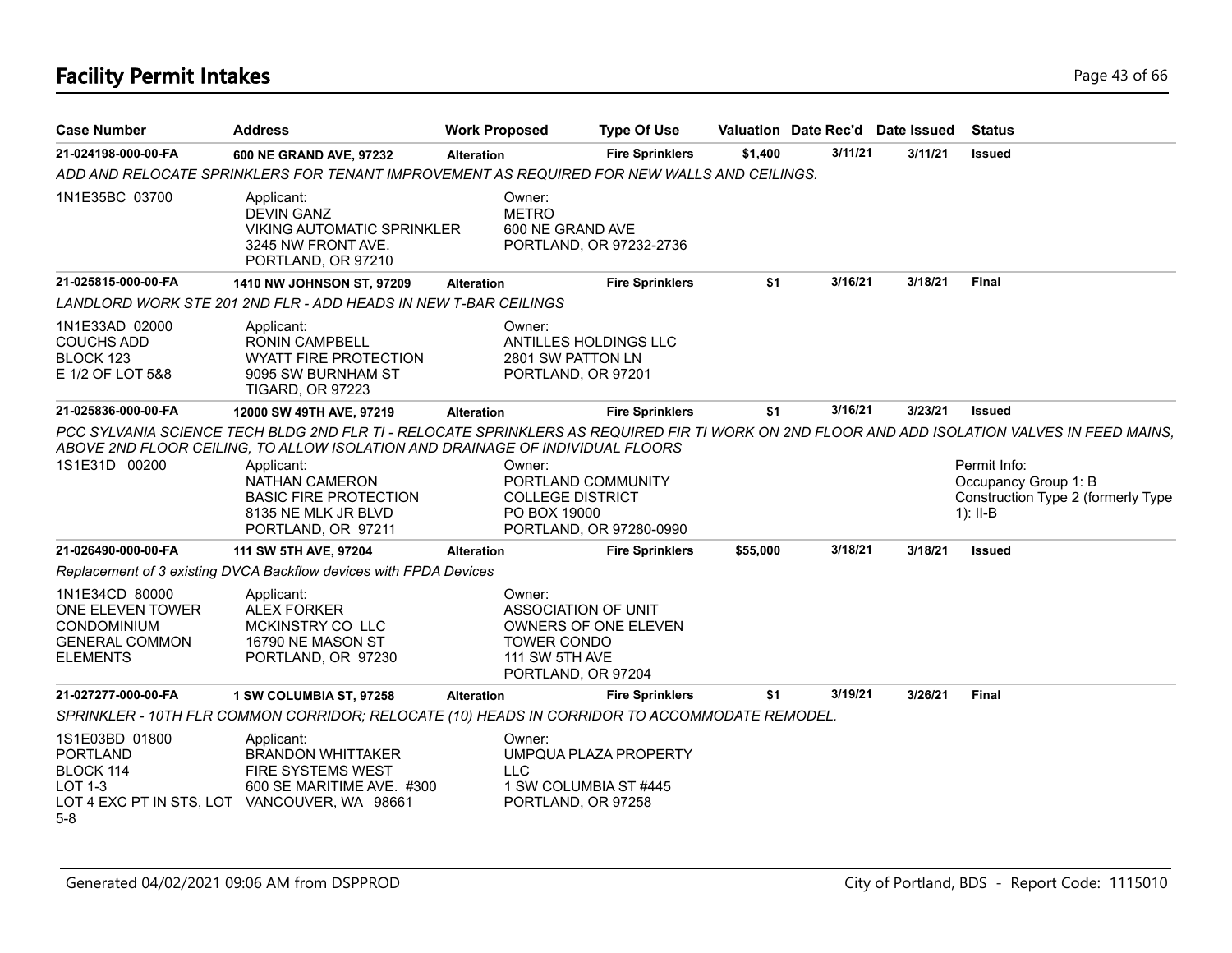# Facility Permit Intakes

| Case Number | Address | Work Proposed | Type Of Use | Valuation | Date Rec'd | Date Issued | Status |
|---|---|---|---|---|---|---|---|
| 21-024198-000-00-FA | 600 NE GRAND AVE, 97232 | Alteration | Fire Sprinklers | $1,400 | 3/11/21 | 3/11/21 | Issued |

ADD AND RELOCATE SPRINKLERS FOR TENANT IMPROVEMENT AS REQUIRED FOR NEW WALLS AND CEILINGS.

1N1E35BC 03700

Applicant:
DEVIN GANZ
VIKING AUTOMATIC SPRINKLER
3245 NW FRONT AVE.
PORTLAND, OR 97210

Owner:
METRO
600 NE GRAND AVE
PORTLAND, OR 97232-2736

| Case Number | Address | Work Proposed | Type Of Use | Valuation | Date Rec'd | Date Issued | Status |
|---|---|---|---|---|---|---|---|
| 21-025815-000-00-FA | 1410 NW JOHNSON ST, 97209 | Alteration | Fire Sprinklers | $1 | 3/16/21 | 3/18/21 | Final |

LANDLORD WORK STE 201 2ND FLR - ADD HEADS IN NEW T-BAR CEILINGS

1N1E33AD 02000
COUCHS ADD
BLOCK 123
E 1/2 OF LOT 5&8

Applicant:
RONIN CAMPBELL
WYATT FIRE PROTECTION
9095 SW BURNHAM ST
TIGARD, OR 97223

Owner:
ANTILLES HOLDINGS LLC
2801 SW PATTON LN
PORTLAND, OR 97201

| Case Number | Address | Work Proposed | Type Of Use | Valuation | Date Rec'd | Date Issued | Status |
|---|---|---|---|---|---|---|---|
| 21-025836-000-00-FA | 12000 SW 49TH AVE, 97219 | Alteration | Fire Sprinklers | $1 | 3/16/21 | 3/23/21 | Issued |

PCC SYLVANIA SCIENCE TECH BLDG 2ND FLR TI - RELOCATE SPRINKLERS AS REQUIRED FIR TI WORK ON 2ND FLOOR AND ADD ISOLATION VALVES IN FEED MAINS, ABOVE 2ND FLOOR CEILING, TO ALLOW ISOLATION AND DRAINAGE OF INDIVIDUAL FLOORS

1S1E31D 00200

Applicant:
NATHAN CAMERON
BASIC FIRE PROTECTION
8135 NE MLK JR BLVD
PORTLAND, OR 97211

Owner:
PORTLAND COMMUNITY
COLLEGE DISTRICT
PO BOX 19000
PORTLAND, OR 97280-0990

Permit Info:
Occupancy Group 1: B
Construction Type 2 (formerly Type 1): II-B

| Case Number | Address | Work Proposed | Type Of Use | Valuation | Date Rec'd | Date Issued | Status |
|---|---|---|---|---|---|---|---|
| 21-026490-000-00-FA | 111 SW 5TH AVE, 97204 | Alteration | Fire Sprinklers | $55,000 | 3/18/21 | 3/18/21 | Issued |

*Replacement of 3 existing DVCA Backflow devices with FPDA Devices*

1N1E34CD 80000
ONE ELEVEN TOWER
CONDOMINIUM
GENERAL COMMON
ELEMENTS

Applicant:
ALEX FORKER
MCKINSTRY CO LLC
16790 NE MASON ST
PORTLAND, OR 97230

Owner:
ASSOCIATION OF UNIT
OWNERS OF ONE ELEVEN
TOWER CONDO
111 SW 5TH AVE
PORTLAND, OR 97204

| Case Number | Address | Work Proposed | Type Of Use | Valuation | Date Rec'd | Date Issued | Status |
|---|---|---|---|---|---|---|---|
| 21-027277-000-00-FA | 1 SW COLUMBIA ST, 97258 | Alteration | Fire Sprinklers | $1 | 3/19/21 | 3/26/21 | Final |

SPRINKLER - 10TH FLR COMMON CORRIDOR; RELOCATE (10) HEADS IN CORRIDOR TO ACCOMMODATE REMODEL.

1S1E03BD 01800
PORTLAND
BLOCK 114
LOT 1-3
LOT 4 EXC PT IN STS, LOT 5-8

Applicant:
BRANDON WHITTAKER
FIRE SYSTEMS WEST
600 SE MARITIME AVE. #300
VANCOUVER, WA 98661

Owner:
UMPQUA PLAZA PROPERTY
LLC
1 SW COLUMBIA ST #445
PORTLAND, OR 97258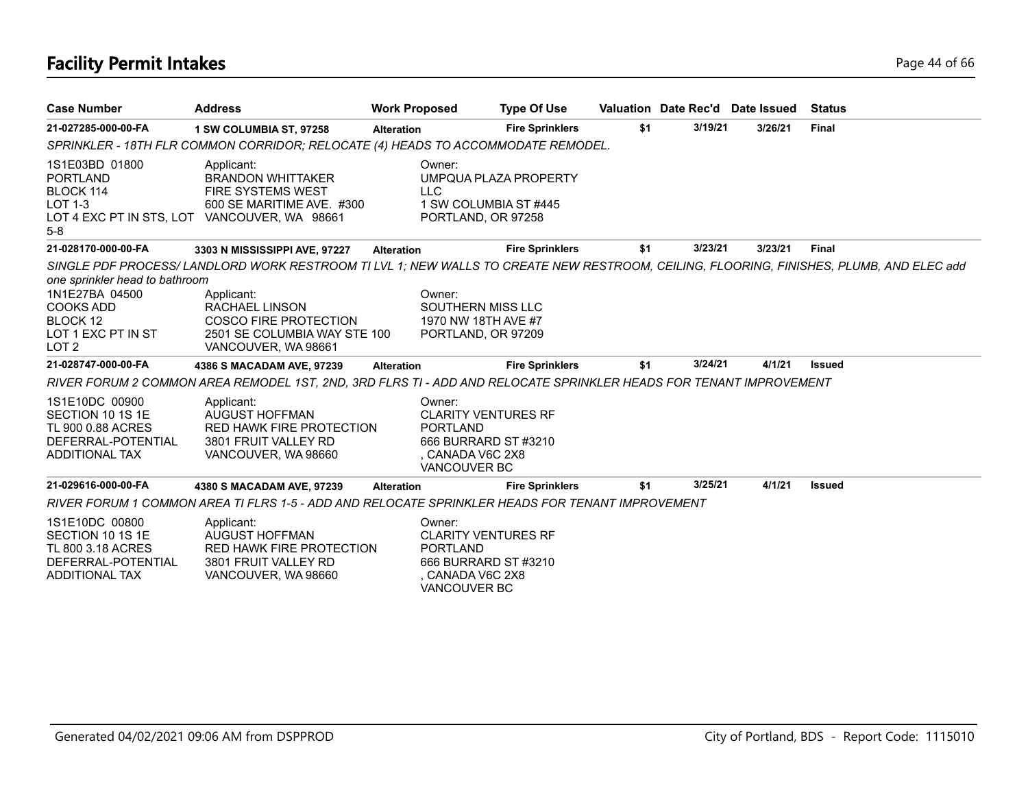# Facility Permit Intakes

| Case Number | Address | Work Proposed | Type Of Use | Valuation | Date Rec'd | Date Issued | Status |
|---|---|---|---|---|---|---|---|
| 21-027285-000-00-FA | 1 SW COLUMBIA ST, 97258 | Alteration | Fire Sprinklers | $1 | 3/19/21 | 3/26/21 | Final |

SPRINKLER - 18TH FLR COMMON CORRIDOR; RELOCATE (4) HEADS TO ACCOMMODATE REMODEL.

1S1E03BD 01800
PORTLAND
BLOCK 114
LOT 1-3
LOT 4 EXC PT IN STS, LOT 5-8

Applicant:
BRANDON WHITTAKER
FIRE SYSTEMS WEST
600 SE MARITIME AVE. #300
VANCOUVER, WA 98661

Owner:
UMPQUA PLAZA PROPERTY LLC
1 SW COLUMBIA ST #445
PORTLAND, OR 97258

| Case Number | Address | Work Proposed | Type Of Use | Valuation | Date Rec'd | Date Issued | Status |
|---|---|---|---|---|---|---|---|
| 21-028170-000-00-FA | 3303 N MISSISSIPPI AVE, 97227 | Alteration | Fire Sprinklers | $1 | 3/23/21 | 3/23/21 | Final |

SINGLE PDF PROCESS/ LANDLORD WORK RESTROOM TI LVL 1; NEW WALLS TO CREATE NEW RESTROOM, CEILING, FLOORING, FINISHES, PLUMB, AND ELEC add one sprinkler head to bathroom

1N1E27BA 04500
COOKS ADD
BLOCK 12
LOT 1 EXC PT IN ST
LOT 2

Applicant:
RACHAEL LINSON
COSCO FIRE PROTECTION
2501 SE COLUMBIA WAY STE 100
VANCOUVER, WA 98661

Owner:
SOUTHERN MISS LLC
1970 NW 18TH AVE #7
PORTLAND, OR 97209

| Case Number | Address | Work Proposed | Type Of Use | Valuation | Date Rec'd | Date Issued | Status |
|---|---|---|---|---|---|---|---|
| 21-028747-000-00-FA | 4386 S MACADAM AVE, 97239 | Alteration | Fire Sprinklers | $1 | 3/24/21 | 4/1/21 | Issued |

RIVER FORUM 2 COMMON AREA REMODEL 1ST, 2ND, 3RD FLRS TI - ADD AND RELOCATE SPRINKLER HEADS FOR TENANT IMPROVEMENT

1S1E10DC 00900
SECTION 10 1S 1E
TL 900 0.88 ACRES
DEFERRAL-POTENTIAL ADDITIONAL TAX

Applicant:
AUGUST HOFFMAN
RED HAWK FIRE PROTECTION
3801 FRUIT VALLEY RD
VANCOUVER, WA 98660

Owner:
CLARITY VENTURES RF PORTLAND
666 BURRARD ST #3210
, CANADA V6C 2X8
VANCOUVER BC

| Case Number | Address | Work Proposed | Type Of Use | Valuation | Date Rec'd | Date Issued | Status |
|---|---|---|---|---|---|---|---|
| 21-029616-000-00-FA | 4380 S MACADAM AVE, 97239 | Alteration | Fire Sprinklers | $1 | 3/25/21 | 4/1/21 | Issued |

RIVER FORUM 1 COMMON AREA TI FLRS 1-5 - ADD AND RELOCATE SPRINKLER HEADS FOR TENANT IMPROVEMENT

1S1E10DC 00800
SECTION 10 1S 1E
TL 800 3.18 ACRES
DEFERRAL-POTENTIAL ADDITIONAL TAX

Applicant:
AUGUST HOFFMAN
RED HAWK FIRE PROTECTION
3801 FRUIT VALLEY RD
VANCOUVER, WA 98660

Owner:
CLARITY VENTURES RF PORTLAND
666 BURRARD ST #3210
, CANADA V6C 2X8
VANCOUVER BC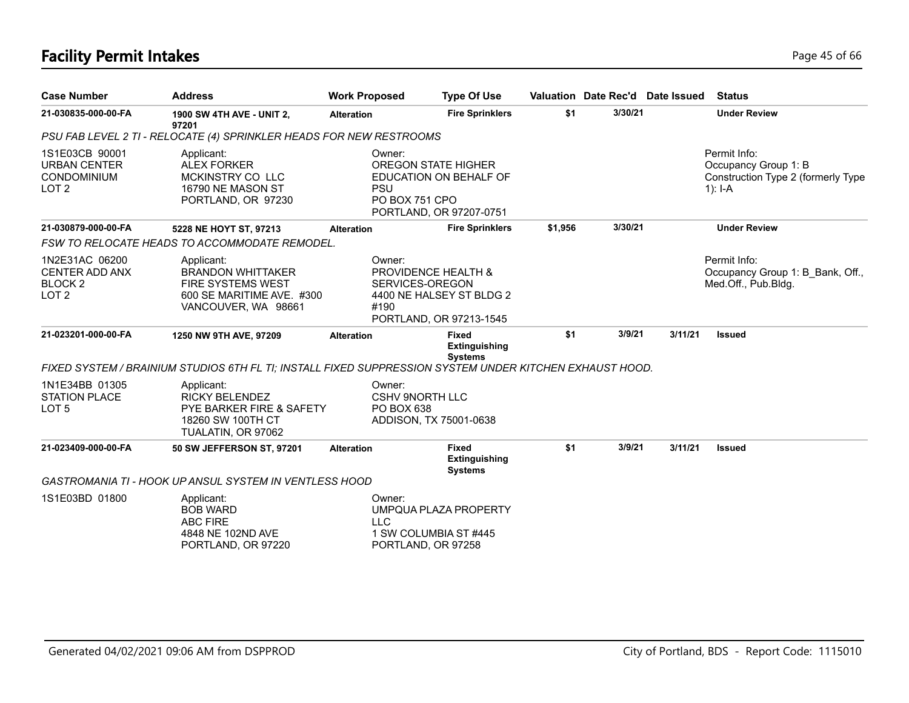# Facility Permit Intakes

| Case Number | Address | Work Proposed | Type Of Use | Valuation | Date Rec'd | Date Issued | Status |
|---|---|---|---|---|---|---|---|
| **21-030835-000-00-FA** | **1900 SW 4TH AVE - UNIT 2, 97201** | **Alteration** | **Fire Sprinklers** | **$1** | **3/30/21** | | **Under Review** |

*PSU FAB LEVEL 2 TI - RELOCATE (4) SPRINKLER HEADS FOR NEW RESTROOMS*

1S1E03CB 90001
URBAN CENTER
CONDOMINIUM
LOT 2

Applicant:
ALEX FORKER
MCKINSTRY CO LLC
16790 NE MASON ST
PORTLAND, OR 97230

Owner:
OREGON STATE HIGHER EDUCATION ON BEHALF OF PSU
PO BOX 751 CPO
PORTLAND, OR 97207-0751

Permit Info:
Occupancy Group 1: B
Construction Type 2 (formerly Type 1): I-A

| Case Number | Address | Work Proposed | Type Of Use | Valuation | Date Rec'd | Date Issued | Status |
|---|---|---|---|---|---|---|---|
| **21-030879-000-00-FA** | **5228 NE HOYT ST, 97213** | **Alteration** | **Fire Sprinklers** | **$1,956** | **3/30/21** | | **Under Review** |

*FSW TO RELOCATE HEADS TO ACCOMMODATE REMODEL.*

1N2E31AC 06200
CENTER ADD ANX
BLOCK 2
LOT 2

Applicant:
BRANDON WHITTAKER
FIRE SYSTEMS WEST
600 SE MARITIME AVE. #300
VANCOUVER, WA 98661

Owner:
PROVIDENCE HEALTH & SERVICES-OREGON
4400 NE HALSEY ST BLDG 2 #190
PORTLAND, OR 97213-1545

Permit Info:
Occupancy Group 1: B_Bank, Off., Med.Off., Pub.Bldg.

| Case Number | Address | Work Proposed | Type Of Use | Valuation | Date Rec'd | Date Issued | Status |
|---|---|---|---|---|---|---|---|
| **21-023201-000-00-FA** | **1250 NW 9TH AVE, 97209** | **Alteration** | **Fixed Extinguishing Systems** | **$1** | **3/9/21** | **3/11/21** | **Issued** |

*FIXED SYSTEM / BRAINIUM STUDIOS 6TH FL TI; INSTALL FIXED SUPPRESSION SYSTEM UNDER KITCHEN EXHAUST HOOD.*

1N1E34BB 01305
STATION PLACE
LOT 5

Applicant:
RICKY BELENDEZ
PYE BARKER FIRE & SAFETY
18260 SW 100TH CT
TUALATIN, OR 97062

Owner:
CSHV 9NORTH LLC
PO BOX 638
ADDISON, TX 75001-0638

| Case Number | Address | Work Proposed | Type Of Use | Valuation | Date Rec'd | Date Issued | Status |
|---|---|---|---|---|---|---|---|
| **21-023409-000-00-FA** | **50 SW JEFFERSON ST, 97201** | **Alteration** | **Fixed Extinguishing Systems** | **$1** | **3/9/21** | **3/11/21** | **Issued** |

*GASTROMANIA TI - HOOK UP ANSUL SYSTEM IN VENTLESS HOOD*

1S1E03BD 01800

Applicant:
BOB WARD
ABC FIRE
4848 NE 102ND AVE
PORTLAND, OR 97220

Owner:
UMPQUA PLAZA PROPERTY LLC
1 SW COLUMBIA ST #445
PORTLAND, OR 97258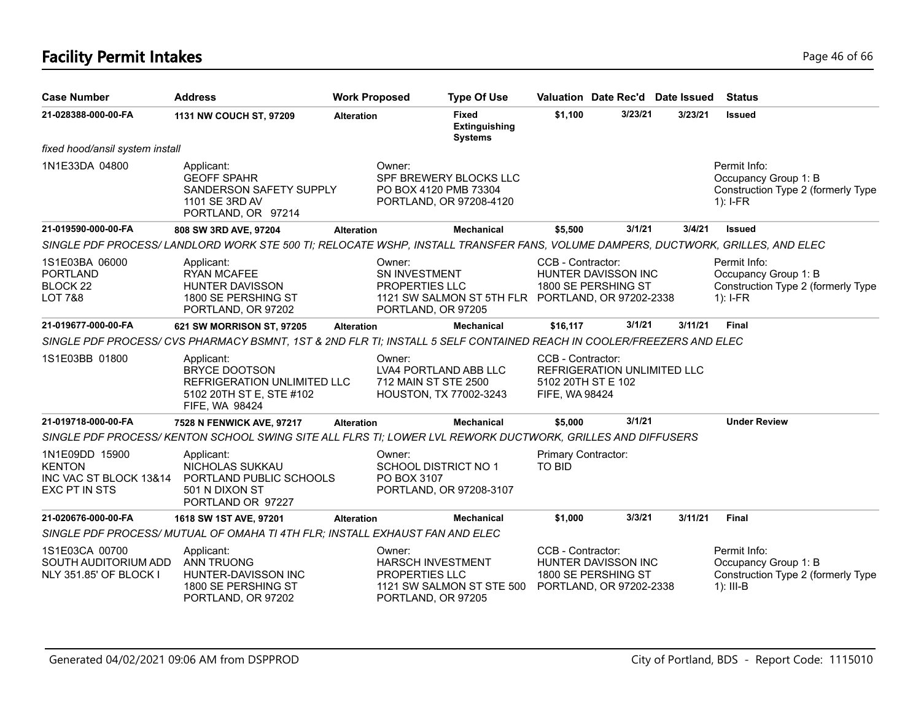# Facility Permit Intakes

| Case Number | Address | Work Proposed | Type Of Use | Valuation | Date Rec'd | Date Issued | Status |
|---|---|---|---|---|---|---|---|
| **21-028388-000-00-FA** | **1131 NW COUCH ST, 97209** | **Alteration** | **Fixed Extinguishing Systems** | **$1,100** | **3/23/21** | **3/23/21** | **Issued** |

*fixed hood/ansil system install*

1N1E33DA 04800

Applicant:
GEOFF SPAHR
SANDERSON SAFETY SUPPLY
1101 SE 3RD AV
PORTLAND, OR 97214

Owner:
SPF BREWERY BLOCKS LLC
PO BOX 4120 PMB 73304
PORTLAND, OR 97208-4120

Permit Info:
Occupancy Group 1: B
Construction Type 2 (formerly Type 1): I-FR

| Case Number | Address | Work Proposed | Type Of Use | Valuation | Date Rec'd | Date Issued | Status |
|---|---|---|---|---|---|---|---|
| **21-019590-000-00-FA** | **808 SW 3RD AVE, 97204** | **Alteration** | **Mechanical** | **$5,500** | **3/1/21** | **3/4/21** | **Issued** |

*SINGLE PDF PROCESS/ LANDLORD WORK STE 500 TI; RELOCATE WSHP, INSTALL TRANSFER FANS, VOLUME DAMPERS, DUCTWORK, GRILLES, AND ELEC*

1S1E03BA 06000
PORTLAND
BLOCK 22
LOT 7&8

Applicant:
RYAN MCAFEE
HUNTER DAVISSON
1800 SE PERSHING ST
PORTLAND, OR 97202

Owner:
SN INVESTMENT PROPERTIES LLC
1121 SW SALMON ST 5TH FLR
PORTLAND, OR 97205

CCB - Contractor:
HUNTER DAVISSON INC
1800 SE PERSHING ST
PORTLAND, OR 97202-2338

Permit Info:
Occupancy Group 1: B
Construction Type 2 (formerly Type 1): I-FR

| Case Number | Address | Work Proposed | Type Of Use | Valuation | Date Rec'd | Date Issued | Status |
|---|---|---|---|---|---|---|---|
| **21-019677-000-00-FA** | **621 SW MORRISON ST, 97205** | **Alteration** | **Mechanical** | **$16,117** | **3/1/21** | **3/11/21** | **Final** |

*SINGLE PDF PROCESS/ CVS PHARMACY BSMNT, 1ST & 2ND FLR TI; INSTALL 5 SELF CONTAINED REACH IN COOLER/FREEZERS AND ELEC*

1S1E03BB 01800

Applicant:
BRYCE DOOTSON
REFRIGERATION UNLIMITED LLC
5102 20TH ST E, STE #102
FIFE, WA 98424

Owner:
LVA4 PORTLAND ABB LLC
712 MAIN ST STE 2500
HOUSTON, TX 77002-3243

CCB - Contractor:
REFRIGERATION UNLIMITED LLC
5102 20TH ST E 102
FIFE, WA 98424

| Case Number | Address | Work Proposed | Type Of Use | Valuation | Date Rec'd | Date Issued | Status |
|---|---|---|---|---|---|---|---|
| **21-019718-000-00-FA** | **7528 N FENWICK AVE, 97217** | **Alteration** | **Mechanical** | **$5,000** | **3/1/21** | | **Under Review** |

*SINGLE PDF PROCESS/ KENTON SCHOOL SWING SITE ALL FLRS TI; LOWER LVL REWORK DUCTWORK, GRILLES AND DIFFUSERS*

1N1E09DD 15900
KENTON
INC VAC ST BLOCK 13&14
EXC PT IN STS

Applicant:
NICHOLAS SUKKAU
PORTLAND PUBLIC SCHOOLS
501 N DIXON ST
PORTLAND OR 97227

Owner:
SCHOOL DISTRICT NO 1
PO BOX 3107
PORTLAND, OR 97208-3107

Primary Contractor:
TO BID

| Case Number | Address | Work Proposed | Type Of Use | Valuation | Date Rec'd | Date Issued | Status |
|---|---|---|---|---|---|---|---|
| **21-020676-000-00-FA** | **1618 SW 1ST AVE, 97201** | **Alteration** | **Mechanical** | **$1,000** | **3/3/21** | **3/11/21** | **Final** |

*SINGLE PDF PROCESS/ MUTUAL OF OMAHA TI 4TH FLR; INSTALL EXHAUST FAN AND ELEC*

1S1E03CA 00700
SOUTH AUDITORIUM ADD
NLY 351.85' OF BLOCK I

Applicant:
ANN TRUONG
HUNTER-DAVISSON INC
1800 SE PERSHING ST
PORTLAND, OR 97202

Owner:
HARSCH INVESTMENT PROPERTIES LLC
1121 SW SALMON ST STE 500
PORTLAND, OR 97205

CCB - Contractor:
HUNTER DAVISSON INC
1800 SE PERSHING ST
PORTLAND, OR 97202-2338

Permit Info:
Occupancy Group 1: B
Construction Type 2 (formerly Type 1): III-B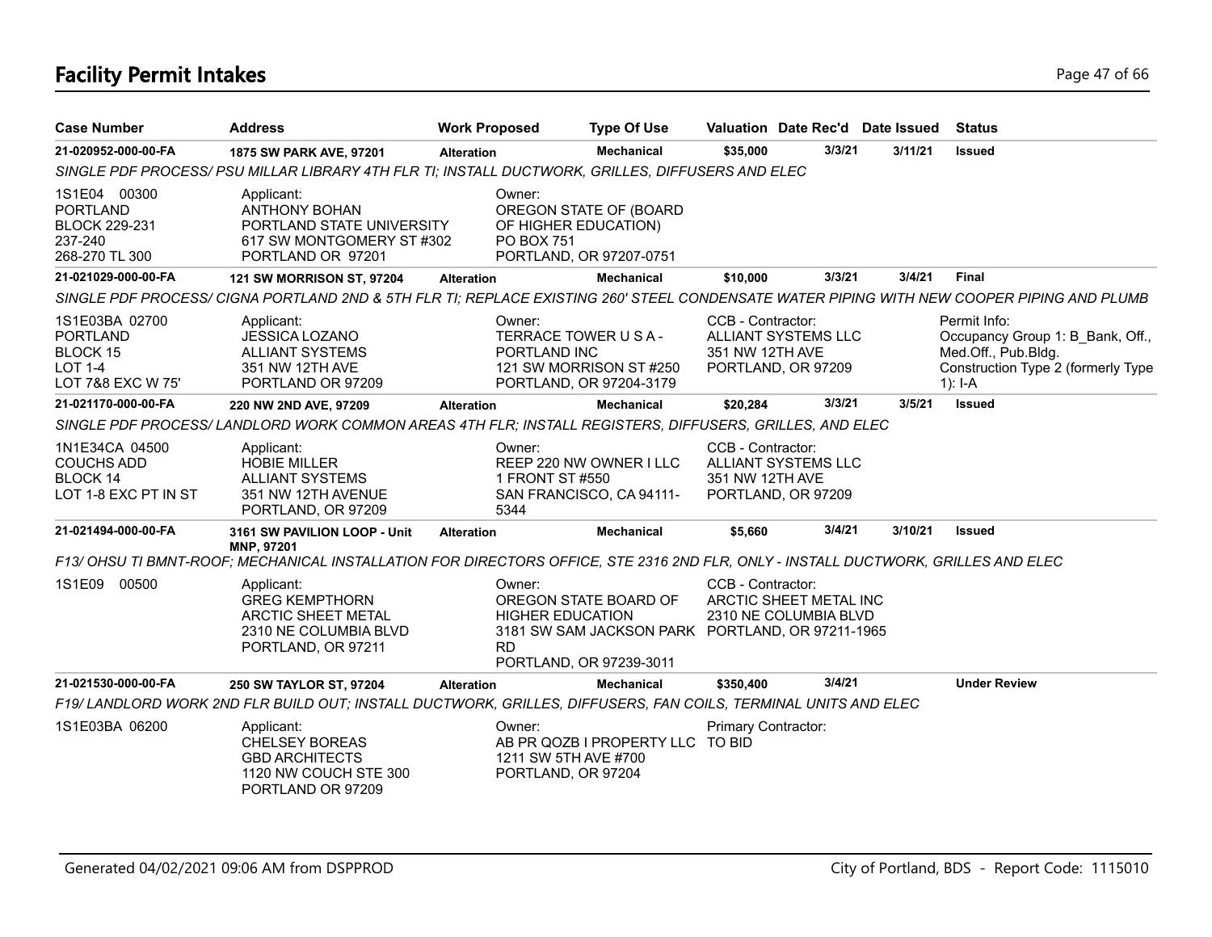# Facility Permit Intakes

| Case Number | Address | Work Proposed | Type Of Use | Valuation | Date Rec'd | Date Issued | Status |
|---|---|---|---|---|---|---|---|
| 21-020952-000-00-FA | 1875 SW PARK AVE, 97201 | Alteration | Mechanical | $35,000 | 3/3/21 | 3/11/21 | Issued |

SINGLE PDF PROCESS/ PSU MILLAR LIBRARY 4TH FLR TI; INSTALL DUCTWORK, GRILLES, DIFFUSERS AND ELEC

1S1E04 00300
PORTLAND
BLOCK 229-231
237-240
268-270 TL 300

Applicant:
ANTHONY BOHAN
PORTLAND STATE UNIVERSITY
617 SW MONTGOMERY ST #302
PORTLAND OR 97201

Owner:
OREGON STATE OF (BOARD OF HIGHER EDUCATION)
PO BOX 751
PORTLAND, OR 97207-0751

| Case Number | Address | Work Proposed | Type Of Use | Valuation | Date Rec'd | Date Issued | Status |
|---|---|---|---|---|---|---|---|
| 21-021029-000-00-FA | 121 SW MORRISON ST, 97204 | Alteration | Mechanical | $10,000 | 3/3/21 | 3/4/21 | Final |

SINGLE PDF PROCESS/ CIGNA PORTLAND 2ND & 5TH FLR TI; REPLACE EXISTING 260' STEEL CONDENSATE WATER PIPING WITH NEW COOPER PIPING AND PLUMB

1S1E03BA 02700
PORTLAND
BLOCK 15
LOT 1-4
LOT 7&8 EXC W 75'

Applicant:
JESSICA LOZANO
ALLIANT SYSTEMS
351 NW 12TH AVE
PORTLAND OR 97209

Owner:
TERRACE TOWER U S A - PORTLAND INC
121 SW MORRISON ST #250
PORTLAND, OR 97204-3179

CCB - Contractor:
ALLIANT SYSTEMS LLC
351 NW 12TH AVE
PORTLAND, OR 97209

Permit Info:
Occupancy Group 1: B_Bank, Off., Med.Off., Pub.Bldg.
Construction Type 2 (formerly Type 1): I-A

| Case Number | Address | Work Proposed | Type Of Use | Valuation | Date Rec'd | Date Issued | Status |
|---|---|---|---|---|---|---|---|
| 21-021170-000-00-FA | 220 NW 2ND AVE, 97209 | Alteration | Mechanical | $20,284 | 3/3/21 | 3/5/21 | Issued |

SINGLE PDF PROCESS/ LANDLORD WORK COMMON AREAS 4TH FLR; INSTALL REGISTERS, DIFFUSERS, GRILLES, AND ELEC

1N1E34CA 04500
COUCHS ADD
BLOCK 14
LOT 1-8 EXC PT IN ST

Applicant:
HOBIE MILLER
ALLIANT SYSTEMS
351 NW 12TH AVENUE
PORTLAND, OR 97209

Owner:
REEP 220 NW OWNER I LLC
1 FRONT ST #550
SAN FRANCISCO, CA 94111-5344

CCB - Contractor:
ALLIANT SYSTEMS LLC
351 NW 12TH AVE
PORTLAND, OR 97209

| Case Number | Address | Work Proposed | Type Of Use | Valuation | Date Rec'd | Date Issued | Status |
|---|---|---|---|---|---|---|---|
| 21-021494-000-00-FA | 3161 SW PAVILION LOOP - Unit MNP, 97201 | Alteration | Mechanical | $5,660 | 3/4/21 | 3/10/21 | Issued |

F13/ OHSU TI BMNT-ROOF; MECHANICAL INSTALLATION FOR DIRECTORS OFFICE, STE 2316 2ND FLR, ONLY - INSTALL DUCTWORK, GRILLES AND ELEC

1S1E09 00500

Applicant:
GREG KEMPTHORN
ARCTIC SHEET METAL
2310 NE COLUMBIA BLVD
PORTLAND, OR 97211

Owner:
OREGON STATE BOARD OF HIGHER EDUCATION
3181 SW SAM JACKSON PARK RD
PORTLAND, OR 97239-3011

CCB - Contractor:
ARCTIC SHEET METAL INC
2310 NE COLUMBIA BLVD
PORTLAND, OR 97211-1965

| Case Number | Address | Work Proposed | Type Of Use | Valuation | Date Rec'd | Date Issued | Status |
|---|---|---|---|---|---|---|---|
| 21-021530-000-00-FA | 250 SW TAYLOR ST, 97204 | Alteration | Mechanical | $350,400 | 3/4/21 | | Under Review |

F19/ LANDLORD WORK 2ND FLR BUILD OUT; INSTALL DUCTWORK, GRILLES, DIFFUSERS, FAN COILS, TERMINAL UNITS AND ELEC

1S1E03BA 06200

Applicant:
CHELSEY BOREAS
GBD ARCHITECTS
1120 NW COUCH STE 300
PORTLAND OR 97209

Owner:
AB PR QOZB I PROPERTY LLC
1211 SW 5TH AVE #700
PORTLAND, OR 97204

Primary Contractor:
TO BID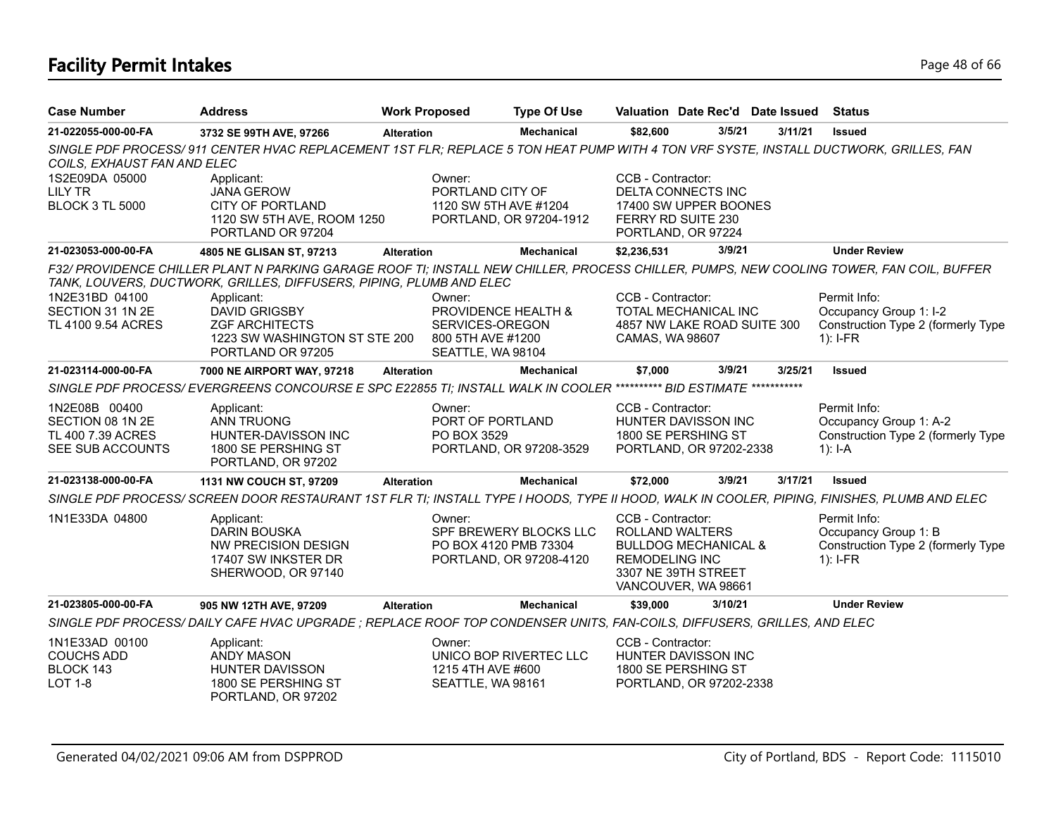# Facility Permit Intakes

| Case Number | Address | Work Proposed | Type Of Use | Valuation | Date Rec'd | Date Issued | Status |
|---|---|---|---|---|---|---|---|
| 21-022055-000-00-FA | 3732 SE 99TH AVE, 97266 | Alteration | Mechanical | $82,600 | 3/5/21 | 3/11/21 | Issued |

SINGLE PDF PROCESS/ 911 CENTER HVAC REPLACEMENT 1ST FLR; REPLACE 5 TON HEAT PUMP WITH 4 TON VRF SYSTE, INSTALL DUCTWORK, GRILLES, FAN COILS, EXHAUST FAN AND ELEC

1S2E09DA 05000
LILY TR
BLOCK 3 TL 5000

Applicant:
JANA GEROW
CITY OF PORTLAND
1120 SW 5TH AVE, ROOM 1250
PORTLAND OR 97204

Owner:
PORTLAND CITY OF
1120 SW 5TH AVE #1204
PORTLAND, OR 97204-1912

CCB - Contractor:
DELTA CONNECTS INC
17400 SW UPPER BOONES
FERRY RD SUITE 230
PORTLAND, OR 97224

| Case Number | Address | Work Proposed | Type Of Use | Valuation | Date Rec'd | Date Issued | Status |
|---|---|---|---|---|---|---|---|
| 21-023053-000-00-FA | 4805 NE GLISAN ST, 97213 | Alteration | Mechanical | $2,236,531 | 3/9/21 | | Under Review |

F32/ PROVIDENCE CHILLER PLANT N PARKING GARAGE ROOF TI; INSTALL NEW CHILLER, PROCESS CHILLER, PUMPS, NEW COOLING TOWER, FAN COIL, BUFFER TANK, LOUVERS, DUCTWORK, GRILLES, DIFFUSERS, PIPING, PLUMB AND ELEC

1N2E31BD 04100
SECTION 31 1N 2E
TL 4100 9.54 ACRES

Applicant:
DAVID GRIGSBY
ZGF ARCHITECTS
1223 SW WASHINGTON ST STE 200
PORTLAND OR 97205

Owner:
PROVIDENCE HEALTH &
SERVICES-OREGON
800 5TH AVE #1200
SEATTLE, WA 98104

CCB - Contractor:
TOTAL MECHANICAL INC
4857 NW LAKE ROAD SUITE 300
CAMAS, WA 98607

Permit Info:
Occupancy Group 1: I-2
Construction Type 2 (formerly Type 1): I-FR

| Case Number | Address | Work Proposed | Type Of Use | Valuation | Date Rec'd | Date Issued | Status |
|---|---|---|---|---|---|---|---|
| 21-023114-000-00-FA | 7000 NE AIRPORT WAY, 97218 | Alteration | Mechanical | $7,000 | 3/9/21 | 3/25/21 | Issued |

SINGLE PDF PROCESS/ EVERGREENS CONCOURSE E SPC E22855 TI; INSTALL WALK IN COOLER ********** BID ESTIMATE ***********

1N2E08B 00400
SECTION 08 1N 2E
TL 400 7.39 ACRES
SEE SUB ACCOUNTS

Applicant:
ANN TRUONG
HUNTER-DAVISSON INC
1800 SE PERSHING ST
PORTLAND, OR 97202

Owner:
PORT OF PORTLAND
PO BOX 3529
PORTLAND, OR 97208-3529

CCB - Contractor:
HUNTER DAVISSON INC
1800 SE PERSHING ST
PORTLAND, OR 97202-2338

Permit Info:
Occupancy Group 1: A-2
Construction Type 2 (formerly Type 1): I-A

| Case Number | Address | Work Proposed | Type Of Use | Valuation | Date Rec'd | Date Issued | Status |
|---|---|---|---|---|---|---|---|
| 21-023138-000-00-FA | 1131 NW COUCH ST, 97209 | Alteration | Mechanical | $72,000 | 3/9/21 | 3/17/21 | Issued |

SINGLE PDF PROCESS/ SCREEN DOOR RESTAURANT 1ST FLR TI; INSTALL TYPE I HOODS, TYPE II HOOD, WALK IN COOLER, PIPING, FINISHES, PLUMB AND ELEC

1N1E33DA 04800

Applicant:
DARIN BOUSKA
NW PRECISION DESIGN
17407 SW INKSTER DR
SHERWOOD, OR 97140

Owner:
SPF BREWERY BLOCKS LLC
PO BOX 4120 PMB 73304
PORTLAND, OR 97208-4120

CCB - Contractor:
ROLLAND WALTERS
BULLDOG MECHANICAL &
REMODELING INC
3307 NE 39TH STREET
VANCOUVER, WA 98661

Permit Info:
Occupancy Group 1: B
Construction Type 2 (formerly Type 1): I-FR

| Case Number | Address | Work Proposed | Type Of Use | Valuation | Date Rec'd | Date Issued | Status |
|---|---|---|---|---|---|---|---|
| 21-023805-000-00-FA | 905 NW 12TH AVE, 97209 | Alteration | Mechanical | $39,000 | 3/10/21 | | Under Review |

SINGLE PDF PROCESS/ DAILY CAFE HVAC UPGRADE ; REPLACE ROOF TOP CONDENSER UNITS, FAN-COILS, DIFFUSERS, GRILLES, AND ELEC

1N1E33AD 00100
COUCHS ADD
BLOCK 143
LOT 1-8

Applicant:
ANDY MASON
HUNTER DAVISSON
1800 SE PERSHING ST
PORTLAND, OR 97202

Owner:
UNICO BOP RIVERTEC LLC
1215 4TH AVE #600
SEATTLE, WA 98161

CCB - Contractor:
HUNTER DAVISSON INC
1800 SE PERSHING ST
PORTLAND, OR 97202-2338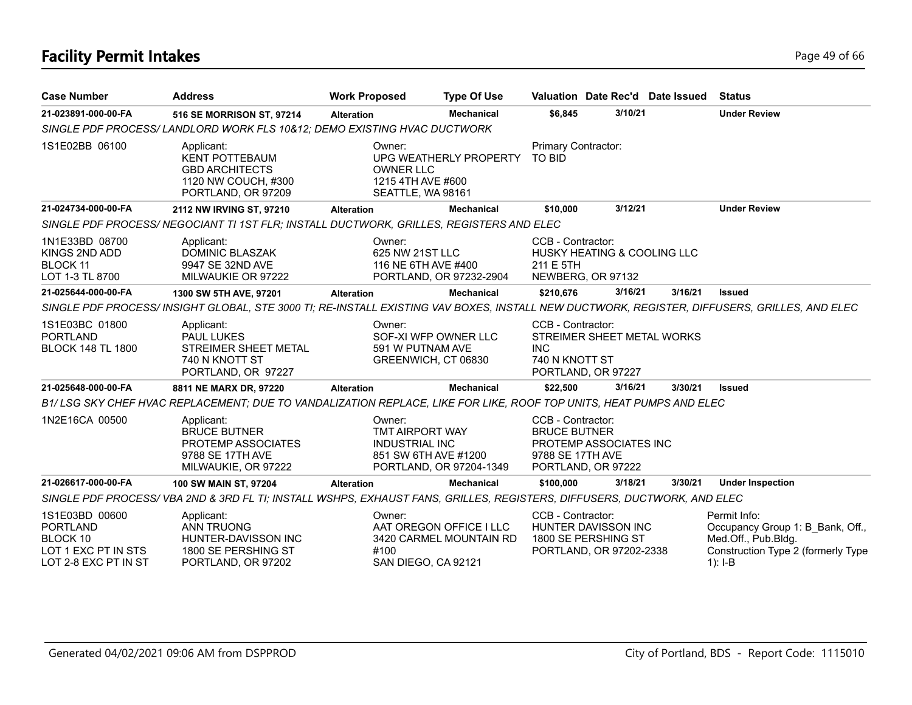# Facility Permit Intakes

| Case Number | Address | Work Proposed | Type Of Use | Valuation | Date Rec'd | Date Issued | Status |
|---|---|---|---|---|---|---|---|
| 21-023891-000-00-FA | 516 SE MORRISON ST, 97214 | Alteration | Mechanical | $6,845 | 3/10/21 | | Under Review |

SINGLE PDF PROCESS/ LANDLORD WORK FLS 10&12; DEMO EXISTING HVAC DUCTWORK

1S1E02BB 06100

Applicant: KENT POTTEBAUM, GBD ARCHITECTS, 1120 NW COUCH, #300, PORTLAND, OR 97209

Owner: UPG WEATHERLY PROPERTY OWNER LLC, 1215 4TH AVE #600, SEATTLE, WA 98161

Primary Contractor: TO BID

| Case Number | Address | Work Proposed | Type Of Use | Valuation | Date Rec'd | Date Issued | Status |
|---|---|---|---|---|---|---|---|
| 21-024734-000-00-FA | 2112 NW IRVING ST, 97210 | Alteration | Mechanical | $10,000 | 3/12/21 | | Under Review |

SINGLE PDF PROCESS/ NEGOCIANT TI 1ST FLR; INSTALL DUCTWORK, GRILLES, REGISTERS AND ELEC

1N1E33BD 08700
KINGS 2ND ADD
BLOCK 11
LOT 1-3 TL 8700

Applicant: DOMINIC BLASZAK, 9947 SE 32ND AVE, MILWAUKIE OR 97222

Owner: 625 NW 21ST LLC, 116 NE 6TH AVE #400, PORTLAND, OR 97232-2904

CCB - Contractor: HUSKY HEATING & COOLING LLC, 211 E 5TH, NEWBERG, OR 97132

| Case Number | Address | Work Proposed | Type Of Use | Valuation | Date Rec'd | Date Issued | Status |
|---|---|---|---|---|---|---|---|
| 21-025644-000-00-FA | 1300 SW 5TH AVE, 97201 | Alteration | Mechanical | $210,676 | 3/16/21 | 3/16/21 | Issued |

SINGLE PDF PROCESS/ INSIGHT GLOBAL, STE 3000 TI; RE-INSTALL EXISTING VAV BOXES, INSTALL NEW DUCTWORK, REGISTER, DIFFUSERS, GRILLES, AND ELEC

1S1E03BC 01800
PORTLAND
BLOCK 148 TL 1800

Applicant: PAUL LUKES, STREIMER SHEET METAL, 740 N KNOTT ST, PORTLAND, OR 97227

Owner: SOF-XI WFP OWNER LLC, 591 W PUTNAM AVE, GREENWICH, CT 06830

CCB - Contractor: STREIMER SHEET METAL WORKS INC, 740 N KNOTT ST, PORTLAND, OR 97227

| Case Number | Address | Work Proposed | Type Of Use | Valuation | Date Rec'd | Date Issued | Status |
|---|---|---|---|---|---|---|---|
| 21-025648-000-00-FA | 8811 NE MARX DR, 97220 | Alteration | Mechanical | $22,500 | 3/16/21 | 3/30/21 | Issued |

B1/ LSG SKY CHEF HVAC REPLACEMENT; DUE TO VANDALIZATION REPLACE, LIKE FOR LIKE, ROOF TOP UNITS, HEAT PUMPS AND ELEC

1N2E16CA 00500

Applicant: BRUCE BUTNER, PROTEMP ASSOCIATES, 9788 SE 17TH AVE, MILWAUKIE, OR 97222

Owner: TMT AIRPORT WAY INDUSTRIAL INC, 851 SW 6TH AVE #1200, PORTLAND, OR 97204-1349

CCB - Contractor: BRUCE BUTNER, PROTEMP ASSOCIATES INC, 9788 SE 17TH AVE, PORTLAND, OR 97222

| Case Number | Address | Work Proposed | Type Of Use | Valuation | Date Rec'd | Date Issued | Status |
|---|---|---|---|---|---|---|---|
| 21-026617-000-00-FA | 100 SW MAIN ST, 97204 | Alteration | Mechanical | $100,000 | 3/18/21 | 3/30/21 | Under Inspection |

SINGLE PDF PROCESS/ VBA 2ND & 3RD FL TI; INSTALL WSHPS, EXHAUST FANS, GRILLES, REGISTERS, DIFFUSERS, DUCTWORK, AND ELEC

1S1E03BD 00600
PORTLAND
BLOCK 10
LOT 1 EXC PT IN STS
LOT 2-8 EXC PT IN ST

Applicant: ANN TRUONG, HUNTER-DAVISSON INC, 1800 SE PERSHING ST, PORTLAND, OR 97202

Owner: AAT OREGON OFFICE I LLC, 3420 CARMEL MOUNTAIN RD #100, SAN DIEGO, CA 92121

CCB - Contractor: HUNTER DAVISSON INC, 1800 SE PERSHING ST, PORTLAND, OR 97202-2338

Permit Info: Occupancy Group 1: B_Bank, Off., Med.Off., Pub.Bldg. Construction Type 2 (formerly Type 1): I-B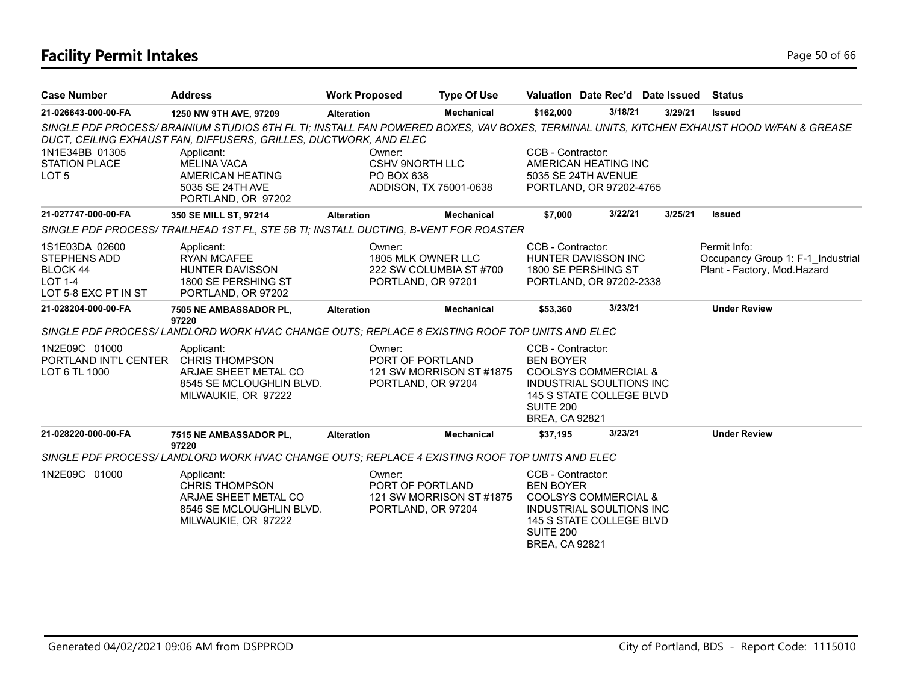## Facility Permit Intakes

| Case Number | Address | Work Proposed | Type Of Use | Valuation | Date Rec'd | Date Issued | Status |
|---|---|---|---|---|---|---|---|
| 21-026643-000-00-FA | 1250 NW 9TH AVE, 97209 | Alteration | Mechanical | $162,000 | 3/18/21 | 3/29/21 | Issued |

*SINGLE PDF PROCESS/ BRAINIUM STUDIOS 6TH FL TI; INSTALL FAN POWERED BOXES, VAV BOXES, TERMINAL UNITS, KITCHEN EXHAUST HOOD W/FAN & GREASE DUCT, CEILING EXHAUST FAN, DIFFUSERS, GRILLES, DUCTWORK, AND ELEC*

1N1E34BB 01305
STATION PLACE
LOT 5

Applicant:
MELINA VACA
AMERICAN HEATING
5035 SE 24TH AVE
PORTLAND, OR 97202

Owner:
CSHV 9NORTH LLC
PO BOX 638
ADDISON, TX 75001-0638

CCB - Contractor:
AMERICAN HEATING INC
5035 SE 24TH AVENUE
PORTLAND, OR 97202-4765

| Case Number | Address | Work Proposed | Type Of Use | Valuation | Date Rec'd | Date Issued | Status |
|---|---|---|---|---|---|---|---|
| 21-027747-000-00-FA | 350 SE MILL ST, 97214 | Alteration | Mechanical | $7,000 | 3/22/21 | 3/25/21 | Issued |

*SINGLE PDF PROCESS/ TRAILHEAD 1ST FL, STE 5B TI; INSTALL DUCTING, B-VENT FOR ROASTER*

1S1E03DA 02600
STEPHENS ADD
BLOCK 44
LOT 1-4
LOT 5-8 EXC PT IN ST

Applicant:
RYAN MCAFEE
HUNTER DAVISSON
1800 SE PERSHING ST
PORTLAND, OR 97202

Owner:
1805 MLK OWNER LLC
222 SW COLUMBIA ST #700
PORTLAND, OR 97201

CCB - Contractor:
HUNTER DAVISSON INC
1800 SE PERSHING ST
PORTLAND, OR 97202-2338

Permit Info:
Occupancy Group 1: F-1_Industrial Plant - Factory, Mod.Hazard

| Case Number | Address | Work Proposed | Type Of Use | Valuation | Date Rec'd | Date Issued | Status |
|---|---|---|---|---|---|---|---|
| 21-028204-000-00-FA | 7505 NE AMBASSADOR PL, 97220 | Alteration | Mechanical | $53,360 | 3/23/21 | | Under Review |

*SINGLE PDF PROCESS/ LANDLORD WORK HVAC CHANGE OUTS; REPLACE 6 EXISTING ROOF TOP UNITS AND ELEC*

1N2E09C 01000
PORTLAND INT'L CENTER
LOT 6 TL 1000

Applicant:
CHRIS THOMPSON
ARJAE SHEET METAL CO
8545 SE MCLOUGHLIN BLVD.
MILWAUKIE, OR 97222

Owner:
PORT OF PORTLAND
121 SW MORRISON ST #1875
PORTLAND, OR 97204

CCB - Contractor:
BEN BOYER
COOLSYS COMMERCIAL &
INDUSTRIAL SOULTIONS INC
145 S STATE COLLEGE BLVD
SUITE 200
BREA, CA 92821

| Case Number | Address | Work Proposed | Type Of Use | Valuation | Date Rec'd | Date Issued | Status |
|---|---|---|---|---|---|---|---|
| 21-028220-000-00-FA | 7515 NE AMBASSADOR PL, 97220 | Alteration | Mechanical | $37,195 | 3/23/21 | | Under Review |

*SINGLE PDF PROCESS/ LANDLORD WORK HVAC CHANGE OUTS; REPLACE 4 EXISTING ROOF TOP UNITS AND ELEC*

1N2E09C 01000

Applicant:
CHRIS THOMPSON
ARJAE SHEET METAL CO
8545 SE MCLOUGHLIN BLVD.
MILWAUKIE, OR 97222

Owner:
PORT OF PORTLAND
121 SW MORRISON ST #1875
PORTLAND, OR 97204

CCB - Contractor:
BEN BOYER
COOLSYS COMMERCIAL &
INDUSTRIAL SOULTIONS INC
145 S STATE COLLEGE BLVD
SUITE 200
BREA, CA 92821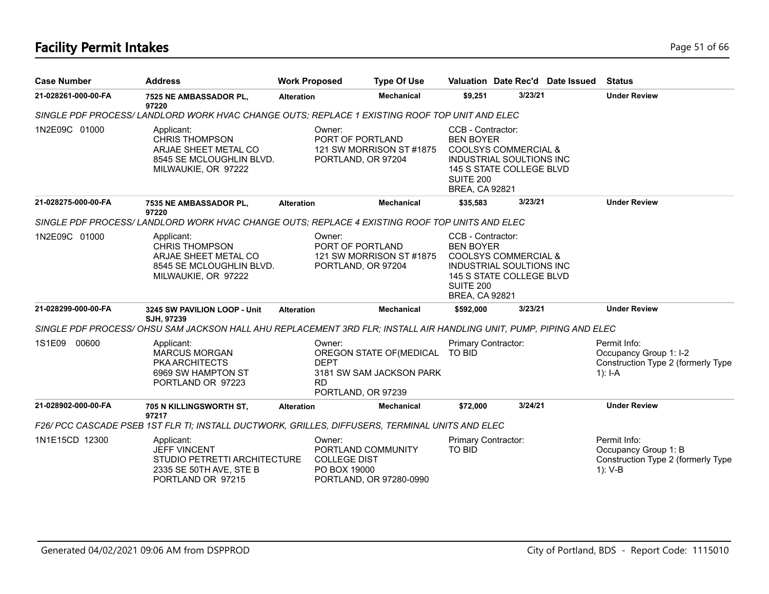# Facility Permit Intakes

| Case Number | Address | Work Proposed | Type Of Use | Valuation | Date Rec'd | Date Issued | Status |
|---|---|---|---|---|---|---|---|
| 21-028261-000-00-FA | 7525 NE AMBASSADOR PL, 97220 | Alteration | Mechanical | $9,251 | 3/23/21 | | Under Review |

*SINGLE PDF PROCESS/ LANDLORD WORK HVAC CHANGE OUTS; REPLACE 1 EXISTING ROOF TOP UNIT AND ELEC*

1N2E09C 01000

Applicant:
CHRIS THOMPSON
ARJAE SHEET METAL CO
8545 SE MCLOUGHLIN BLVD.
MILWAUKIE, OR 97222

Owner:
PORT OF PORTLAND
121 SW MORRISON ST #1875
PORTLAND, OR 97204

CCB - Contractor:
BEN BOYER
COOLSYS COMMERCIAL &
INDUSTRIAL SOULTIONS INC
145 S STATE COLLEGE BLVD
SUITE 200
BREA, CA 92821

| Case Number | Address | Work Proposed | Type Of Use | Valuation | Date Rec'd | Date Issued | Status |
|---|---|---|---|---|---|---|---|
| 21-028275-000-00-FA | 7535 NE AMBASSADOR PL, 97220 | Alteration | Mechanical | $35,583 | 3/23/21 | | Under Review |

*SINGLE PDF PROCESS/ LANDLORD WORK HVAC CHANGE OUTS; REPLACE 4 EXISTING ROOF TOP UNITS AND ELEC*

1N2E09C 01000

Applicant:
CHRIS THOMPSON
ARJAE SHEET METAL CO
8545 SE MCLOUGHLIN BLVD.
MILWAUKIE, OR 97222

Owner:
PORT OF PORTLAND
121 SW MORRISON ST #1875
PORTLAND, OR 97204

CCB - Contractor:
BEN BOYER
COOLSYS COMMERCIAL &
INDUSTRIAL SOULTIONS INC
145 S STATE COLLEGE BLVD
SUITE 200
BREA, CA 92821

| Case Number | Address | Work Proposed | Type Of Use | Valuation | Date Rec'd | Date Issued | Status |
|---|---|---|---|---|---|---|---|
| 21-028299-000-00-FA | 3245 SW PAVILION LOOP - Unit SJH, 97239 | Alteration | Mechanical | $592,000 | 3/23/21 | | Under Review |

*SINGLE PDF PROCESS/ OHSU SAM JACKSON HALL AHU REPLACEMENT 3RD FLR; INSTALL AIR HANDLING UNIT, PUMP, PIPING AND ELEC*

1S1E09 00600

Applicant:
MARCUS MORGAN
PKA ARCHITECTS
6969 SW HAMPTON ST
PORTLAND OR 97223

Owner:
OREGON STATE OF(MEDICAL DEPT
3181 SW SAM JACKSON PARK RD
PORTLAND, OR 97239

Primary Contractor:
TO BID

Permit Info:
Occupancy Group 1: I-2
Construction Type 2 (formerly Type 1): I-A

| Case Number | Address | Work Proposed | Type Of Use | Valuation | Date Rec'd | Date Issued | Status |
|---|---|---|---|---|---|---|---|
| 21-028902-000-00-FA | 705 N KILLINGSWORTH ST, 97217 | Alteration | Mechanical | $72,000 | 3/24/21 | | Under Review |

*F26/ PCC CASCADE PSEB 1ST FLR TI; INSTALL DUCTWORK, GRILLES, DIFFUSERS, TERMINAL UNITS AND ELEC*

1N1E15CD 12300

Applicant:
JEFF VINCENT
STUDIO PETRETTI ARCHITECTURE
2335 SE 50TH AVE, STE B
PORTLAND OR 97215

Owner:
PORTLAND COMMUNITY COLLEGE DIST
PO BOX 19000
PORTLAND, OR 97280-0990

Primary Contractor:
TO BID

Permit Info:
Occupancy Group 1: B
Construction Type 2 (formerly Type 1): V-B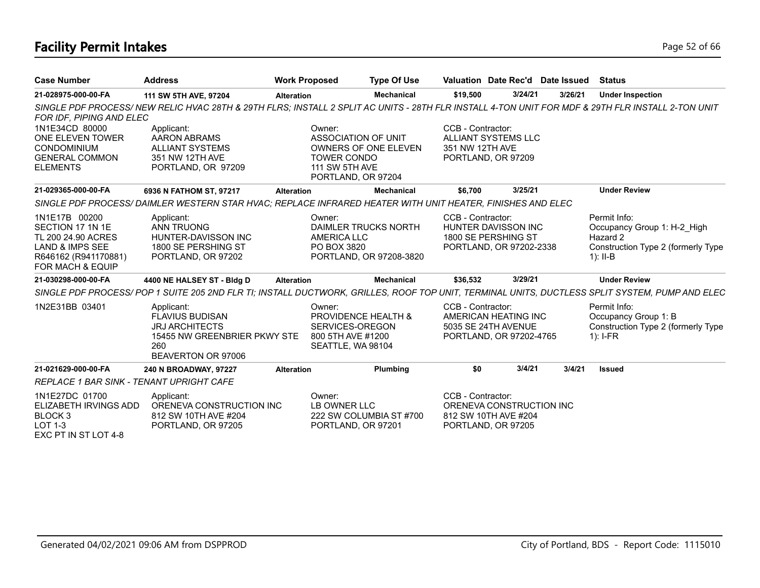## Facility Permit Intakes

| Case Number | Address | Work Proposed | Type Of Use | Valuation | Date Rec'd | Date Issued | Status |
|---|---|---|---|---|---|---|---|
| 21-028975-000-00-FA | 111 SW 5TH AVE, 97204 | Alteration | Mechanical | $19,500 | 3/24/21 | 3/26/21 | Under Inspection |

*SINGLE PDF PROCESS/ NEW RELIC HVAC 28TH & 29TH FLRS; INSTALL 2 SPLIT AC UNITS - 28TH FLR INSTALL 4-TON UNIT FOR MDF & 29TH FLR INSTALL 2-TON UNIT FOR IDF, PIPING AND ELEC*

1N1E34CD 80000
ONE ELEVEN TOWER
CONDOMINIUM
GENERAL COMMON
ELEMENTS

Applicant:
AARON ABRAMS
ALLIANT SYSTEMS
351 NW 12TH AVE
PORTLAND, OR 97209

Owner:
ASSOCIATION OF UNIT
OWNERS OF ONE ELEVEN
TOWER CONDO
111 SW 5TH AVE
PORTLAND, OR 97204

CCB - Contractor:
ALLIANT SYSTEMS LLC
351 NW 12TH AVE
PORTLAND, OR 97209

| Case Number | Address | Work Proposed | Type Of Use | Valuation | Date Rec'd | Date Issued | Status |
|---|---|---|---|---|---|---|---|
| 21-029365-000-00-FA | 6936 N FATHOM ST, 97217 | Alteration | Mechanical | $6,700 | 3/25/21 | | Under Review |

*SINGLE PDF PROCESS/ DAIMLER WESTERN STAR HVAC; REPLACE INFRARED HEATER WITH UNIT HEATER, FINISHES AND ELEC*

1N1E17B 00200
SECTION 17 1N 1E
TL 200 24.90 ACRES
LAND & IMPS SEE
R646162 (R941170881)
FOR MACH & EQUIP

Applicant:
ANN TRUONG
HUNTER-DAVISSON INC
1800 SE PERSHING ST
PORTLAND, OR 97202

Owner:
DAIMLER TRUCKS NORTH
AMERICA LLC
PO BOX 3820
PORTLAND, OR 97208-3820

CCB - Contractor:
HUNTER DAVISSON INC
1800 SE PERSHING ST
PORTLAND, OR 97202-2338

Permit Info:
Occupancy Group 1: H-2_High Hazard 2
Construction Type 2 (formerly Type 1): II-B

| Case Number | Address | Work Proposed | Type Of Use | Valuation | Date Rec'd | Date Issued | Status |
|---|---|---|---|---|---|---|---|
| 21-030298-000-00-FA | 4400 NE HALSEY ST - Bldg D | Alteration | Mechanical | $36,532 | 3/29/21 | | Under Review |

*SINGLE PDF PROCESS/ POP 1 SUITE 205 2ND FLR TI; INSTALL DUCTWORK, GRILLES, ROOF TOP UNIT, TERMINAL UNITS, DUCTLESS SPLIT SYSTEM, PUMP AND ELEC*

1N2E31BB 03401

Applicant:
FLAVIUS BUDISAN
JRJ ARCHITECTS
15455 NW GREENBRIER PKWY STE 260
BEAVERTON OR 97006

Owner:
PROVIDENCE HEALTH &
SERVICES-OREGON
800 5TH AVE #1200
SEATTLE, WA 98104

CCB - Contractor:
AMERICAN HEATING INC
5035 SE 24TH AVENUE
PORTLAND, OR 97202-4765

Permit Info:
Occupancy Group 1: B
Construction Type 2 (formerly Type 1): I-FR

| Case Number | Address | Work Proposed | Type Of Use | Valuation | Date Rec'd | Date Issued | Status |
|---|---|---|---|---|---|---|---|
| 21-021629-000-00-FA | 240 N BROADWAY, 97227 | Alteration | Plumbing | $0 | 3/4/21 | 3/4/21 | Issued |

*REPLACE 1 BAR SINK - TENANT UPRIGHT CAFE*

1N1E27DC 01700
ELIZABETH IRVINGS ADD
BLOCK 3
LOT 1-3
EXC PT IN ST LOT 4-8

Applicant:
ORENEVA CONSTRUCTION INC
812 SW 10TH AVE #204
PORTLAND, OR 97205

Owner:
LB OWNER LLC
222 SW COLUMBIA ST #700
PORTLAND, OR 97201

CCB - Contractor:
ORENEVA CONSTRUCTION INC
812 SW 10TH AVE #204
PORTLAND, OR 97205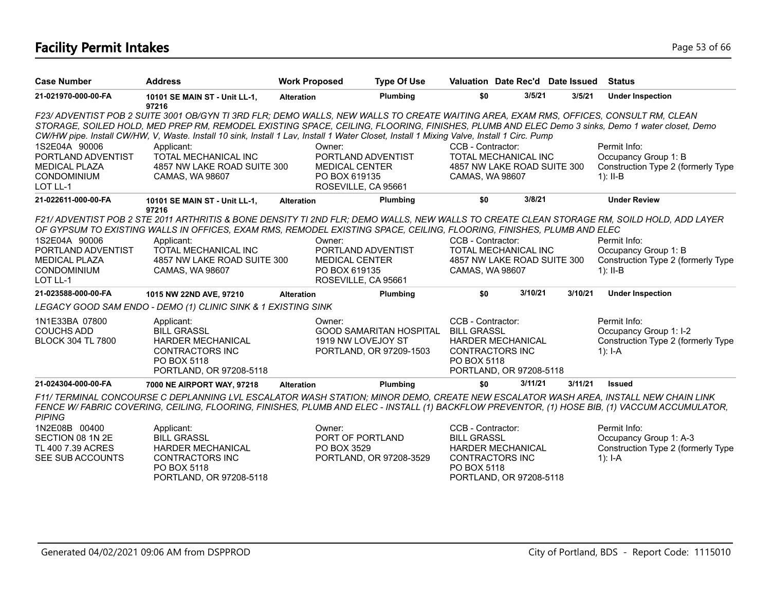# Facility Permit Intakes

| Case Number | Address | Work Proposed | Type Of Use | Valuation | Date Rec'd | Date Issued | Status |
|---|---|---|---|---|---|---|---|
| 21-021970-000-00-FA | 10101 SE MAIN ST - Unit LL-1, 97216 | Alteration | Plumbing | $0 | 3/5/21 | 3/5/21 | Under Inspection |

*F23/ ADVENTIST POB 2 SUITE 3001 OB/GYN TI 3RD FLR; DEMO WALLS, NEW WALLS TO CREATE WAITING AREA, EXAM RMS, OFFICES, CONSULT RM, CLEAN STORAGE, SOILED HOLD, MED PREP RM, REMODEL EXISTING SPACE, CEILING, FLOORING, FINISHES, PLUMB AND ELEC Demo 3 sinks, Demo 1 water closet, Demo CW/HW pipe. Install CW/HW, V, Waste. Install 10 sink, Install 1 Lav, Install 1 Water Closet, Install 1 Mixing Valve, Install 1 Circ. Pump*

1S2E04A 90006
PORTLAND ADVENTIST MEDICAL PLAZA CONDOMINIUM
LOT LL-1

Applicant:
TOTAL MECHANICAL INC
4857 NW LAKE ROAD SUITE 300
CAMAS, WA 98607

Owner:
PORTLAND ADVENTIST MEDICAL CENTER
PO BOX 619135
ROSEVILLE, CA 95661

CCB - Contractor:
TOTAL MECHANICAL INC
4857 NW LAKE ROAD SUITE 300
CAMAS, WA 98607

Permit Info:
Occupancy Group 1: B
Construction Type 2 (formerly Type 1): II-B

| Case Number | Address | Work Proposed | Type Of Use | Valuation | Date Rec'd | Date Issued | Status |
|---|---|---|---|---|---|---|---|
| 21-022611-000-00-FA | 10101 SE MAIN ST - Unit LL-1, 97216 | Alteration | Plumbing | $0 | 3/8/21 | | Under Review |

*F21/ ADVENTIST POB 2 STE 2011 ARTHRITIS & BONE DENSITY TI 2ND FLR; DEMO WALLS, NEW WALLS TO CREATE CLEAN STORAGE RM, SOILD HOLD, ADD LAYER OF GYPSUM TO EXISTING WALLS IN OFFICES, EXAM RMS, REMODEL EXISTING SPACE, CEILING, FLOORING, FINISHES, PLUMB AND ELEC*

1S2E04A 90006
PORTLAND ADVENTIST MEDICAL PLAZA CONDOMINIUM
LOT LL-1

Applicant:
TOTAL MECHANICAL INC
4857 NW LAKE ROAD SUITE 300
CAMAS, WA 98607

Owner:
PORTLAND ADVENTIST MEDICAL CENTER
PO BOX 619135
ROSEVILLE, CA 95661

CCB - Contractor:
TOTAL MECHANICAL INC
4857 NW LAKE ROAD SUITE 300
CAMAS, WA 98607

Permit Info:
Occupancy Group 1: B
Construction Type 2 (formerly Type 1): II-B

| Case Number | Address | Work Proposed | Type Of Use | Valuation | Date Rec'd | Date Issued | Status |
|---|---|---|---|---|---|---|---|
| 21-023588-000-00-FA | 1015 NW 22ND AVE, 97210 | Alteration | Plumbing | $0 | 3/10/21 | 3/10/21 | Under Inspection |

*LEGACY GOOD SAM ENDO - DEMO (1) CLINIC SINK & 1 EXISTING SINK*

1N1E33BA 07800
COUCHS ADD
BLOCK 304 TL 7800

Applicant:
BILL GRASSL
HARDER MECHANICAL CONTRACTORS INC
PO BOX 5118
PORTLAND, OR 97208-5118

Owner:
GOOD SAMARITAN HOSPITAL
1919 NW LOVEJOY ST
PORTLAND, OR 97209-1503

CCB - Contractor:
BILL GRASSL
HARDER MECHANICAL CONTRACTORS INC
PO BOX 5118
PORTLAND, OR 97208-5118

Permit Info:
Occupancy Group 1: I-2
Construction Type 2 (formerly Type 1): I-A

| Case Number | Address | Work Proposed | Type Of Use | Valuation | Date Rec'd | Date Issued | Status |
|---|---|---|---|---|---|---|---|
| 21-024304-000-00-FA | 7000 NE AIRPORT WAY, 97218 | Alteration | Plumbing | $0 | 3/11/21 | 3/11/21 | Issued |

*F11/ TERMINAL CONCOURSE C DEPLANNING LVL ESCALATOR WASH STATION; MINOR DEMO, CREATE NEW ESCALATOR WASH AREA, INSTALL NEW CHAIN LINK FENCE W/ FABRIC COVERING, CEILING, FLOORING, FINISHES, PLUMB AND ELEC - INSTALL (1) BACKFLOW PREVENTOR, (1) HOSE BIB, (1) VACCUM ACCUMULATOR, PIPING*

1N2E08B 00400
SECTION 08 1N 2E
TL 400 7.39 ACRES
SEE SUB ACCOUNTS

Applicant:
BILL GRASSL
HARDER MECHANICAL CONTRACTORS INC
PO BOX 5118
PORTLAND, OR 97208-5118

Owner:
PORT OF PORTLAND
PO BOX 3529
PORTLAND, OR 97208-3529

CCB - Contractor:
BILL GRASSL
HARDER MECHANICAL CONTRACTORS INC
PO BOX 5118
PORTLAND, OR 97208-5118

Permit Info:
Occupancy Group 1: A-3
Construction Type 2 (formerly Type 1): I-A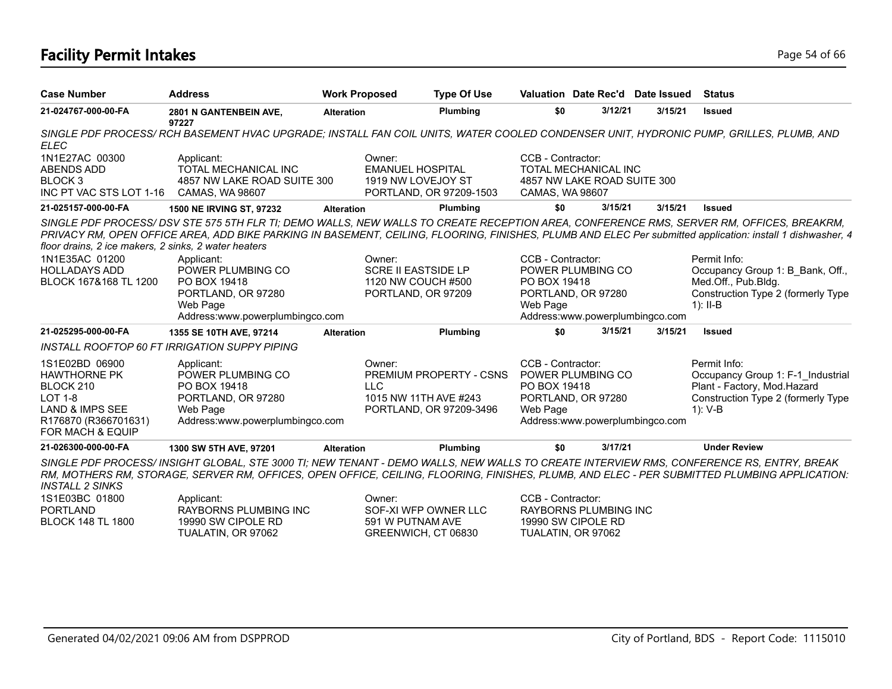## Facility Permit Intakes

| Case Number | Address | Work Proposed | Type Of Use | Valuation | Date Rec'd | Date Issued | Status |
|---|---|---|---|---|---|---|---|
| 21-024767-000-00-FA | 2801 N GANTENBEIN AVE, 97227 | Alteration | Plumbing | $0 | 3/12/21 | 3/15/21 | Issued |

*SINGLE PDF PROCESS/ RCH BASEMENT HVAC UPGRADE; INSTALL FAN COIL UNITS, WATER COOLED CONDENSER UNIT, HYDRONIC PUMP, GRILLES, PLUMB, AND ELEC*

1N1E27AC 00300
ABENDS ADD
BLOCK 3
INC PT VAC STS LOT 1-16

Applicant:
TOTAL MECHANICAL INC
4857 NW LAKE ROAD SUITE 300
CAMAS, WA 98607

Owner:
EMANUEL HOSPITAL
1919 NW LOVEJOY ST
PORTLAND, OR 97209-1503

CCB - Contractor:
TOTAL MECHANICAL INC
4857 NW LAKE ROAD SUITE 300
CAMAS, WA 98607

| Case Number | Address | Work Proposed | Type Of Use | Valuation | Date Rec'd | Date Issued | Status |
|---|---|---|---|---|---|---|---|
| 21-025157-000-00-FA | 1500 NE IRVING ST, 97232 | Alteration | Plumbing | $0 | 3/15/21 | 3/15/21 | Issued |

*SINGLE PDF PROCESS/ DSV STE 575 5TH FLR TI; DEMO WALLS, NEW WALLS TO CREATE RECEPTION AREA, CONFERENCE RMS, SERVER RM, OFFICES, BREAKRM, PRIVACY RM, OPEN OFFICE AREA, ADD BIKE PARKING IN BASEMENT, CEILING, FLOORING, FINISHES, PLUMB AND ELEC Per submitted application: install 1 dishwasher, 4 floor drains, 2 ice makers, 2 sinks, 2 water heaters*

1N1E35AC 01200
HOLLADAYS ADD
BLOCK 167&168 TL 1200

Applicant:
POWER PLUMBING CO
PO BOX 19418
PORTLAND, OR 97280
Web Page
Address:www.powerplumbingco.com

Owner:
SCRE II EASTSIDE LP
1120 NW COUCH #500
PORTLAND, OR 97209

CCB - Contractor:
POWER PLUMBING CO
PO BOX 19418
PORTLAND, OR 97280
Web Page
Address:www.powerplumbingco.com

Permit Info:
Occupancy Group 1: B_Bank, Off., Med.Off., Pub.Bldg.
Construction Type 2 (formerly Type 1): II-B

| Case Number | Address | Work Proposed | Type Of Use | Valuation | Date Rec'd | Date Issued | Status |
|---|---|---|---|---|---|---|---|
| 21-025295-000-00-FA | 1355 SE 10TH AVE, 97214 | Alteration | Plumbing | $0 | 3/15/21 | 3/15/21 | Issued |

*INSTALL ROOFTOP 60 FT IRRIGATION SUPPY PIPING*

1S1E02BD 06900
HAWTHORNE PK
BLOCK 210
LOT 1-8
LAND & IMPS SEE R176870 (R366701631) FOR MACH & EQUIP

Applicant:
POWER PLUMBING CO
PO BOX 19418
PORTLAND, OR 97280
Web Page
Address:www.powerplumbingco.com

Owner:
PREMIUM PROPERTY - CSNS LLC
1015 NW 11TH AVE #243
PORTLAND, OR 97209-3496

CCB - Contractor:
POWER PLUMBING CO
PO BOX 19418
PORTLAND, OR 97280
Web Page
Address:www.powerplumbingco.com

Permit Info:
Occupancy Group 1: F-1_Industrial Plant - Factory, Mod.Hazard
Construction Type 2 (formerly Type 1): V-B

| Case Number | Address | Work Proposed | Type Of Use | Valuation | Date Rec'd | Date Issued | Status |
|---|---|---|---|---|---|---|---|
| 21-026300-000-00-FA | 1300 SW 5TH AVE, 97201 | Alteration | Plumbing | $0 | 3/17/21 | | Under Review |

*SINGLE PDF PROCESS/ INSIGHT GLOBAL, STE 3000 TI; NEW TENANT - DEMO WALLS, NEW WALLS TO CREATE INTERVIEW RMS, CONFERENCE RS, ENTRY, BREAK RM, MOTHERS RM, STORAGE, SERVER RM, OFFICES, OPEN OFFICE, CEILING, FLOORING, FINISHES, PLUMB, AND ELEC - PER SUBMITTED PLUMBING APPLICATION: INSTALL 2 SINKS*

1S1E03BC 01800
PORTLAND
BLOCK 148 TL 1800

Applicant:
RAYBORNS PLUMBING INC
19990 SW CIPOLE RD
TUALATIN, OR 97062

Owner:
SOF-XI WFP OWNER LLC
591 W PUTNAM AVE
GREENWICH, CT 06830

CCB - Contractor:
RAYBORNS PLUMBING INC
19990 SW CIPOLE RD
TUALATIN, OR 97062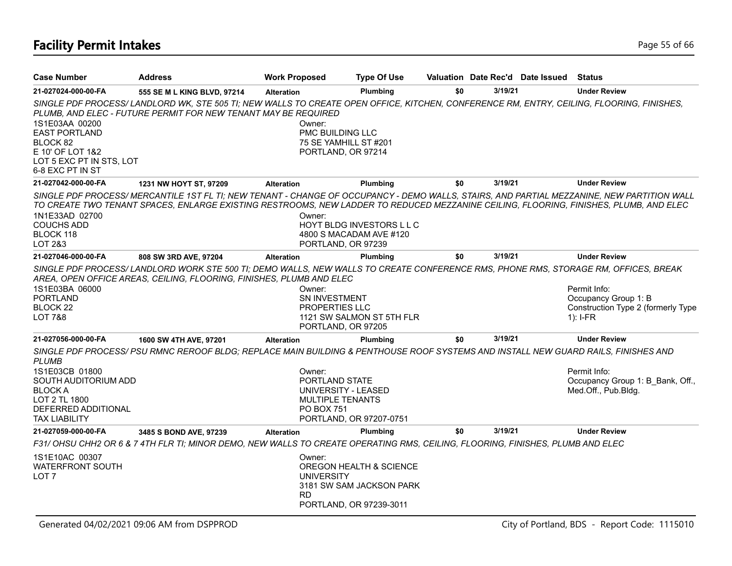# Facility Permit Intakes

| Case Number | Address | Work Proposed | Type Of Use | Valuation | Date Rec'd | Date Issued | Status |
|---|---|---|---|---|---|---|---|
| 21-027024-000-00-FA | 555 SE M L KING BLVD, 97214 | Alteration | Plumbing | $0 | 3/19/21 | | Under Review |

*SINGLE PDF PROCESS/ LANDLORD WK, STE 505 TI; NEW WALLS TO CREATE OPEN OFFICE, KITCHEN, CONFERENCE RM, ENTRY, CEILING, FLOORING, FINISHES, PLUMB, AND ELEC - FUTURE PERMIT FOR NEW TENANT MAY BE REQUIRED*

1S1E03AA 00200
EAST PORTLAND
BLOCK 82
E 10' OF LOT 1&2
LOT 5 EXC PT IN STS, LOT 6-8 EXC PT IN ST

Owner:
PMC BUILDING LLC
75 SE YAMHILL ST #201
PORTLAND, OR 97214

| Case Number | Address | Work Proposed | Type Of Use | Valuation | Date Rec'd | Date Issued | Status |
|---|---|---|---|---|---|---|---|
| 21-027042-000-00-FA | 1231 NW HOYT ST, 97209 | Alteration | Plumbing | $0 | 3/19/21 | | Under Review |

*SINGLE PDF PROCESS/ MERCANTILE 1ST FL TI; NEW TENANT - CHANGE OF OCCUPANCY - DEMO WALLS, STAIRS, AND PARTIAL MEZZANINE, NEW PARTITION WALL TO CREATE TWO TENANT SPACES, ENLARGE EXISTING RESTROOMS, NEW LADDER TO REDUCED MEZZANINE CEILING, FLOORING, FINISHES, PLUMB, AND ELEC*

1N1E33AD 02700
COUCHS ADD
BLOCK 118
LOT 2&3

Owner:
HOYT BLDG INVESTORS L L C
4800 S MACADAM AVE #120
PORTLAND, OR 97239

| Case Number | Address | Work Proposed | Type Of Use | Valuation | Date Rec'd | Date Issued | Status |
|---|---|---|---|---|---|---|---|
| 21-027046-000-00-FA | 808 SW 3RD AVE, 97204 | Alteration | Plumbing | $0 | 3/19/21 | | Under Review |

*SINGLE PDF PROCESS/ LANDLORD WORK STE 500 TI; DEMO WALLS, NEW WALLS TO CREATE CONFERENCE RMS, PHONE RMS, STORAGE RM, OFFICES, BREAK AREA, OPEN OFFICE AREAS, CEILING, FLOORING, FINISHES, PLUMB AND ELEC*

1S1E03BA 06000
PORTLAND
BLOCK 22
LOT 7&8

Owner:
SN INVESTMENT PROPERTIES LLC
1121 SW SALMON ST 5TH FLR
PORTLAND, OR 97205

Permit Info:
Occupancy Group 1: B
Construction Type 2 (formerly Type 1): I-FR

| Case Number | Address | Work Proposed | Type Of Use | Valuation | Date Rec'd | Date Issued | Status |
|---|---|---|---|---|---|---|---|
| 21-027056-000-00-FA | 1600 SW 4TH AVE, 97201 | Alteration | Plumbing | $0 | 3/19/21 | | Under Review |

*SINGLE PDF PROCESS/ PSU RMNC REROOF BLDG; REPLACE MAIN BUILDING & PENTHOUSE ROOF SYSTEMS AND INSTALL NEW GUARD RAILS, FINISHES AND PLUMB*

1S1E03CB 01800
SOUTH AUDITORIUM ADD
BLOCK A
LOT 2 TL 1800
DEFERRED ADDITIONAL TAX LIABILITY

Owner:
PORTLAND STATE UNIVERSITY - LEASED
MULTIPLE TENANTS
PO BOX 751
PORTLAND, OR 97207-0751

Permit Info:
Occupancy Group 1: B_Bank, Off., Med.Off., Pub.Bldg.

| Case Number | Address | Work Proposed | Type Of Use | Valuation | Date Rec'd | Date Issued | Status |
|---|---|---|---|---|---|---|---|
| 21-027059-000-00-FA | 3485 S BOND AVE, 97239 | Alteration | Plumbing | $0 | 3/19/21 | | Under Review |

*F31/ OHSU CHH2 OR 6 & 7 4TH FLR TI; MINOR DEMO, NEW WALLS TO CREATE OPERATING RMS, CEILING, FLOORING, FINISHES, PLUMB AND ELEC*

1S1E10AC 00307
WATERFRONT SOUTH
LOT 7

Owner:
OREGON HEALTH & SCIENCE UNIVERSITY
3181 SW SAM JACKSON PARK RD
PORTLAND, OR 97239-3011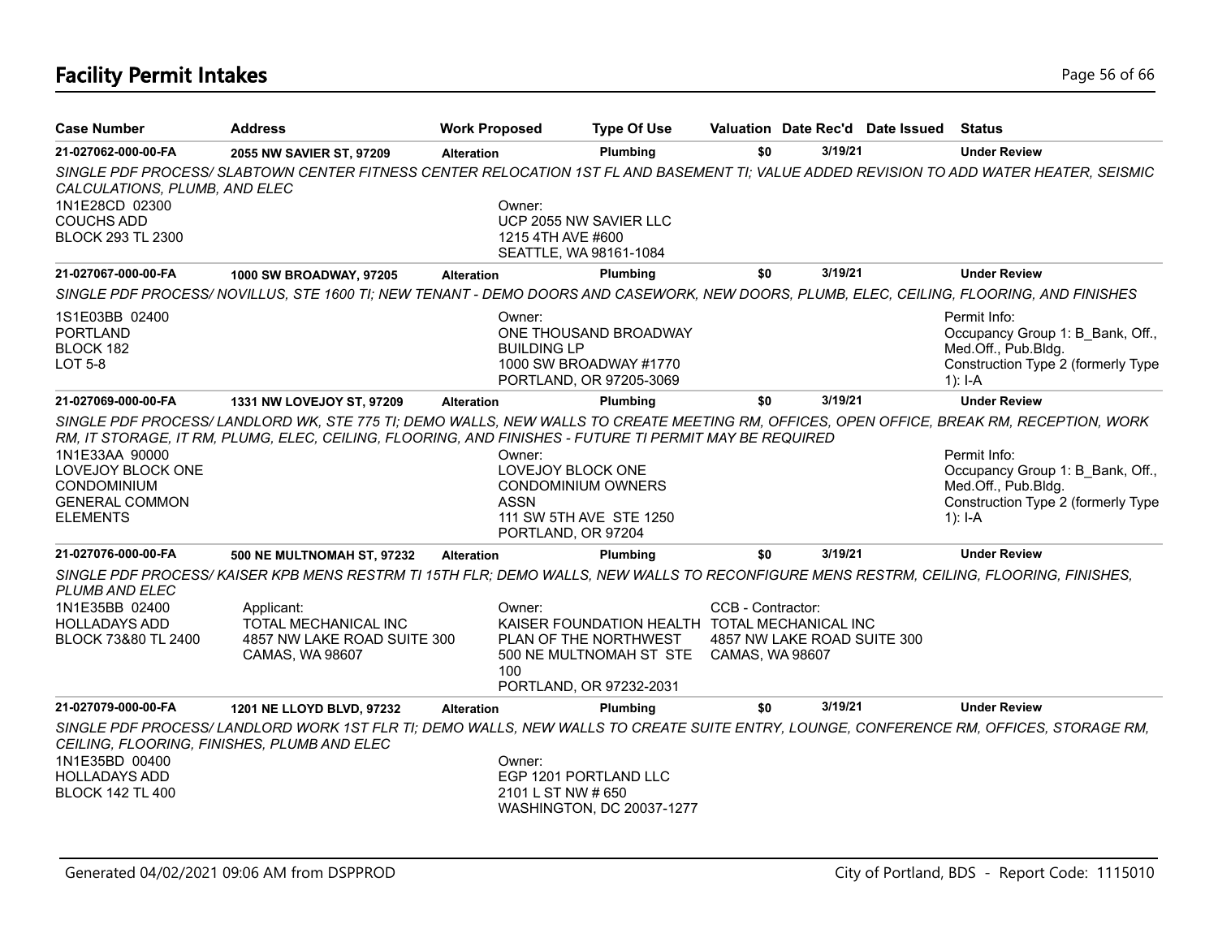## Facility Permit Intakes

| Case Number | Address | Work Proposed | Type Of Use | Valuation | Date Rec'd | Date Issued | Status |
|---|---|---|---|---|---|---|---|
| 21-027062-000-00-FA | 2055 NW SAVIER ST, 97209 | Alteration | Plumbing | $0 | 3/19/21 | | Under Review |

*SINGLE PDF PROCESS/ SLABTOWN CENTER FITNESS CENTER RELOCATION 1ST FL AND BASEMENT TI; VALUE ADDED REVISION TO ADD WATER HEATER, SEISMIC CALCULATIONS, PLUMB, AND ELEC*

1N1E28CD 02300
COUCHS ADD
BLOCK 293 TL 2300

Owner:
UCP 2055 NW SAVIER LLC
1215 4TH AVE #600
SEATTLE, WA 98161-1084

| Case Number | Address | Work Proposed | Type Of Use | Valuation | Date Rec'd | Date Issued | Status |
|---|---|---|---|---|---|---|---|
| 21-027067-000-00-FA | 1000 SW BROADWAY, 97205 | Alteration | Plumbing | $0 | 3/19/21 | | Under Review |

*SINGLE PDF PROCESS/ NOVILLUS, STE 1600 TI; NEW TENANT - DEMO DOORS AND CASEWORK, NEW DOORS, PLUMB, ELEC, CEILING, FLOORING, AND FINISHES*

1S1E03BB 02400
PORTLAND
BLOCK 182
LOT 5-8

Owner:
ONE THOUSAND BROADWAY BUILDING LP
1000 SW BROADWAY #1770
PORTLAND, OR 97205-3069

Permit Info:
Occupancy Group 1: B_Bank, Off., Med.Off., Pub.Bldg.
Construction Type 2 (formerly Type 1): I-A

| Case Number | Address | Work Proposed | Type Of Use | Valuation | Date Rec'd | Date Issued | Status |
|---|---|---|---|---|---|---|---|
| 21-027069-000-00-FA | 1331 NW LOVEJOY ST, 97209 | Alteration | Plumbing | $0 | 3/19/21 | | Under Review |

*SINGLE PDF PROCESS/ LANDLORD WK, STE 775 TI; DEMO WALLS, NEW WALLS TO CREATE MEETING RM, OFFICES, OPEN OFFICE, BREAK RM, RECEPTION, WORK RM, IT STORAGE, IT RM, PLUMG, ELEC, CEILING, FLOORING, AND FINISHES - FUTURE TI PERMIT MAY BE REQUIRED*

1N1E33AA 90000
LOVEJOY BLOCK ONE CONDOMINIUM
GENERAL COMMON ELEMENTS

Owner:
LOVEJOY BLOCK ONE CONDOMINIUM OWNERS ASSN
111 SW 5TH AVE STE 1250
PORTLAND, OR 97204

Permit Info:
Occupancy Group 1: B_Bank, Off., Med.Off., Pub.Bldg.
Construction Type 2 (formerly Type 1): I-A

| Case Number | Address | Work Proposed | Type Of Use | Valuation | Date Rec'd | Date Issued | Status |
|---|---|---|---|---|---|---|---|
| 21-027076-000-00-FA | 500 NE MULTNOMAH ST, 97232 | Alteration | Plumbing | $0 | 3/19/21 | | Under Review |

*SINGLE PDF PROCESS/ KAISER KPB MENS RESTRM TI 15TH FLR; DEMO WALLS, NEW WALLS TO RECONFIGURE MENS RESTRM, CEILING, FLOORING, FINISHES, PLUMB AND ELEC*

1N1E35BB 02400
HOLLADAYS ADD
BLOCK 73&80 TL 2400

Applicant:
TOTAL MECHANICAL INC
4857 NW LAKE ROAD SUITE 300
CAMAS, WA 98607

Owner:
KAISER FOUNDATION HEALTH PLAN OF THE NORTHWEST
500 NE MULTNOMAH ST STE 100
PORTLAND, OR 97232-2031

CCB - Contractor:
TOTAL MECHANICAL INC
4857 NW LAKE ROAD SUITE 300
CAMAS, WA 98607

| Case Number | Address | Work Proposed | Type Of Use | Valuation | Date Rec'd | Date Issued | Status |
|---|---|---|---|---|---|---|---|
| 21-027079-000-00-FA | 1201 NE LLOYD BLVD, 97232 | Alteration | Plumbing | $0 | 3/19/21 | | Under Review |

*SINGLE PDF PROCESS/ LANDLORD WORK 1ST FLR TI; DEMO WALLS, NEW WALLS TO CREATE SUITE ENTRY, LOUNGE, CONFERENCE RM, OFFICES, STORAGE RM, CEILING, FLOORING, FINISHES, PLUMB AND ELEC*

1N1E35BD 00400
HOLLADAYS ADD
BLOCK 142 TL 400

Owner:
EGP 1201 PORTLAND LLC
2101 L ST NW # 650
WASHINGTON, DC 20037-1277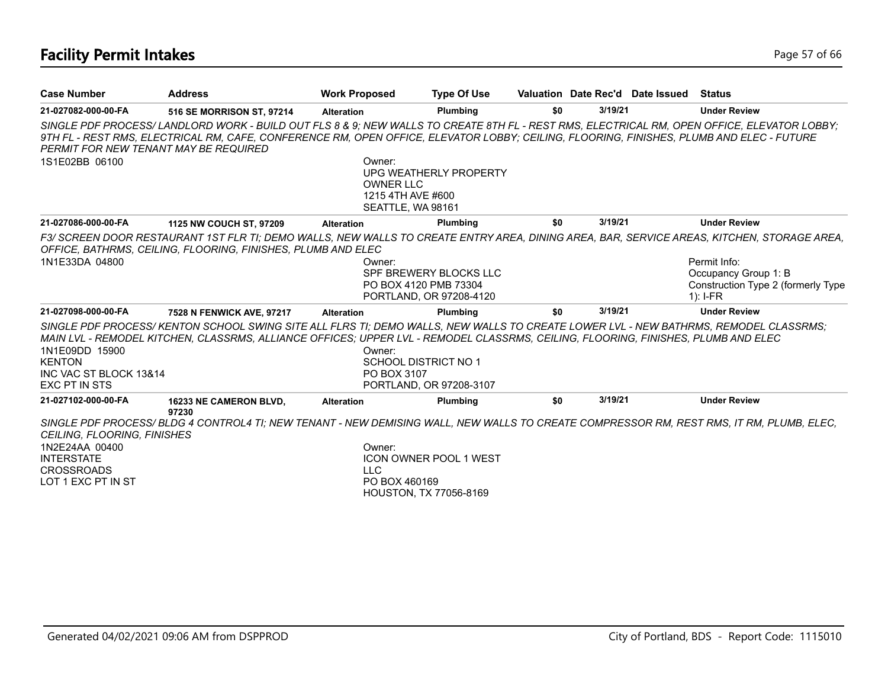# Facility Permit Intakes

| Case Number | Address | Work Proposed | Type Of Use | Valuation | Date Rec'd | Date Issued | Status |
|---|---|---|---|---|---|---|---|
| 21-027082-000-00-FA | 516 SE MORRISON ST, 97214 | Alteration | Plumbing | $0 | 3/19/21 | | Under Review |
| *SINGLE PDF PROCESS/ LANDLORD WORK - BUILD OUT FLS 8 & 9; NEW WALLS TO CREATE 8TH FL - REST RMS, ELECTRICAL RM, OPEN OFFICE, ELEVATOR LOBBY; 9TH FL - REST RMS, ELECTRICAL RM, CAFE, CONFERENCE RM, OPEN OFFICE, ELEVATOR LOBBY; CEILING, FLOORING, FINISHES, PLUMB AND ELEC - FUTURE PERMIT FOR NEW TENANT MAY BE REQUIRED* | | | | | | | |
| 1S1E02BB 06100 | | Owner: UPG WEATHERLY PROPERTY OWNER LLC 1215 4TH AVE #600 SEATTLE, WA 98161 | | | | | |
| 21-027086-000-00-FA | 1125 NW COUCH ST, 97209 | Alteration | Plumbing | $0 | 3/19/21 | | Under Review |
| *F3/ SCREEN DOOR RESTAURANT 1ST FLR TI; DEMO WALLS, NEW WALLS TO CREATE ENTRY AREA, DINING AREA, BAR, SERVICE AREAS, KITCHEN, STORAGE AREA, OFFICE, BATHRMS, CEILING, FLOORING, FINISHES, PLUMB AND ELEC* | | | | | | | |
| 1N1E33DA 04800 | | Owner: SPF BREWERY BLOCKS LLC PO BOX 4120 PMB 73304 PORTLAND, OR 97208-4120 | | | | | Permit Info: Occupancy Group 1: B Construction Type 2 (formerly Type 1): I-FR |
| 21-027098-000-00-FA | 7528 N FENWICK AVE, 97217 | Alteration | Plumbing | $0 | 3/19/21 | | Under Review |
| *SINGLE PDF PROCESS/ KENTON SCHOOL SWING SITE ALL FLRS TI; DEMO WALLS, NEW WALLS TO CREATE LOWER LVL - NEW BATHRMS, REMODEL CLASSRMS; MAIN LVL - REMODEL KITCHEN, CLASSRMS, ALLIANCE OFFICES; UPPER LVL - REMODEL CLASSRMS, CEILING, FLOORING, FINISHES, PLUMB AND ELEC* | | | | | | | |
| 1N1E09DD 15900 KENTON INC VAC ST BLOCK 13&14 EXC PT IN STS | | Owner: SCHOOL DISTRICT NO 1 PO BOX 3107 PORTLAND, OR 97208-3107 | | | | | |
| 21-027102-000-00-FA | 16233 NE CAMERON BLVD, 97230 | Alteration | Plumbing | $0 | 3/19/21 | | Under Review |
| *SINGLE PDF PROCESS/ BLDG 4 CONTROL4 TI; NEW TENANT - NEW DEMISING WALL, NEW WALLS TO CREATE COMPRESSOR RM, REST RMS, IT RM, PLUMB, ELEC, CEILING, FLOORING, FINISHES* | | | | | | | |
| 1N2E24AA 00400 INTERSTATE CROSSROADS LOT 1 EXC PT IN ST | | Owner: ICON OWNER POOL 1 WEST LLC PO BOX 460169 HOUSTON, TX 77056-8169 | | | | | |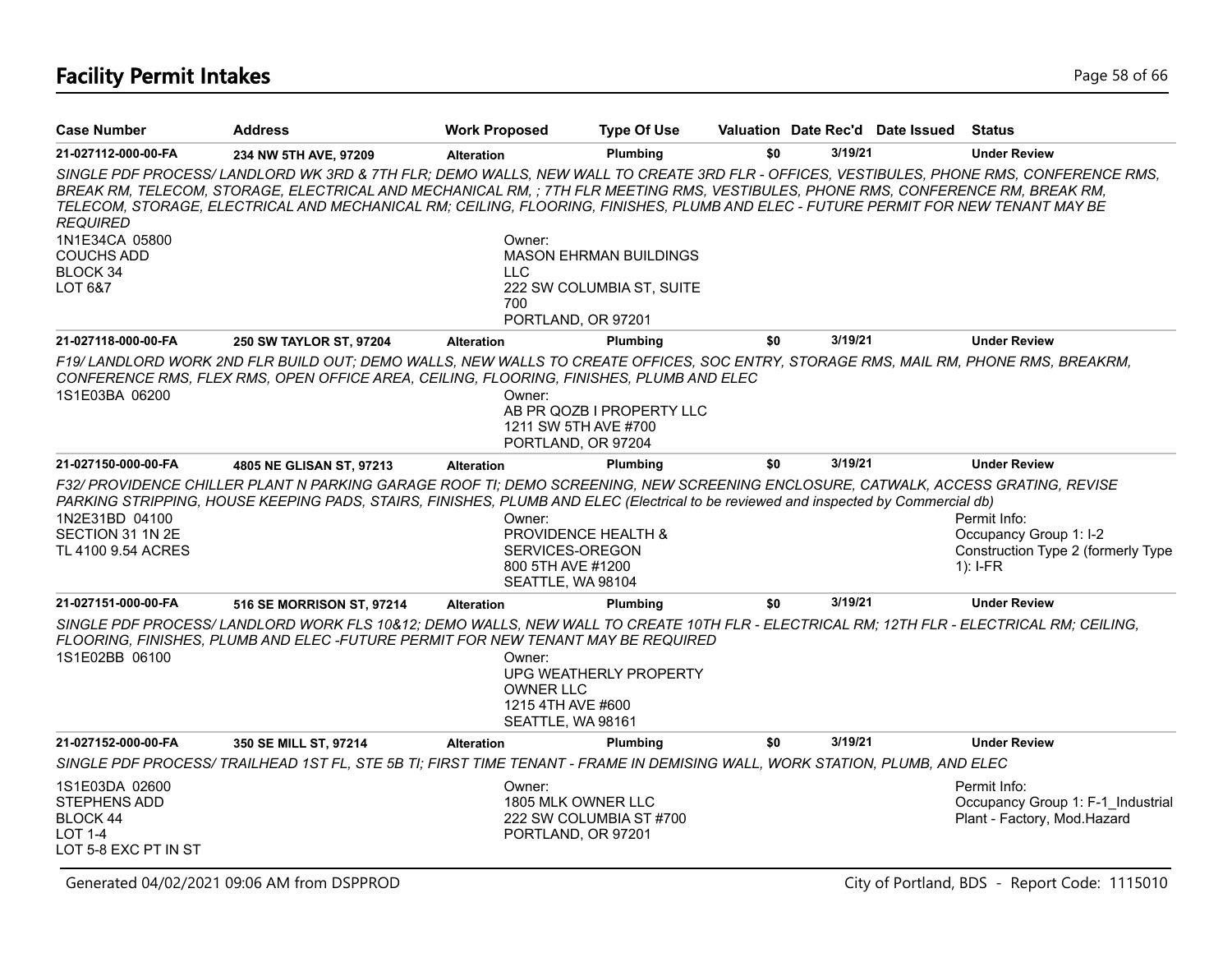## Facility Permit Intakes

| Case Number | Address | Work Proposed | Type Of Use | Valuation | Date Rec'd | Date Issued | Status |
|---|---|---|---|---|---|---|---|
| **21-027112-000-00-FA** | **234 NW 5TH AVE, 97209** | **Alteration** | **Plumbing** | **$0** | **3/19/21** | | **Under Review** |

*SINGLE PDF PROCESS/ LANDLORD WK 3RD & 7TH FLR; DEMO WALLS, NEW WALL TO CREATE 3RD FLR - OFFICES, VESTIBULES, PHONE RMS, CONFERENCE RMS, BREAK RM, TELECOM, STORAGE, ELECTRICAL AND MECHANICAL RM, ; 7TH FLR MEETING RMS, VESTIBULES, PHONE RMS, CONFERENCE RM, BREAK RM, TELECOM, STORAGE, ELECTRICAL AND MECHANICAL RM; CEILING, FLOORING, FINISHES, PLUMB AND ELEC - FUTURE PERMIT FOR NEW TENANT MAY BE REQUIRED*

1N1E34CA 05800
COUCHS ADD
BLOCK 34
LOT 6&7

Owner:
MASON EHRMAN BUILDINGS LLC
222 SW COLUMBIA ST, SUITE 700
PORTLAND, OR 97201

| Case Number | Address | Work Proposed | Type Of Use | Valuation | Date Rec'd | Date Issued | Status |
|---|---|---|---|---|---|---|---|
| **21-027118-000-00-FA** | **250 SW TAYLOR ST, 97204** | **Alteration** | **Plumbing** | **$0** | **3/19/21** | | **Under Review** |

*F19/ LANDLORD WORK 2ND FLR BUILD OUT; DEMO WALLS, NEW WALLS TO CREATE OFFICES, SOC ENTRY, STORAGE RMS, MAIL RM, PHONE RMS, BREAKRM, CONFERENCE RMS, FLEX RMS, OPEN OFFICE AREA, CEILING, FLOORING, FINISHES, PLUMB AND ELEC*

1S1E03BA 06200

Owner:
AB PR QOZB I PROPERTY LLC
1211 SW 5TH AVE #700
PORTLAND, OR 97204

| Case Number | Address | Work Proposed | Type Of Use | Valuation | Date Rec'd | Date Issued | Status |
|---|---|---|---|---|---|---|---|
| **21-027150-000-00-FA** | **4805 NE GLISAN ST, 97213** | **Alteration** | **Plumbing** | **$0** | **3/19/21** | | **Under Review** |

*F32/ PROVIDENCE CHILLER PLANT N PARKING GARAGE ROOF TI; DEMO SCREENING, NEW SCREENING ENCLOSURE, CATWALK, ACCESS GRATING, REVISE PARKING STRIPPING, HOUSE KEEPING PADS, STAIRS, FINISHES, PLUMB AND ELEC (Electrical to be reviewed and inspected by Commercial db)*

1N2E31BD 04100
SECTION 31 1N 2E
TL 4100 9.54 ACRES

Owner:
PROVIDENCE HEALTH & SERVICES-OREGON
800 5TH AVE #1200
SEATTLE, WA 98104

Permit Info:
Occupancy Group 1: I-2
Construction Type 2 (formerly Type 1): I-FR

| Case Number | Address | Work Proposed | Type Of Use | Valuation | Date Rec'd | Date Issued | Status |
|---|---|---|---|---|---|---|---|
| **21-027151-000-00-FA** | **516 SE MORRISON ST, 97214** | **Alteration** | **Plumbing** | **$0** | **3/19/21** | | **Under Review** |

*SINGLE PDF PROCESS/ LANDLORD WORK FLS 10&12; DEMO WALLS, NEW WALL TO CREATE 10TH FLR - ELECTRICAL RM; 12TH FLR - ELECTRICAL RM; CEILING, FLOORING, FINISHES, PLUMB AND ELEC -FUTURE PERMIT FOR NEW TENANT MAY BE REQUIRED*

1S1E02BB 06100

Owner:
UPG WEATHERLY PROPERTY OWNER LLC
1215 4TH AVE #600
SEATTLE, WA 98161

| Case Number | Address | Work Proposed | Type Of Use | Valuation | Date Rec'd | Date Issued | Status |
|---|---|---|---|---|---|---|---|
| **21-027152-000-00-FA** | **350 SE MILL ST, 97214** | **Alteration** | **Plumbing** | **$0** | **3/19/21** | | **Under Review** |

*SINGLE PDF PROCESS/ TRAILHEAD 1ST FL, STE 5B TI; FIRST TIME TENANT - FRAME IN DEMISING WALL, WORK STATION, PLUMB, AND ELEC*

1S1E03DA 02600
STEPHENS ADD
BLOCK 44
LOT 1-4
LOT 5-8 EXC PT IN ST

Owner:
1805 MLK OWNER LLC
222 SW COLUMBIA ST #700
PORTLAND, OR 97201

Permit Info:
Occupancy Group 1: F-1_Industrial Plant - Factory, Mod.Hazard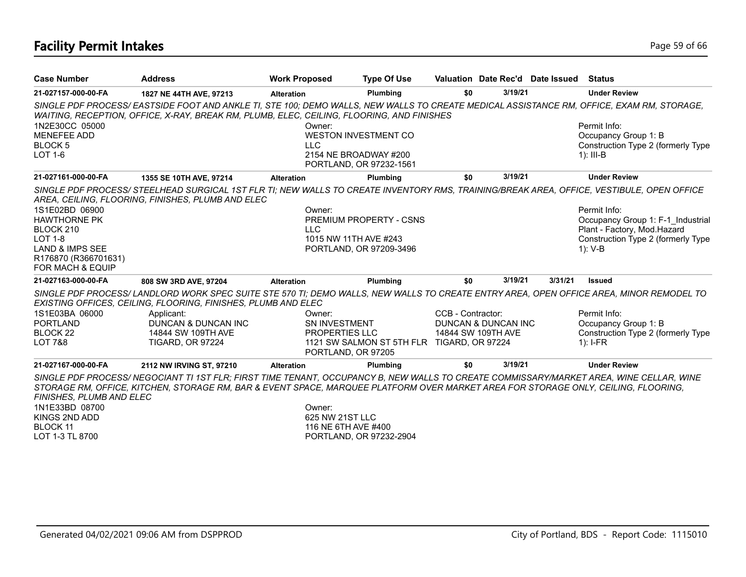# Facility Permit Intakes

| Case Number | Address | Work Proposed | Type Of Use | Valuation | Date Rec'd | Date Issued | Status |
|---|---|---|---|---|---|---|---|
| 21-027157-000-00-FA | 1827 NE 44TH AVE, 97213 | Alteration | Plumbing | $0 | 3/19/21 | | Under Review |

*SINGLE PDF PROCESS/ EASTSIDE FOOT AND ANKLE TI, STE 100; DEMO WALLS, NEW WALLS TO CREATE MEDICAL ASSISTANCE RM, OFFICE, EXAM RM, STORAGE, WAITING, RECEPTION, OFFICE, X-RAY, BREAK RM, PLUMB, ELEC, CEILING, FLOORING, AND FINISHES*

1N2E30CC 05000
MENEFEE ADD
BLOCK 5
LOT 1-6

Owner:
WESTON INVESTMENT CO LLC
2154 NE BROADWAY #200
PORTLAND, OR 97232-1561

Permit Info:
Occupancy Group 1: B
Construction Type 2 (formerly Type 1): III-B

| Case Number | Address | Work Proposed | Type Of Use | Valuation | Date Rec'd | Date Issued | Status |
|---|---|---|---|---|---|---|---|
| 21-027161-000-00-FA | 1355 SE 10TH AVE, 97214 | Alteration | Plumbing | $0 | 3/19/21 | | Under Review |

*SINGLE PDF PROCESS/ STEELHEAD SURGICAL 1ST FLR TI; NEW WALLS TO CREATE INVENTORY RMS, TRAINING/BREAK AREA, OFFICE, VESTIBULE, OPEN OFFICE AREA, CEILING, FLOORING, FINISHES, PLUMB AND ELEC*

1S1E02BD 06900
HAWTHORNE PK
BLOCK 210
LOT 1-8
LAND & IMPS SEE R176870 (R366701631) FOR MACH & EQUIP

Owner:
PREMIUM PROPERTY - CSNS LLC
1015 NW 11TH AVE #243
PORTLAND, OR 97209-3496

Permit Info:
Occupancy Group 1: F-1_Industrial Plant - Factory, Mod.Hazard
Construction Type 2 (formerly Type 1): V-B

| Case Number | Address | Work Proposed | Type Of Use | Valuation | Date Rec'd | Date Issued | Status |
|---|---|---|---|---|---|---|---|
| 21-027163-000-00-FA | 808 SW 3RD AVE, 97204 | Alteration | Plumbing | $0 | 3/19/21 | 3/31/21 | Issued |

*SINGLE PDF PROCESS/ LANDLORD WORK SPEC SUITE STE 570 TI; DEMO WALLS, NEW WALLS TO CREATE ENTRY AREA, OPEN OFFICE AREA, MINOR REMODEL TO EXISTING OFFICES, CEILING, FLOORING, FINISHES, PLUMB AND ELEC*

1S1E03BA 06000
PORTLAND
BLOCK 22
LOT 7&8

Applicant:
DUNCAN & DUNCAN INC
14844 SW 109TH AVE
TIGARD, OR 97224

Owner:
SN INVESTMENT PROPERTIES LLC
1121 SW SALMON ST 5TH FLR
PORTLAND, OR 97205

CCB - Contractor:
DUNCAN & DUNCAN INC
14844 SW 109TH AVE
TIGARD, OR 97224

Permit Info:
Occupancy Group 1: B
Construction Type 2 (formerly Type 1): I-FR

| Case Number | Address | Work Proposed | Type Of Use | Valuation | Date Rec'd | Date Issued | Status |
|---|---|---|---|---|---|---|---|
| 21-027167-000-00-FA | 2112 NW IRVING ST, 97210 | Alteration | Plumbing | $0 | 3/19/21 | | Under Review |

*SINGLE PDF PROCESS/ NEGOCIANT TI 1ST FLR; FIRST TIME TENANT, OCCUPANCY B, NEW WALLS TO CREATE COMMISSARY/MARKET AREA, WINE CELLAR, WINE STORAGE RM, OFFICE, KITCHEN, STORAGE RM, BAR & EVENT SPACE, MARQUEE PLATFORM OVER MARKET AREA FOR STORAGE ONLY, CEILING, FLOORING, FINISHES, PLUMB AND ELEC*

1N1E33BD 08700
KINGS 2ND ADD
BLOCK 11
LOT 1-3 TL 8700

Owner:
625 NW 21ST LLC
116 NE 6TH AVE #400
PORTLAND, OR 97232-2904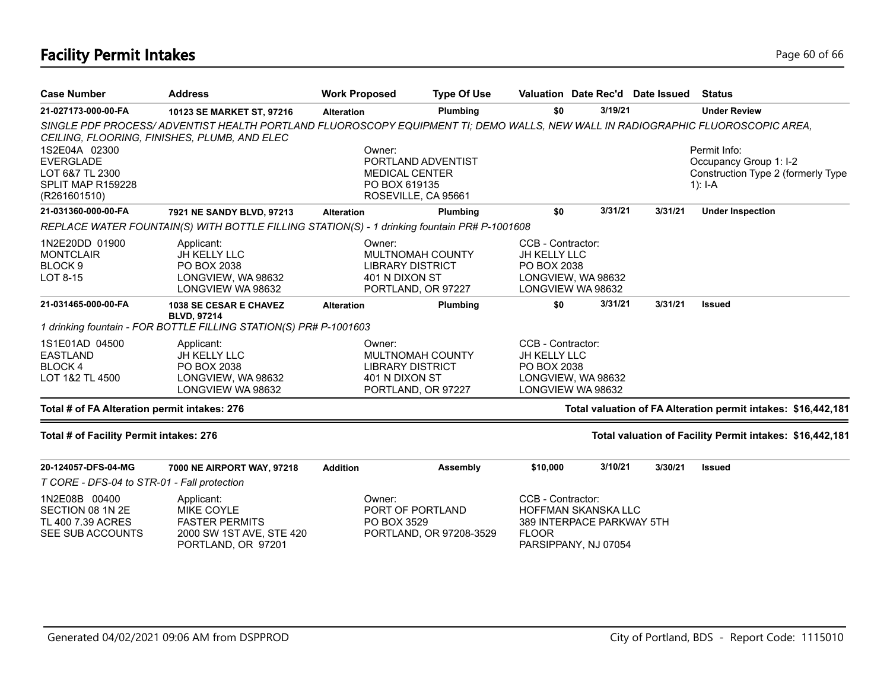# Facility Permit Intakes

| Case Number | Address | Work Proposed | Type Of Use | Valuation | Date Rec'd | Date Issued | Status |
|---|---|---|---|---|---|---|---|
| **21-027173-000-00-FA** | **10123 SE MARKET ST, 97216** | **Alteration** | **Plumbing** | **$0** | **3/19/21** | | **Under Review** |

*SINGLE PDF PROCESS/ ADVENTIST HEALTH PORTLAND FLUOROSCOPY EQUIPMENT TI; DEMO WALLS, NEW WALL IN RADIOGRAPHIC FLUOROSCOPIC AREA, CEILING, FLOORING, FINISHES, PLUMB, AND ELEC*

1S2E04A 02300
EVERGLADE
LOT 6&7 TL 2300
SPLIT MAP R159228
(R261601510)

Owner:
PORTLAND ADVENTIST
MEDICAL CENTER
PO BOX 619135
ROSEVILLE, CA 95661

Permit Info:
Occupancy Group 1: I-2
Construction Type 2 (formerly Type 1): I-A

| Case Number | Address | Work Proposed | Type Of Use | Valuation | Date Rec'd | Date Issued | Status |
|---|---|---|---|---|---|---|---|
| **21-031360-000-00-FA** | **7921 NE SANDY BLVD, 97213** | **Alteration** | **Plumbing** | **$0** | **3/31/21** | **3/31/21** | **Under Inspection** |

*REPLACE WATER FOUNTAIN(S) WITH BOTTLE FILLING STATION(S) - 1 drinking fountain PR# P-1001608*

1N2E20DD 01900
MONTCLAIR
BLOCK 9
LOT 8-15

Applicant:
JH KELLY LLC
PO BOX 2038
LONGVIEW, WA 98632
LONGVIEW WA 98632

Owner:
MULTNOMAH COUNTY
LIBRARY DISTRICT
401 N DIXON ST
PORTLAND, OR 97227

CCB - Contractor:
JH KELLY LLC
PO BOX 2038
LONGVIEW, WA 98632
LONGVIEW WA 98632

| Case Number | Address | Work Proposed | Type Of Use | Valuation | Date Rec'd | Date Issued | Status |
|---|---|---|---|---|---|---|---|
| **21-031465-000-00-FA** | **1038 SE CESAR E CHAVEZ BLVD, 97214** | **Alteration** | **Plumbing** | **$0** | **3/31/21** | **3/31/21** | **Issued** |

*1 drinking fountain - FOR BOTTLE FILLING STATION(S) PR# P-1001603*

1S1E01AD 04500
EASTLAND
BLOCK 4
LOT 1&2 TL 4500

Applicant:
JH KELLY LLC
PO BOX 2038
LONGVIEW, WA 98632
LONGVIEW WA 98632

Owner:
MULTNOMAH COUNTY
LIBRARY DISTRICT
401 N DIXON ST
PORTLAND, OR 97227

CCB - Contractor:
JH KELLY LLC
PO BOX 2038
LONGVIEW, WA 98632
LONGVIEW WA 98632

**Total # of FA Alteration permit intakes: 276** | **Total valuation of FA Alteration permit intakes: $16,442,181**

**Total # of Facility Permit intakes: 276** | **Total valuation of Facility Permit intakes: $16,442,181**

| Case Number | Address | Work Proposed | Type Of Use | Valuation | Date Rec'd | Date Issued | Status |
|---|---|---|---|---|---|---|---|
| **20-124057-DFS-04-MG** | **7000 NE AIRPORT WAY, 97218** | **Addition** | **Assembly** | **$10,000** | **3/10/21** | **3/30/21** | **Issued** |

*T CORE - DFS-04 to STR-01 - Fall protection*

1N2E08B 00400
SECTION 08 1N 2E
TL 400 7.39 ACRES
SEE SUB ACCOUNTS

Applicant:
MIKE COYLE
FASTER PERMITS
2000 SW 1ST AVE, STE 420
PORTLAND, OR 97201

Owner:
PORT OF PORTLAND
PO BOX 3529
PORTLAND, OR 97208-3529

CCB - Contractor:
HOFFMAN SKANSKA LLC
389 INTERPACE PARKWAY 5TH FLOOR
PARSIPPANY, NJ 07054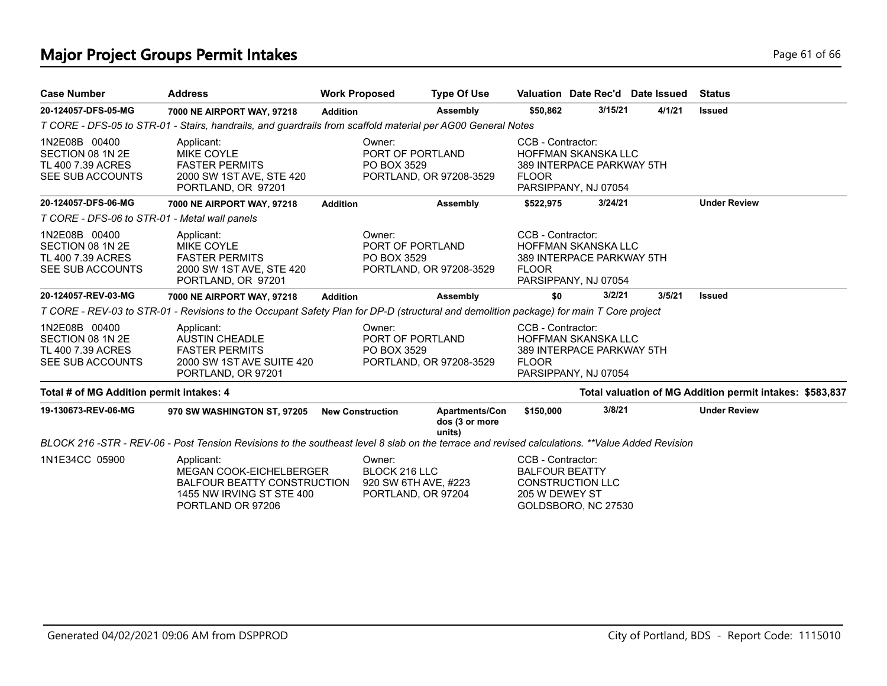## Major Project Groups Permit Intakes

| Case Number | Address | Work Proposed | Type Of Use | Valuation | Date Rec'd | Date Issued | Status |
|---|---|---|---|---|---|---|---|
| **20-124057-DFS-05-MG** | **7000 NE AIRPORT WAY, 97218** | **Addition** | **Assembly** | **$50,862** | **3/15/21** | **4/1/21** | **Issued** |

*T CORE - DFS-05 to STR-01 - Stairs, handrails, and guardrails from scaffold material per AG00 General Notes*

1N2E08B 00400
SECTION 08 1N 2E
TL 400 7.39 ACRES
SEE SUB ACCOUNTS

Applicant:
MIKE COYLE
FASTER PERMITS
2000 SW 1ST AVE, STE 420
PORTLAND, OR 97201

Owner:
PORT OF PORTLAND
PO BOX 3529
PORTLAND, OR 97208-3529

CCB - Contractor:
HOFFMAN SKANSKA LLC
389 INTERPACE PARKWAY 5TH FLOOR
PARSIPPANY, NJ 07054

| Case Number | Address | Work Proposed | Type Of Use | Valuation | Date Rec'd | Date Issued | Status |
|---|---|---|---|---|---|---|---|
| **20-124057-DFS-06-MG** | **7000 NE AIRPORT WAY, 97218** | **Addition** | **Assembly** | **$522,975** | **3/24/21** | | **Under Review** |

*T CORE - DFS-06 to STR-01 - Metal wall panels*

1N2E08B 00400
SECTION 08 1N 2E
TL 400 7.39 ACRES
SEE SUB ACCOUNTS

Applicant:
MIKE COYLE
FASTER PERMITS
2000 SW 1ST AVE, STE 420
PORTLAND, OR 97201

Owner:
PORT OF PORTLAND
PO BOX 3529
PORTLAND, OR 97208-3529

CCB - Contractor:
HOFFMAN SKANSKA LLC
389 INTERPACE PARKWAY 5TH FLOOR
PARSIPPANY, NJ 07054

| Case Number | Address | Work Proposed | Type Of Use | Valuation | Date Rec'd | Date Issued | Status |
|---|---|---|---|---|---|---|---|
| **20-124057-REV-03-MG** | **7000 NE AIRPORT WAY, 97218** | **Addition** | **Assembly** | **$0** | **3/2/21** | **3/5/21** | **Issued** |

*T CORE - REV-03 to STR-01 - Revisions to the Occupant Safety Plan for DP-D (structural and demolition package) for main T Core project*

1N2E08B 00400
SECTION 08 1N 2E
TL 400 7.39 ACRES
SEE SUB ACCOUNTS

Applicant:
AUSTIN CHEADLE
FASTER PERMITS
2000 SW 1ST AVE SUITE 420
PORTLAND, OR 97201

Owner:
PORT OF PORTLAND
PO BOX 3529
PORTLAND, OR 97208-3529

CCB - Contractor:
HOFFMAN SKANSKA LLC
389 INTERPACE PARKWAY 5TH FLOOR
PARSIPPANY, NJ 07054

**Total # of MG Addition permit intakes: 4** — **Total valuation of MG Addition permit intakes: $583,837**

| Case Number | Address | Work Proposed | Type Of Use | Valuation | Date Rec'd | Date Issued | Status |
|---|---|---|---|---|---|---|---|
| **19-130673-REV-06-MG** | **970 SW WASHINGTON ST, 97205** | **New Construction** | **Apartments/Condos (3 or more units)** | **$150,000** | **3/8/21** | | **Under Review** |

*BLOCK 216 -STR - REV-06 - Post Tension Revisions to the southeast level 8 slab on the terrace and revised calculations. **Value Added Revision*

1N1E34CC 05900

Applicant:
MEGAN COOK-EICHELBERGER
BALFOUR BEATTY CONSTRUCTION
1455 NW IRVING ST STE 400
PORTLAND OR 97206

Owner:
BLOCK 216 LLC
920 SW 6TH AVE, #223
PORTLAND, OR 97204

CCB - Contractor:
BALFOUR BEATTY CONSTRUCTION LLC
205 W DEWEY ST
GOLDSBORO, NC 27530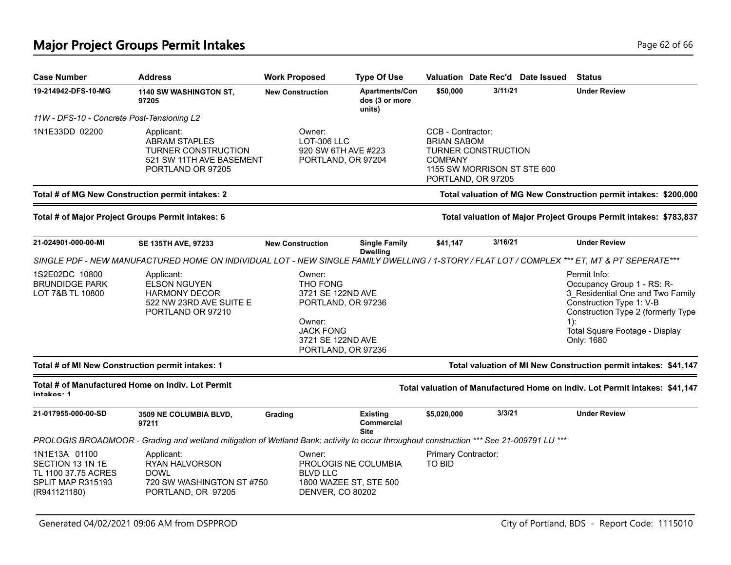## Major Project Groups Permit Intakes

| Case Number | Address | Work Proposed | Type Of Use | Valuation | Date Rec'd | Date Issued | Status |
|---|---|---|---|---|---|---|---|
| **19-214942-DFS-10-MG** | **1140 SW WASHINGTON ST, 97205** | **New Construction** | **Apartments/Condos (3 or more units)** | **$50,000** | **3/11/21** | | **Under Review** |

*11W - DFS-10 - Concrete Post-Tensioning L2*

1N1E33DD 02200

Applicant:
ABRAM STAPLES
TURNER CONSTRUCTION
521 SW 11TH AVE BASEMENT
PORTLAND OR 97205

Owner:
LOT-306 LLC
920 SW 6TH AVE #223
PORTLAND, OR 97204

CCB - Contractor:
BRIAN SABOM
TURNER CONSTRUCTION COMPANY
1155 SW MORRISON ST STE 600
PORTLAND, OR 97205

**Total # of MG New Construction permit intakes: 2** — **Total valuation of MG New Construction permit intakes: $200,000**

**Total # of Major Project Groups Permit intakes: 6** — **Total valuation of Major Project Groups Permit intakes: $783,837**

| Case Number | Address | Work Proposed | Type Of Use | Valuation | Date Rec'd | Date Issued | Status |
|---|---|---|---|---|---|---|---|
| **21-024901-000-00-MI** | **SE 135TH AVE, 97233** | **New Construction** | **Single Family Dwelling** | **$41,147** | **3/16/21** | | **Under Review** |

*SINGLE PDF - NEW MANUFACTURED HOME ON INDIVIDUAL LOT - NEW SINGLE FAMILY DWELLING / 1-STORY / FLAT LOT / COMPLEX *** ET, MT & PT SEPERATE****

1S2E02DC 10800
BRUNDIDGE PARK
LOT 7&B TL 10800

Applicant:
ELSON NGUYEN
HARMONY DECOR
522 NW 23RD AVE SUITE E
PORTLAND OR 97210

Owner:
THO FONG
3721 SE 122ND AVE
PORTLAND, OR 97236

Owner:
JACK FONG
3721 SE 122ND AVE
PORTLAND, OR 97236

Permit Info:
Occupancy Group 1 - RS: R-3_Residential One and Two Family
Construction Type 1: V-B
Construction Type 2 (formerly Type 1):
Total Square Footage - Display Only: 1680

**Total # of MI New Construction permit intakes: 1** — **Total valuation of MI New Construction permit intakes: $41,147**

**Total # of Manufactured Home on Indiv. Lot Permit intakes: 1** — **Total valuation of Manufactured Home on Indiv. Lot Permit intakes: $41,147**

| Case Number | Address | Work Proposed | Type Of Use | Valuation | Date Rec'd | Date Issued | Status |
|---|---|---|---|---|---|---|---|
| **21-017955-000-00-SD** | **3509 NE COLUMBIA BLVD, 97211** | **Grading** | **Existing Commercial Site** | **$5,020,000** | **3/3/21** | | **Under Review** |

*PROLOGIS BROADMOOR - Grading and wetland mitigation of Wetland Bank; activity to occur throughout construction *** See 21-009791 LU ****

1N1E13A 01100
SECTION 13 1N 1E
TL 1100 37.75 ACRES
SPLIT MAP R315193
(R941121180)

Applicant:
RYAN HALVORSON
DOWL
720 SW WASHINGTON ST #750
PORTLAND, OR 97205

Owner:
PROLOGIS NE COLUMBIA BLVD LLC
1800 WAZEE ST, STE 500
DENVER, CO 80202

Primary Contractor:
TO BID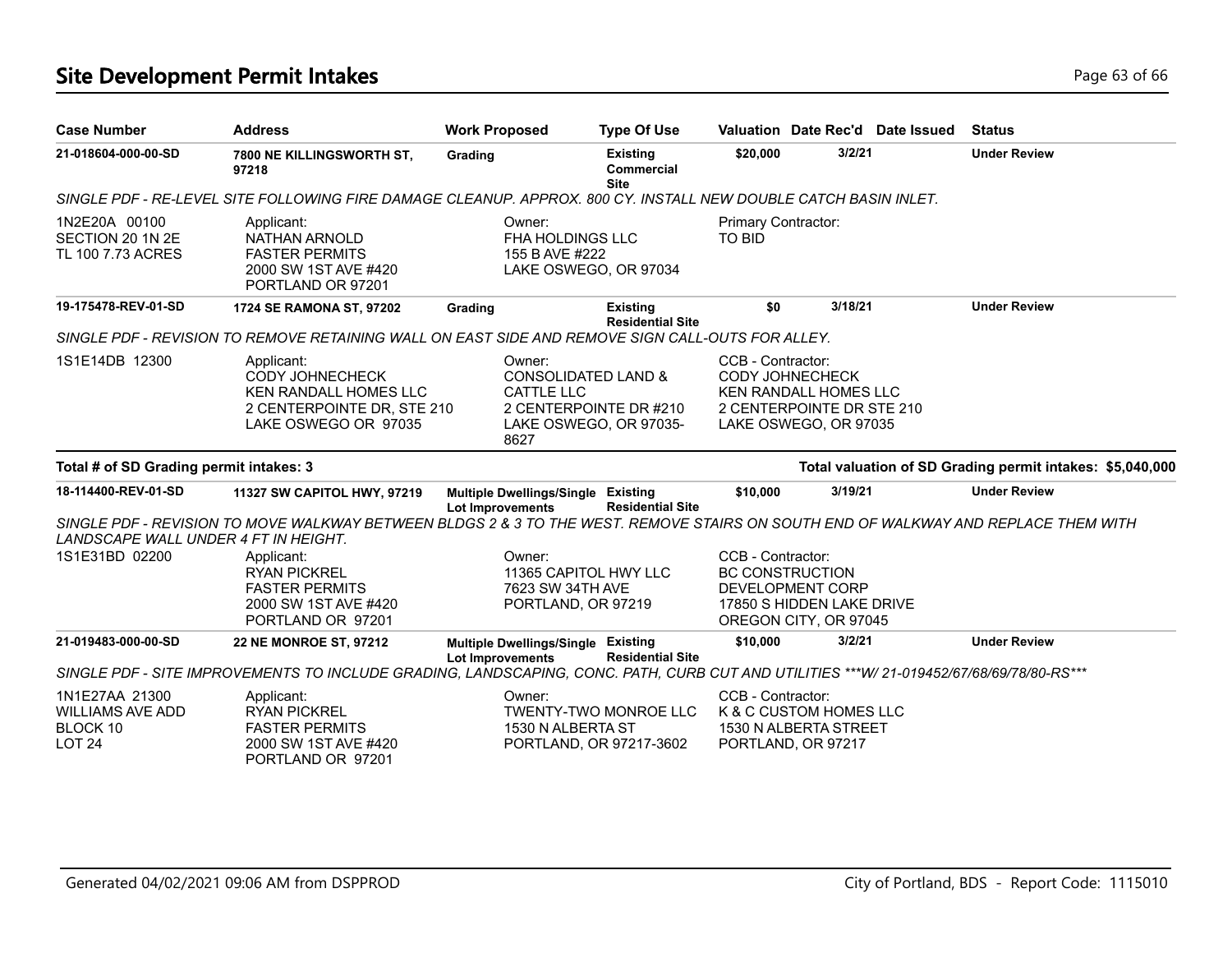# Site Development Permit Intakes

| Case Number | Address | Work Proposed | Type Of Use | Valuation | Date Rec'd | Date Issued | Status |
|---|---|---|---|---|---|---|---|
| **21-018604-000-00-SD** | **7800 NE KILLINGSWORTH ST, 97218** | **Grading** | **Existing Commercial Site** | **$20,000** | **3/2/21** | | **Under Review** |

*SINGLE PDF - RE-LEVEL SITE FOLLOWING FIRE DAMAGE CLEANUP. APPROX. 800 CY. INSTALL NEW DOUBLE CATCH BASIN INLET.*

1N2E20A 00100
SECTION 20 1N 2E
TL 100 7.73 ACRES

Applicant:
NATHAN ARNOLD
FASTER PERMITS
2000 SW 1ST AVE #420
PORTLAND OR 97201

Owner:
FHA HOLDINGS LLC
155 B AVE #222
LAKE OSWEGO, OR 97034

Primary Contractor:
TO BID

| Case Number | Address | Work Proposed | Type Of Use | Valuation | Date Rec'd | Date Issued | Status |
|---|---|---|---|---|---|---|---|
| **19-175478-REV-01-SD** | **1724 SE RAMONA ST, 97202** | **Grading** | **Existing Residential Site** | **$0** | **3/18/21** | | **Under Review** |

*SINGLE PDF - REVISION TO REMOVE RETAINING WALL ON EAST SIDE AND REMOVE SIGN CALL-OUTS FOR ALLEY.*

1S1E14DB 12300

Applicant:
CODY JOHNECHECK
KEN RANDALL HOMES LLC
2 CENTERPOINTE DR, STE 210
LAKE OSWEGO OR 97035

Owner:
CONSOLIDATED LAND & CATTLE LLC
2 CENTERPOINTE DR #210
LAKE OSWEGO, OR 97035-8627

CCB - Contractor:
CODY JOHNECHECK
KEN RANDALL HOMES LLC
2 CENTERPOINTE DR STE 210
LAKE OSWEGO, OR 97035

**Total # of SD Grading permit intakes: 3**

**Total valuation of SD Grading permit intakes: $5,040,000**

| Case Number | Address | Work Proposed | Type Of Use | Valuation | Date Rec'd | Date Issued | Status |
|---|---|---|---|---|---|---|---|
| **18-114400-REV-01-SD** | **11327 SW CAPITOL HWY, 97219** | **Multiple Dwellings/Single Lot Improvements** | **Existing Residential Site** | **$10,000** | **3/19/21** | | **Under Review** |

*SINGLE PDF - REVISION TO MOVE WALKWAY BETWEEN BLDGS 2 & 3 TO THE WEST. REMOVE STAIRS ON SOUTH END OF WALKWAY AND REPLACE THEM WITH LANDSCAPE WALL UNDER 4 FT IN HEIGHT.*

1S1E31BD 02200

Applicant:
RYAN PICKREL
FASTER PERMITS
2000 SW 1ST AVE #420
PORTLAND OR 97201

Owner:
11365 CAPITOL HWY LLC
7623 SW 34TH AVE
PORTLAND, OR 97219

CCB - Contractor:
BC CONSTRUCTION DEVELOPMENT CORP
17850 S HIDDEN LAKE DRIVE
OREGON CITY, OR 97045

| Case Number | Address | Work Proposed | Type Of Use | Valuation | Date Rec'd | Date Issued | Status |
|---|---|---|---|---|---|---|---|
| **21-019483-000-00-SD** | **22 NE MONROE ST, 97212** | **Multiple Dwellings/Single Lot Improvements** | **Existing Residential Site** | **$10,000** | **3/2/21** | | **Under Review** |

*SINGLE PDF - SITE IMPROVEMENTS TO INCLUDE GRADING, LANDSCAPING, CONC. PATH, CURB CUT AND UTILITIES ***W/ 21-019452/67/68/69/78/80-RS****

1N1E27AA 21300
WILLIAMS AVE ADD
BLOCK 10
LOT 24

Applicant:
RYAN PICKREL
FASTER PERMITS
2000 SW 1ST AVE #420
PORTLAND OR 97201

Owner:
TWENTY-TWO MONROE LLC
1530 N ALBERTA ST
PORTLAND, OR 97217-3602

CCB - Contractor:
K & C CUSTOM HOMES LLC
1530 N ALBERTA STREET
PORTLAND, OR 97217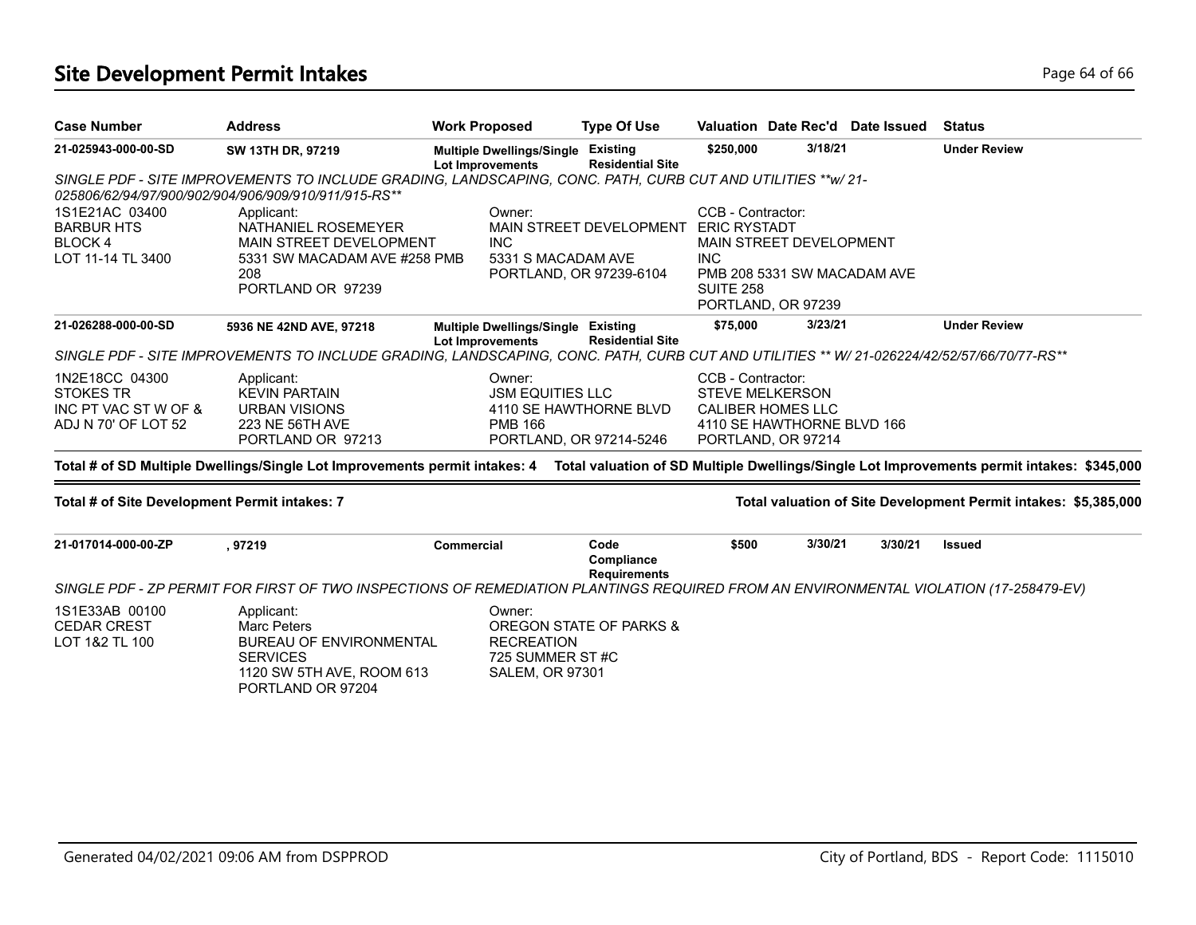# Site Development Permit Intakes

| Case Number | Address | Work Proposed | Type Of Use | Valuation | Date Rec'd | Date Issued | Status |
|---|---|---|---|---|---|---|---|
| 21-025943-000-00-SD | SW 13TH DR, 97219 | Multiple Dwellings/Single Lot Improvements | Existing Residential Site | $250,000 | 3/18/21 | | Under Review |

*SINGLE PDF - SITE IMPROVEMENTS TO INCLUDE GRADING, LANDSCAPING, CONC. PATH, CURB CUT AND UTILITIES **w/ 21-025806/62/94/97/900/902/904/906/909/910/911/915-RS***

1S1E21AC 03400
BARBUR HTS
BLOCK 4
LOT 11-14 TL 3400

Applicant:
NATHANIEL ROSEMEYER
MAIN STREET DEVELOPMENT
5331 SW MACADAM AVE #258 PMB 208
PORTLAND OR 97239

Owner:
MAIN STREET DEVELOPMENT INC
5331 S MACADAM AVE
PORTLAND, OR 97239-6104

CCB - Contractor:
ERIC RYSTADT
MAIN STREET DEVELOPMENT INC
PMB 208 5331 SW MACADAM AVE SUITE 258
PORTLAND, OR 97239

| Case Number | Address | Work Proposed | Type Of Use | Valuation | Date Rec'd | Date Issued | Status |
|---|---|---|---|---|---|---|---|
| 21-026288-000-00-SD | 5936 NE 42ND AVE, 97218 | Multiple Dwellings/Single Lot Improvements | Existing Residential Site | $75,000 | 3/23/21 | | Under Review |

*SINGLE PDF - SITE IMPROVEMENTS TO INCLUDE GRADING, LANDSCAPING, CONC. PATH, CURB CUT AND UTILITIES ** W/ 21-026224/42/52/57/66/70/77-RS***

1N2E18CC 04300
STOKES TR
INC PT VAC ST W OF & ADJ N 70' OF LOT 52

Applicant:
KEVIN PARTAIN
URBAN VISIONS
223 NE 56TH AVE
PORTLAND OR 97213

Owner:
JSM EQUITIES LLC
4110 SE HAWTHORNE BLVD PMB 166
PORTLAND, OR 97214-5246

CCB - Contractor:
STEVE MELKERSON
CALIBER HOMES LLC
4110 SE HAWTHORNE BLVD 166
PORTLAND, OR 97214

**Total # of SD Multiple Dwellings/Single Lot Improvements permit intakes: 4** **Total valuation of SD Multiple Dwellings/Single Lot Improvements permit intakes: $345,000**

**Total # of Site Development Permit intakes: 7** **Total valuation of Site Development Permit intakes: $5,385,000**

| Case Number | Address | Work Proposed | Type Of Use | Valuation | Date Rec'd | Date Issued | Status |
|---|---|---|---|---|---|---|---|
| 21-017014-000-00-ZP | , 97219 | Commercial | Code Compliance Requirements | $500 | 3/30/21 | 3/30/21 | Issued |

*SINGLE PDF - ZP PERMIT FOR FIRST OF TWO INSPECTIONS OF REMEDIATION PLANTINGS REQUIRED FROM AN ENVIRONMENTAL VIOLATION (17-258479-EV)*

1S1E33AB 00100
CEDAR CREST
LOT 1&2 TL 100

Applicant:
Marc Peters
BUREAU OF ENVIRONMENTAL SERVICES
1120 SW 5TH AVE, ROOM 613
PORTLAND OR 97204

Owner:
OREGON STATE OF PARKS & RECREATION
725 SUMMER ST #C
SALEM, OR 97301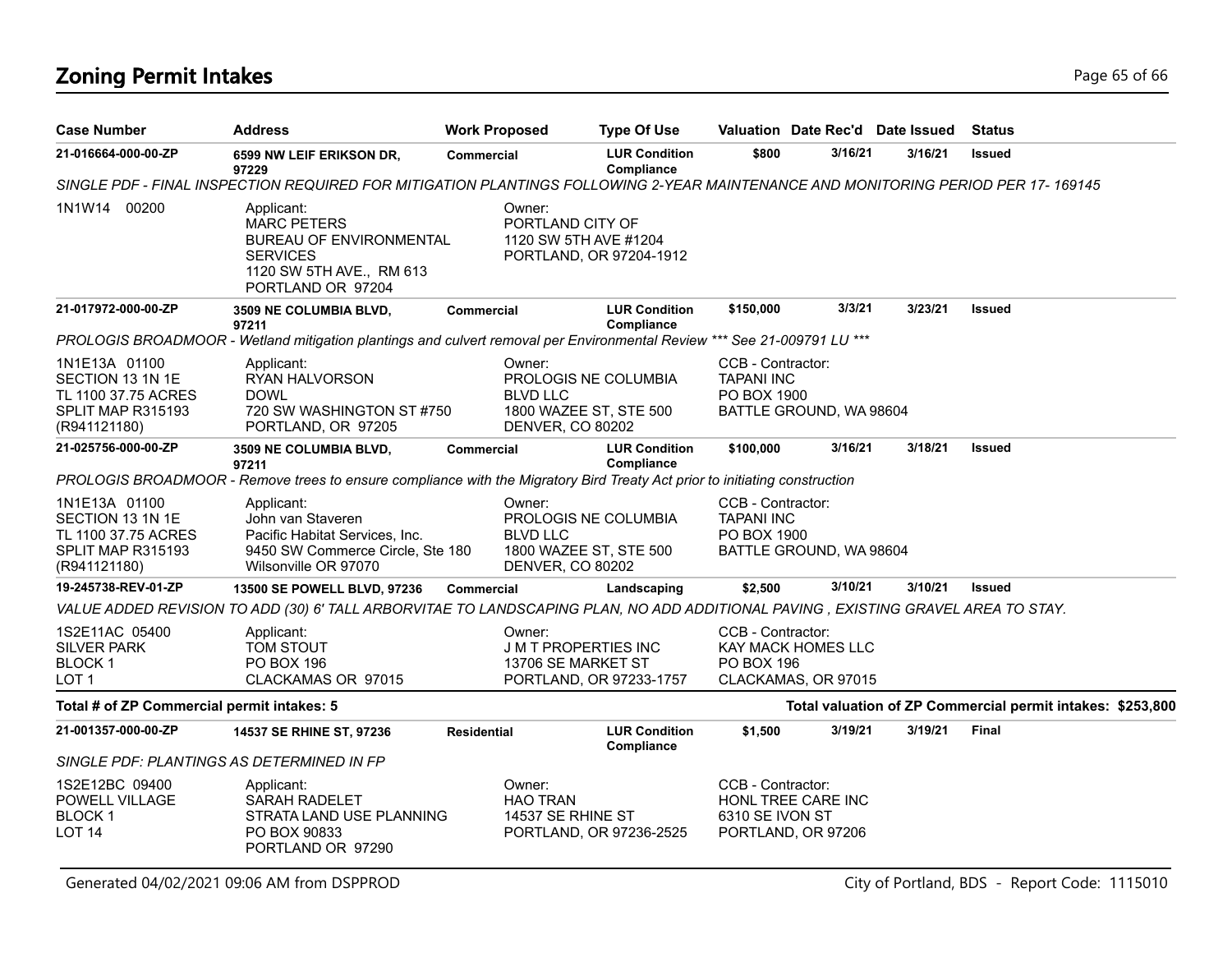## Zoning Permit Intakes

| Case Number | Address | Work Proposed | Type Of Use | Valuation | Date Rec'd | Date Issued | Status |
|---|---|---|---|---|---|---|---|
| 21-016664-000-00-ZP | 6599 NW LEIF ERIKSON DR, 97229 | Commercial | LUR Condition Compliance | $800 | 3/16/21 | 3/16/21 | Issued |

*SINGLE PDF - FINAL INSPECTION REQUIRED FOR MITIGATION PLANTINGS FOLLOWING 2-YEAR MAINTENANCE AND MONITORING PERIOD PER 17- 169145*

1N1W14 00200

Applicant:
MARC PETERS
BUREAU OF ENVIRONMENTAL SERVICES
1120 SW 5TH AVE., RM 613
PORTLAND OR 97204

Owner:
PORTLAND CITY OF
1120 SW 5TH AVE #1204
PORTLAND, OR 97204-1912

| Case Number | Address | Work Proposed | Type Of Use | Valuation | Date Rec'd | Date Issued | Status |
|---|---|---|---|---|---|---|---|
| 21-017972-000-00-ZP | 3509 NE COLUMBIA BLVD, 97211 | Commercial | LUR Condition Compliance | $150,000 | 3/3/21 | 3/23/21 | Issued |

*PROLOGIS BROADMOOR - Wetland mitigation plantings and culvert removal per Environmental Review *** See 21-009791 LU ****

1N1E13A 01100
SECTION 13 1N 1E
TL 1100 37.75 ACRES
SPLIT MAP R315193
(R941121180)

Applicant:
RYAN HALVORSON
DOWL
720 SW WASHINGTON ST #750
PORTLAND, OR 97205

Owner:
PROLOGIS NE COLUMBIA BLVD LLC
1800 WAZEE ST, STE 500
DENVER, CO 80202

CCB - Contractor:
TAPANI INC
PO BOX 1900
BATTLE GROUND, WA 98604

| Case Number | Address | Work Proposed | Type Of Use | Valuation | Date Rec'd | Date Issued | Status |
|---|---|---|---|---|---|---|---|
| 21-025756-000-00-ZP | 3509 NE COLUMBIA BLVD, 97211 | Commercial | LUR Condition Compliance | $100,000 | 3/16/21 | 3/18/21 | Issued |

*PROLOGIS BROADMOOR - Remove trees to ensure compliance with the Migratory Bird Treaty Act prior to initiating construction*

1N1E13A 01100
SECTION 13 1N 1E
TL 1100 37.75 ACRES
SPLIT MAP R315193
(R941121180)

Applicant:
John van Staveren
Pacific Habitat Services, Inc.
9450 SW Commerce Circle, Ste 180
Wilsonville OR 97070

Owner:
PROLOGIS NE COLUMBIA BLVD LLC
1800 WAZEE ST, STE 500
DENVER, CO 80202

CCB - Contractor:
TAPANI INC
PO BOX 1900
BATTLE GROUND, WA 98604

| Case Number | Address | Work Proposed | Type Of Use | Valuation | Date Rec'd | Date Issued | Status |
|---|---|---|---|---|---|---|---|
| 19-245738-REV-01-ZP | 13500 SE POWELL BLVD, 97236 | Commercial | Landscaping | $2,500 | 3/10/21 | 3/10/21 | Issued |

*VALUE ADDED REVISION TO ADD (30) 6' TALL ARBORVITAE TO LANDSCAPING PLAN, NO ADD ADDITIONAL PAVING , EXISTING GRAVEL AREA TO STAY.*

1S2E11AC 05400
SILVER PARK
BLOCK 1
LOT 1

Applicant:
TOM STOUT
PO BOX 196
CLACKAMAS OR 97015

Owner:
J M T PROPERTIES INC
13706 SE MARKET ST
PORTLAND, OR 97233-1757

CCB - Contractor:
KAY MACK HOMES LLC
PO BOX 196
CLACKAMAS, OR 97015

**Total # of ZP Commercial permit intakes: 5**

**Total valuation of ZP Commercial permit intakes: $253,800**

| Case Number | Address | Work Proposed | Type Of Use | Valuation | Date Rec'd | Date Issued | Status |
|---|---|---|---|---|---|---|---|
| 21-001357-000-00-ZP | 14537 SE RHINE ST, 97236 | Residential | LUR Condition Compliance | $1,500 | 3/19/21 | 3/19/21 | Final |

*SINGLE PDF: PLANTINGS AS DETERMINED IN FP*

1S2E12BC 09400
POWELL VILLAGE
BLOCK 1
LOT 14

Applicant:
SARAH RADELET
STRATA LAND USE PLANNING
PO BOX 90833
PORTLAND OR 97290

Owner:
HAO TRAN
14537 SE RHINE ST
PORTLAND, OR 97236-2525

CCB - Contractor:
HONL TREE CARE INC
6310 SE IVON ST
PORTLAND, OR 97206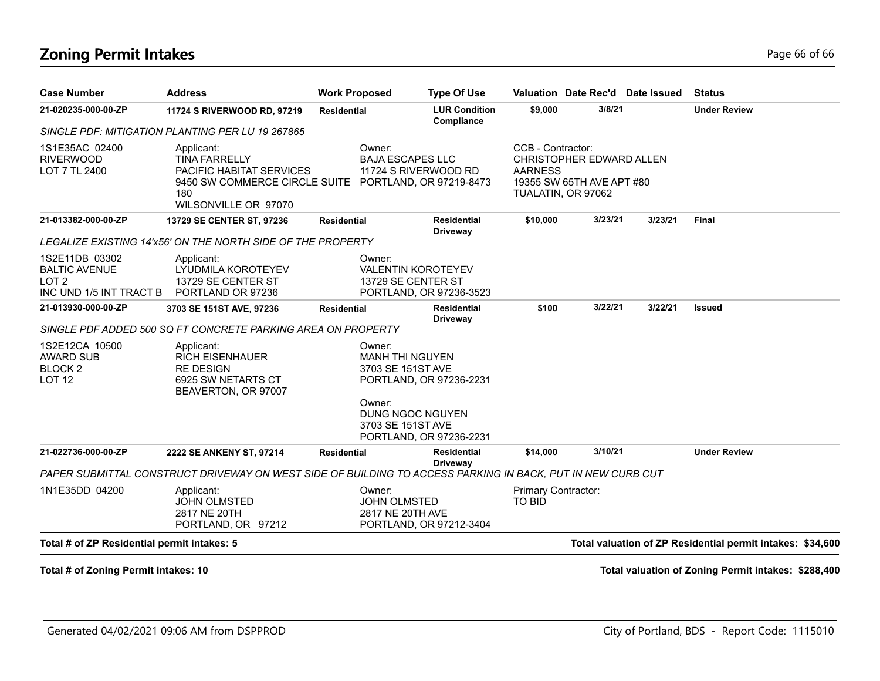## Zoning Permit Intakes

| Case Number | Address | Work Proposed | Type Of Use | Valuation | Date Rec'd | Date Issued | Status |
|---|---|---|---|---|---|---|---|
| **21-020235-000-00-ZP** | **11724 S RIVERWOOD RD, 97219** | **Residential** | **LUR Condition Compliance** | **$9,000** | **3/8/21** | | **Under Review** |
| *SINGLE PDF: MITIGATION PLANTING PER LU 19 267865* | | | | | | | |
| 1S1E35AC 02400<br>RIVERWOOD<br>LOT 7 TL 2400 | Applicant:<br>TINA FARRELLY<br>PACIFIC HABITAT SERVICES<br>9450 SW COMMERCE CIRCLE SUITE 180<br>WILSONVILLE OR 97070 | Owner:<br>BAJA ESCAPES LLC<br>11724 S RIVERWOOD RD<br>PORTLAND, OR 97219-8473 | | CCB - Contractor:<br>CHRISTOPHER EDWARD ALLEN AARNESS<br>19355 SW 65TH AVE APT #80<br>TUALATIN, OR 97062 | | | |
| **21-013382-000-00-ZP** | **13729 SE CENTER ST, 97236** | **Residential** | **Residential Driveway** | **$10,000** | **3/23/21** | **3/23/21** | **Final** |
| *LEGALIZE EXISTING 14'x56' ON THE NORTH SIDE OF THE PROPERTY* | | | | | | | |
| 1S2E11DB 03302<br>BALTIC AVENUE<br>LOT 2<br>INC UND 1/5 INT TRACT B | Applicant:<br>LYUDMILA KOROTEYEV<br>13729 SE CENTER ST<br>PORTLAND OR 97236 | Owner:<br>VALENTIN KOROTEYEV<br>13729 SE CENTER ST<br>PORTLAND, OR 97236-3523 | | | | | |
| **21-013930-000-00-ZP** | **3703 SE 151ST AVE, 97236** | **Residential** | **Residential Driveway** | **$100** | **3/22/21** | **3/22/21** | **Issued** |
| *SINGLE PDF ADDED 500 SQ FT CONCRETE PARKING AREA ON PROPERTY* | | | | | | | |
| 1S2E12CA 10500<br>AWARD SUB<br>BLOCK 2<br>LOT 12 | Applicant:<br>RICH EISENHAUER<br>RE DESIGN<br>6925 SW NETARTS CT<br>BEAVERTON, OR 97007 | Owner:<br>MANH THI NGUYEN<br>3703 SE 151ST AVE<br>PORTLAND, OR 97236-2231<br><br>Owner:<br>DUNG NGOC NGUYEN<br>3703 SE 151ST AVE<br>PORTLAND, OR 97236-2231 | | | | | |
| **21-022736-000-00-ZP** | **2222 SE ANKENY ST, 97214** | **Residential** | **Residential Driveway** | **$14,000** | **3/10/21** | | **Under Review** |
| *PAPER SUBMITTAL CONSTRUCT DRIVEWAY ON WEST SIDE OF BUILDING TO ACCESS PARKING IN BACK, PUT IN NEW CURB CUT* | | | | | | | |
| 1N1E35DD 04200 | Applicant:<br>JOHN OLMSTED<br>2817 NE 20TH<br>PORTLAND, OR 97212 | Owner:<br>JOHN OLMSTED<br>2817 NE 20TH AVE<br>PORTLAND, OR 97212-3404 | | Primary Contractor:<br>TO BID | | | |

**Total # of ZP Residential permit intakes: 5** — **Total valuation of ZP Residential permit intakes: $34,600**

**Total # of Zoning Permit intakes: 10** — **Total valuation of Zoning Permit intakes: $288,400**

Generated 04/02/2021 09:06 AM from DSPPROD — City of Portland, BDS - Report Code: 1115010